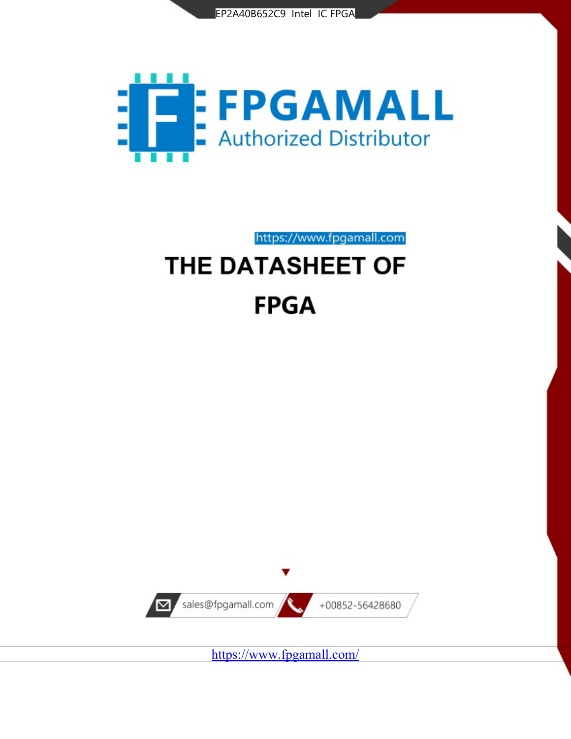EP2A40B652C9 Intel IC FPGA

# FPGAMALL

Authorized Distributor

https://www.fpgamall.com

# THE DATASHEET OF

# FPGA

sales@fpgamall.com

+00852-56428680

https://www.fpgamall.com/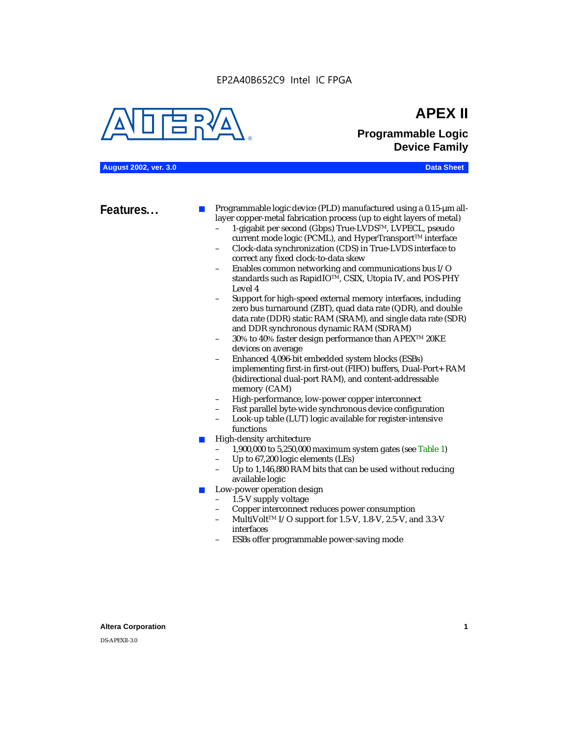EP2A40B652C9 Intel IC FPGA

# APEX II

## Programmable Logic Device Family

**August 2002, ver. 3.0** **Data Sheet**

## Features...

- Programmable logic device (PLD) manufactured using a 0.15-µm all-layer copper-metal fabrication process (up to eight layers of metal)
  - 1-gigabit per second (Gbps) True-LVDS™, LVPECL, pseudo current mode logic (PCML), and HyperTransport™ interface
  - Clock-data synchronization (CDS) in True-LVDS interface to correct any fixed clock-to-data skew
  - Enables common networking and communications bus I/O standards such as RapidIO™, CSIX, Utopia IV, and POS-PHY Level 4
  - Support for high-speed external memory interfaces, including zero bus turnaround (ZBT), quad data rate (QDR), and double data rate (DDR) static RAM (SRAM), and single data rate (SDR) and DDR synchronous dynamic RAM (SDRAM)
  - 30% to 40% faster design performance than APEX™ 20KE devices on average
  - Enhanced 4,096-bit embedded system blocks (ESBs) implementing first-in first-out (FIFO) buffers, Dual-Port+ RAM (bidirectional dual-port RAM), and content-addressable memory (CAM)
  - High-performance, low-power copper interconnect
  - Fast parallel byte-wide synchronous device configuration
  - Look-up table (LUT) logic available for register-intensive functions
- High-density architecture
  - 1,900,000 to 5,250,000 maximum system gates (see Table 1)
  - Up to 67,200 logic elements (LEs)
  - Up to 1,146,880 RAM bits that can be used without reducing available logic
- Low-power operation design
  - 1.5-V supply voltage
  - Copper interconnect reduces power consumption
  - MultiVolt™ I/O support for 1.5-V, 1.8-V, 2.5-V, and 3.3-V interfaces
  - ESBs offer programmable power-saving mode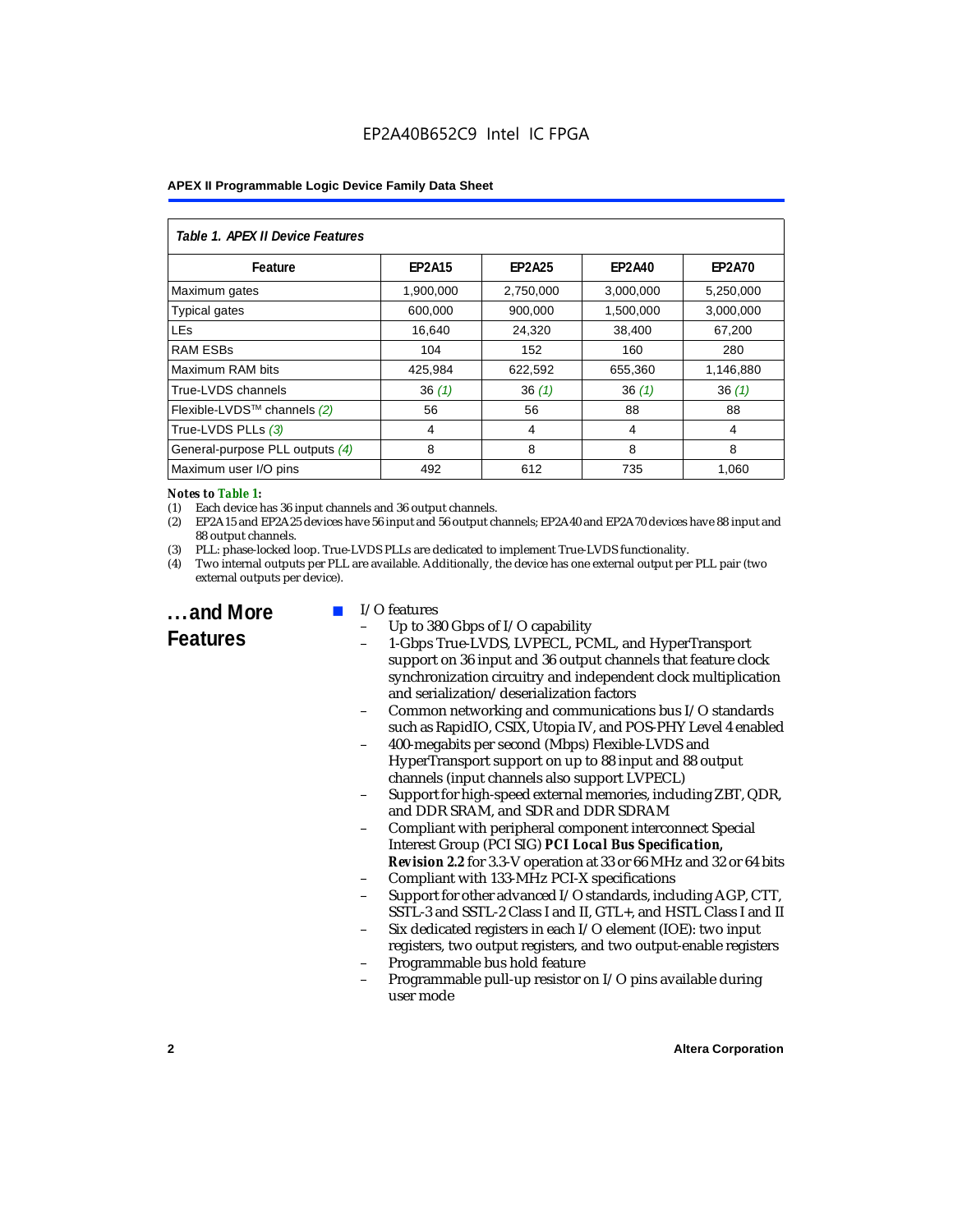| Table 1. APEX II Device Features | | | | |
|---|---|---|---|---|
| **Feature** | **EP2A15** | **EP2A25** | **EP2A40** | **EP2A70** |
| Maximum gates | 1,900,000 | 2,750,000 | 3,000,000 | 5,250,000 |
| Typical gates | 600,000 | 900,000 | 1,500,000 | 3,000,000 |
| LEs | 16,640 | 24,320 | 38,400 | 67,200 |
| RAM ESBs | 104 | 152 | 160 | 280 |
| Maximum RAM bits | 425,984 | 622,592 | 655,360 | 1,146,880 |
| True-LVDS channels | 36 *(1)* | 36 *(1)* | 36 *(1)* | 36 *(1)* |
| Flexible-LVDS™ channels *(2)* | 56 | 56 | 88 | 88 |
| True-LVDS PLLs *(3)* | 4 | 4 | 4 | 4 |
| General-purpose PLL outputs *(4)* | 8 | 8 | 8 | 8 |
| Maximum user I/O pins | 492 | 612 | 735 | 1,060 |

***Notes to Table 1:***

(1) Each device has 36 input channels and 36 output channels.

(2) EP2A15 and EP2A25 devices have 56 input and 56 output channels; EP2A40 and EP2A70 devices have 88 input and 88 output channels.

(3) PLL: phase-locked loop. True-LVDS PLLs are dedicated to implement True-LVDS functionality.

(4) Two internal outputs per PLL are available. Additionally, the device has one external output per PLL pair (two external outputs per device).

## ...and More Features

- I/O features
  - Up to 380 Gbps of I/O capability
  - 1-Gbps True-LVDS, LVPECL, PCML, and HyperTransport support on 36 input and 36 output channels that feature clock synchronization circuitry and independent clock multiplication and serialization/deserialization factors
  - Common networking and communications bus I/O standards such as RapidIO, CSIX, Utopia IV, and POS-PHY Level 4 enabled
  - 400-megabits per second (Mbps) Flexible-LVDS and HyperTransport support on up to 88 input and 88 output channels (input channels also support LVPECL)
  - Support for high-speed external memories, including ZBT, QDR, and DDR SRAM, and SDR and DDR SDRAM
  - Compliant with peripheral component interconnect Special Interest Group (PCI SIG) ***PCI Local Bus Specification, Revision 2.2*** for 3.3-V operation at 33 or 66 MHz and 32 or 64 bits
  - Compliant with 133-MHz PCI-X specifications
  - Support for other advanced I/O standards, including AGP, CTT, SSTL-3 and SSTL-2 Class I and II, GTL+, and HSTL Class I and II
  - Six dedicated registers in each I/O element (IOE): two input registers, two output registers, and two output-enable registers
  - Programmable bus hold feature
  - Programmable pull-up resistor on I/O pins available during user mode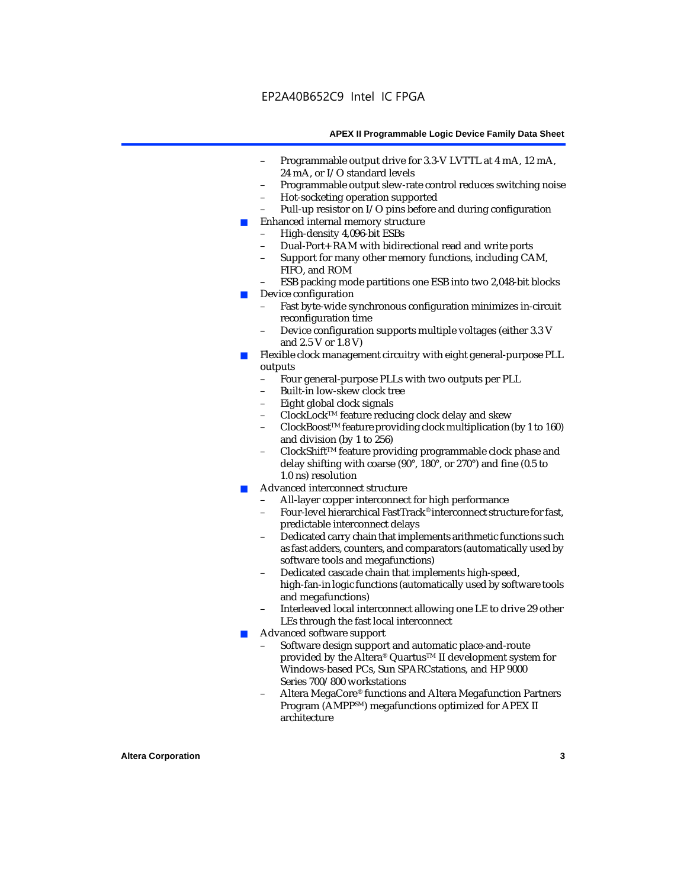- Programmable output drive for 3.3-V LVTTL at 4 mA, 12 mA, 24 mA, or I/O standard levels
  - Programmable output slew-rate control reduces switching noise
  - Hot-socketing operation supported
  - Pull-up resistor on I/O pins before and during configuration
- Enhanced internal memory structure
  - High-density 4,096-bit ESBs
  - Dual-Port+ RAM with bidirectional read and write ports
  - Support for many other memory functions, including CAM, FIFO, and ROM
  - ESB packing mode partitions one ESB into two 2,048-bit blocks
- Device configuration
  - Fast byte-wide synchronous configuration minimizes in-circuit reconfiguration time
  - Device configuration supports multiple voltages (either 3.3 V and 2.5 V or 1.8 V)
- Flexible clock management circuitry with eight general-purpose PLL outputs
  - Four general-purpose PLLs with two outputs per PLL
  - Built-in low-skew clock tree
  - Eight global clock signals
  - ClockLock™ feature reducing clock delay and skew
  - ClockBoost™ feature providing clock multiplication (by 1 to 160) and division (by 1 to 256)
  - ClockShift™ feature providing programmable clock phase and delay shifting with coarse (90°, 180°, or 270°) and fine (0.5 to 1.0 ns) resolution
- Advanced interconnect structure
  - All-layer copper interconnect for high performance
  - Four-level hierarchical FastTrack® interconnect structure for fast, predictable interconnect delays
  - Dedicated carry chain that implements arithmetic functions such as fast adders, counters, and comparators (automatically used by software tools and megafunctions)
  - Dedicated cascade chain that implements high-speed, high-fan-in logic functions (automatically used by software tools and megafunctions)
  - Interleaved local interconnect allowing one LE to drive 29 other LEs through the fast local interconnect
- Advanced software support
  - Software design support and automatic place-and-route provided by the Altera® Quartus™ II development system for Windows-based PCs, Sun SPARCstations, and HP 9000 Series 700/800 workstations
  - Altera MegaCore® functions and Altera Megafunction Partners Program (AMPP℠) megafunctions optimized for APEX II architecture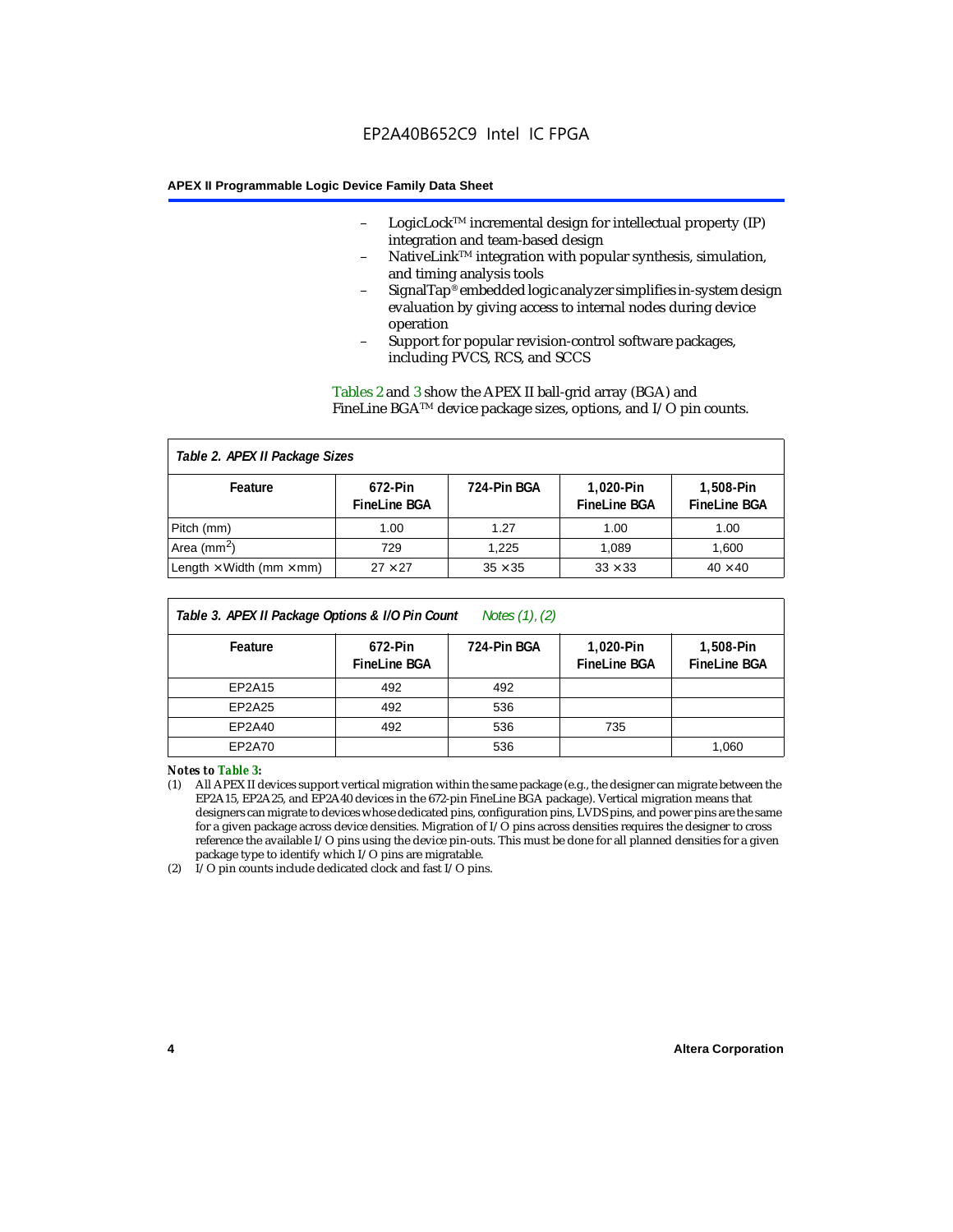– LogicLock™ incremental design for intellectual property (IP) integration and team-based design
– NativeLink™ integration with popular synthesis, simulation, and timing analysis tools
– SignalTap® embedded logic analyzer simplifies in-system design evaluation by giving access to internal nodes during device operation
– Support for popular revision-control software packages, including PVCS, RCS, and SCCS

Tables 2 and 3 show the APEX II ball-grid array (BGA) and FineLine BGA™ device package sizes, options, and I/O pin counts.

**Table 2. APEX II Package Sizes**

| Feature | 672-Pin FineLine BGA | 724-Pin BGA | 1,020-Pin FineLine BGA | 1,508-Pin FineLine BGA |
|---|---|---|---|---|
| Pitch (mm) | 1.00 | 1.27 | 1.00 | 1.00 |
| Area ($mm^2$) | 729 | 1,225 | 1,089 | 1,600 |
| Length × Width (mm × mm) | 27 × 27 | 35 × 35 | 33 × 33 | 40 × 40 |

**Table 3. APEX II Package Options & I/O Pin Count** *Notes (1), (2)*

| Feature | 672-Pin FineLine BGA | 724-Pin BGA | 1,020-Pin FineLine BGA | 1,508-Pin FineLine BGA |
|---|---|---|---|---|
| EP2A15 | 492 | 492 | | |
| EP2A25 | 492 | 536 | | |
| EP2A40 | 492 | 536 | 735 | |
| EP2A70 | | 536 | | 1,060 |

***Notes to Table 3:***

(1) All APEX II devices support vertical migration within the same package (e.g., the designer can migrate between the EP2A15, EP2A25, and EP2A40 devices in the 672-pin FineLine BGA package). Vertical migration means that designers can migrate to devices whose dedicated pins, configuration pins, LVDS pins, and power pins are the same for a given package across device densities. Migration of I/O pins across densities requires the designer to cross reference the available I/O pins using the device pin-outs. This must be done for all planned densities for a given package type to identify which I/O pins are migratable.

(2) I/O pin counts include dedicated clock and fast I/O pins.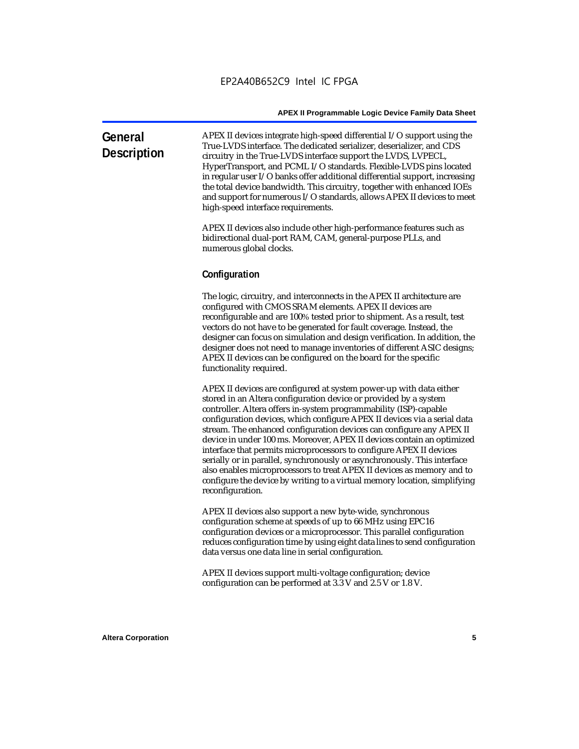## General Description

APEX II devices integrate high-speed differential I/O support using the True-LVDS interface. The dedicated serializer, deserializer, and CDS circuitry in the True-LVDS interface support the LVDS, LVPECL, HyperTransport, and PCML I/O standards. Flexible-LVDS pins located in regular user I/O banks offer additional differential support, increasing the total device bandwidth. This circuitry, together with enhanced IOEs and support for numerous I/O standards, allows APEX II devices to meet high-speed interface requirements.

APEX II devices also include other high-performance features such as bidirectional dual-port RAM, CAM, general-purpose PLLs, and numerous global clocks.

### Configuration

The logic, circuitry, and interconnects in the APEX II architecture are configured with CMOS SRAM elements. APEX II devices are reconfigurable and are 100% tested prior to shipment. As a result, test vectors do not have to be generated for fault coverage. Instead, the designer can focus on simulation and design verification. In addition, the designer does not need to manage inventories of different ASIC designs; APEX II devices can be configured on the board for the specific functionality required.

APEX II devices are configured at system power-up with data either stored in an Altera configuration device or provided by a system controller. Altera offers in-system programmability (ISP)-capable configuration devices, which configure APEX II devices via a serial data stream. The enhanced configuration devices can configure any APEX II device in under 100 ms. Moreover, APEX II devices contain an optimized interface that permits microprocessors to configure APEX II devices serially or in parallel, synchronously or asynchronously. This interface also enables microprocessors to treat APEX II devices as memory and to configure the device by writing to a virtual memory location, simplifying reconfiguration.

APEX II devices also support a new byte-wide, synchronous configuration scheme at speeds of up to 66 MHz using EPC16 configuration devices or a microprocessor. This parallel configuration reduces configuration time by using eight data lines to send configuration data versus one data line in serial configuration.

APEX II devices support multi-voltage configuration; device configuration can be performed at 3.3 V and 2.5 V or 1.8 V.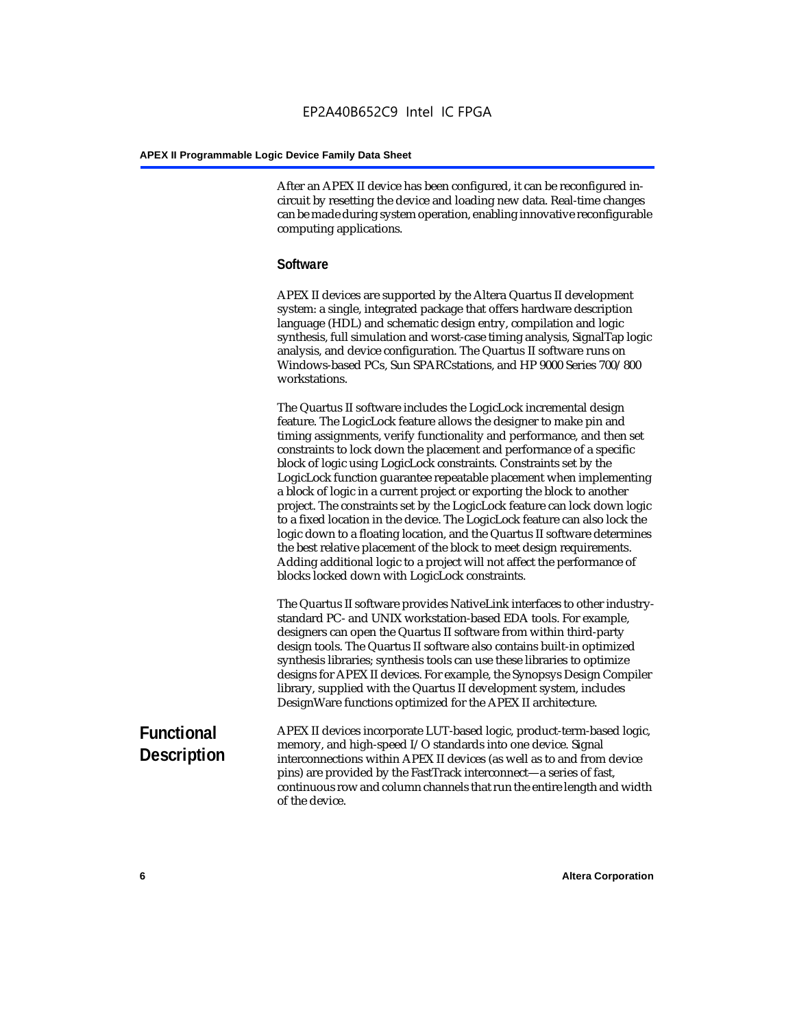After an APEX II device has been configured, it can be reconfigured in-circuit by resetting the device and loading new data. Real-time changes can be made during system operation, enabling innovative reconfigurable computing applications.

### Software

APEX II devices are supported by the Altera Quartus II development system: a single, integrated package that offers hardware description language (HDL) and schematic design entry, compilation and logic synthesis, full simulation and worst-case timing analysis, SignalTap logic analysis, and device configuration. The Quartus II software runs on Windows-based PCs, Sun SPARCstations, and HP 9000 Series 700/800 workstations.

The Quartus II software includes the LogicLock incremental design feature. The LogicLock feature allows the designer to make pin and timing assignments, verify functionality and performance, and then set constraints to lock down the placement and performance of a specific block of logic using LogicLock constraints. Constraints set by the LogicLock function guarantee repeatable placement when implementing a block of logic in a current project or exporting the block to another project. The constraints set by the LogicLock feature can lock down logic to a fixed location in the device. The LogicLock feature can also lock the logic down to a floating location, and the Quartus II software determines the best relative placement of the block to meet design requirements. Adding additional logic to a project will not affect the performance of blocks locked down with LogicLock constraints.

The Quartus II software provides NativeLink interfaces to other industry-standard PC- and UNIX workstation-based EDA tools. For example, designers can open the Quartus II software from within third-party design tools. The Quartus II software also contains built-in optimized synthesis libraries; synthesis tools can use these libraries to optimize designs for APEX II devices. For example, the Synopsys Design Compiler library, supplied with the Quartus II development system, includes DesignWare functions optimized for the APEX II architecture.

## Functional Description

APEX II devices incorporate LUT-based logic, product-term-based logic, memory, and high-speed I/O standards into one device. Signal interconnections within APEX II devices (as well as to and from device pins) are provided by the FastTrack interconnect—a series of fast, continuous row and column channels that run the entire length and width of the device.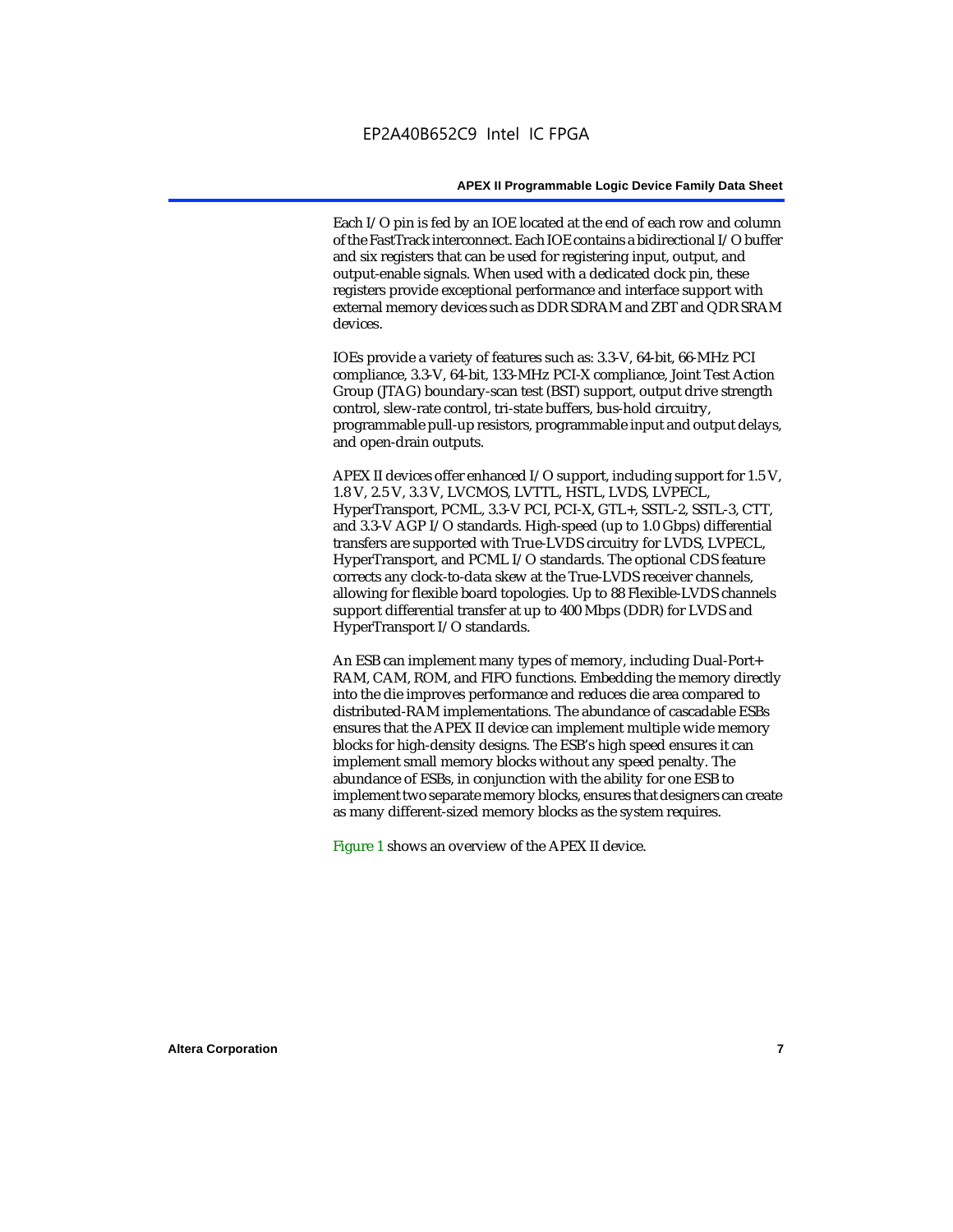Each I/O pin is fed by an IOE located at the end of each row and column of the FastTrack interconnect. Each IOE contains a bidirectional I/O buffer and six registers that can be used for registering input, output, and output-enable signals. When used with a dedicated clock pin, these registers provide exceptional performance and interface support with external memory devices such as DDR SDRAM and ZBT and QDR SRAM devices.

IOEs provide a variety of features such as: 3.3-V, 64-bit, 66-MHz PCI compliance, 3.3-V, 64-bit, 133-MHz PCI-X compliance, Joint Test Action Group (JTAG) boundary-scan test (BST) support, output drive strength control, slew-rate control, tri-state buffers, bus-hold circuitry, programmable pull-up resistors, programmable input and output delays, and open-drain outputs.

APEX II devices offer enhanced I/O support, including support for 1.5 V, 1.8 V, 2.5 V, 3.3 V, LVCMOS, LVTTL, HSTL, LVDS, LVPECL, HyperTransport, PCML, 3.3-V PCI, PCI-X, GTL+, SSTL-2, SSTL-3, CTT, and 3.3-V AGP I/O standards. High-speed (up to 1.0 Gbps) differential transfers are supported with True-LVDS circuitry for LVDS, LVPECL, HyperTransport, and PCML I/O standards. The optional CDS feature corrects any clock-to-data skew at the True-LVDS receiver channels, allowing for flexible board topologies. Up to 88 Flexible-LVDS channels support differential transfer at up to 400 Mbps (DDR) for LVDS and HyperTransport I/O standards.

An ESB can implement many types of memory, including Dual-Port+ RAM, CAM, ROM, and FIFO functions. Embedding the memory directly into the die improves performance and reduces die area compared to distributed-RAM implementations. The abundance of cascadable ESBs ensures that the APEX II device can implement multiple wide memory blocks for high-density designs. The ESB's high speed ensures it can implement small memory blocks without any speed penalty. The abundance of ESBs, in conjunction with the ability for one ESB to implement two separate memory blocks, ensures that designers can create as many different-sized memory blocks as the system requires.

Figure 1 shows an overview of the APEX II device.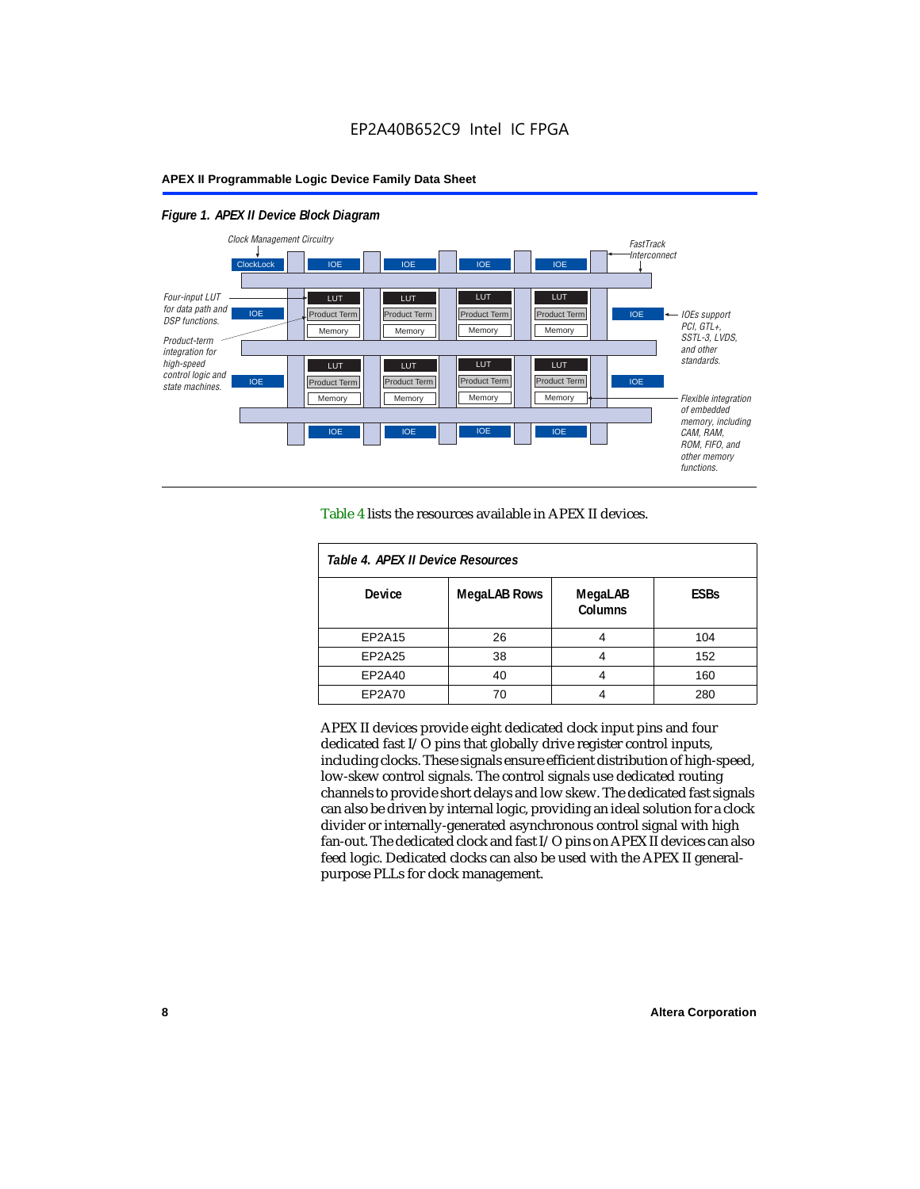*Figure 1. APEX II Device Block Diagram*

Table 4 lists the resources available in APEX II devices.

*Table 4. APEX II Device Resources*

| Device | MegaLAB Rows | MegaLAB Columns | ESBs |
|---|---|---|---|
| EP2A15 | 26 | 4 | 104 |
| EP2A25 | 38 | 4 | 152 |
| EP2A40 | 40 | 4 | 160 |
| EP2A70 | 70 | 4 | 280 |

APEX II devices provide eight dedicated clock input pins and four dedicated fast I/O pins that globally drive register control inputs, including clocks. These signals ensure efficient distribution of high-speed, low-skew control signals. The control signals use dedicated routing channels to provide short delays and low skew. The dedicated fast signals can also be driven by internal logic, providing an ideal solution for a clock divider or internally-generated asynchronous control signal with high fan-out. The dedicated clock and fast I/O pins on APEX II devices can also feed logic. Dedicated clocks can also be used with the APEX II general-purpose PLLs for clock management.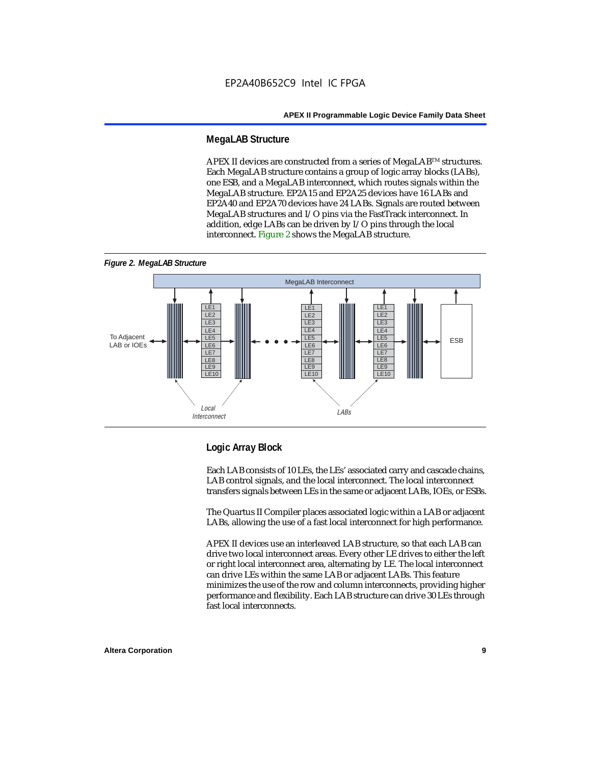## MegaLAB Structure

APEX II devices are constructed from a series of MegaLAB™ structures. Each MegaLAB structure contains a group of logic array blocks (LABs), one ESB, and a MegaLAB interconnect, which routes signals within the MegaLAB structure. EP2A15 and EP2A25 devices have 16 LABs and EP2A40 and EP2A70 devices have 24 LABs. Signals are routed between MegaLAB structures and I/O pins via the FastTrack interconnect. In addition, edge LABs can be driven by I/O pins through the local interconnect. Figure 2 shows the MegaLAB structure.

*Figure 2. MegaLAB Structure*

## Logic Array Block

Each LAB consists of 10 LEs, the LEs' associated carry and cascade chains, LAB control signals, and the local interconnect. The local interconnect transfers signals between LEs in the same or adjacent LABs, IOEs, or ESBs.

The Quartus II Compiler places associated logic within a LAB or adjacent LABs, allowing the use of a fast local interconnect for high performance.

APEX II devices use an interleaved LAB structure, so that each LAB can drive two local interconnect areas. Every other LE drives to either the left or right local interconnect area, alternating by LE. The local interconnect can drive LEs within the same LAB or adjacent LABs. This feature minimizes the use of the row and column interconnects, providing higher performance and flexibility. Each LAB structure can drive 30 LEs through fast local interconnects.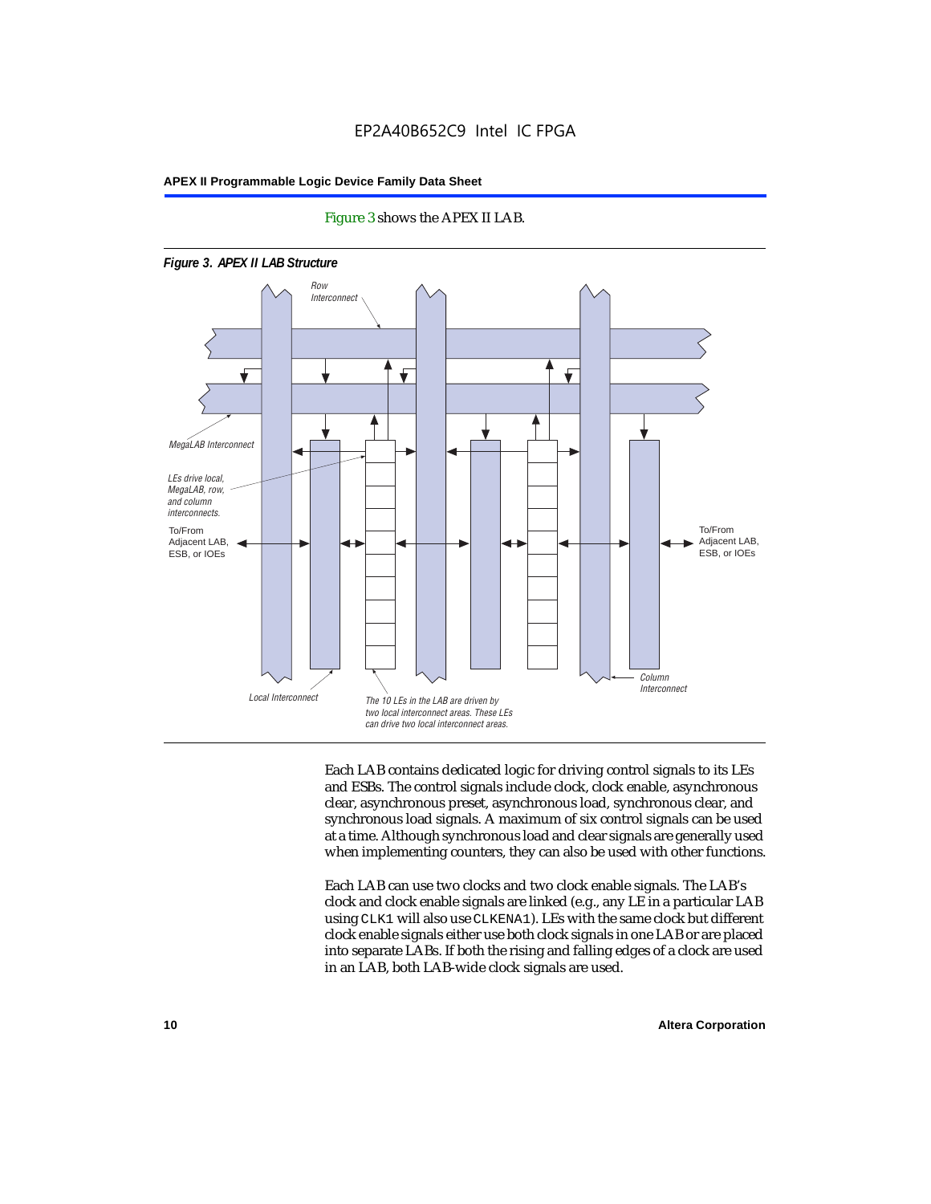Figure 3 shows the APEX II LAB.

**Figure 3. APEX II LAB Structure**

Each LAB contains dedicated logic for driving control signals to its LEs and ESBs. The control signals include clock, clock enable, asynchronous clear, asynchronous preset, asynchronous load, synchronous clear, and synchronous load signals. A maximum of six control signals can be used at a time. Although synchronous load and clear signals are generally used when implementing counters, they can also be used with other functions.

Each LAB can use two clocks and two clock enable signals. The LAB's clock and clock enable signals are linked (e.g., any LE in a particular LAB using `CLK1` will also use `CLKENA1`). LEs with the same clock but different clock enable signals either use both clock signals in one LAB or are placed into separate LABs. If both the rising and falling edges of a clock are used in an LAB, both LAB-wide clock signals are used.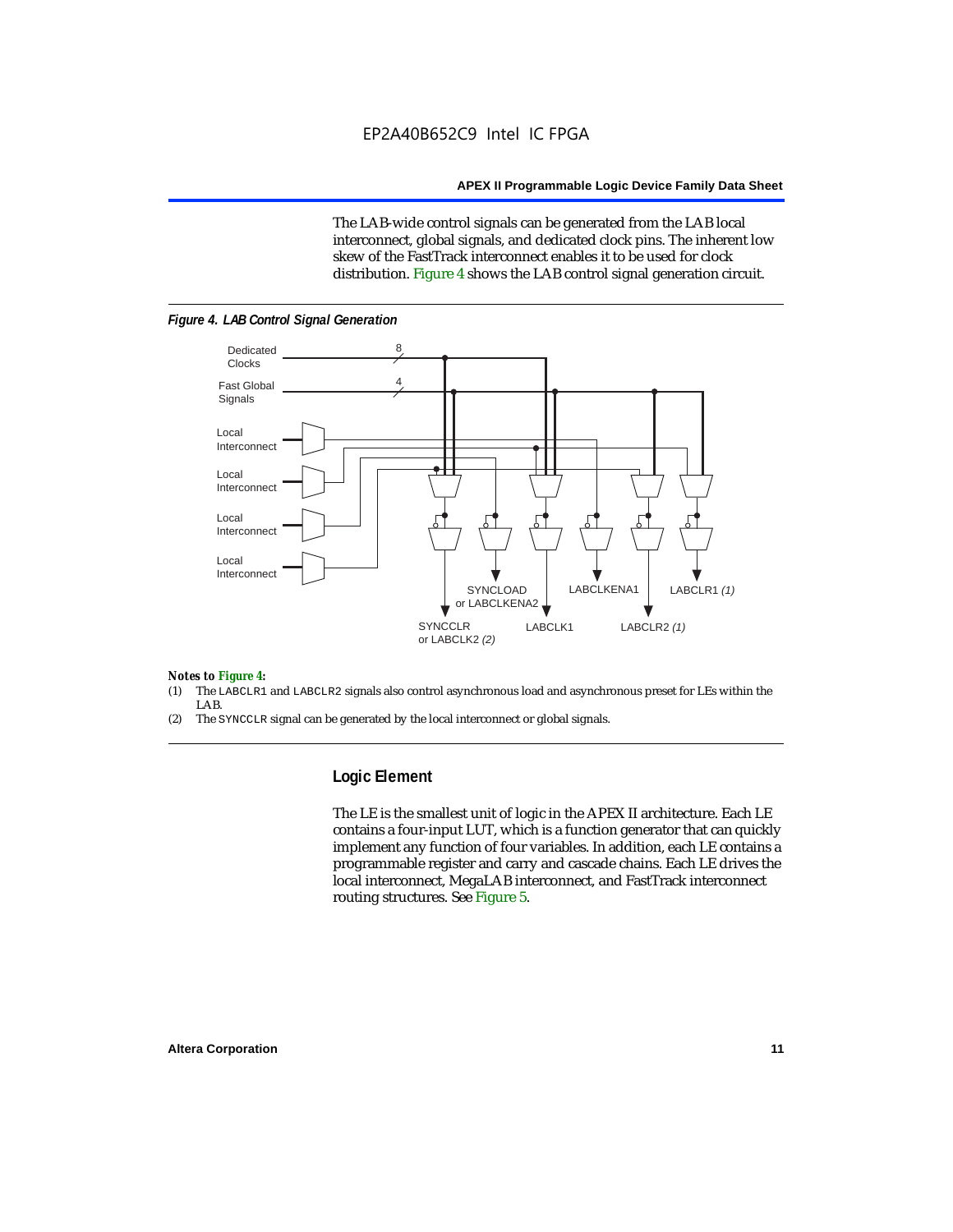The LAB-wide control signals can be generated from the LAB local interconnect, global signals, and dedicated clock pins. The inherent low skew of the FastTrack interconnect enables it to be used for clock distribution. Figure 4 shows the LAB control signal generation circuit.

*Figure 4. LAB Control Signal Generation*

*Notes to Figure 4:*

(1) The LABCLR1 and LABCLR2 signals also control asynchronous load and asynchronous preset for LEs within the LAB.

(2) The SYNCCLR signal can be generated by the local interconnect or global signals.

## Logic Element

The LE is the smallest unit of logic in the APEX II architecture. Each LE contains a four-input LUT, which is a function generator that can quickly implement any function of four variables. In addition, each LE contains a programmable register and carry and cascade chains. Each LE drives the local interconnect, MegaLAB interconnect, and FastTrack interconnect routing structures. See Figure 5.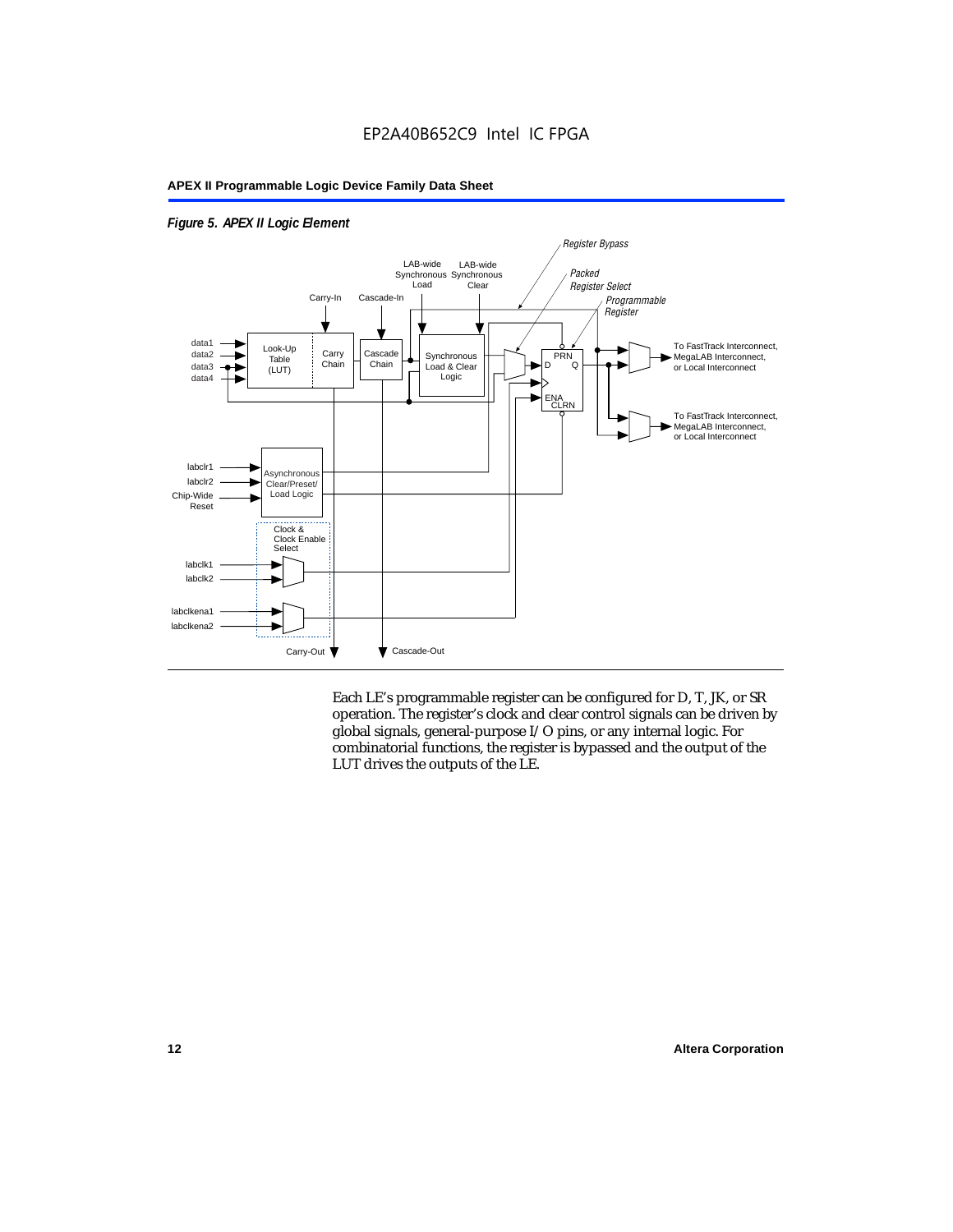*Figure 5. APEX II Logic Element*

Each LE's programmable register can be configured for D, T, JK, or SR operation. The register's clock and clear control signals can be driven by global signals, general-purpose I/O pins, or any internal logic. For combinatorial functions, the register is bypassed and the output of the LUT drives the outputs of the LE.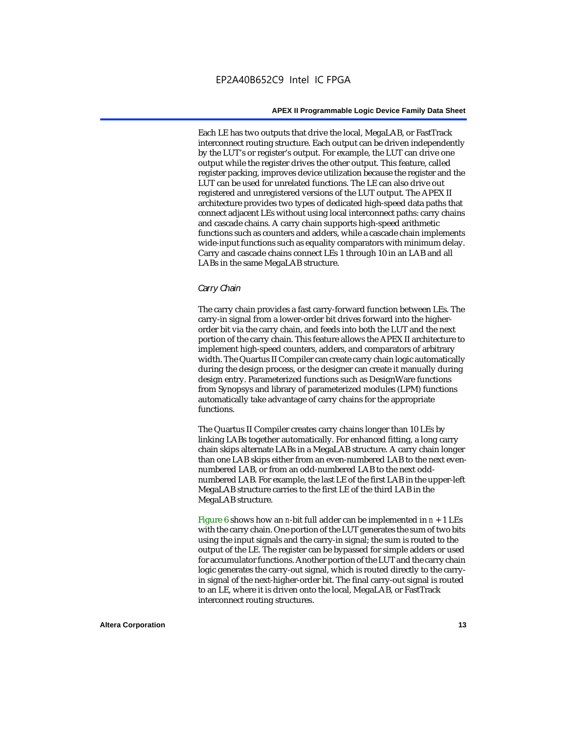Each LE has two outputs that drive the local, MegaLAB, or FastTrack interconnect routing structure. Each output can be driven independently by the LUT's or register's output. For example, the LUT can drive one output while the register drives the other output. This feature, called register packing, improves device utilization because the register and the LUT can be used for unrelated functions. The LE can also drive out registered and unregistered versions of the LUT output. The APEX II architecture provides two types of dedicated high-speed data paths that connect adjacent LEs without using local interconnect paths: carry chains and cascade chains. A carry chain supports high-speed arithmetic functions such as counters and adders, while a cascade chain implements wide-input functions such as equality comparators with minimum delay. Carry and cascade chains connect LEs 1 through 10 in an LAB and all LABs in the same MegaLAB structure.

### *Carry Chain*

The carry chain provides a fast carry-forward function between LEs. The carry-in signal from a lower-order bit drives forward into the higher-order bit via the carry chain, and feeds into both the LUT and the next portion of the carry chain. This feature allows the APEX II architecture to implement high-speed counters, adders, and comparators of arbitrary width. The Quartus II Compiler can create carry chain logic automatically during the design process, or the designer can create it manually during design entry. Parameterized functions such as DesignWare functions from Synopsys and library of parameterized modules (LPM) functions automatically take advantage of carry chains for the appropriate functions.

The Quartus II Compiler creates carry chains longer than 10 LEs by linking LABs together automatically. For enhanced fitting, a long carry chain skips alternate LABs in a MegaLAB structure. A carry chain longer than one LAB skips either from an even-numbered LAB to the next even-numbered LAB, or from an odd-numbered LAB to the next odd-numbered LAB. For example, the last LE of the first LAB in the upper-left MegaLAB structure carries to the first LE of the third LAB in the MegaLAB structure.

Figure 6 shows how an $n$-bit full adder can be implemented in $n + 1$ LEs with the carry chain. One portion of the LUT generates the sum of two bits using the input signals and the carry-in signal; the sum is routed to the output of the LE. The register can be bypassed for simple adders or used for accumulator functions. Another portion of the LUT and the carry chain logic generates the carry-out signal, which is routed directly to the carry-in signal of the next-higher-order bit. The final carry-out signal is routed to an LE, where it is driven onto the local, MegaLAB, or FastTrack interconnect routing structures.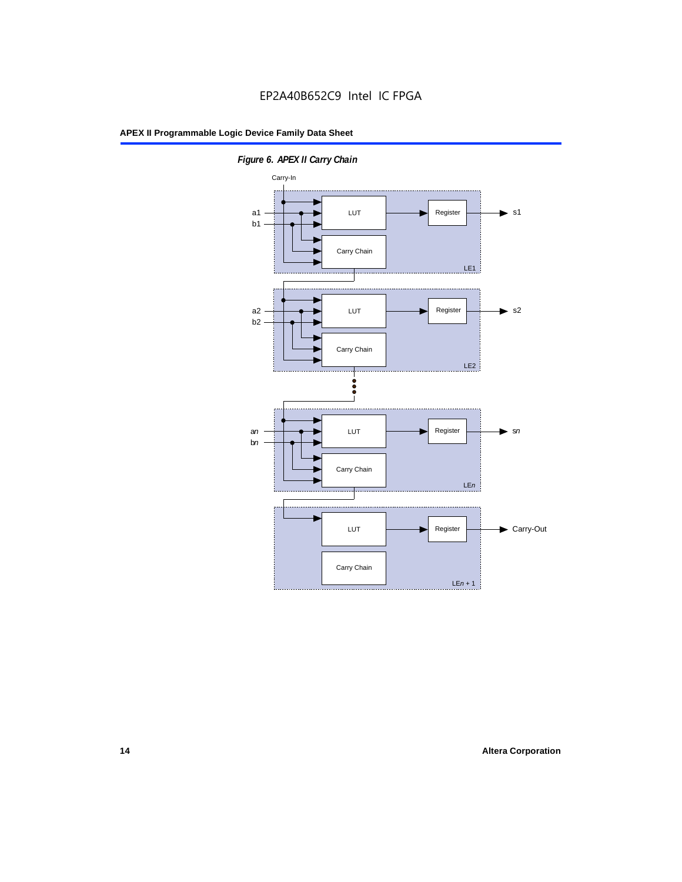*Figure 6. APEX II Carry Chain*

Carry-In

a1
b1

LUT

Register

s1

Carry Chain

LE1

a2
b2

LUT

Register

s2

Carry Chain

LE2

an
bn

LUT

Register

sn

Carry Chain

LEn

LUT

Register

Carry-Out

Carry Chain

LEn + 1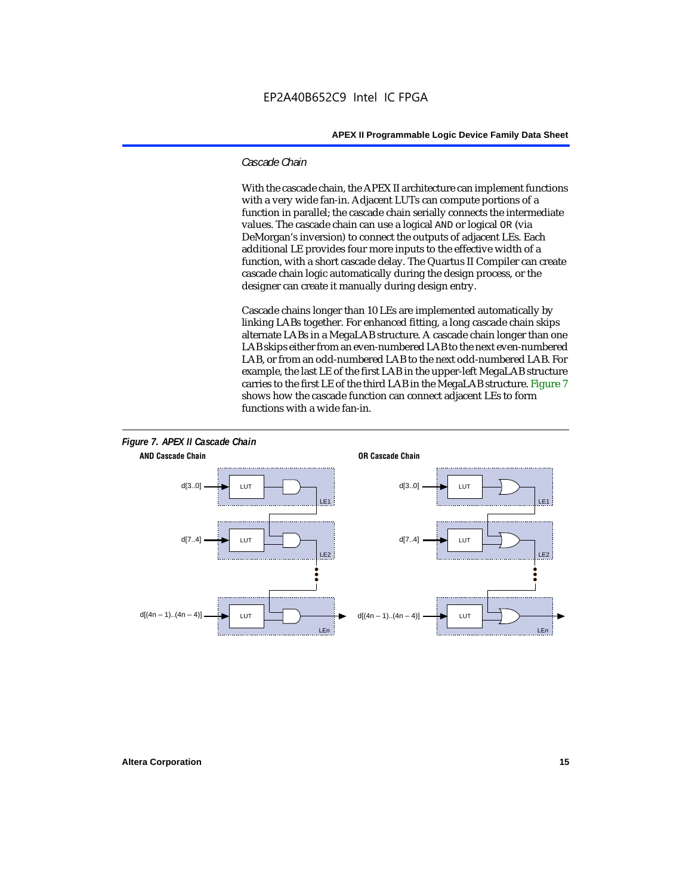### Cascade Chain

With the cascade chain, the APEX II architecture can implement functions with a very wide fan-in. Adjacent LUTs can compute portions of a function in parallel; the cascade chain serially connects the intermediate values. The cascade chain can use a logical AND or logical OR (via DeMorgan's inversion) to connect the outputs of adjacent LEs. Each additional LE provides four more inputs to the effective width of a function, with a short cascade delay. The Quartus II Compiler can create cascade chain logic automatically during the design process, or the designer can create it manually during design entry.

Cascade chains longer than 10 LEs are implemented automatically by linking LABs together. For enhanced fitting, a long cascade chain skips alternate LABs in a MegaLAB structure. A cascade chain longer than one LAB skips either from an even-numbered LAB to the next even-numbered LAB, or from an odd-numbered LAB to the next odd-numbered LAB. For example, the last LE of the first LAB in the upper-left MegaLAB structure carries to the first LE of the third LAB in the MegaLAB structure. Figure 7 shows how the cascade function can connect adjacent LEs to form functions with a wide fan-in.

*Figure 7. APEX II Cascade Chain*

**AND Cascade Chain**

d[3..0] → LUT → LE1
d[7..4] → LUT → LE2
d[(4n – 1)..(4n – 4)] → LUT → LE*n*

**OR Cascade Chain**

d[3..0] → LUT → LE1
d[7..4] → LUT → LE2
d[(4n – 1)..(4n – 4)] → LUT → LE*n*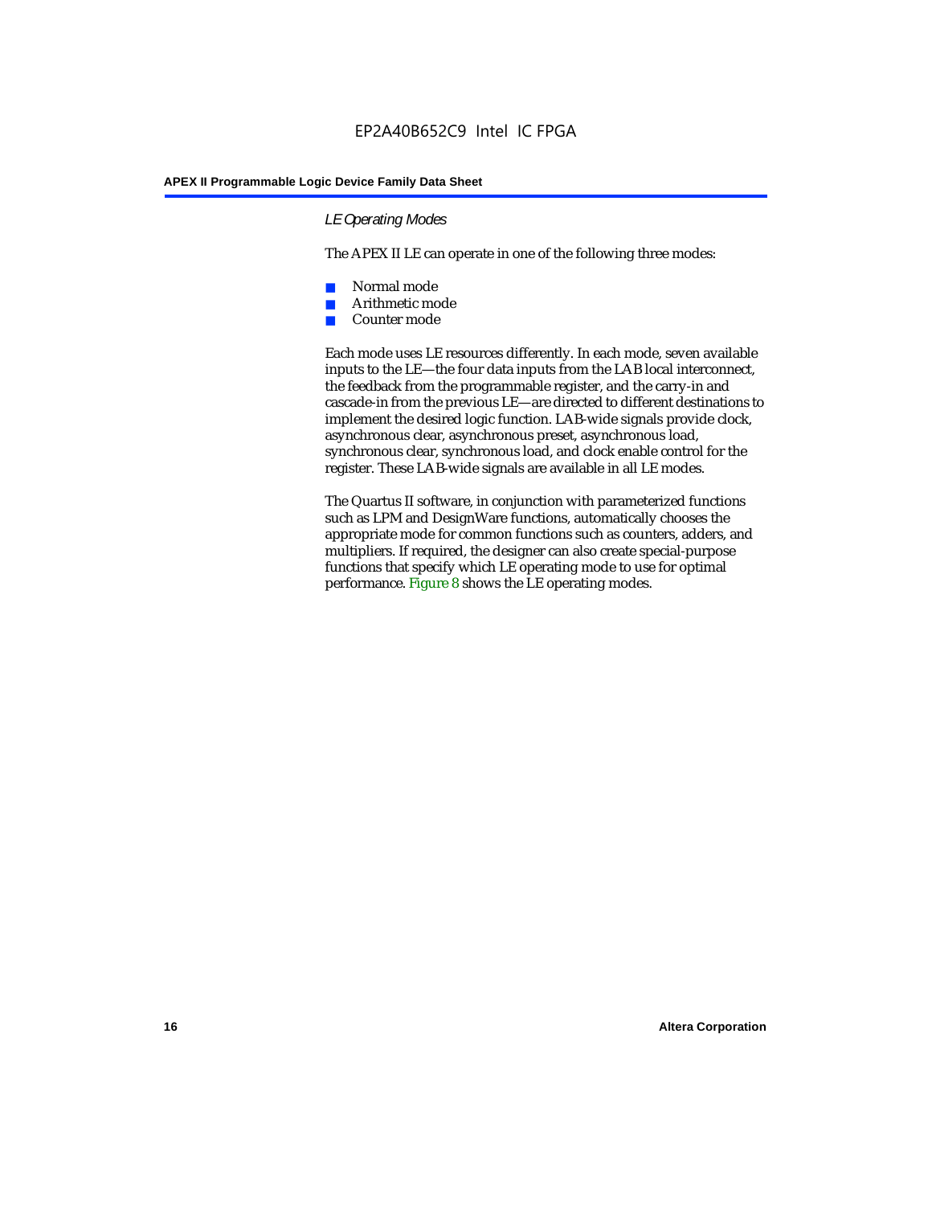### *LE Operating Modes*

The APEX II LE can operate in one of the following three modes:

- Normal mode
- Arithmetic mode
- Counter mode

Each mode uses LE resources differently. In each mode, seven available inputs to the LE—the four data inputs from the LAB local interconnect, the feedback from the programmable register, and the carry-in and cascade-in from the previous LE—are directed to different destinations to implement the desired logic function. LAB-wide signals provide clock, asynchronous clear, asynchronous preset, asynchronous load, synchronous clear, synchronous load, and clock enable control for the register. These LAB-wide signals are available in all LE modes.

The Quartus II software, in conjunction with parameterized functions such as LPM and DesignWare functions, automatically chooses the appropriate mode for common functions such as counters, adders, and multipliers. If required, the designer can also create special-purpose functions that specify which LE operating mode to use for optimal performance. Figure 8 shows the LE operating modes.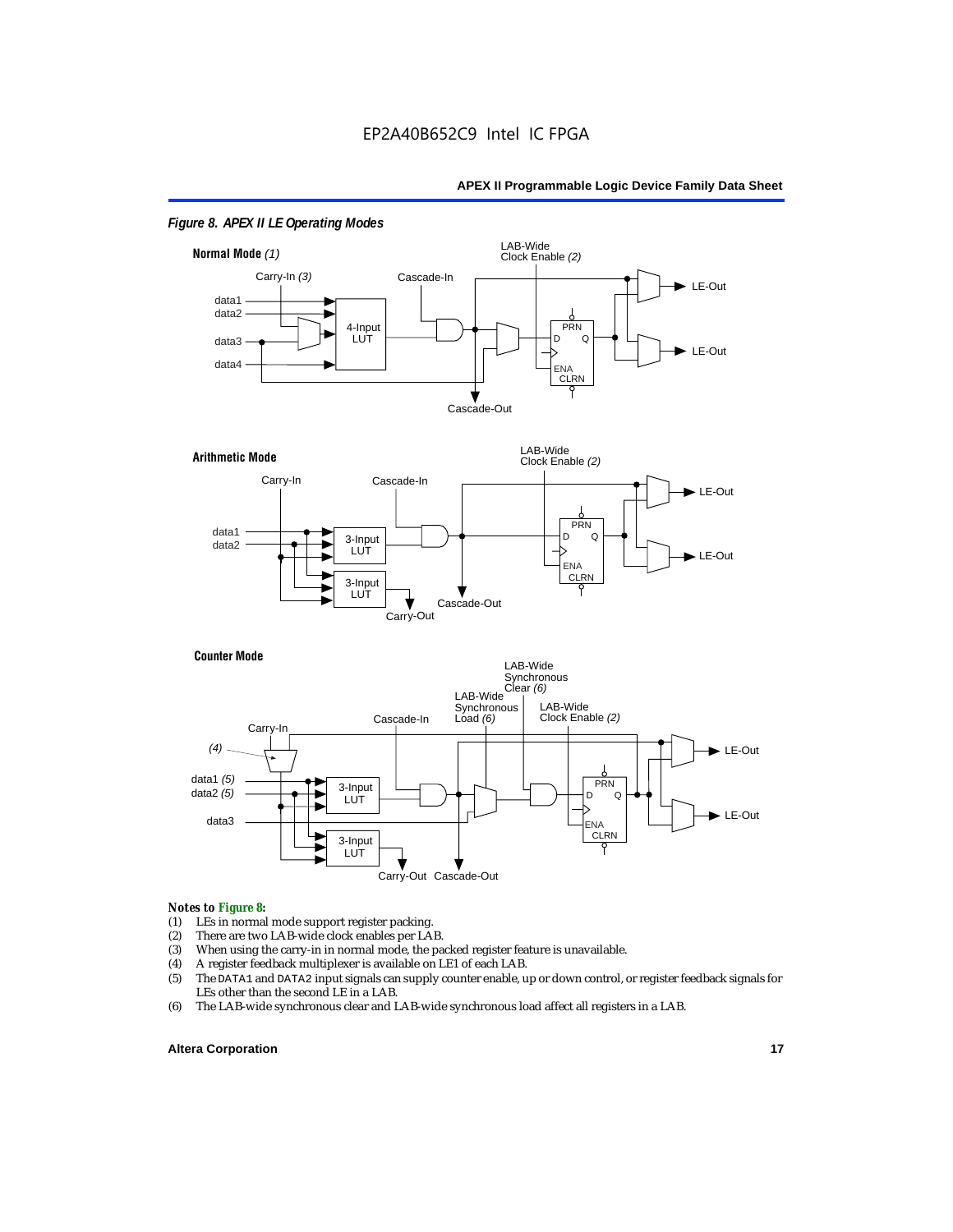*Figure 8. APEX II LE Operating Modes*

**Normal Mode** *(1)*

**Arithmetic Mode**

**Counter Mode**

*Notes to Figure 8:*

1. LEs in normal mode support register packing.
2. There are two LAB-wide clock enables per LAB.
3. When using the carry-in in normal mode, the packed register feature is unavailable.
4. A register feedback multiplexer is available on LE1 of each LAB.
5. The DATA1 and DATA2 input signals can supply counter enable, up or down control, or register feedback signals for LEs other than the second LE in a LAB.
6. The LAB-wide synchronous clear and LAB-wide synchronous load affect all registers in a LAB.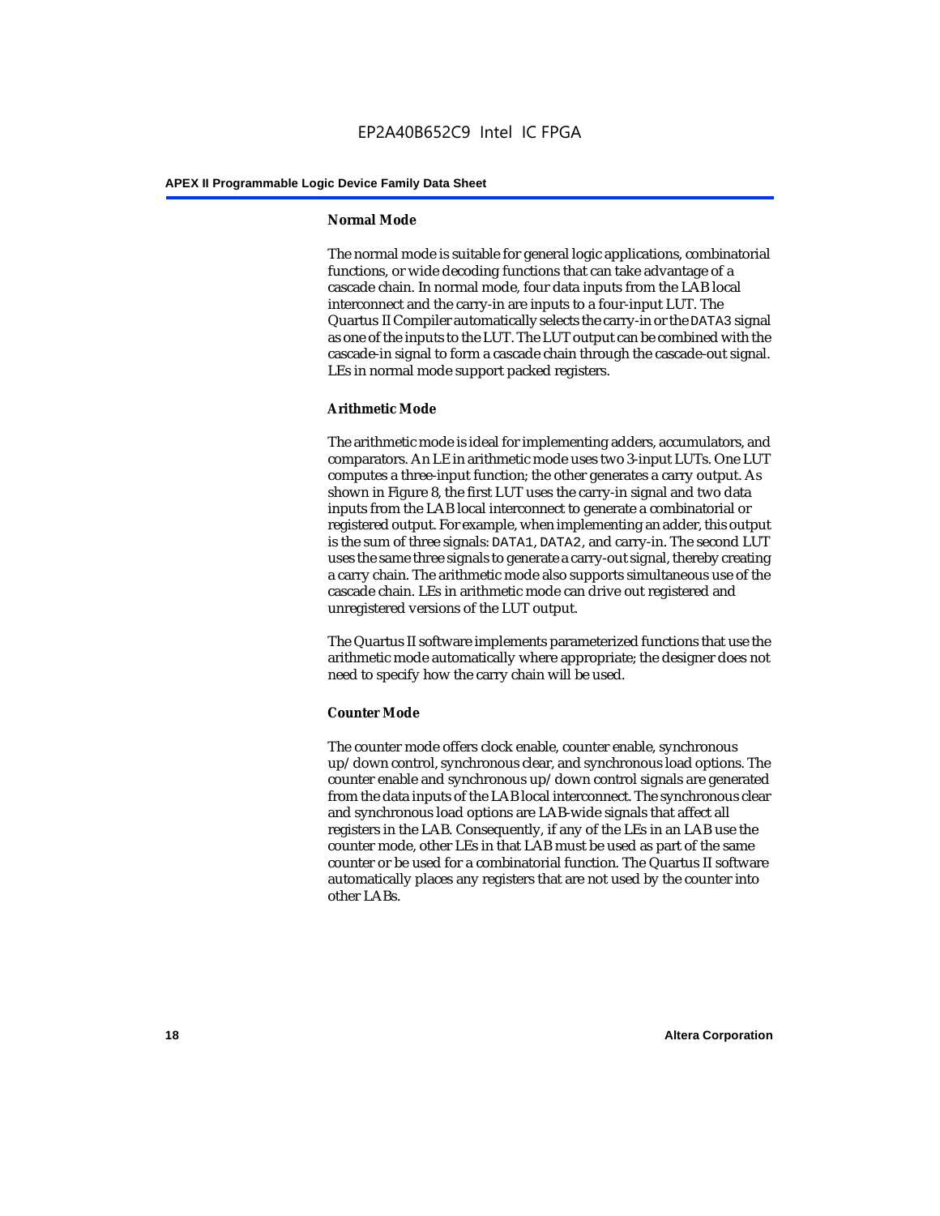#### Normal Mode

The normal mode is suitable for general logic applications, combinatorial functions, or wide decoding functions that can take advantage of a cascade chain. In normal mode, four data inputs from the LAB local interconnect and the carry-in are inputs to a four-input LUT. The Quartus II Compiler automatically selects the carry-in or the `DATA3` signal as one of the inputs to the LUT. The LUT output can be combined with the cascade-in signal to form a cascade chain through the cascade-out signal. LEs in normal mode support packed registers.

#### Arithmetic Mode

The arithmetic mode is ideal for implementing adders, accumulators, and comparators. An LE in arithmetic mode uses two 3-input LUTs. One LUT computes a three-input function; the other generates a carry output. As shown in Figure 8, the first LUT uses the carry-in signal and two data inputs from the LAB local interconnect to generate a combinatorial or registered output. For example, when implementing an adder, this output is the sum of three signals: `DATA1`, `DATA2`, and carry-in. The second LUT uses the same three signals to generate a carry-out signal, thereby creating a carry chain. The arithmetic mode also supports simultaneous use of the cascade chain. LEs in arithmetic mode can drive out registered and unregistered versions of the LUT output.

The Quartus II software implements parameterized functions that use the arithmetic mode automatically where appropriate; the designer does not need to specify how the carry chain will be used.

#### Counter Mode

The counter mode offers clock enable, counter enable, synchronous up/down control, synchronous clear, and synchronous load options. The counter enable and synchronous up/down control signals are generated from the data inputs of the LAB local interconnect. The synchronous clear and synchronous load options are LAB-wide signals that affect all registers in the LAB. Consequently, if any of the LEs in an LAB use the counter mode, other LEs in that LAB must be used as part of the same counter or be used for a combinatorial function. The Quartus II software automatically places any registers that are not used by the counter into other LABs.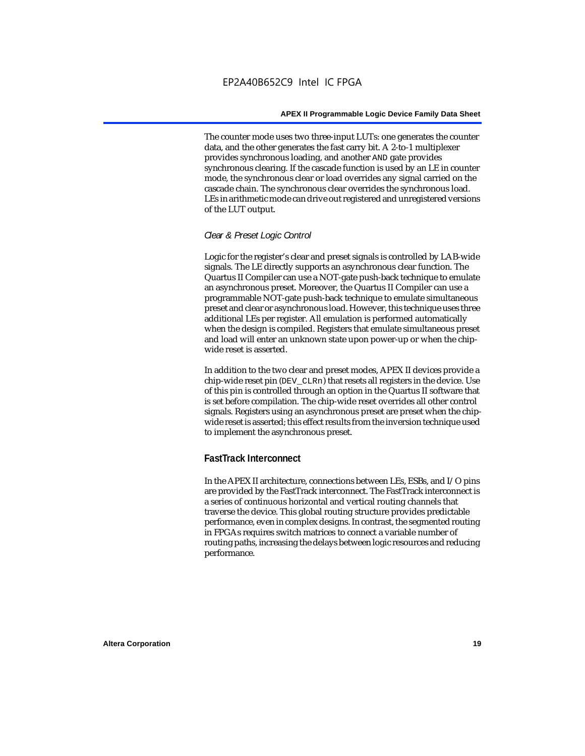The counter mode uses two three-input LUTs: one generates the counter data, and the other generates the fast carry bit. A 2-to-1 multiplexer provides synchronous loading, and another AND gate provides synchronous clearing. If the cascade function is used by an LE in counter mode, the synchronous clear or load overrides any signal carried on the cascade chain. The synchronous clear overrides the synchronous load. LEs in arithmetic mode can drive out registered and unregistered versions of the LUT output.

*Clear & Preset Logic Control*

Logic for the register's clear and preset signals is controlled by LAB-wide signals. The LE directly supports an asynchronous clear function. The Quartus II Compiler can use a NOT-gate push-back technique to emulate an asynchronous preset. Moreover, the Quartus II Compiler can use a programmable NOT-gate push-back technique to emulate simultaneous preset and clear or asynchronous load. However, this technique uses three additional LEs per register. All emulation is performed automatically when the design is compiled. Registers that emulate simultaneous preset and load will enter an unknown state upon power-up or when the chip-wide reset is asserted.

In addition to the two clear and preset modes, APEX II devices provide a chip-wide reset pin (DEV_CLRn) that resets all registers in the device. Use of this pin is controlled through an option in the Quartus II software that is set before compilation. The chip-wide reset overrides all other control signals. Registers using an asynchronous preset are preset when the chip-wide reset is asserted; this effect results from the inversion technique used to implement the asynchronous preset.

## FastTrack Interconnect

In the APEX II architecture, connections between LEs, ESBs, and I/O pins are provided by the FastTrack interconnect. The FastTrack interconnect is a series of continuous horizontal and vertical routing channels that traverse the device. This global routing structure provides predictable performance, even in complex designs. In contrast, the segmented routing in FPGAs requires switch matrices to connect a variable number of routing paths, increasing the delays between logic resources and reducing performance.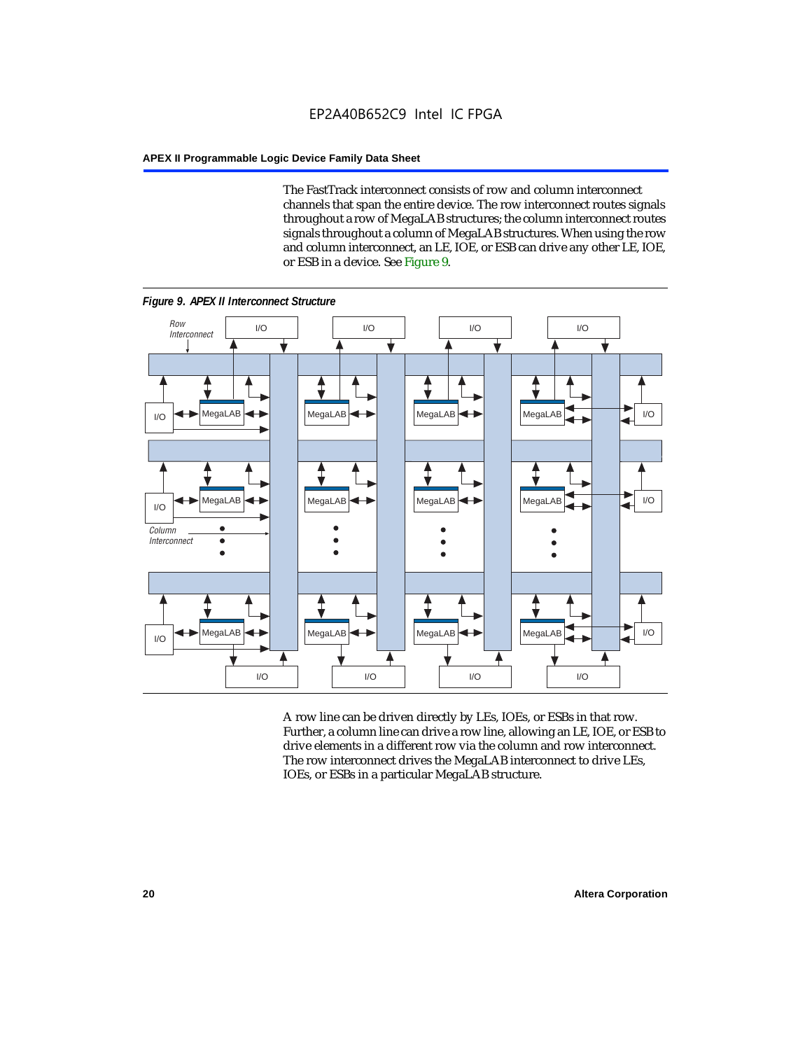The FastTrack interconnect consists of row and column interconnect channels that span the entire device. The row interconnect routes signals throughout a row of MegaLAB structures; the column interconnect routes signals throughout a column of MegaLAB structures. When using the row and column interconnect, an LE, IOE, or ESB can drive any other LE, IOE, or ESB in a device. See Figure 9.

*Figure 9. APEX II Interconnect Structure*

A row line can be driven directly by LEs, IOEs, or ESBs in that row. Further, a column line can drive a row line, allowing an LE, IOE, or ESB to drive elements in a different row via the column and row interconnect. The row interconnect drives the MegaLAB interconnect to drive LEs, IOEs, or ESBs in a particular MegaLAB structure.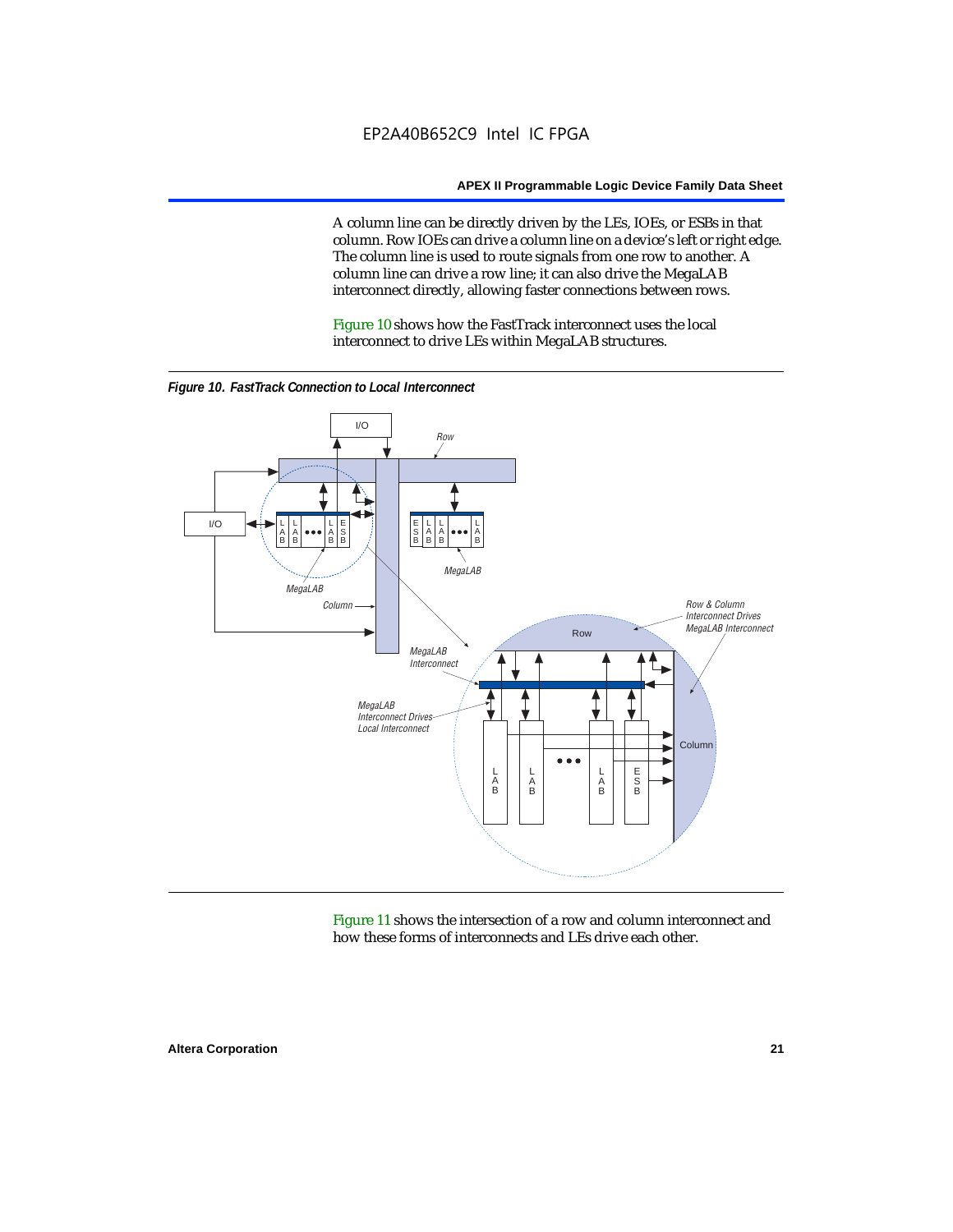A column line can be directly driven by the LEs, IOEs, or ESBs in that column. Row IOEs can drive a column line on a device's left or right edge. The column line is used to route signals from one row to another. A column line can drive a row line; it can also drive the MegaLAB interconnect directly, allowing faster connections between rows.

Figure 10 shows how the FastTrack interconnect uses the local interconnect to drive LEs within MegaLAB structures.

*Figure 10. FastTrack Connection to Local Interconnect*

Figure 11 shows the intersection of a row and column interconnect and how these forms of interconnects and LEs drive each other.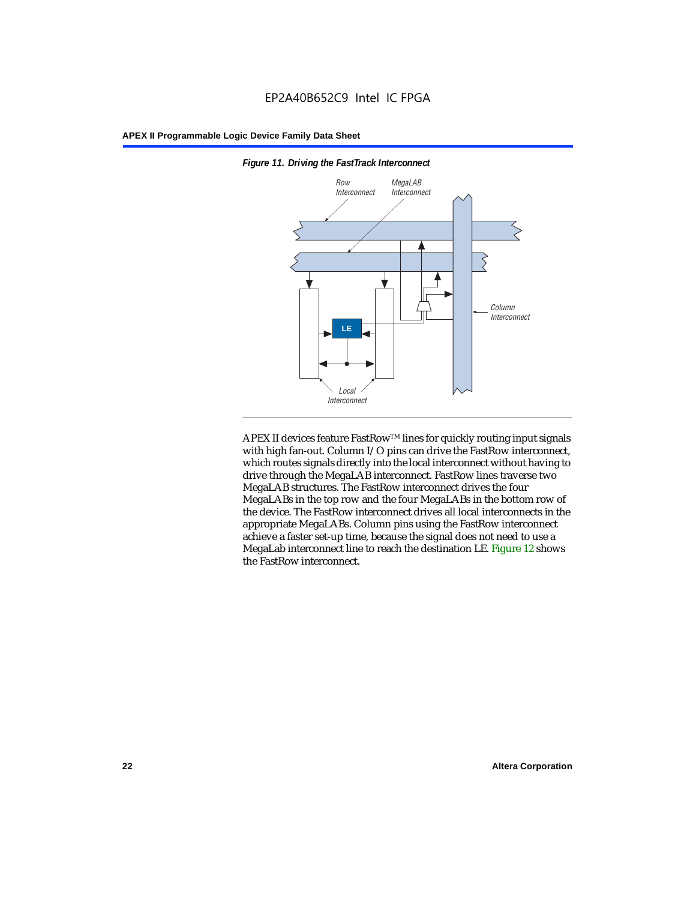*Figure 11. Driving the FastTrack Interconnect*

APEX II devices feature FastRow™ lines for quickly routing input signals with high fan-out. Column I/O pins can drive the FastRow interconnect, which routes signals directly into the local interconnect without having to drive through the MegaLAB interconnect. FastRow lines traverse two MegaLAB structures. The FastRow interconnect drives the four MegaLABs in the top row and the four MegaLABs in the bottom row of the device. The FastRow interconnect drives all local interconnects in the appropriate MegaLABs. Column pins using the FastRow interconnect achieve a faster set-up time, because the signal does not need to use a MegaLab interconnect line to reach the destination LE. Figure 12 shows the FastRow interconnect.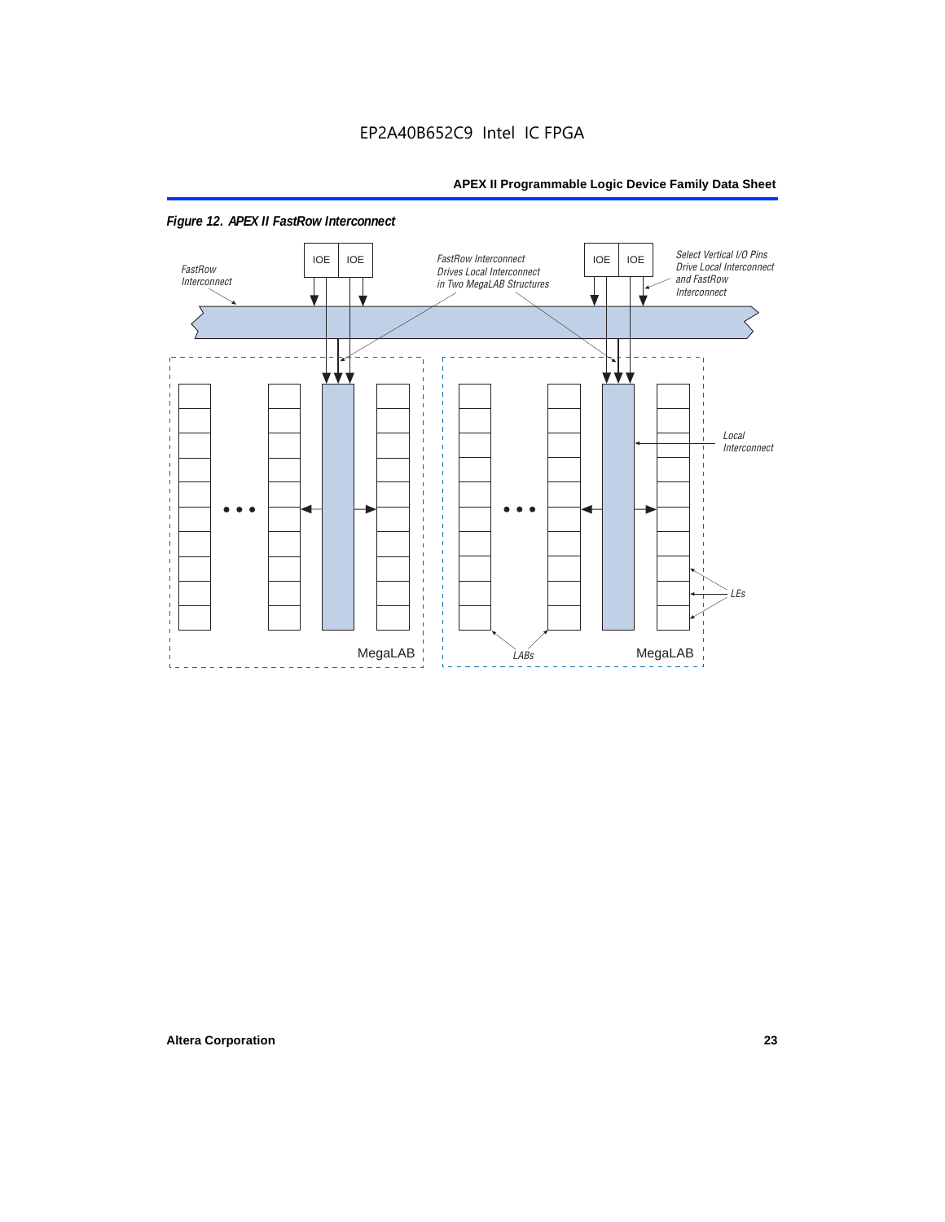*Figure 12. APEX II FastRow Interconnect*

FastRow Interconnect

IOE IOE

FastRow Interconnect Drives Local Interconnect in Two MegaLAB Structures

IOE IOE

Select Vertical I/O Pins Drive Local Interconnect and FastRow Interconnect

Local Interconnect

LEs

LABs

MegaLAB

MegaLAB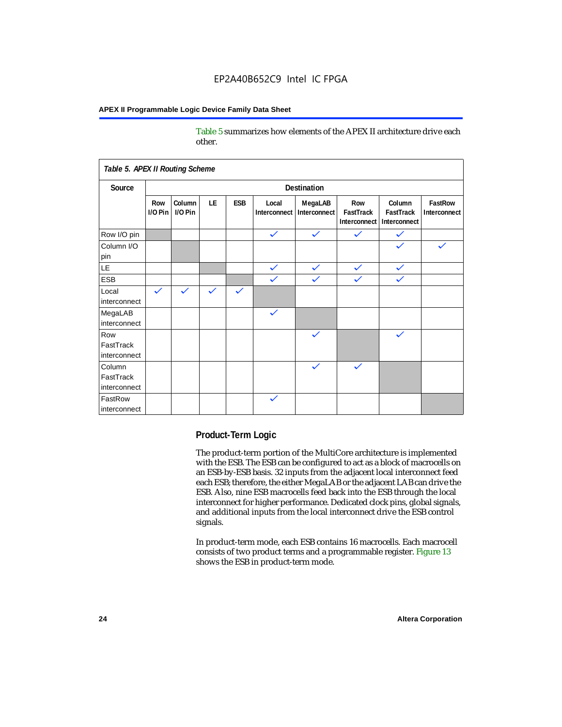Table 5 summarizes how elements of the APEX II architecture drive each other.

*Table 5. APEX II Routing Scheme*

| Source | Destination | | | | | | | | |
|---|---|---|---|---|---|---|---|---|---|
| | Row I/O Pin | Column I/O Pin | LE | ESB | Local Interconnect | MegaLAB Interconnect | Row FastTrack Interconnect | Column FastTrack Interconnect | FastRow Interconnect |
| Row I/O pin | | | | | ✓ | ✓ | ✓ | ✓ | |
| Column I/O pin | | | | | | | | ✓ | ✓ |
| LE | | | | | ✓ | ✓ | ✓ | ✓ | |
| ESB | | | | | ✓ | ✓ | ✓ | ✓ | |
| Local interconnect | ✓ | ✓ | ✓ | ✓ | | | | | |
| MegaLAB interconnect | | | | | ✓ | | | | |
| Row FastTrack interconnect | | | | | | ✓ | | ✓ | |
| Column FastTrack interconnect | | | | | | ✓ | ✓ | | |
| FastRow interconnect | | | | | ✓ | | | | |

## Product-Term Logic

The product-term portion of the MultiCore architecture is implemented with the ESB. The ESB can be configured to act as a block of macrocells on an ESB-by-ESB basis. 32 inputs from the adjacent local interconnect feed each ESB; therefore, the either MegaLAB or the adjacent LAB can drive the ESB. Also, nine ESB macrocells feed back into the ESB through the local interconnect for higher performance. Dedicated clock pins, global signals, and additional inputs from the local interconnect drive the ESB control signals.

In product-term mode, each ESB contains 16 macrocells. Each macrocell consists of two product terms and a programmable register. Figure 13 shows the ESB in product-term mode.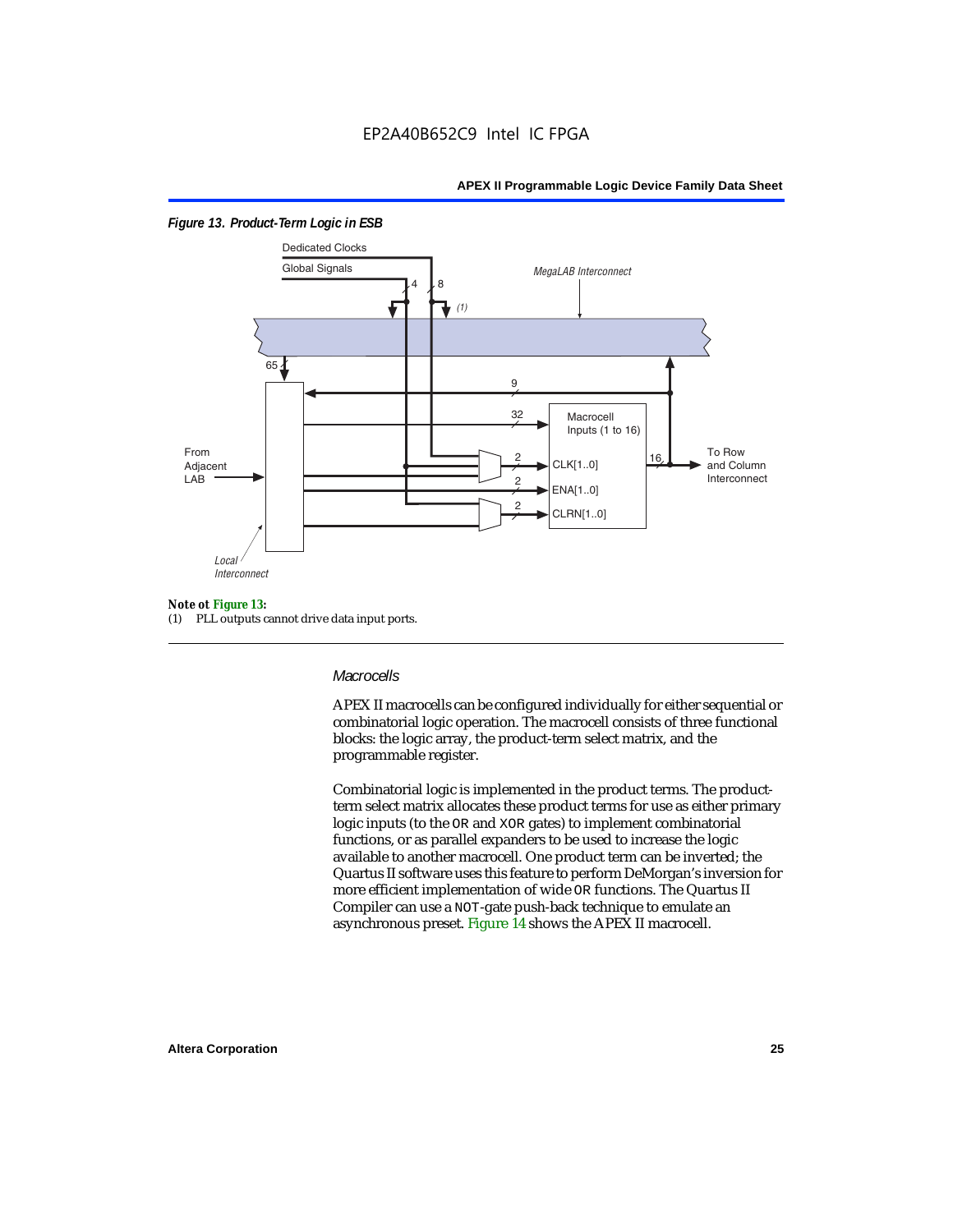*Figure 13. Product-Term Logic in ESB*

**Note ot Figure 13:**

(1) PLL outputs cannot drive data input ports.

### *Macrocells*

APEX II macrocells can be configured individually for either sequential or combinatorial logic operation. The macrocell consists of three functional blocks: the logic array, the product-term select matrix, and the programmable register.

Combinatorial logic is implemented in the product terms. The product-term select matrix allocates these product terms for use as either primary logic inputs (to the OR and XOR gates) to implement combinatorial functions, or as parallel expanders to be used to increase the logic available to another macrocell. One product term can be inverted; the Quartus II software uses this feature to perform DeMorgan's inversion for more efficient implementation of wide OR functions. The Quartus II Compiler can use a NOT-gate push-back technique to emulate an asynchronous preset. Figure 14 shows the APEX II macrocell.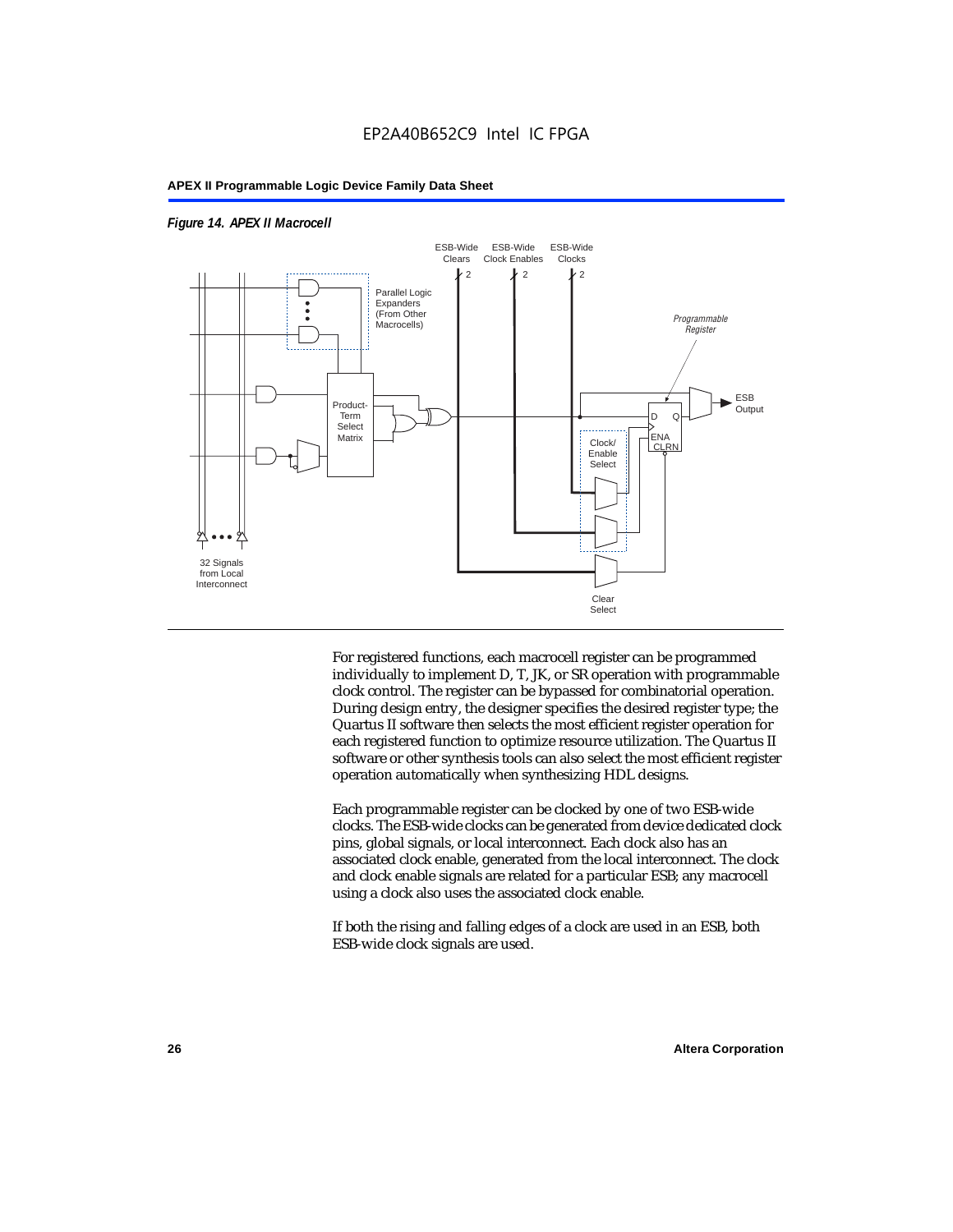*Figure 14. APEX II Macrocell*

For registered functions, each macrocell register can be programmed individually to implement D, T, JK, or SR operation with programmable clock control. The register can be bypassed for combinatorial operation. During design entry, the designer specifies the desired register type; the Quartus II software then selects the most efficient register operation for each registered function to optimize resource utilization. The Quartus II software or other synthesis tools can also select the most efficient register operation automatically when synthesizing HDL designs.

Each programmable register can be clocked by one of two ESB-wide clocks. The ESB-wide clocks can be generated from device dedicated clock pins, global signals, or local interconnect. Each clock also has an associated clock enable, generated from the local interconnect. The clock and clock enable signals are related for a particular ESB; any macrocell using a clock also uses the associated clock enable.

If both the rising and falling edges of a clock are used in an ESB, both ESB-wide clock signals are used.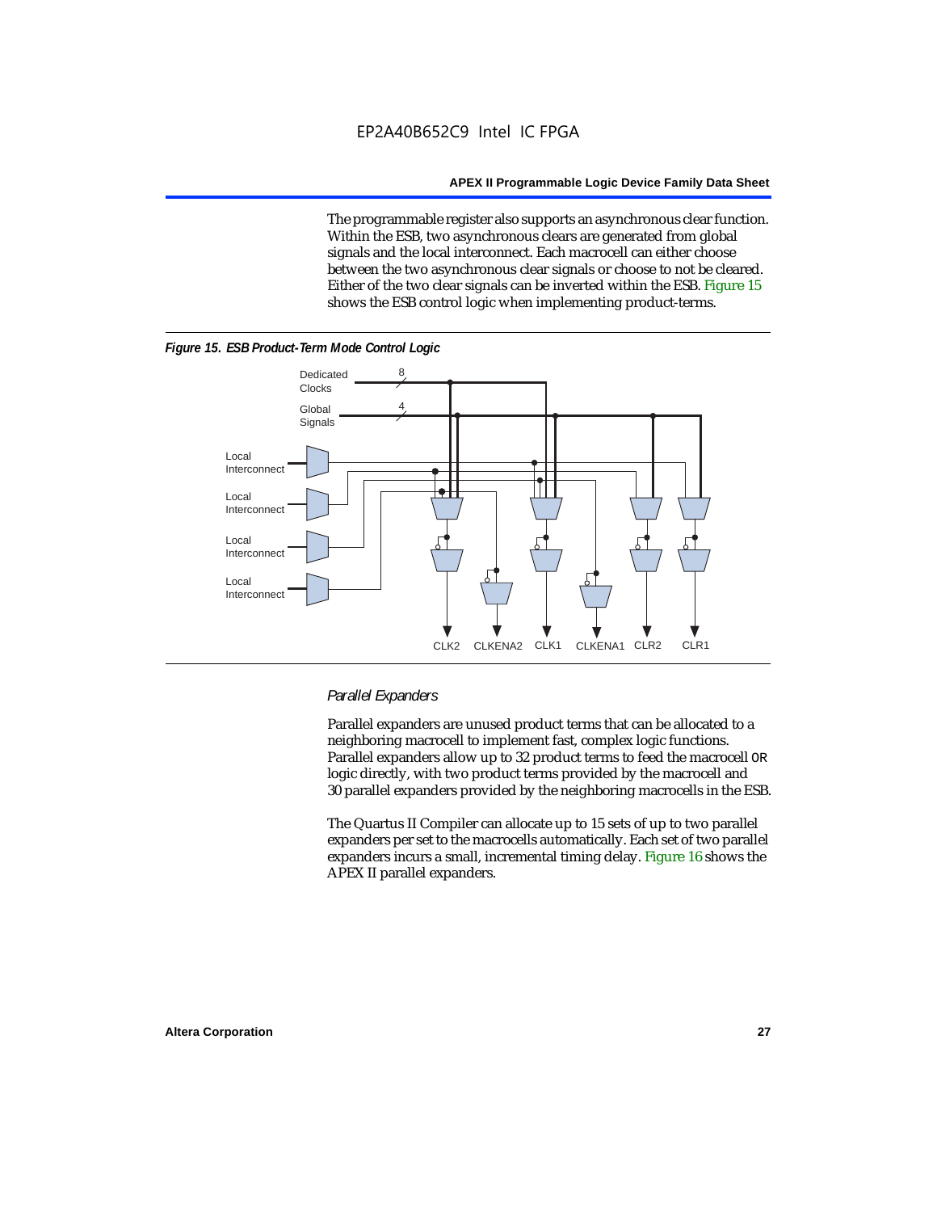The programmable register also supports an asynchronous clear function. Within the ESB, two asynchronous clears are generated from global signals and the local interconnect. Each macrocell can either choose between the two asynchronous clear signals or choose to not be cleared. Either of the two clear signals can be inverted within the ESB. Figure 15 shows the ESB control logic when implementing product-terms.

***Figure 15. ESB Product-Term Mode Control Logic***

*Parallel Expanders*

Parallel expanders are unused product terms that can be allocated to a neighboring macrocell to implement fast, complex logic functions. Parallel expanders allow up to 32 product terms to feed the macrocell OR logic directly, with two product terms provided by the macrocell and 30 parallel expanders provided by the neighboring macrocells in the ESB.

The Quartus II Compiler can allocate up to 15 sets of up to two parallel expanders per set to the macrocells automatically. Each set of two parallel expanders incurs a small, incremental timing delay. Figure 16 shows the APEX II parallel expanders.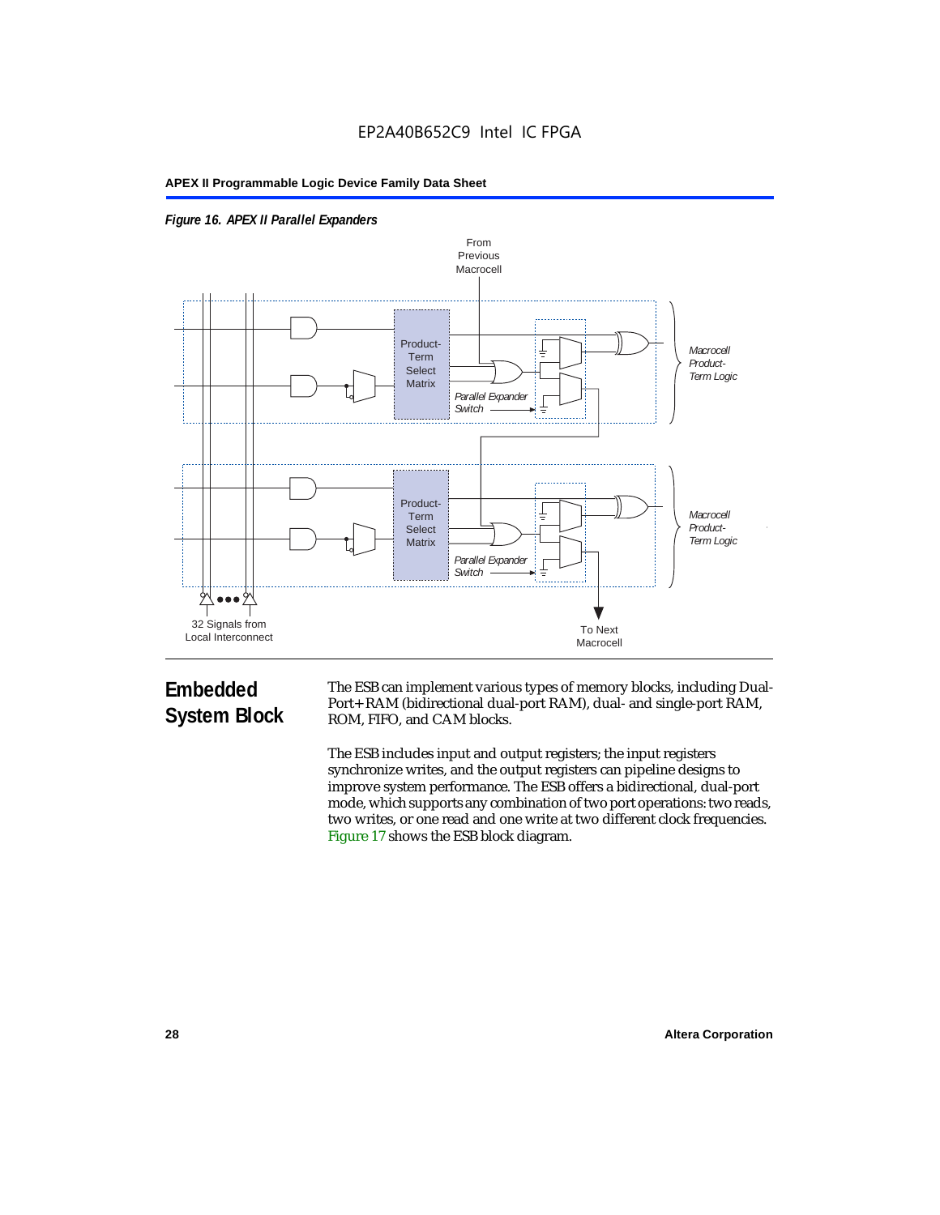*Figure 16. APEX II Parallel Expanders*

## Embedded System Block

The ESB can implement various types of memory blocks, including Dual-Port+ RAM (bidirectional dual-port RAM), dual- and single-port RAM, ROM, FIFO, and CAM blocks.

The ESB includes input and output registers; the input registers synchronize writes, and the output registers can pipeline designs to improve system performance. The ESB offers a bidirectional, dual-port mode, which supports any combination of two port operations: two reads, two writes, or one read and one write at two different clock frequencies. Figure 17 shows the ESB block diagram.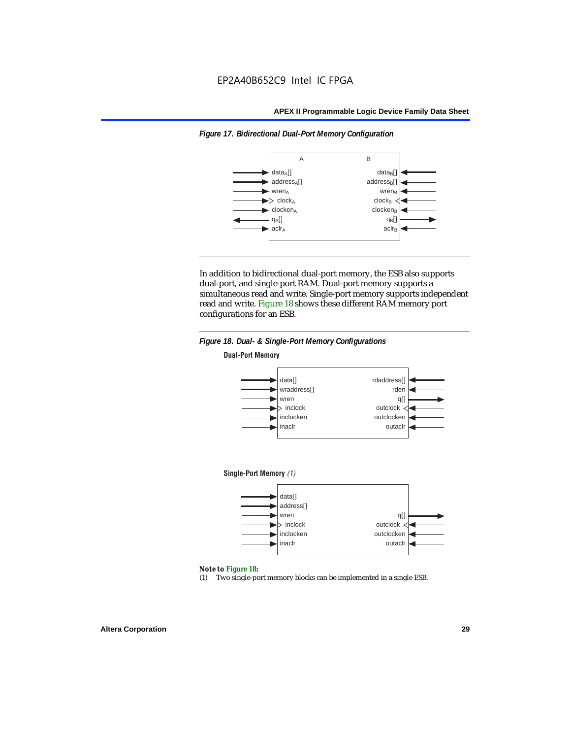Figure 17. Bidirectional Dual-Port Memory Configuration

In addition to bidirectional dual-port memory, the ESB also supports dual-port, and single-port RAM. Dual-port memory supports a simultaneous read and write. Single-port memory supports independent read and write. Figure 18 shows these different RAM memory port configurations for an ESB.

Figure 18. Dual- & Single-Port Memory Configurations

*Note to Figure 18:*

(1) Two single-port memory blocks can be implemented in a single ESB.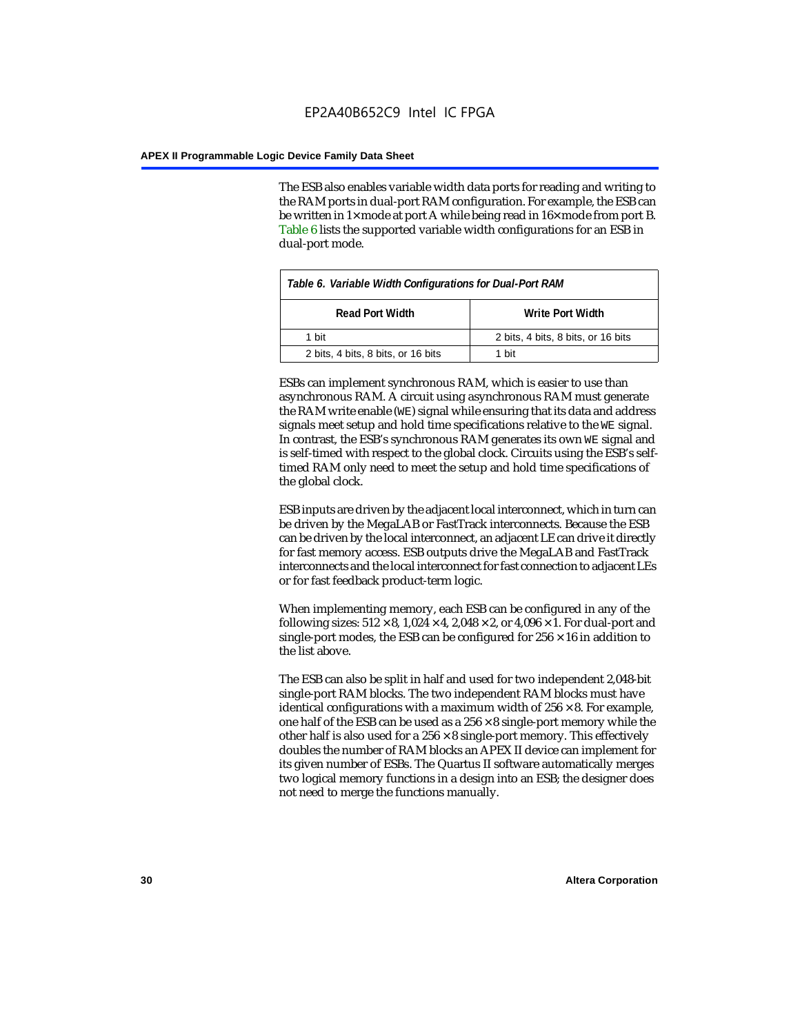The ESB also enables variable width data ports for reading and writing to the RAM ports in dual-port RAM configuration. For example, the ESB can be written in 1× mode at port A while being read in 16× mode from port B. Table 6 lists the supported variable width configurations for an ESB in dual-port mode.

*Table 6. Variable Width Configurations for Dual-Port RAM*

| Read Port Width | Write Port Width |
|---|---|
| 1 bit | 2 bits, 4 bits, 8 bits, or 16 bits |
| 2 bits, 4 bits, 8 bits, or 16 bits | 1 bit |

ESBs can implement synchronous RAM, which is easier to use than asynchronous RAM. A circuit using asynchronous RAM must generate the RAM write enable (`WE`) signal while ensuring that its data and address signals meet setup and hold time specifications relative to the `WE` signal. In contrast, the ESB's synchronous RAM generates its own `WE` signal and is self-timed with respect to the global clock. Circuits using the ESB's self-timed RAM only need to meet the setup and hold time specifications of the global clock.

ESB inputs are driven by the adjacent local interconnect, which in turn can be driven by the MegaLAB or FastTrack interconnects. Because the ESB can be driven by the local interconnect, an adjacent LE can drive it directly for fast memory access. ESB outputs drive the MegaLAB and FastTrack interconnects and the local interconnect for fast connection to adjacent LEs or for fast feedback product-term logic.

When implementing memory, each ESB can be configured in any of the following sizes: 512 × 8, 1,024 × 4, 2,048 × 2, or 4,096 × 1. For dual-port and single-port modes, the ESB can be configured for 256 × 16 in addition to the list above.

The ESB can also be split in half and used for two independent 2,048-bit single-port RAM blocks. The two independent RAM blocks must have identical configurations with a maximum width of 256 × 8. For example, one half of the ESB can be used as a 256 × 8 single-port memory while the other half is also used for a 256 × 8 single-port memory. This effectively doubles the number of RAM blocks an APEX II device can implement for its given number of ESBs. The Quartus II software automatically merges two logical memory functions in a design into an ESB; the designer does not need to merge the functions manually.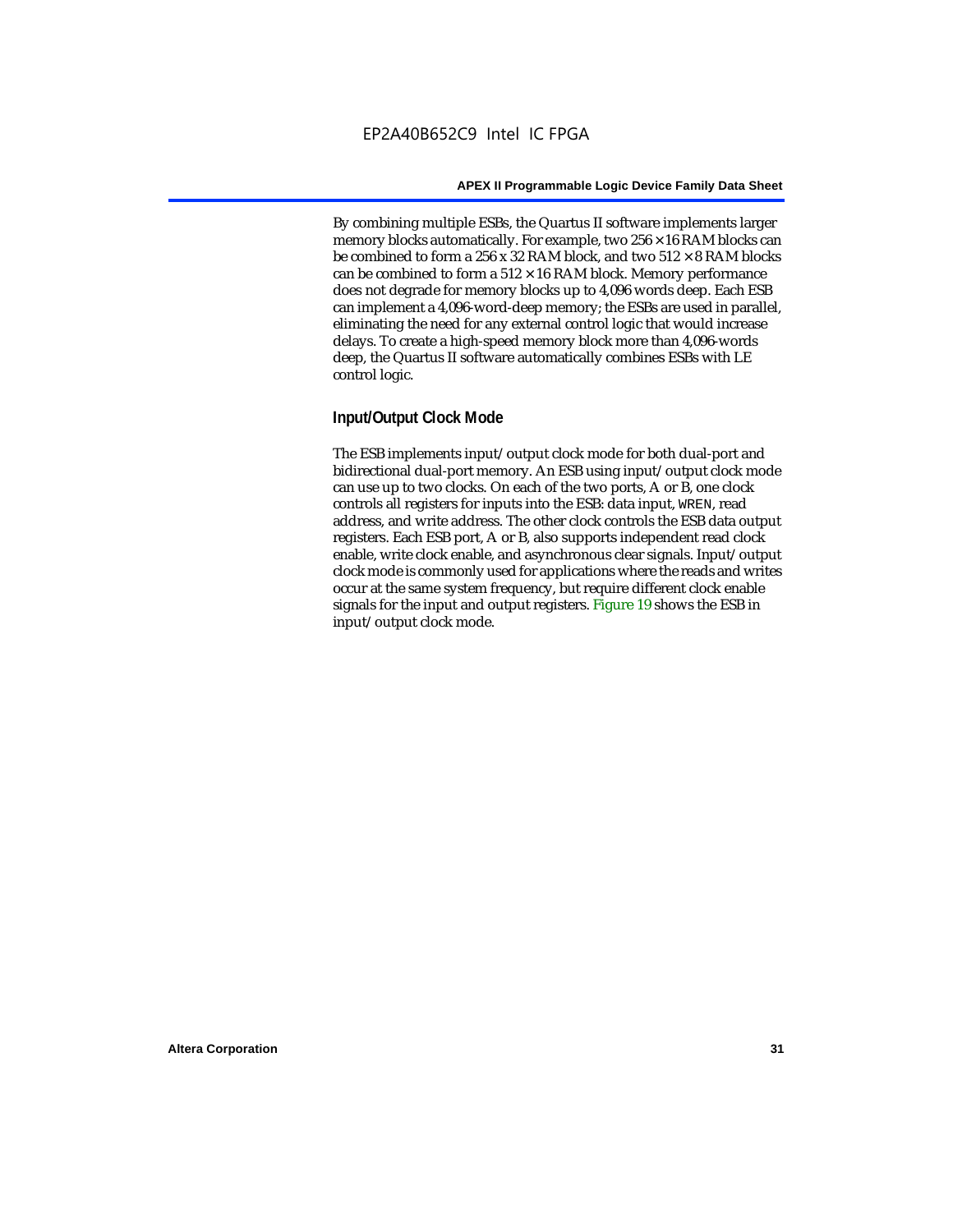By combining multiple ESBs, the Quartus II software implements larger memory blocks automatically. For example, two 256 × 16 RAM blocks can be combined to form a 256 x 32 RAM block, and two 512 × 8 RAM blocks can be combined to form a 512 × 16 RAM block. Memory performance does not degrade for memory blocks up to 4,096 words deep. Each ESB can implement a 4,096-word-deep memory; the ESBs are used in parallel, eliminating the need for any external control logic that would increase delays. To create a high-speed memory block more than 4,096-words deep, the Quartus II software automatically combines ESBs with LE control logic.

### Input/Output Clock Mode

The ESB implements input/output clock mode for both dual-port and bidirectional dual-port memory. An ESB using input/output clock mode can use up to two clocks. On each of the two ports, A or B, one clock controls all registers for inputs into the ESB: data input, WREN, read address, and write address. The other clock controls the ESB data output registers. Each ESB port, A or B, also supports independent read clock enable, write clock enable, and asynchronous clear signals. Input/output clock mode is commonly used for applications where the reads and writes occur at the same system frequency, but require different clock enable signals for the input and output registers. Figure 19 shows the ESB in input/output clock mode.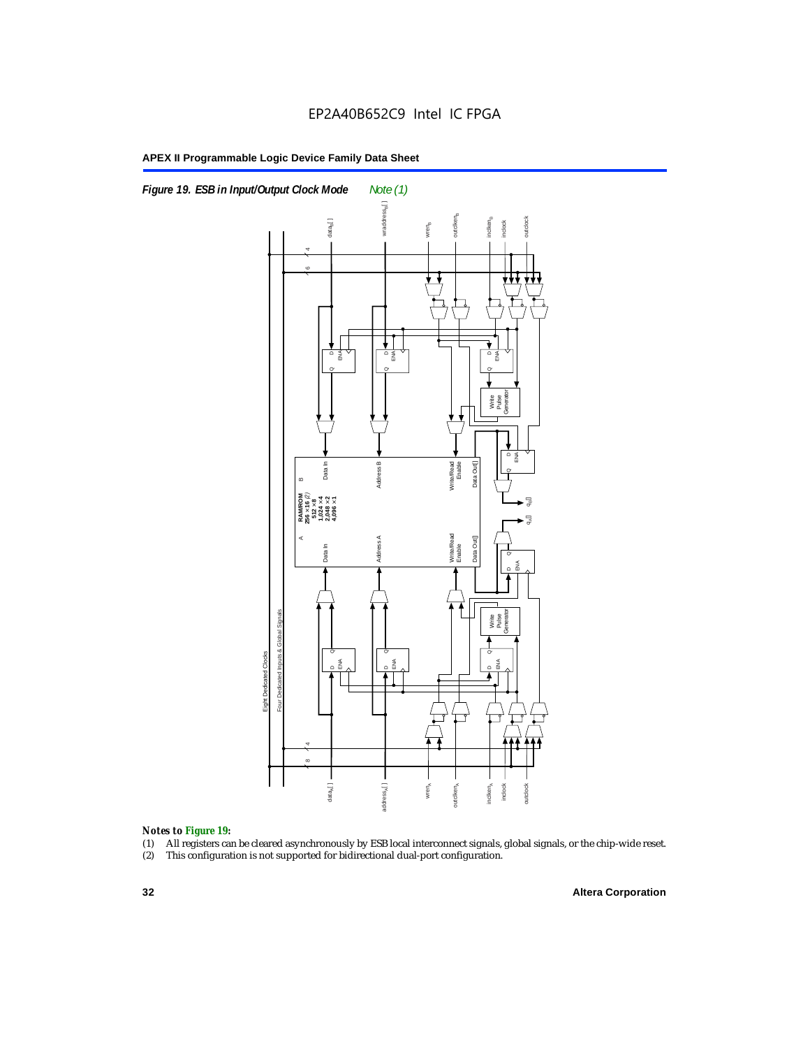EP2A40B652C9 Intel IC FPGA

*Figure 19. ESB in Input/Output Clock Mode* *Note (1)*

*Notes to Figure 19:*

(1) All registers can be cleared asynchronously by ESB local interconnect signals, global signals, or the chip-wide reset.
(2) This configuration is not supported for bidirectional dual-port configuration.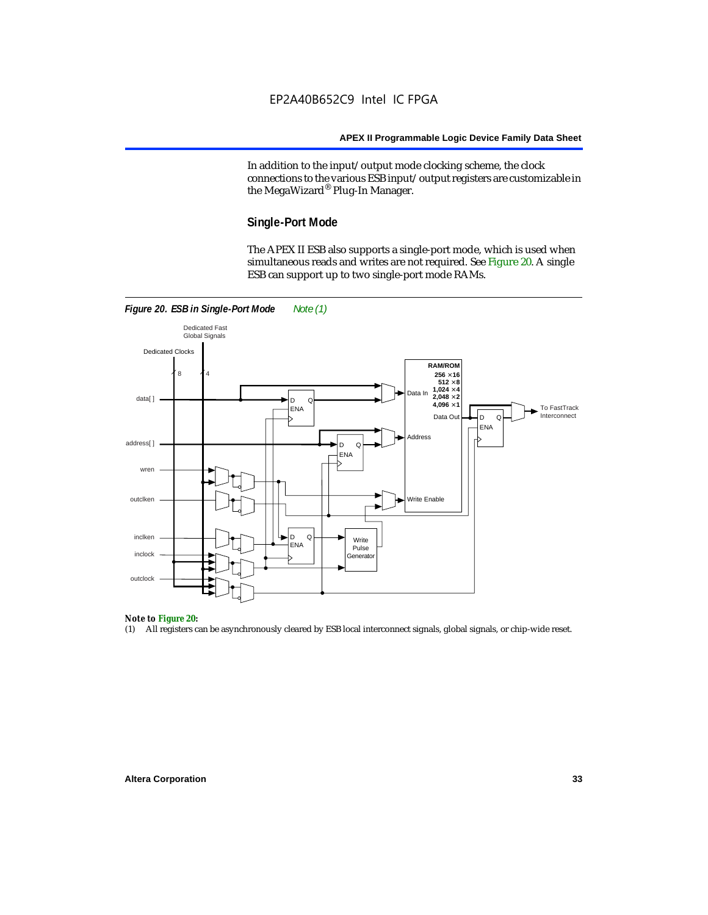In addition to the input/output mode clocking scheme, the clock connections to the various ESB input/output registers are customizable in the MegaWizard® Plug-In Manager.

## Single-Port Mode

The APEX II ESB also supports a single-port mode, which is used when simultaneous reads and writes are not required. See Figure 20. A single ESB can support up to two single-port mode RAMs.

*Figure 20. ESB in Single-Port Mode* *Note (1)*

**Note to Figure 20:**

(1) All registers can be asynchronously cleared by ESB local interconnect signals, global signals, or chip-wide reset.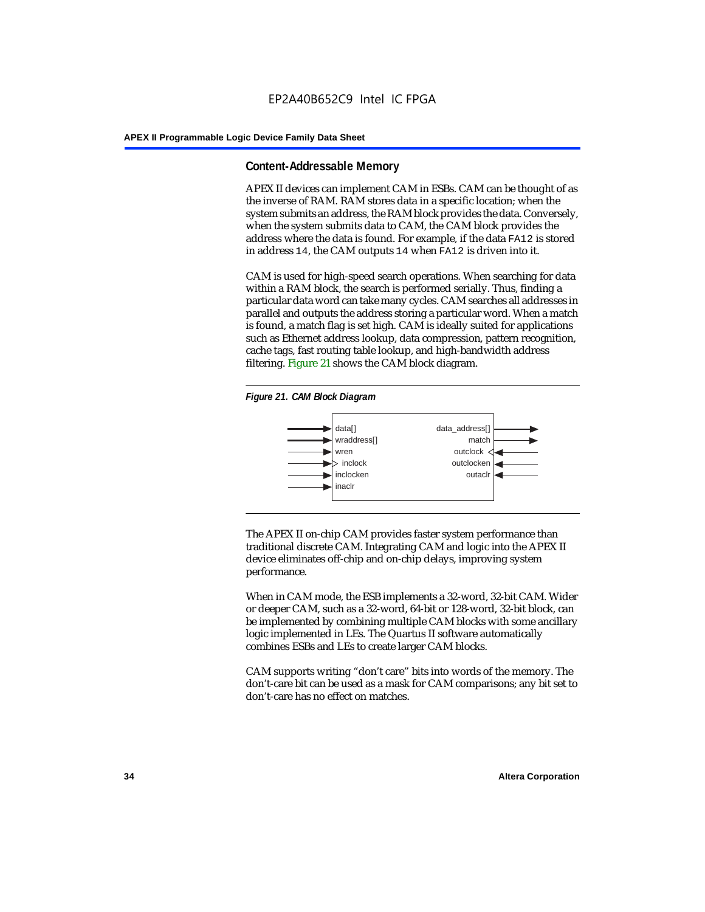## Content-Addressable Memory

APEX II devices can implement CAM in ESBs. CAM can be thought of as the inverse of RAM. RAM stores data in a specific location; when the system submits an address, the RAM block provides the data. Conversely, when the system submits data to CAM, the CAM block provides the address where the data is found. For example, if the data `FA12` is stored in address `14`, the CAM outputs `14` when `FA12` is driven into it.

CAM is used for high-speed search operations. When searching for data within a RAM block, the search is performed serially. Thus, finding a particular data word can take many cycles. CAM searches all addresses in parallel and outputs the address storing a particular word. When a match is found, a match flag is set high. CAM is ideally suited for applications such as Ethernet address lookup, data compression, pattern recognition, cache tags, fast routing table lookup, and high-bandwidth address filtering. Figure 21 shows the CAM block diagram.

***Figure 21. CAM Block Diagram***

| Inputs | Outputs |
|---|---|
| data[] | data_address[] |
| wraddress[] | match |
| wren | outclock |
| inclock | outclocken |
| inclocken | outaclr |
| inaclr | |

The APEX II on-chip CAM provides faster system performance than traditional discrete CAM. Integrating CAM and logic into the APEX II device eliminates off-chip and on-chip delays, improving system performance.

When in CAM mode, the ESB implements a 32-word, 32-bit CAM. Wider or deeper CAM, such as a 32-word, 64-bit or 128-word, 32-bit block, can be implemented by combining multiple CAM blocks with some ancillary logic implemented in LEs. The Quartus II software automatically combines ESBs and LEs to create larger CAM blocks.

CAM supports writing "don't care" bits into words of the memory. The don't-care bit can be used as a mask for CAM comparisons; any bit set to don't-care has no effect on matches.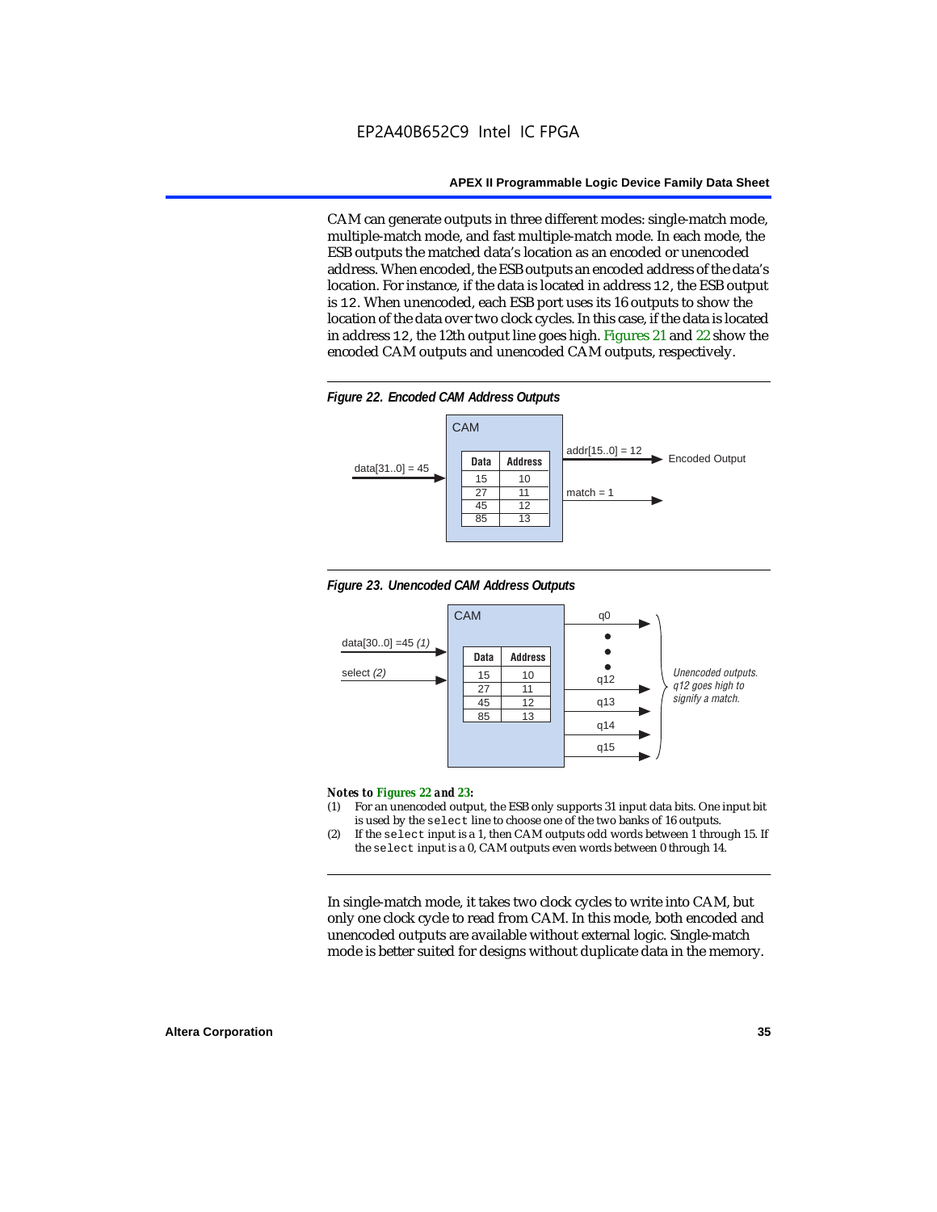CAM can generate outputs in three different modes: single-match mode, multiple-match mode, and fast multiple-match mode. In each mode, the ESB outputs the matched data's location as an encoded or unencoded address. When encoded, the ESB outputs an encoded address of the data's location. For instance, if the data is located in address `12`, the ESB output is `12`. When unencoded, each ESB port uses its 16 outputs to show the location of the data over two clock cycles. In this case, if the data is located in address `12`, the 12th output line goes high. Figures 21 and 22 show the encoded CAM outputs and unencoded CAM outputs, respectively.

***Figure 22. Encoded CAM Address Outputs***

CAM

data[31..0] = 45

| Data | Address |
|---|---|
| 15 | 10 |
| 27 | 11 |
| 45 | 12 |
| 85 | 13 |

addr[15..0] = 12 → Encoded Output

match = 1

***Figure 23. Unencoded CAM Address Outputs***

CAM

data[30..0] =45 *(1)*

select *(2)*

| Data | Address |
|---|---|
| 15 | 10 |
| 27 | 11 |
| 45 | 12 |
| 85 | 13 |

q0, q12, q13, q14, q15

*Unencoded outputs. q12 goes high to signify a match.*

***Notes to Figures 22 and 23:***

(1) For an unencoded output, the ESB only supports 31 input data bits. One input bit is used by the `select` line to choose one of the two banks of 16 outputs.

(2) If the `select` input is a 1, then CAM outputs odd words between 1 through 15. If the `select` input is a 0, CAM outputs even words between 0 through 14.

In single-match mode, it takes two clock cycles to write into CAM, but only one clock cycle to read from CAM. In this mode, both encoded and unencoded outputs are available without external logic. Single-match mode is better suited for designs without duplicate data in the memory.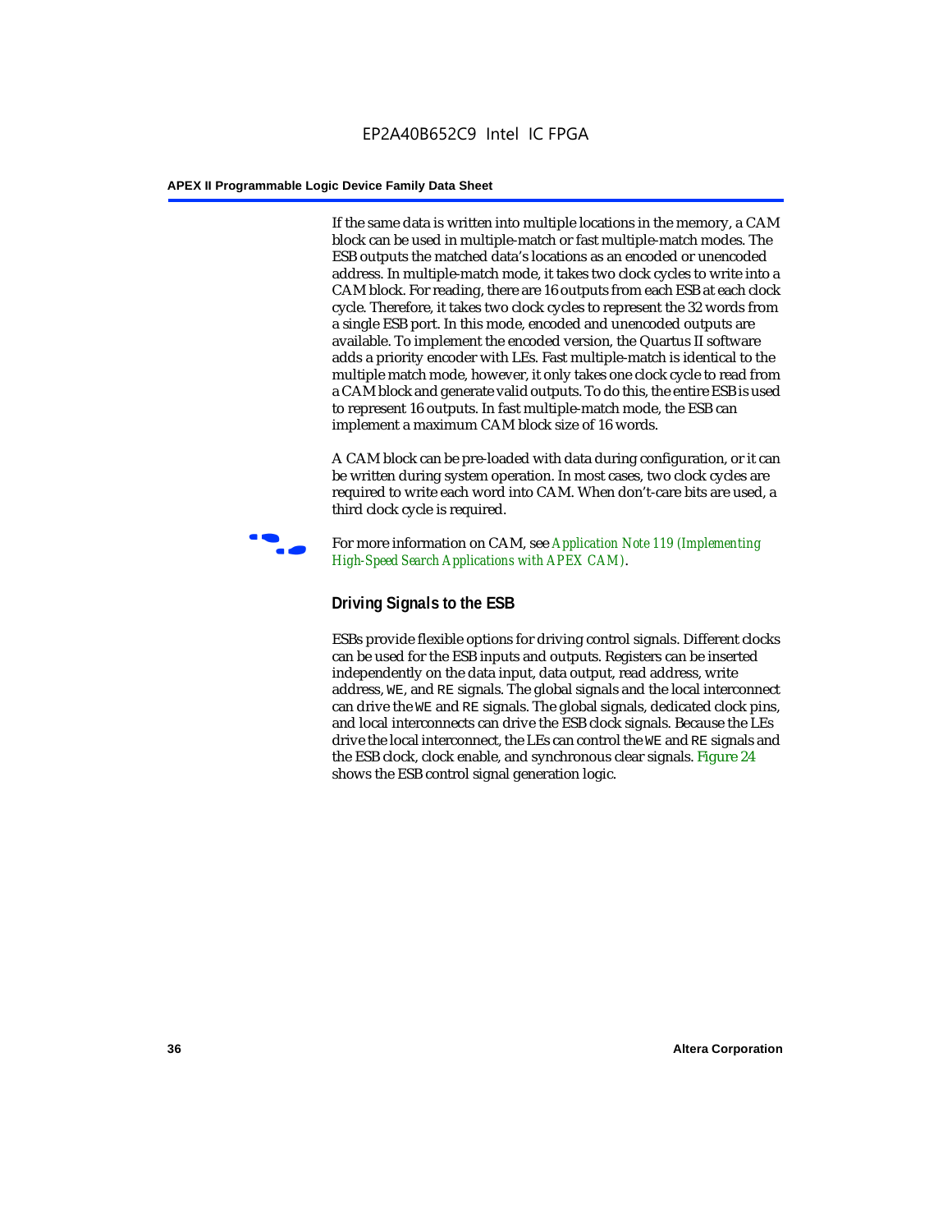If the same data is written into multiple locations in the memory, a CAM block can be used in multiple-match or fast multiple-match modes. The ESB outputs the matched data's locations as an encoded or unencoded address. In multiple-match mode, it takes two clock cycles to write into a CAM block. For reading, there are 16 outputs from each ESB at each clock cycle. Therefore, it takes two clock cycles to represent the 32 words from a single ESB port. In this mode, encoded and unencoded outputs are available. To implement the encoded version, the Quartus II software adds a priority encoder with LEs. Fast multiple-match is identical to the multiple match mode, however, it only takes one clock cycle to read from a CAM block and generate valid outputs. To do this, the entire ESB is used to represent 16 outputs. In fast multiple-match mode, the ESB can implement a maximum CAM block size of 16 words.

A CAM block can be pre-loaded with data during configuration, or it can be written during system operation. In most cases, two clock cycles are required to write each word into CAM. When don't-care bits are used, a third clock cycle is required.

For more information on CAM, see *Application Note 119 (Implementing High-Speed Search Applications with APEX CAM)*.

### Driving Signals to the ESB

ESBs provide flexible options for driving control signals. Different clocks can be used for the ESB inputs and outputs. Registers can be inserted independently on the data input, data output, read address, write address, `WE`, and `RE` signals. The global signals and the local interconnect can drive the `WE` and `RE` signals. The global signals, dedicated clock pins, and local interconnects can drive the ESB clock signals. Because the LEs drive the local interconnect, the LEs can control the `WE` and `RE` signals and the ESB clock, clock enable, and synchronous clear signals. Figure 24 shows the ESB control signal generation logic.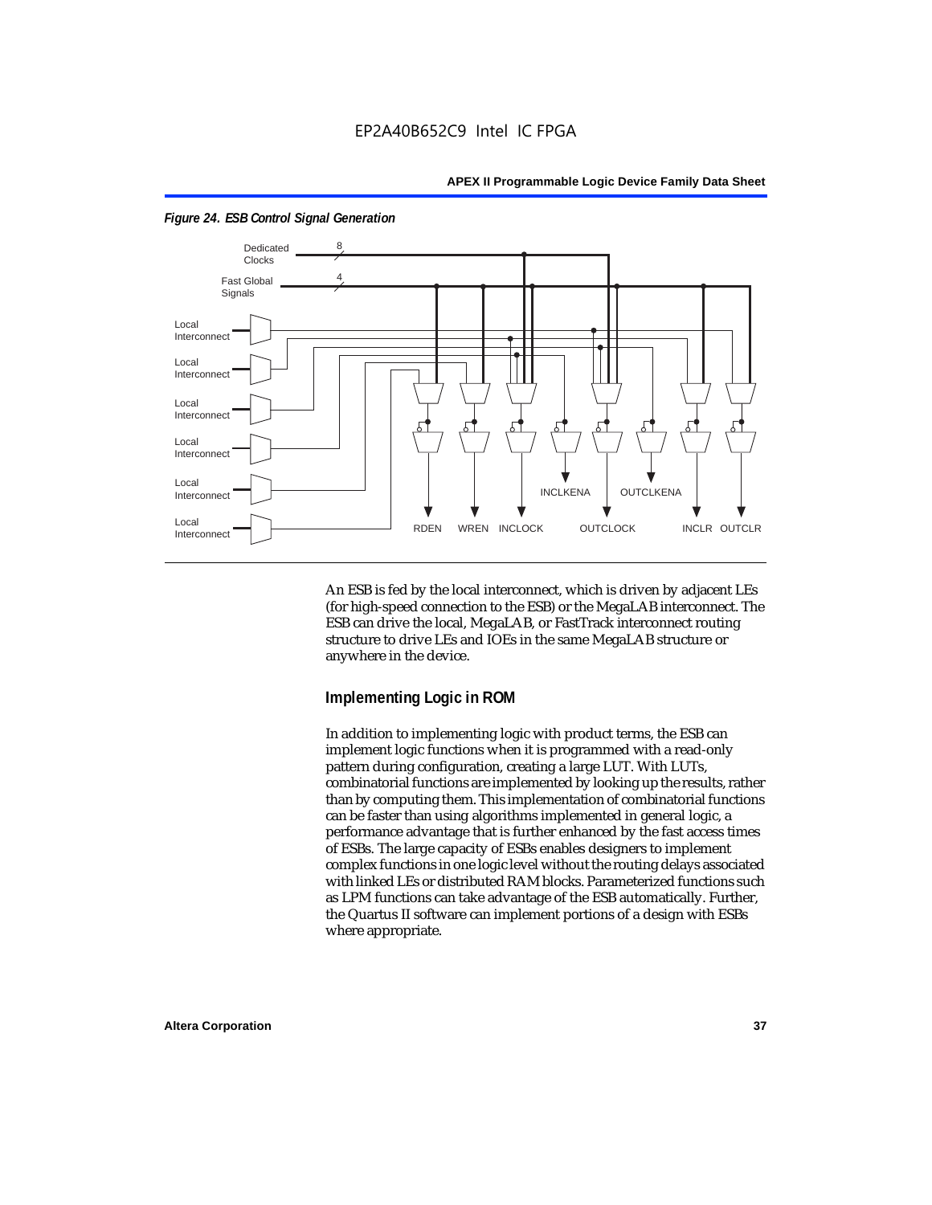*Figure 24. ESB Control Signal Generation*

An ESB is fed by the local interconnect, which is driven by adjacent LEs (for high-speed connection to the ESB) or the MegaLAB interconnect. The ESB can drive the local, MegaLAB, or FastTrack interconnect routing structure to drive LEs and IOEs in the same MegaLAB structure or anywhere in the device.

## Implementing Logic in ROM

In addition to implementing logic with product terms, the ESB can implement logic functions when it is programmed with a read-only pattern during configuration, creating a large LUT. With LUTs, combinatorial functions are implemented by looking up the results, rather than by computing them. This implementation of combinatorial functions can be faster than using algorithms implemented in general logic, a performance advantage that is further enhanced by the fast access times of ESBs. The large capacity of ESBs enables designers to implement complex functions in one logic level without the routing delays associated with linked LEs or distributed RAM blocks. Parameterized functions such as LPM functions can take advantage of the ESB automatically. Further, the Quartus II software can implement portions of a design with ESBs where appropriate.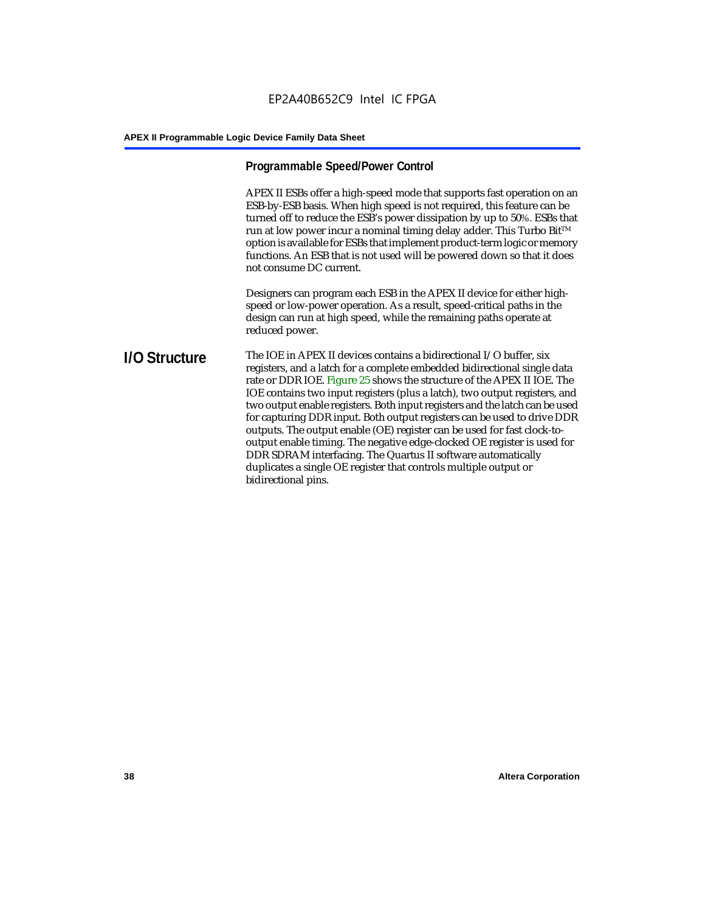### Programmable Speed/Power Control

APEX II ESBs offer a high-speed mode that supports fast operation on an ESB-by-ESB basis. When high speed is not required, this feature can be turned off to reduce the ESB's power dissipation by up to 50%. ESBs that run at low power incur a nominal timing delay adder. This Turbo Bit™ option is available for ESBs that implement product-term logic or memory functions. An ESB that is not used will be powered down so that it does not consume DC current.

Designers can program each ESB in the APEX II device for either high-speed or low-power operation. As a result, speed-critical paths in the design can run at high speed, while the remaining paths operate at reduced power.

## I/O Structure

The IOE in APEX II devices contains a bidirectional I/O buffer, six registers, and a latch for a complete embedded bidirectional single data rate or DDR IOE. Figure 25 shows the structure of the APEX II IOE. The IOE contains two input registers (plus a latch), two output registers, and two output enable registers. Both input registers and the latch can be used for capturing DDR input. Both output registers can be used to drive DDR outputs. The output enable (OE) register can be used for fast clock-to-output enable timing. The negative edge-clocked OE register is used for DDR SDRAM interfacing. The Quartus II software automatically duplicates a single OE register that controls multiple output or bidirectional pins.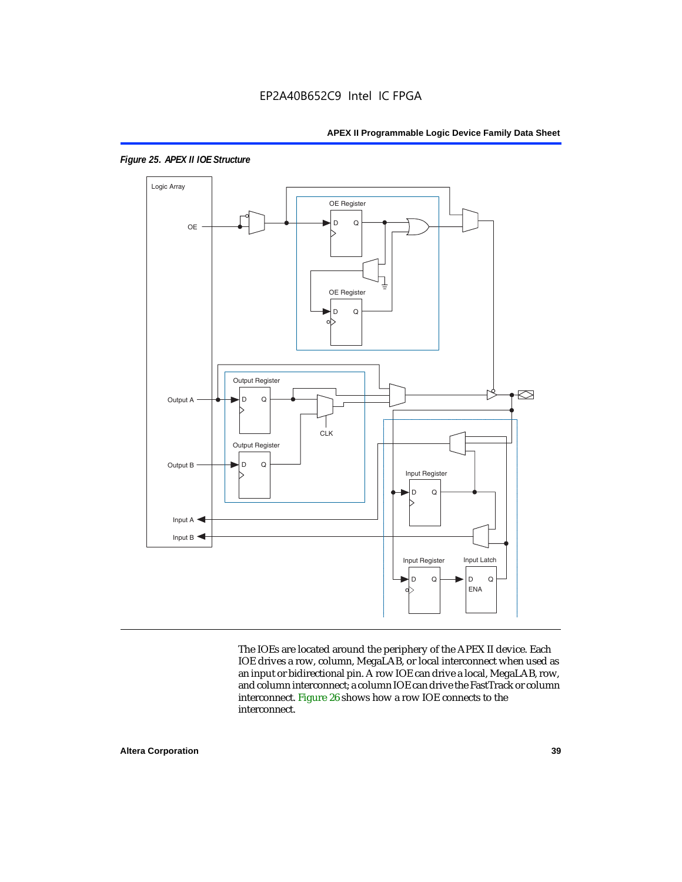*Figure 25. APEX II IOE Structure*

The IOEs are located around the periphery of the APEX II device. Each IOE drives a row, column, MegaLAB, or local interconnect when used as an input or bidirectional pin. A row IOE can drive a local, MegaLAB, row, and column interconnect; a column IOE can drive the FastTrack or column interconnect. Figure 26 shows how a row IOE connects to the interconnect.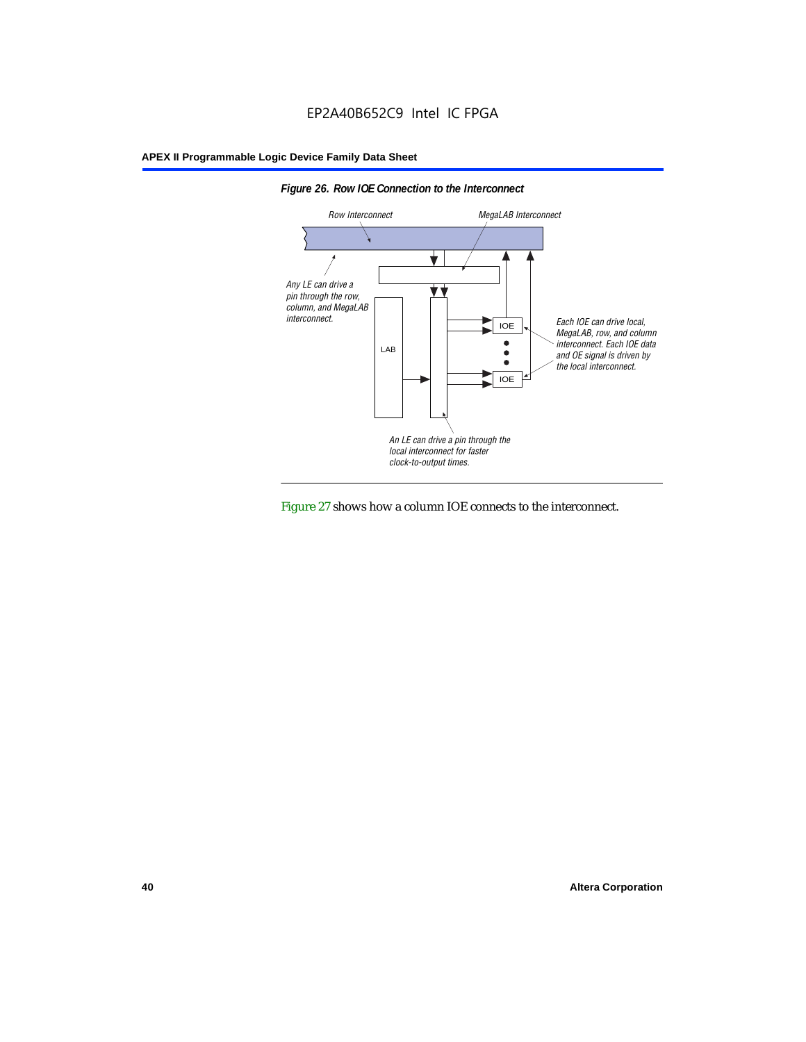*Figure 26. Row IOE Connection to the Interconnect*

Row Interconnect

MegaLAB Interconnect

Any LE can drive a pin through the row, column, and MegaLAB interconnect.

LAB

IOE

IOE

Each IOE can drive local, MegaLAB, row, and column interconnect. Each IOE data and OE signal is driven by the local interconnect.

An LE can drive a pin through the local interconnect for faster clock-to-output times.

Figure 27 shows how a column IOE connects to the interconnect.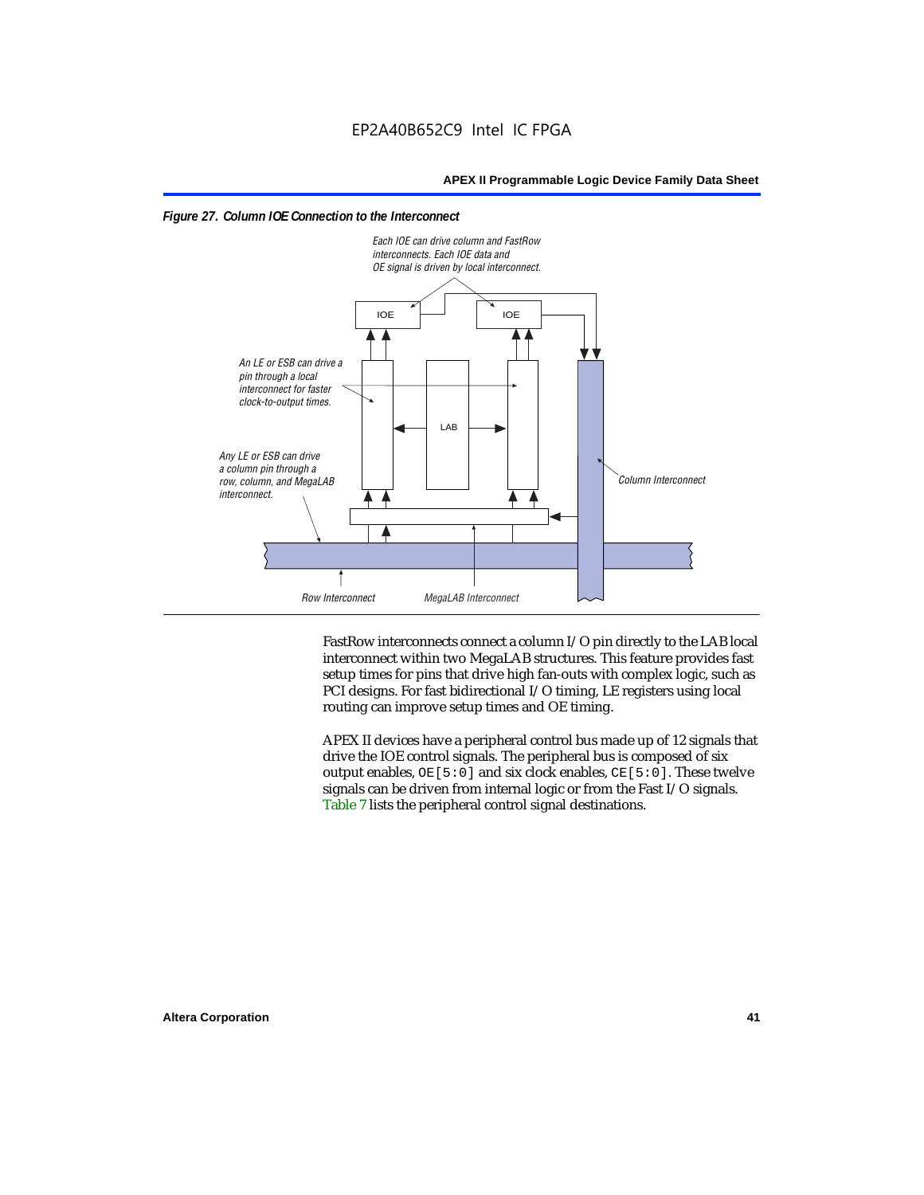*Figure 27. Column IOE Connection to the Interconnect*

FastRow interconnects connect a column I/O pin directly to the LAB local interconnect within two MegaLAB structures. This feature provides fast setup times for pins that drive high fan-outs with complex logic, such as PCI designs. For fast bidirectional I/O timing, LE registers using local routing can improve setup times and OE timing.

APEX II devices have a peripheral control bus made up of 12 signals that drive the IOE control signals. The peripheral bus is composed of six output enables, `OE[5:0]` and six clock enables, `CE[5:0]`. These twelve signals can be driven from internal logic or from the Fast I/O signals. Table 7 lists the peripheral control signal destinations.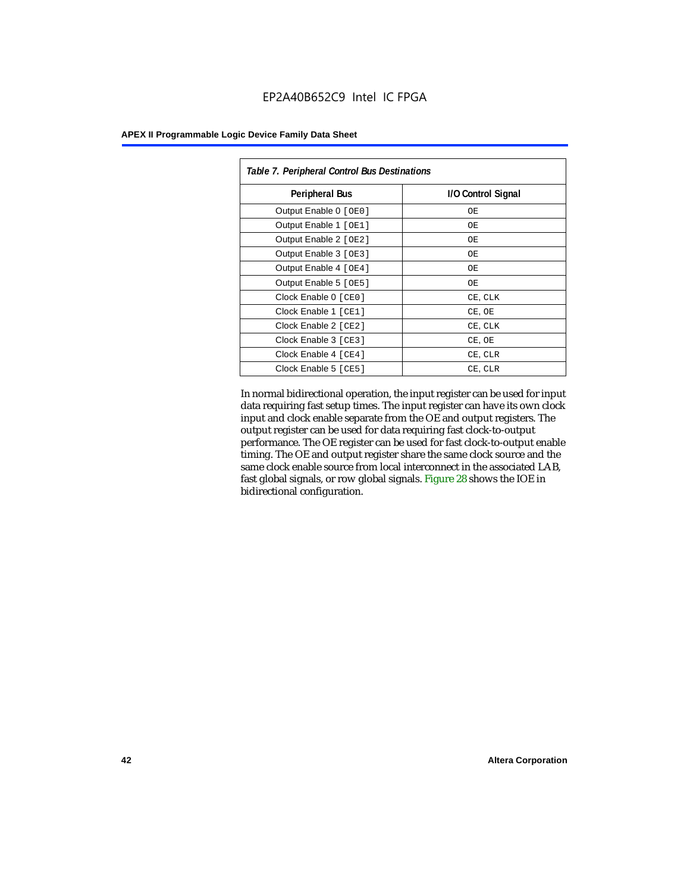*Table 7. Peripheral Control Bus Destinations*

| Peripheral Bus | I/O Control Signal |
|---|---|
| Output Enable 0 [OE0] | OE |
| Output Enable 1 [OE1] | OE |
| Output Enable 2 [OE2] | OE |
| Output Enable 3 [OE3] | OE |
| Output Enable 4 [OE4] | OE |
| Output Enable 5 [OE5] | OE |
| Clock Enable 0 [CE0] | CE, CLK |
| Clock Enable 1 [CE1] | CE, OE |
| Clock Enable 2 [CE2] | CE, CLK |
| Clock Enable 3 [CE3] | CE, OE |
| Clock Enable 4 [CE4] | CE, CLR |
| Clock Enable 5 [CE5] | CE, CLR |

In normal bidirectional operation, the input register can be used for input data requiring fast setup times. The input register can have its own clock input and clock enable separate from the OE and output registers. The output register can be used for data requiring fast clock-to-output performance. The OE register can be used for fast clock-to-output enable timing. The OE and output register share the same clock source and the same clock enable source from local interconnect in the associated LAB, fast global signals, or row global signals. Figure 28 shows the IOE in bidirectional configuration.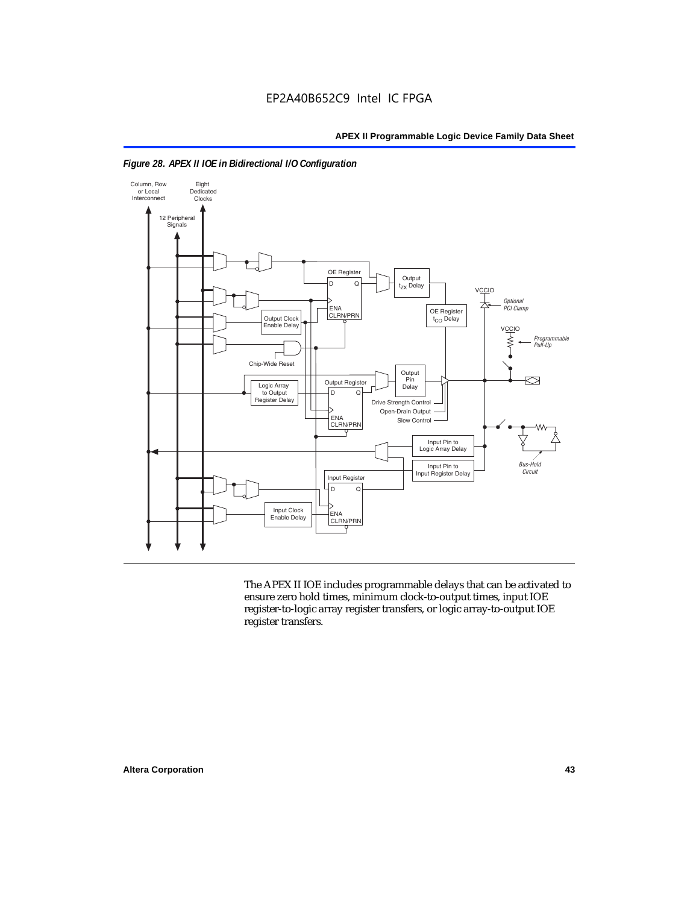*Figure 28. APEX II IOE in Bidirectional I/O Configuration*

The APEX II IOE includes programmable delays that can be activated to ensure zero hold times, minimum clock-to-output times, input IOE register-to-logic array register transfers, or logic array-to-output IOE register transfers.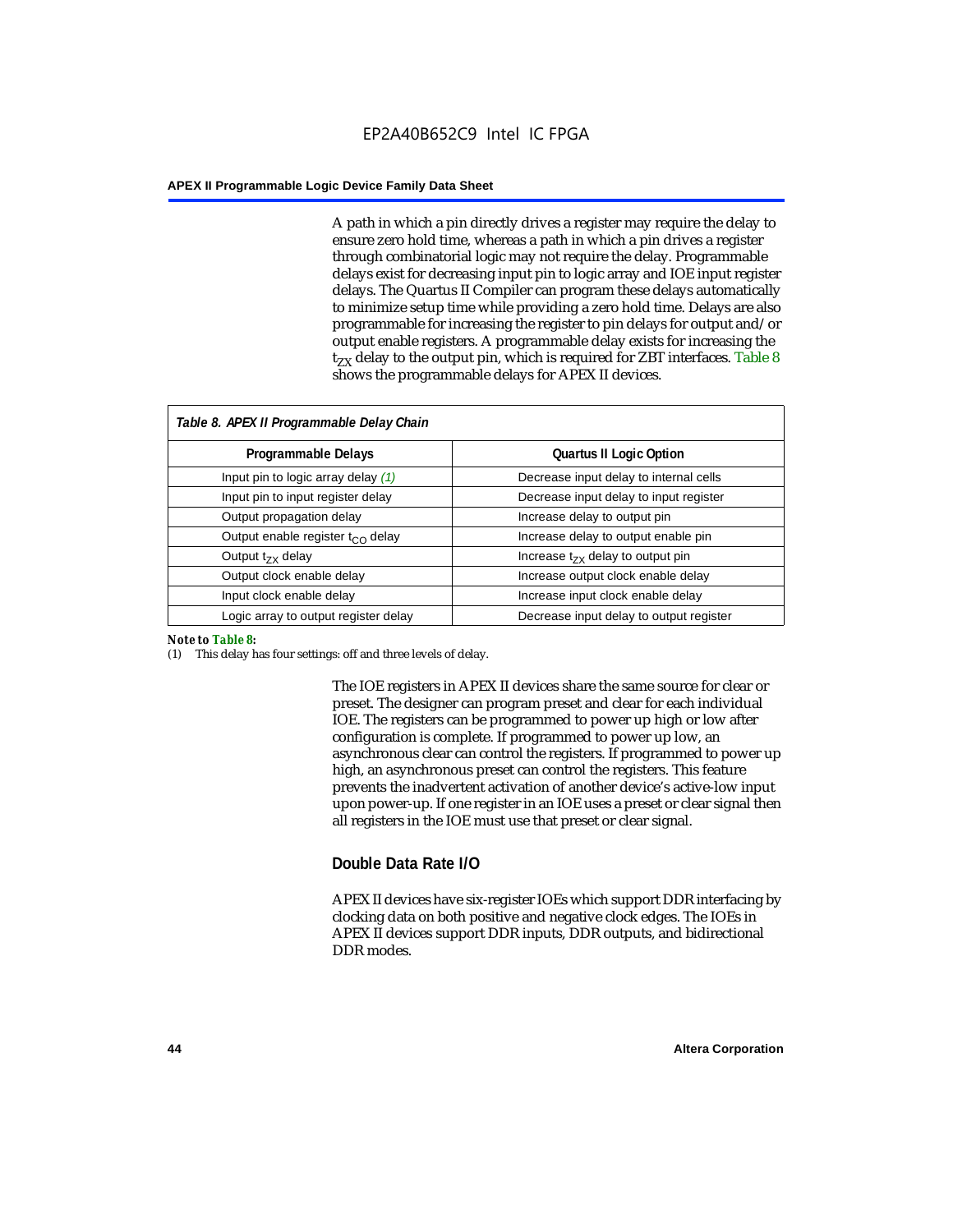A path in which a pin directly drives a register may require the delay to ensure zero hold time, whereas a path in which a pin drives a register through combinatorial logic may not require the delay. Programmable delays exist for decreasing input pin to logic array and IOE input register delays. The Quartus II Compiler can program these delays automatically to minimize setup time while providing a zero hold time. Delays are also programmable for increasing the register to pin delays for output and/or output enable registers. A programmable delay exists for increasing the $t_{ZX}$ delay to the output pin, which is required for ZBT interfaces. Table 8 shows the programmable delays for APEX II devices.

*Table 8. APEX II Programmable Delay Chain*

| Programmable Delays | Quartus II Logic Option |
|---|---|
| Input pin to logic array delay *(1)* | Decrease input delay to internal cells |
| Input pin to input register delay | Decrease input delay to input register |
| Output propagation delay | Increase delay to output pin |
| Output enable register $t_{CO}$ delay | Increase delay to output enable pin |
| Output $t_{ZX}$ delay | Increase $t_{ZX}$ delay to output pin |
| Output clock enable delay | Increase output clock enable delay |
| Input clock enable delay | Increase input clock enable delay |
| Logic array to output register delay | Decrease input delay to output register |

***Note to Table 8:***

(1) This delay has four settings: off and three levels of delay.

The IOE registers in APEX II devices share the same source for clear or preset. The designer can program preset and clear for each individual IOE. The registers can be programmed to power up high or low after configuration is complete. If programmed to power up low, an asynchronous clear can control the registers. If programmed to power up high, an asynchronous preset can control the registers. This feature prevents the inadvertent activation of another device's active-low input upon power-up. If one register in an IOE uses a preset or clear signal then all registers in the IOE must use that preset or clear signal.

## Double Data Rate I/O

APEX II devices have six-register IOEs which support DDR interfacing by clocking data on both positive and negative clock edges. The IOEs in APEX II devices support DDR inputs, DDR outputs, and bidirectional DDR modes.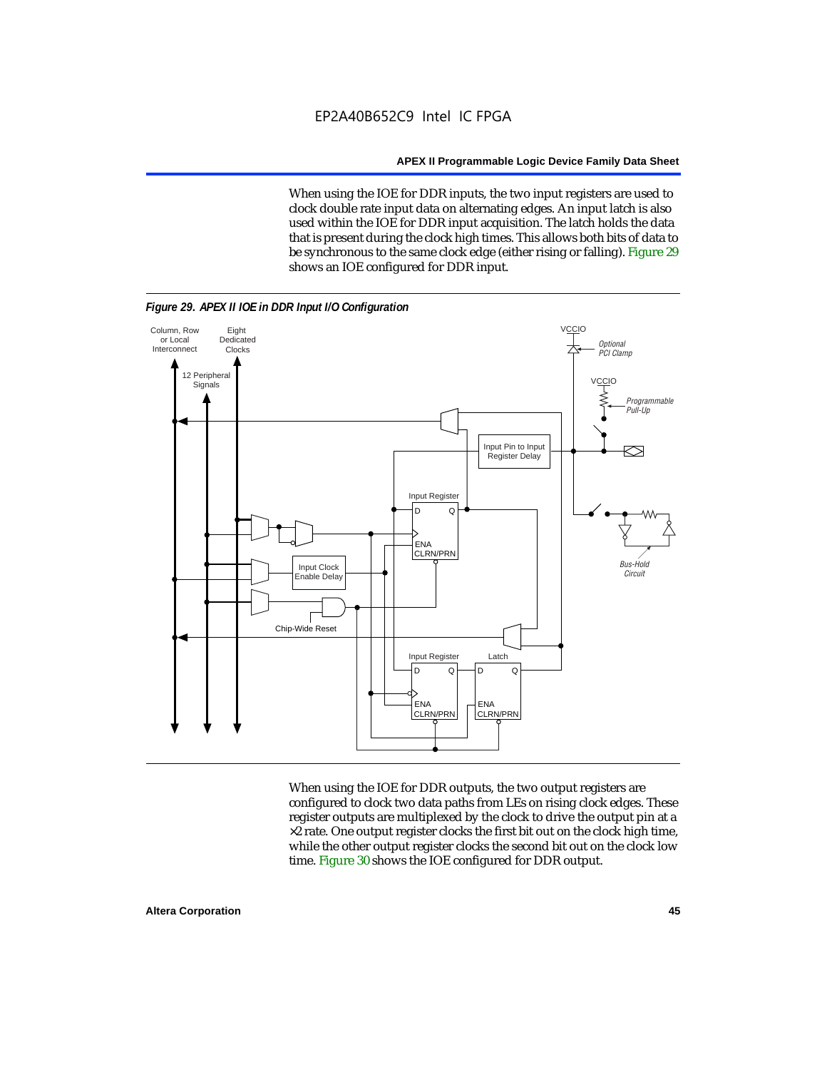When using the IOE for DDR inputs, the two input registers are used to clock double rate input data on alternating edges. An input latch is also used within the IOE for DDR input acquisition. The latch holds the data that is present during the clock high times. This allows both bits of data to be synchronous to the same clock edge (either rising or falling). Figure 29 shows an IOE configured for DDR input.

*Figure 29. APEX II IOE in DDR Input I/O Configuration*

When using the IOE for DDR outputs, the two output registers are configured to clock two data paths from LEs on rising clock edges. These register outputs are multiplexed by the clock to drive the output pin at a ×2 rate. One output register clocks the first bit out on the clock high time, while the other output register clocks the second bit out on the clock low time. Figure 30 shows the IOE configured for DDR output.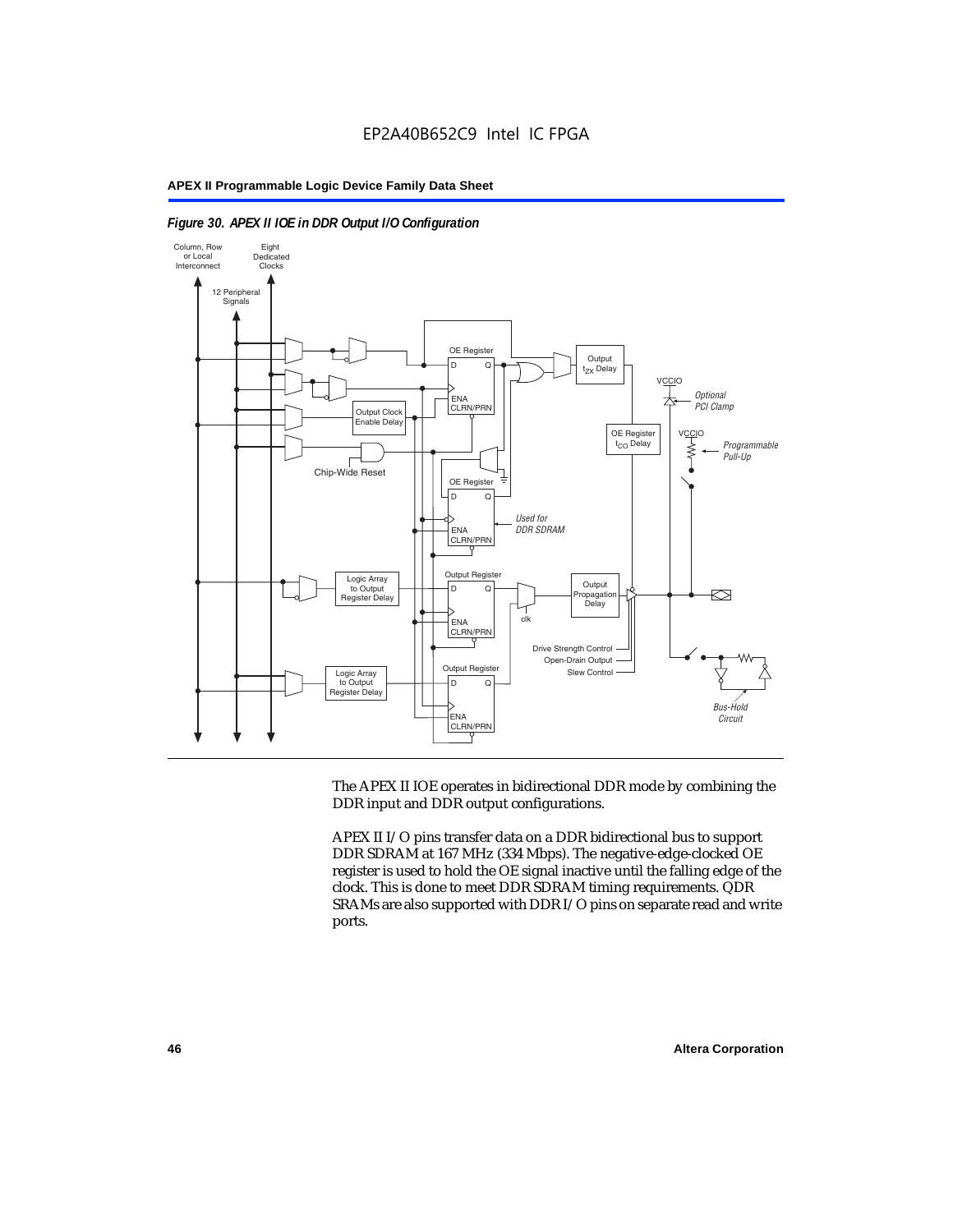*Figure 30. APEX II IOE in DDR Output I/O Configuration*

The APEX II IOE operates in bidirectional DDR mode by combining the DDR input and DDR output configurations.

APEX II I/O pins transfer data on a DDR bidirectional bus to support DDR SDRAM at 167 MHz (334 Mbps). The negative-edge-clocked OE register is used to hold the OE signal inactive until the falling edge of the clock. This is done to meet DDR SDRAM timing requirements. QDR SRAMs are also supported with DDR I/O pins on separate read and write ports.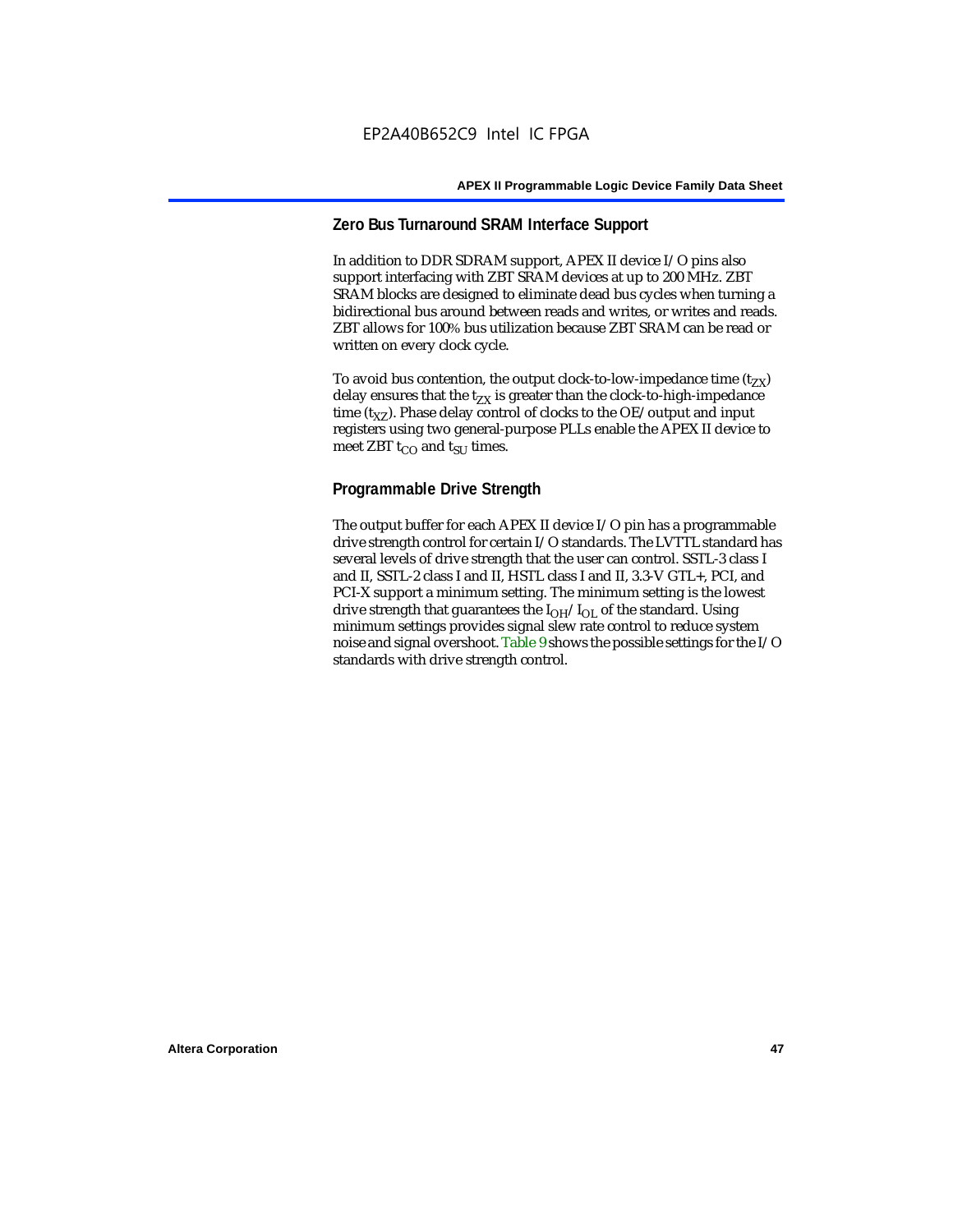## Zero Bus Turnaround SRAM Interface Support

In addition to DDR SDRAM support, APEX II device I/O pins also support interfacing with ZBT SRAM devices at up to 200 MHz. ZBT SRAM blocks are designed to eliminate dead bus cycles when turning a bidirectional bus around between reads and writes, or writes and reads. ZBT allows for 100% bus utilization because ZBT SRAM can be read or written on every clock cycle.

To avoid bus contention, the output clock-to-low-impedance time ($t_{ZX}$) delay ensures that the $t_{ZX}$ is greater than the clock-to-high-impedance time ($t_{XZ}$). Phase delay control of clocks to the OE/output and input registers using two general-purpose PLLs enable the APEX II device to meet ZBT $t_{CO}$ and $t_{SU}$ times.

## Programmable Drive Strength

The output buffer for each APEX II device I/O pin has a programmable drive strength control for certain I/O standards. The LVTTL standard has several levels of drive strength that the user can control. SSTL-3 class I and II, SSTL-2 class I and II, HSTL class I and II, 3.3-V GTL+, PCI, and PCI-X support a minimum setting. The minimum setting is the lowest drive strength that guarantees the $I_{OH}/I_{OL}$ of the standard. Using minimum settings provides signal slew rate control to reduce system noise and signal overshoot. Table 9 shows the possible settings for the I/O standards with drive strength control.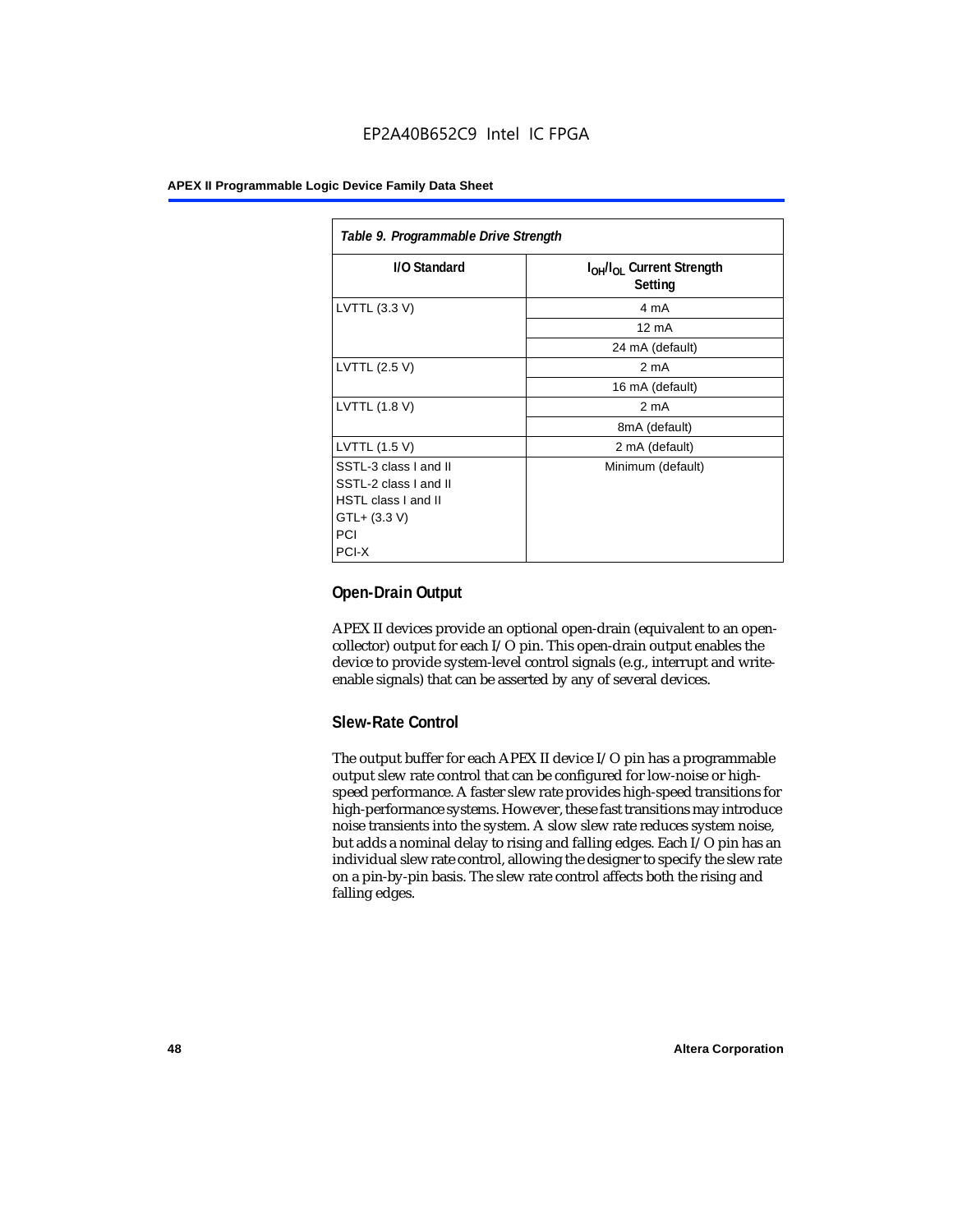*Table 9. Programmable Drive Strength*

| I/O Standard | $I_{OH}/I_{OL}$ Current Strength Setting |
| --- | --- |
| LVTTL (3.3 V) | 4 mA |
| | 12 mA |
| | 24 mA (default) |
| LVTTL (2.5 V) | 2 mA |
| | 16 mA (default) |
| LVTTL (1.8 V) | 2 mA |
| | 8mA (default) |
| LVTTL (1.5 V) | 2 mA (default) |
| SSTL-3 class I and II<br>SSTL-2 class I and II<br>HSTL class I and II<br>GTL+ (3.3 V)<br>PCI<br>PCI-X | Minimum (default) |

## Open-Drain Output

APEX II devices provide an optional open-drain (equivalent to an open-collector) output for each I/O pin. This open-drain output enables the device to provide system-level control signals (e.g., interrupt and write-enable signals) that can be asserted by any of several devices.

## Slew-Rate Control

The output buffer for each APEX II device I/O pin has a programmable output slew rate control that can be configured for low-noise or high-speed performance. A faster slew rate provides high-speed transitions for high-performance systems. However, these fast transitions may introduce noise transients into the system. A slow slew rate reduces system noise, but adds a nominal delay to rising and falling edges. Each I/O pin has an individual slew rate control, allowing the designer to specify the slew rate on a pin-by-pin basis. The slew rate control affects both the rising and falling edges.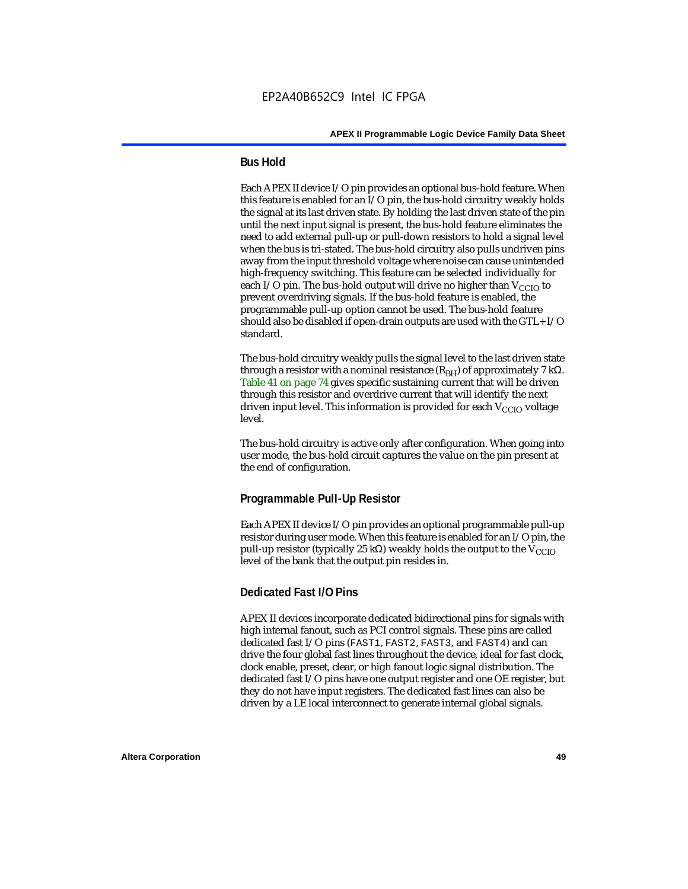## Bus Hold

Each APEX II device I/O pin provides an optional bus-hold feature. When this feature is enabled for an I/O pin, the bus-hold circuitry weakly holds the signal at its last driven state. By holding the last driven state of the pin until the next input signal is present, the bus-hold feature eliminates the need to add external pull-up or pull-down resistors to hold a signal level when the bus is tri-stated. The bus-hold circuitry also pulls undriven pins away from the input threshold voltage where noise can cause unintended high-frequency switching. This feature can be selected individually for each I/O pin. The bus-hold output will drive no higher than $V_{CCIO}$ to prevent overdriving signals. If the bus-hold feature is enabled, the programmable pull-up option cannot be used. The bus-hold feature should also be disabled if open-drain outputs are used with the GTL+ I/O standard.

The bus-hold circuitry weakly pulls the signal level to the last driven state through a resistor with a nominal resistance ($R_{BH}$) of approximately 7 kΩ. Table 41 on page 74 gives specific sustaining current that will be driven through this resistor and overdrive current that will identify the next driven input level. This information is provided for each $V_{CCIO}$ voltage level.

The bus-hold circuitry is active only after configuration. When going into user mode, the bus-hold circuit captures the value on the pin present at the end of configuration.

## Programmable Pull-Up Resistor

Each APEX II device I/O pin provides an optional programmable pull-up resistor during user mode. When this feature is enabled for an I/O pin, the pull-up resistor (typically 25 kΩ) weakly holds the output to the $V_{CCIO}$ level of the bank that the output pin resides in.

## Dedicated Fast I/O Pins

APEX II devices incorporate dedicated bidirectional pins for signals with high internal fanout, such as PCI control signals. These pins are called dedicated fast I/O pins (FAST1, FAST2, FAST3, and FAST4) and can drive the four global fast lines throughout the device, ideal for fast clock, clock enable, preset, clear, or high fanout logic signal distribution. The dedicated fast I/O pins have one output register and one OE register, but they do not have input registers. The dedicated fast lines can also be driven by a LE local interconnect to generate internal global signals.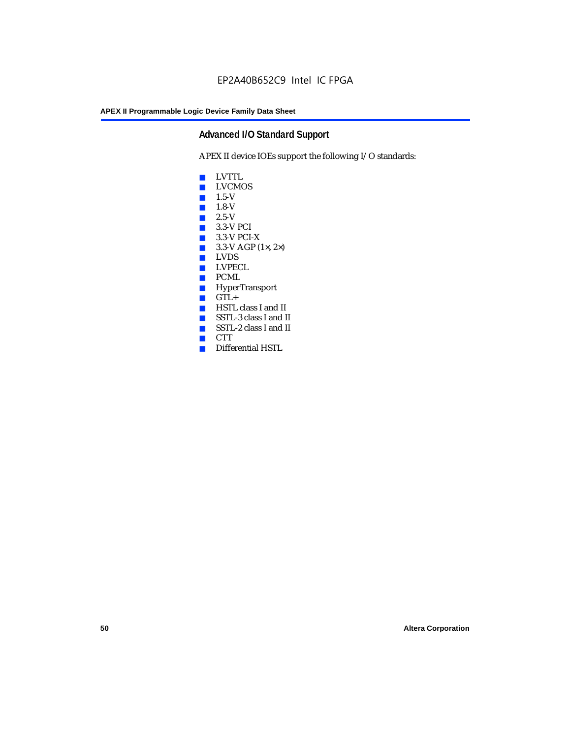## Advanced I/O Standard Support

APEX II device IOEs support the following I/O standards:

- LVTTL
- LVCMOS
- 1.5-V
- 1.8-V
- 2.5-V
- 3.3-V PCI
- 3.3-V PCI-X
- 3.3-V AGP (1×, 2×)
- LVDS
- LVPECL
- PCML
- HyperTransport
- GTL+
- HSTL class I and II
- SSTL-3 class I and II
- SSTL-2 class I and II
- CTT
- Differential HSTL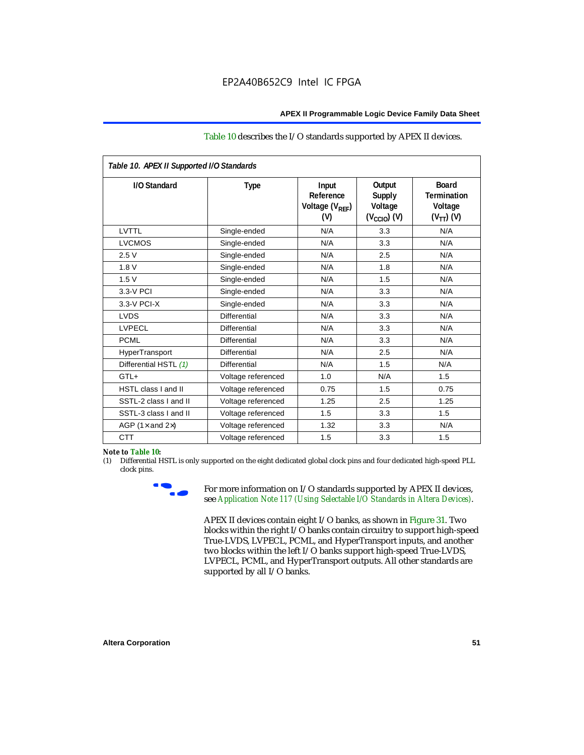Table 10 describes the I/O standards supported by APEX II devices.

| I/O Standard | Type | Input Reference Voltage ($V_{REF}$) (V) | Output Supply Voltage ($V_{CCIO}$) (V) | Board Termination Voltage ($V_{TT}$) (V) |
|---|---|---|---|---|
| LVTTL | Single-ended | N/A | 3.3 | N/A |
| LVCMOS | Single-ended | N/A | 3.3 | N/A |
| 2.5 V | Single-ended | N/A | 2.5 | N/A |
| 1.8 V | Single-ended | N/A | 1.8 | N/A |
| 1.5 V | Single-ended | N/A | 1.5 | N/A |
| 3.3-V PCI | Single-ended | N/A | 3.3 | N/A |
| 3.3-V PCI-X | Single-ended | N/A | 3.3 | N/A |
| LVDS | Differential | N/A | 3.3 | N/A |
| LVPECL | Differential | N/A | 3.3 | N/A |
| PCML | Differential | N/A | 3.3 | N/A |
| HyperTransport | Differential | N/A | 2.5 | N/A |
| Differential HSTL *(1)* | Differential | N/A | 1.5 | N/A |
| GTL+ | Voltage referenced | 1.0 | N/A | 1.5 |
| HSTL class I and II | Voltage referenced | 0.75 | 1.5 | 0.75 |
| SSTL-2 class I and II | Voltage referenced | 1.25 | 2.5 | 1.25 |
| SSTL-3 class I and II | Voltage referenced | 1.5 | 3.3 | 1.5 |
| AGP (1× and 2×) | Voltage referenced | 1.32 | 3.3 | N/A |
| CTT | Voltage referenced | 1.5 | 3.3 | 1.5 |

*Table 10. APEX II Supported I/O Standards*

**Note to Table 10:**

(1) Differential HSTL is only supported on the eight dedicated global clock pins and four dedicated high-speed PLL clock pins.

For more information on I/O standards supported by APEX II devices, see *Application Note 117 (Using Selectable I/O Standards in Altera Devices)*.

APEX II devices contain eight I/O banks, as shown in Figure 31. Two blocks within the right I/O banks contain circuitry to support high-speed True-LVDS, LVPECL, PCML, and HyperTransport inputs, and another two blocks within the left I/O banks support high-speed True-LVDS, LVPECL, PCML, and HyperTransport outputs. All other standards are supported by all I/O banks.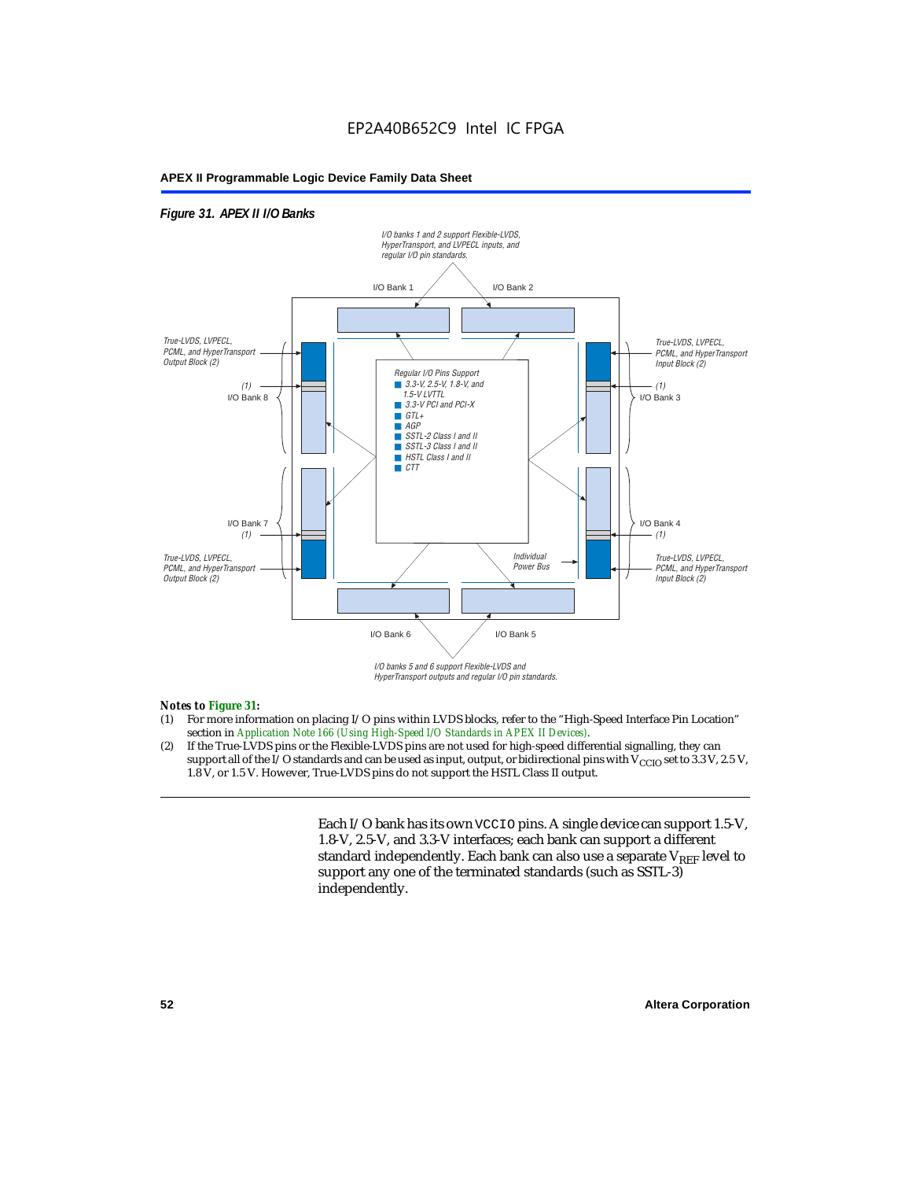*Figure 31. APEX II I/O Banks*

I/O banks 1 and 2 support Flexible-LVDS, HyperTransport, and LVPECL inputs, and regular I/O pin standards.

I/O Bank 1 | I/O Bank 2

True-LVDS, LVPECL, PCML, and HyperTransport Output Block (2)

(1) I/O Bank 8

Regular I/O Pins Support
- 3.3-V, 2.5-V, 1.8-V, and 1.5-V LVTTL
- 3.3-V PCI and PCI-X
- GTL+
- AGP
- SSTL-2 Class I and II
- SSTL-3 Class I and II
- HSTL Class I and II
- CTT

True-LVDS, LVPECL, PCML, and HyperTransport Input Block (2)

(1) I/O Bank 3

I/O Bank 7 (1)

True-LVDS, LVPECL, PCML, and HyperTransport Output Block (2)

Individual Power Bus

I/O Bank 4 (1)

True-LVDS, LVPECL, PCML, and HyperTransport Input Block (2)

I/O Bank 6 | I/O Bank 5

I/O banks 5 and 6 support Flexible-LVDS and HyperTransport outputs and regular I/O pin standards.

***Notes to Figure 31:***

(1) For more information on placing I/O pins within LVDS blocks, refer to the "High-Speed Interface Pin Location" section in *Application Note 166 (Using High-Speed I/O Standards in APEX II Devices)*.

(2) If the True-LVDS pins or the Flexible-LVDS pins are not used for high-speed differential signalling, they can support all of the I/O standards and can be used as input, output, or bidirectional pins with $V_{CCIO}$ set to 3.3 V, 2.5 V, 1.8 V, or 1.5 V. However, True-LVDS pins do not support the HSTL Class II output.

Each I/O bank has its own `VCCIO` pins. A single device can support 1.5-V, 1.8-V, 2.5-V, and 3.3-V interfaces; each bank can support a different standard independently. Each bank can also use a separate $V_{REF}$ level to support any one of the terminated standards (such as SSTL-3) independently.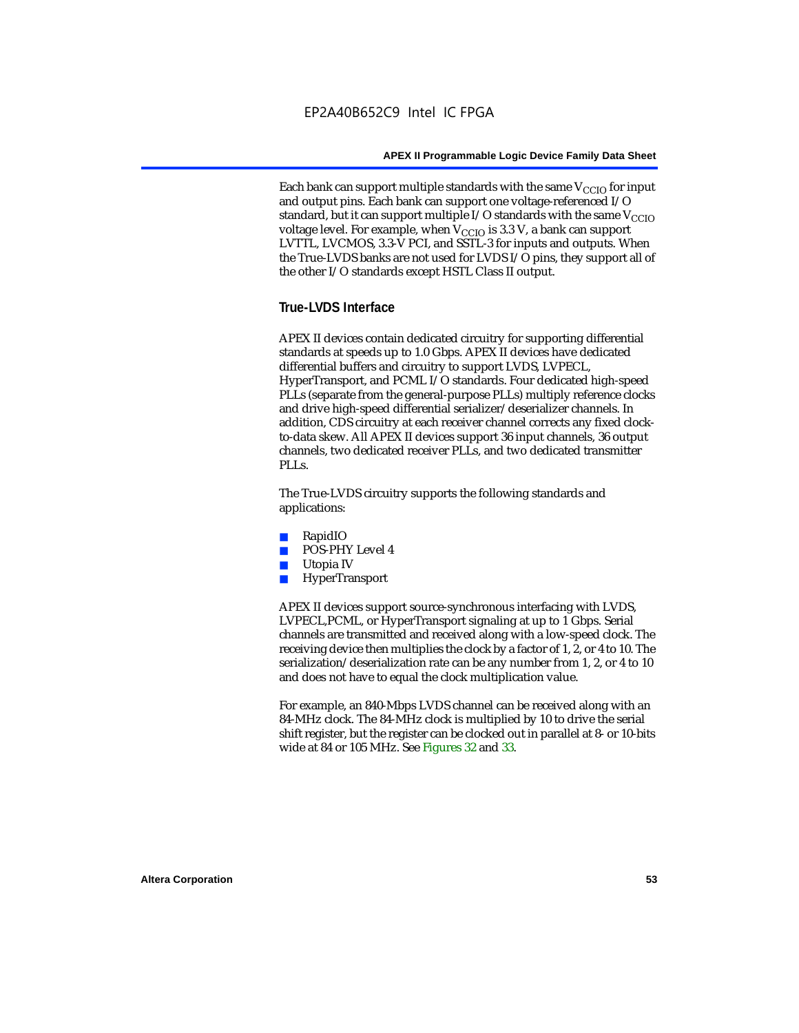Each bank can support multiple standards with the same $V_{CCIO}$ for input and output pins. Each bank can support one voltage-referenced I/O standard, but it can support multiple I/O standards with the same $V_{CCIO}$ voltage level. For example, when $V_{CCIO}$ is 3.3 V, a bank can support LVTTL, LVCMOS, 3.3-V PCI, and SSTL-3 for inputs and outputs. When the True-LVDS banks are not used for LVDS I/O pins, they support all of the other I/O standards except HSTL Class II output.

## True-LVDS Interface

APEX II devices contain dedicated circuitry for supporting differential standards at speeds up to 1.0 Gbps. APEX II devices have dedicated differential buffers and circuitry to support LVDS, LVPECL, HyperTransport, and PCML I/O standards. Four dedicated high-speed PLLs (separate from the general-purpose PLLs) multiply reference clocks and drive high-speed differential serializer/deserializer channels. In addition, CDS circuitry at each receiver channel corrects any fixed clock-to-data skew. All APEX II devices support 36 input channels, 36 output channels, two dedicated receiver PLLs, and two dedicated transmitter PLLs.

The True-LVDS circuitry supports the following standards and applications:

- RapidIO
- POS-PHY Level 4
- Utopia IV
- HyperTransport

APEX II devices support source-synchronous interfacing with LVDS, LVPECL,PCML, or HyperTransport signaling at up to 1 Gbps. Serial channels are transmitted and received along with a low-speed clock. The receiving device then multiplies the clock by a factor of 1, 2, or 4 to 10. The serialization/deserialization rate can be any number from 1, 2, or 4 to 10 and does not have to equal the clock multiplication value.

For example, an 840-Mbps LVDS channel can be received along with an 84-MHz clock. The 84-MHz clock is multiplied by 10 to drive the serial shift register, but the register can be clocked out in parallel at 8- or 10-bits wide at 84 or 105 MHz. See Figures 32 and 33.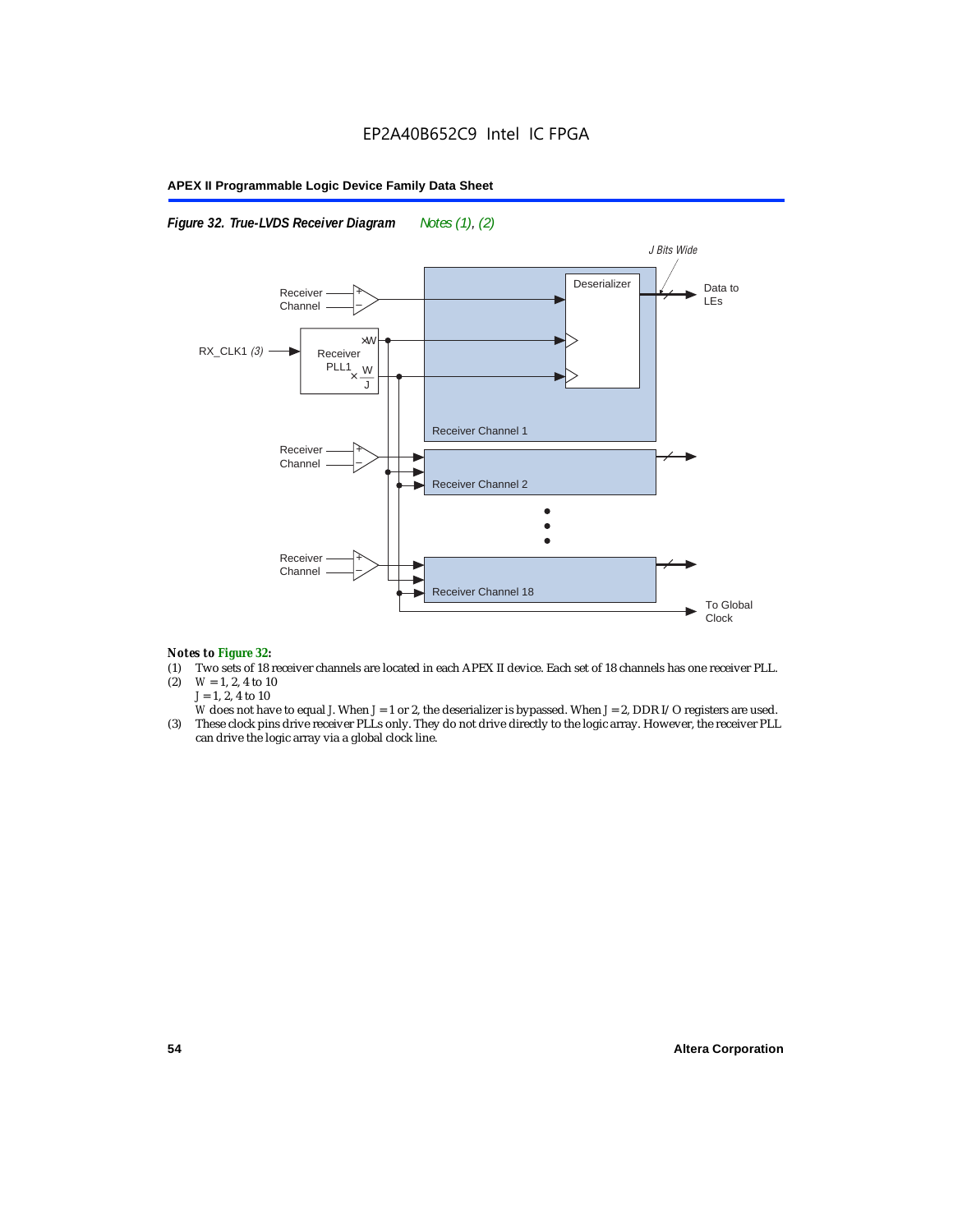EP2A40B652C9 Intel IC FPGA

**Figure 32. True-LVDS Receiver Diagram** *Notes (1), (2)*

J Bits Wide

Receiver Channel

Deserializer

Data to LEs

RX_CLK1 (3)

Receiver PLL1

×W

× W/J

Receiver Channel 1

Receiver Channel

Receiver Channel 2

Receiver Channel

Receiver Channel 18

To Global Clock

**Notes to Figure 32:**

(1) Two sets of 18 receiver channels are located in each APEX II device. Each set of 18 channels has one receiver PLL.

(2) $W = 1, 2, 4$ to 10
$J = 1, 2, 4$ to 10
$W$ does not have to equal $J$. When $J = 1$ or 2, the deserializer is bypassed. When $J = 2$, DDR I/O registers are used.

(3) These clock pins drive receiver PLLs only. They do not drive directly to the logic array. However, the receiver PLL can drive the logic array via a global clock line.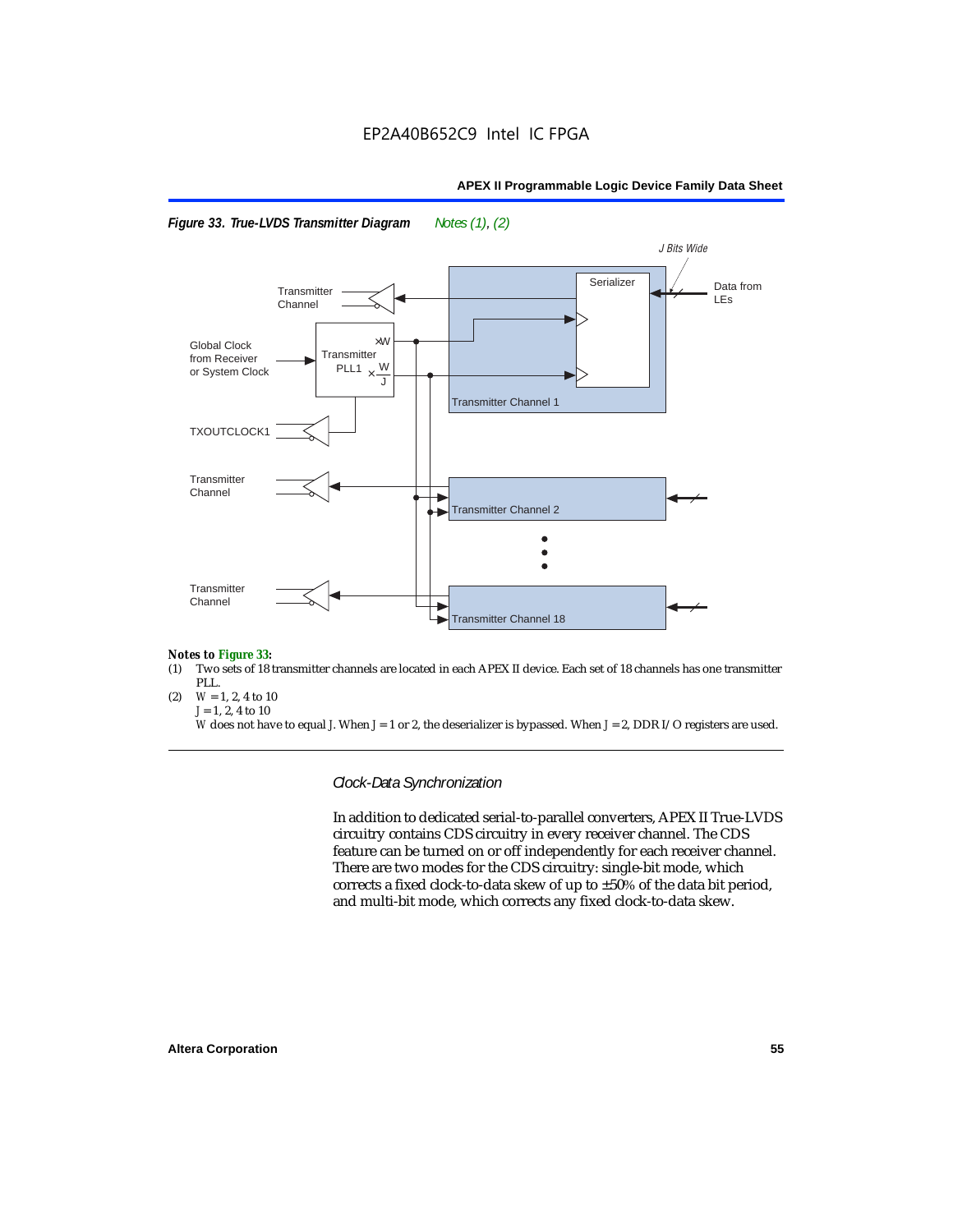**Figure 33. True-LVDS Transmitter Diagram** *Notes (1), (2)*

*Notes to Figure 33:*

(1) Two sets of 18 transmitter channels are located in each APEX II device. Each set of 18 channels has one transmitter PLL.

(2) $W = 1, 2, 4$ to $10$
$J = 1, 2, 4$ to $10$
$W$ does not have to equal $J$. When $J = 1$ or $2$, the deserializer is bypassed. When $J = 2$, DDR I/O registers are used.

### *Clock-Data Synchronization*

In addition to dedicated serial-to-parallel converters, APEX II True-LVDS circuitry contains CDS circuitry in every receiver channel. The CDS feature can be turned on or off independently for each receiver channel. There are two modes for the CDS circuitry: single-bit mode, which corrects a fixed clock-to-data skew of up to ±50% of the data bit period, and multi-bit mode, which corrects any fixed clock-to-data skew.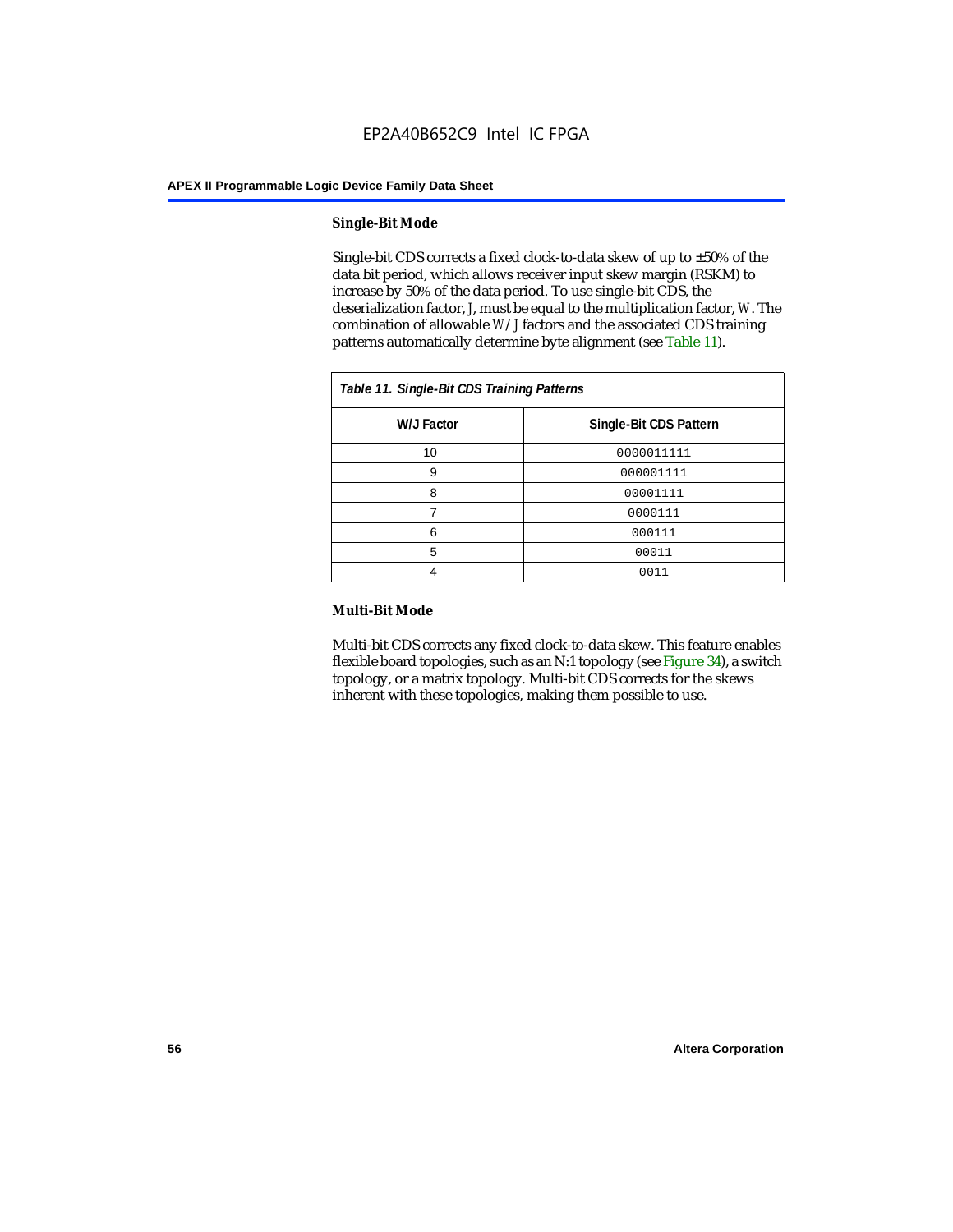### Single-Bit Mode

Single-bit CDS corrects a fixed clock-to-data skew of up to ±50% of the data bit period, which allows receiver input skew margin (RSKM) to increase by 50% of the data period. To use single-bit CDS, the deserialization factor, *J*, must be equal to the multiplication factor, *W*. The combination of allowable *W*/*J* factors and the associated CDS training patterns automatically determine byte alignment (see Table 11).

*Table 11. Single-Bit CDS Training Patterns*

| W/J Factor | Single-Bit CDS Pattern |
|---|---|
| 10 | 0000011111 |
| 9 | 000001111 |
| 8 | 00001111 |
| 7 | 0000111 |
| 6 | 000111 |
| 5 | 00011 |
| 4 | 0011 |

### Multi-Bit Mode

Multi-bit CDS corrects any fixed clock-to-data skew. This feature enables flexible board topologies, such as an N:1 topology (see Figure 34), a switch topology, or a matrix topology. Multi-bit CDS corrects for the skews inherent with these topologies, making them possible to use.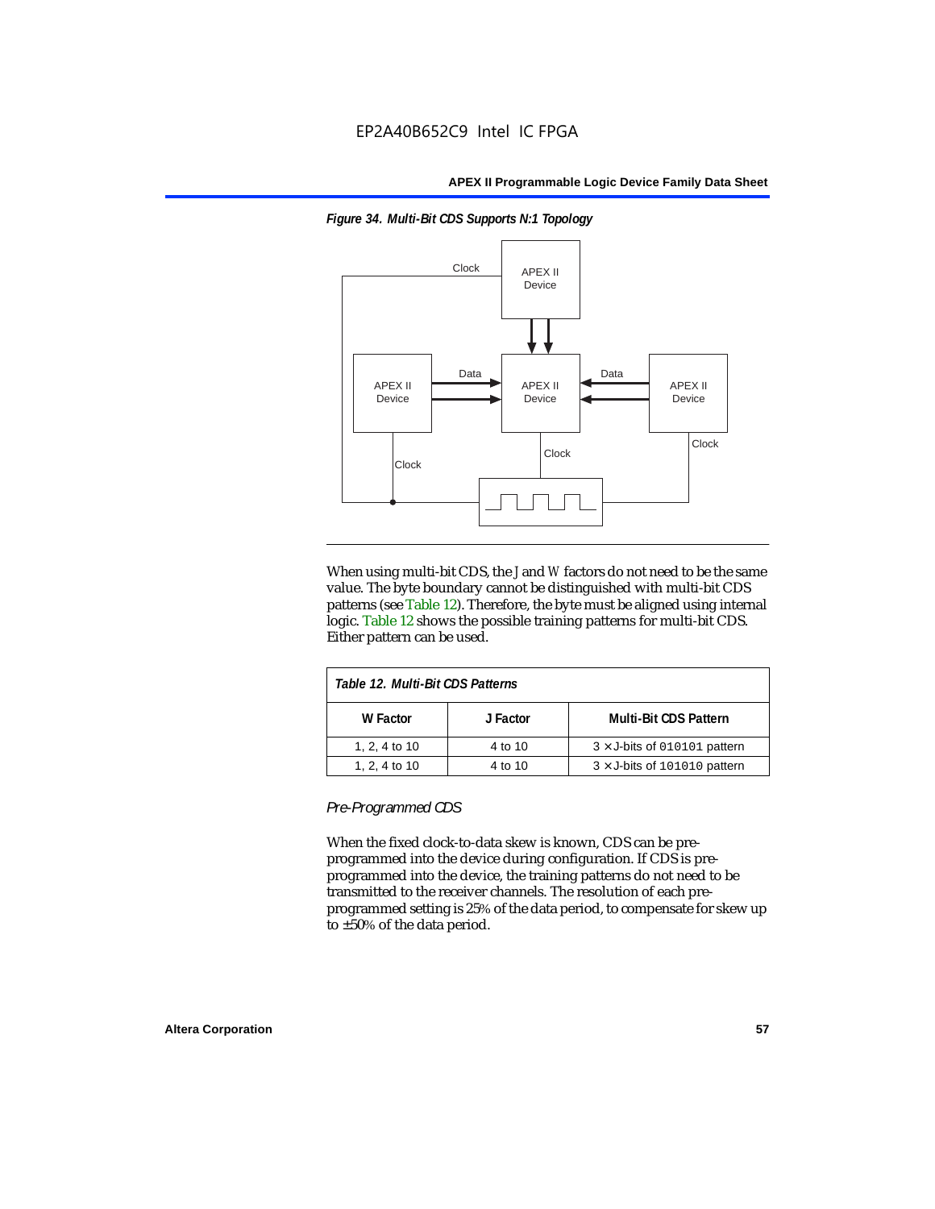*Figure 34. Multi-Bit CDS Supports N:1 Topology*

When using multi-bit CDS, the *J* and *W* factors do not need to be the same value. The byte boundary cannot be distinguished with multi-bit CDS patterns (see Table 12). Therefore, the byte must be aligned using internal logic. Table 12 shows the possible training patterns for multi-bit CDS. Either pattern can be used.

| Table 12. Multi-Bit CDS Patterns | | |
|---|---|---|
| **W Factor** | **J Factor** | **Multi-Bit CDS Pattern** |
| 1, 2, 4 to 10 | 4 to 10 | 3 × J-bits of `010101` pattern |
| 1, 2, 4 to 10 | 4 to 10 | 3 × J-bits of `101010` pattern |

### *Pre-Programmed CDS*

When the fixed clock-to-data skew is known, CDS can be pre-programmed into the device during configuration. If CDS is pre-programmed into the device, the training patterns do not need to be transmitted to the receiver channels. The resolution of each pre-programmed setting is 25% of the data period, to compensate for skew up to ±50% of the data period.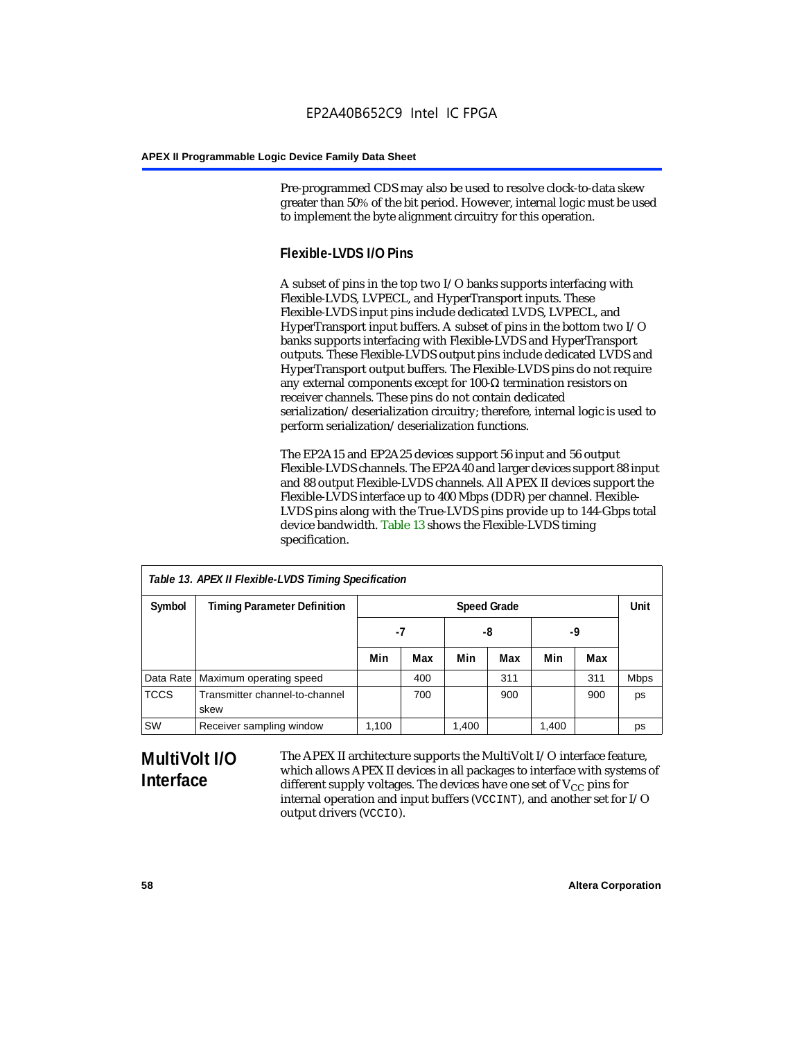Pre-programmed CDS may also be used to resolve clock-to-data skew greater than 50% of the bit period. However, internal logic must be used to implement the byte alignment circuitry for this operation.

### Flexible-LVDS I/O Pins

A subset of pins in the top two I/O banks supports interfacing with Flexible-LVDS, LVPECL, and HyperTransport inputs. These Flexible-LVDS input pins include dedicated LVDS, LVPECL, and HyperTransport input buffers. A subset of pins in the bottom two I/O banks supports interfacing with Flexible-LVDS and HyperTransport outputs. These Flexible-LVDS output pins include dedicated LVDS and HyperTransport output buffers. The Flexible-LVDS pins do not require any external components except for 100-Ω termination resistors on receiver channels. These pins do not contain dedicated serialization/deserialization circuitry; therefore, internal logic is used to perform serialization/deserialization functions.

The EP2A15 and EP2A25 devices support 56 input and 56 output Flexible-LVDS channels. The EP2A40 and larger devices support 88 input and 88 output Flexible-LVDS channels. All APEX II devices support the Flexible-LVDS interface up to 400 Mbps (DDR) per channel. Flexible-LVDS pins along with the True-LVDS pins provide up to 144-Gbps total device bandwidth. Table 13 shows the Flexible-LVDS timing specification.

*Table 13. APEX II Flexible-LVDS Timing Specification*

| Symbol | Timing Parameter Definition | Speed Grade | | | | | | Unit |
|---|---|---|---|---|---|---|---|---|
| | | -7 | | -8 | | -9 | | |
| | | Min | Max | Min | Max | Min | Max | |
| Data Rate | Maximum operating speed | | 400 | | 311 | | 311 | Mbps |
| TCCS | Transmitter channel-to-channel skew | | 700 | | 900 | | 900 | ps |
| SW | Receiver sampling window | 1,100 | | 1,400 | | 1,400 | | ps |

## MultiVolt I/O Interface

The APEX II architecture supports the MultiVolt I/O interface feature, which allows APEX II devices in all packages to interface with systems of different supply voltages. The devices have one set of $V_{CC}$ pins for internal operation and input buffers (VCCINT), and another set for I/O output drivers (VCCIO).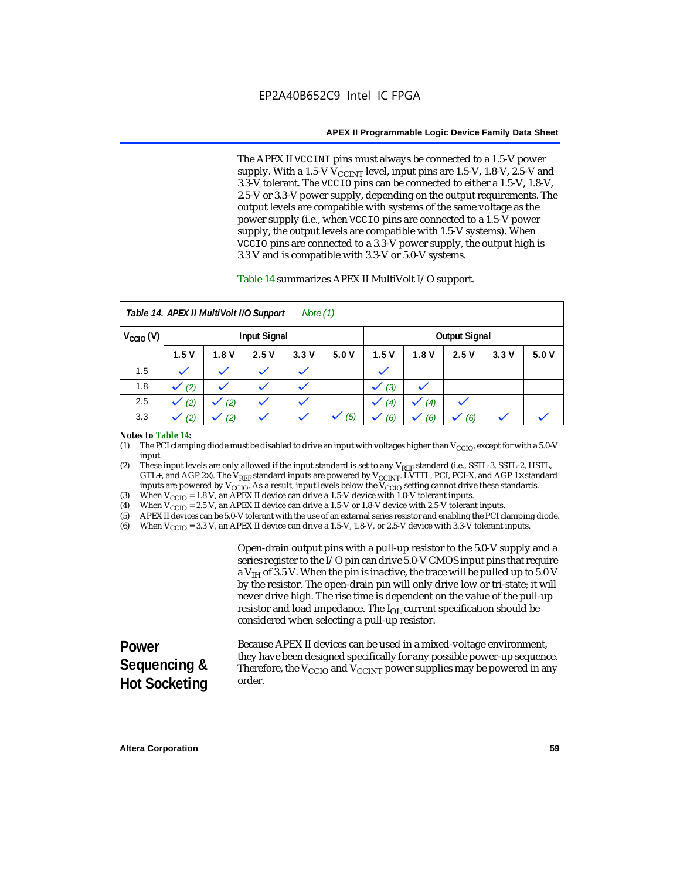The APEX II `VCCINT` pins must always be connected to a 1.5-V power supply. With a 1.5-V $V_{CCINT}$ level, input pins are 1.5-V, 1.8-V, 2.5-V and 3.3-V tolerant. The `VCCIO` pins can be connected to either a 1.5-V, 1.8-V, 2.5-V or 3.3-V power supply, depending on the output requirements. The output levels are compatible with systems of the same voltage as the power supply (i.e., when `VCCIO` pins are connected to a 1.5-V power supply, the output levels are compatible with 1.5-V systems). When `VCCIO` pins are connected to a 3.3-V power supply, the output high is 3.3 V and is compatible with 3.3-V or 5.0-V systems.

Table 14 summarizes APEX II MultiVolt I/O support.

*Table 14. APEX II MultiVolt I/O Support Note (1)*

| $V_{CCIO}$ (V) | Input Signal | | | | | Output Signal | | | | |
|---|---|---|---|---|---|---|---|---|---|---|
| | 1.5 V | 1.8 V | 2.5 V | 3.3 V | 5.0 V | 1.5 V | 1.8 V | 2.5 V | 3.3 V | 5.0 V |
| 1.5 | ✓ | ✓ | ✓ | ✓ | | ✓ | | | | |
| 1.8 | ✓ (2) | ✓ | ✓ | ✓ | | ✓ (3) | ✓ | | | |
| 2.5 | ✓ (2) | ✓ (2) | ✓ | ✓ | | ✓ (4) | ✓ (4) | ✓ | | |
| 3.3 | ✓ (2) | ✓ (2) | ✓ | ✓ | ✓ (5) | ✓ (6) | ✓ (6) | ✓ (6) | ✓ | ✓ |

***Notes to Table 14:***

(1) The PCI clamping diode must be disabled to drive an input with voltages higher than $V_{CCIO}$, except for with a 5.0-V input.

(2) These input levels are only allowed if the input standard is set to any $V_{REF}$ standard (i.e., SSTL-3, SSTL-2, HSTL, GTL+, and AGP 2×). The $V_{REF}$ standard inputs are powered by $V_{CCINT}$. LVTTL, PCI, PCI-X, and AGP 1× standard inputs are powered by $V_{CCIO}$. As a result, input levels below the $V_{CCIO}$ setting cannot drive these standards.

(3) When $V_{CCIO}$ = 1.8 V, an APEX II device can drive a 1.5-V device with 1.8-V tolerant inputs.

(4) When $V_{CCIO}$ = 2.5 V, an APEX II device can drive a 1.5-V or 1.8-V device with 2.5-V tolerant inputs.

(5) APEX II devices can be 5.0-V tolerant with the use of an external series resistor and enabling the PCI clamping diode.

(6) When $V_{CCIO}$ = 3.3 V, an APEX II device can drive a 1.5-V, 1.8-V, or 2.5-V device with 3.3-V tolerant inputs.

Open-drain output pins with a pull-up resistor to the 5.0-V supply and a series register to the I/O pin can drive 5.0-V CMOS input pins that require a $V_{IH}$ of 3.5 V. When the pin is inactive, the trace will be pulled up to 5.0 V by the resistor. The open-drain pin will only drive low or tri-state; it will never drive high. The rise time is dependent on the value of the pull-up resistor and load impedance. The $I_{OL}$ current specification should be considered when selecting a pull-up resistor.

## Power Sequencing & Hot Socketing

Because APEX II devices can be used in a mixed-voltage environment, they have been designed specifically for any possible power-up sequence. Therefore, the $V_{CCIO}$ and $V_{CCINT}$ power supplies may be powered in any order.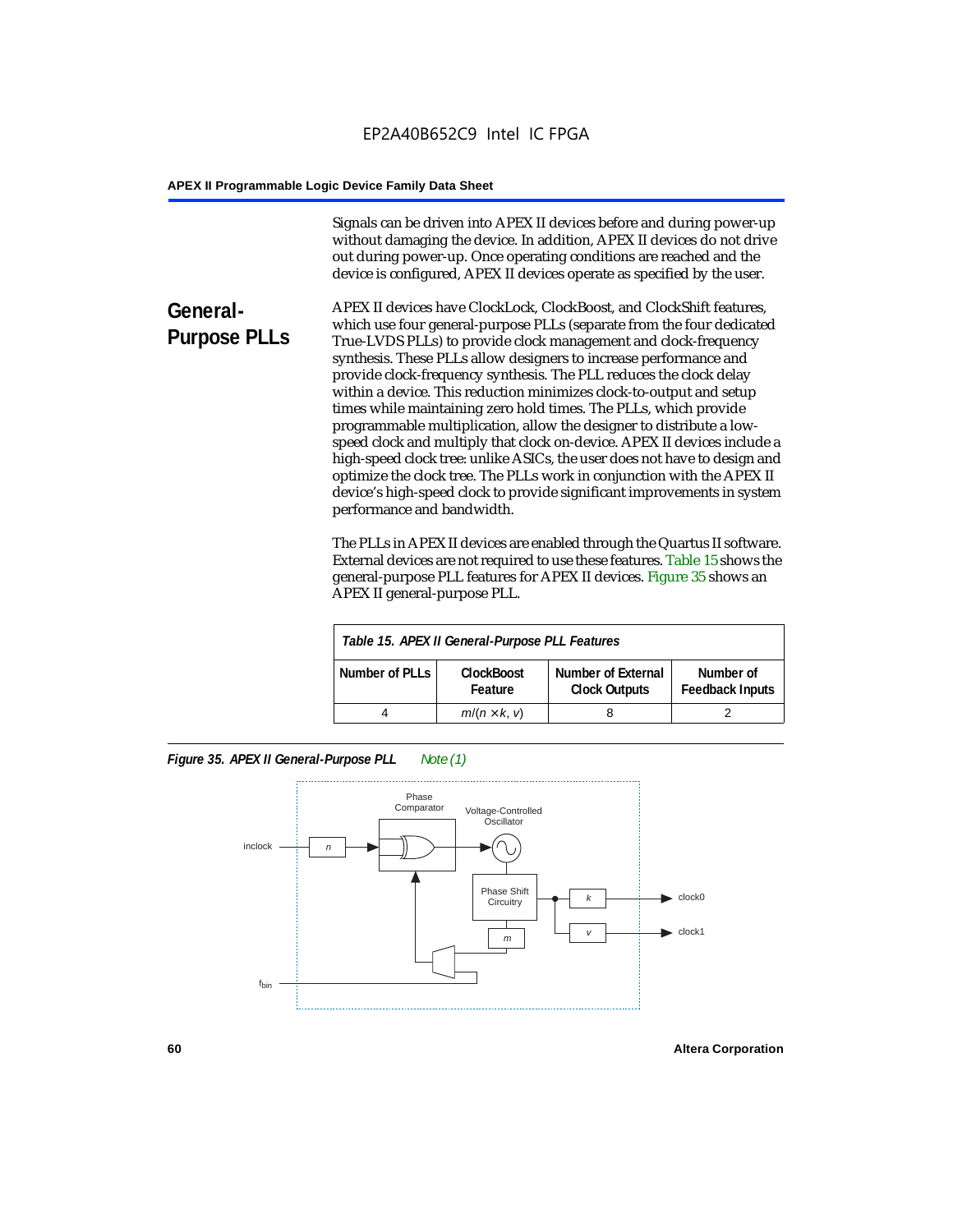Signals can be driven into APEX II devices before and during power-up without damaging the device. In addition, APEX II devices do not drive out during power-up. Once operating conditions are reached and the device is configured, APEX II devices operate as specified by the user.

## General-Purpose PLLs

APEX II devices have ClockLock, ClockBoost, and ClockShift features, which use four general-purpose PLLs (separate from the four dedicated True-LVDS PLLs) to provide clock management and clock-frequency synthesis. These PLLs allow designers to increase performance and provide clock-frequency synthesis. The PLL reduces the clock delay within a device. This reduction minimizes clock-to-output and setup times while maintaining zero hold times. The PLLs, which provide programmable multiplication, allow the designer to distribute a low-speed clock and multiply that clock on-device. APEX II devices include a high-speed clock tree: unlike ASICs, the user does not have to design and optimize the clock tree. The PLLs work in conjunction with the APEX II device's high-speed clock to provide significant improvements in system performance and bandwidth.

The PLLs in APEX II devices are enabled through the Quartus II software. External devices are not required to use these features. Table 15 shows the general-purpose PLL features for APEX II devices. Figure 35 shows an APEX II general-purpose PLL.

*Table 15. APEX II General-Purpose PLL Features*

| Number of PLLs | ClockBoost Feature | Number of External Clock Outputs | Number of Feedback Inputs |
|---|---|---|---|
| 4 | $m/(n \times k, v)$ | 8 | 2 |

*Figure 35. APEX II General-Purpose PLL* Note (1)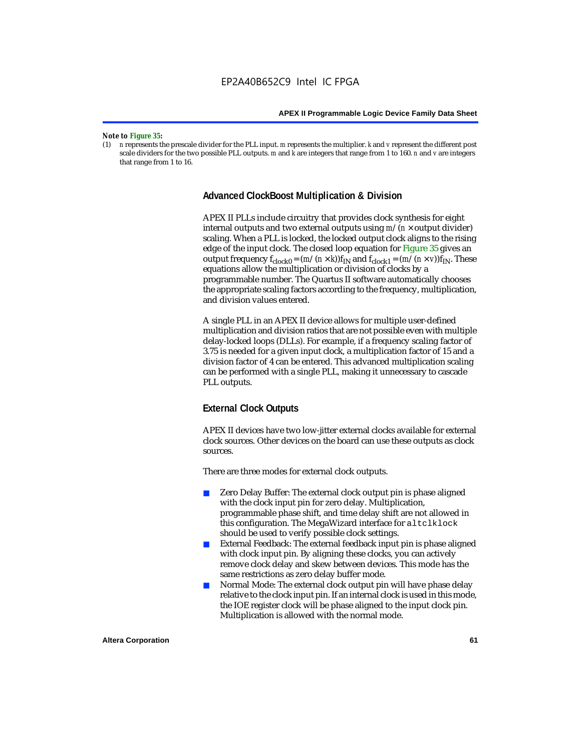*Note to* **Figure 35:**

(1) *n* represents the prescale divider for the PLL input. *m* represents the multiplier. *k* and *v* represent the different post scale dividers for the two possible PLL outputs. *m* and *k* are integers that range from 1 to 160. *n* and *v* are integers that range from 1 to 16.

### Advanced ClockBoost Multiplication & Division

APEX II PLLs include circuitry that provides clock synthesis for eight internal outputs and two external outputs using $m/(n \times \text{output divider})$ scaling. When a PLL is locked, the locked output clock aligns to the rising edge of the input clock. The closed loop equation for Figure 35 gives an output frequency $f_{clock0} = (m/(n \times k))f_{IN}$ and $f_{clock1} = (m/(n \times v))f_{IN}$. These equations allow the multiplication or division of clocks by a programmable number. The Quartus II software automatically chooses the appropriate scaling factors according to the frequency, multiplication, and division values entered.

A single PLL in an APEX II device allows for multiple user-defined multiplication and division ratios that are not possible even with multiple delay-locked loops (DLLs). For example, if a frequency scaling factor of 3.75 is needed for a given input clock, a multiplication factor of 15 and a division factor of 4 can be entered. This advanced multiplication scaling can be performed with a single PLL, making it unnecessary to cascade PLL outputs.

### External Clock Outputs

APEX II devices have two low-jitter external clocks available for external clock sources. Other devices on the board can use these outputs as clock sources.

There are three modes for external clock outputs.

- Zero Delay Buffer: The external clock output pin is phase aligned with the clock input pin for zero delay. Multiplication, programmable phase shift, and time delay shift are not allowed in this configuration. The MegaWizard interface for `altclklock` should be used to verify possible clock settings.
- External Feedback: The external feedback input pin is phase aligned with clock input pin. By aligning these clocks, you can actively remove clock delay and skew between devices. This mode has the same restrictions as zero delay buffer mode.
- Normal Mode: The external clock output pin will have phase delay relative to the clock input pin. If an internal clock is used in this mode, the IOE register clock will be phase aligned to the input clock pin. Multiplication is allowed with the normal mode.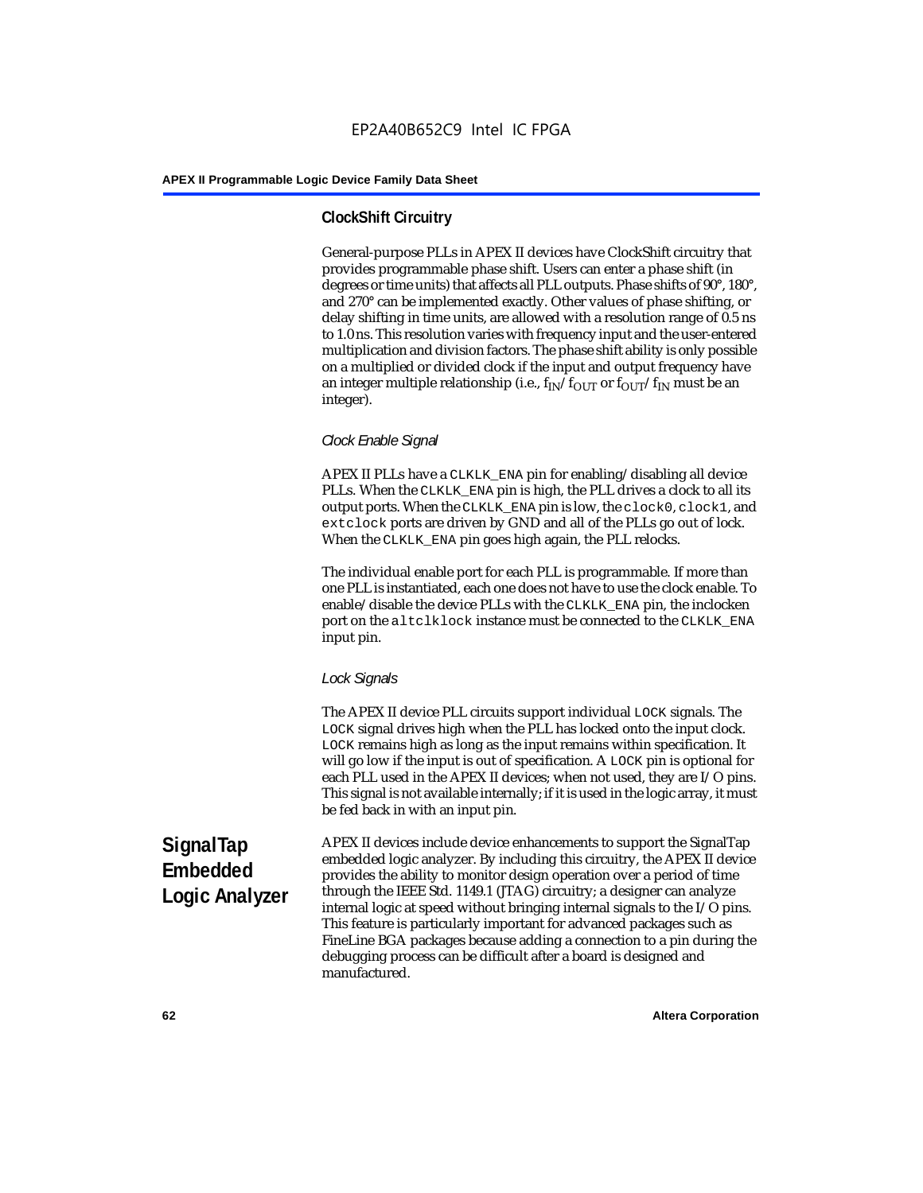### ClockShift Circuitry

General-purpose PLLs in APEX II devices have ClockShift circuitry that provides programmable phase shift. Users can enter a phase shift (in degrees or time units) that affects all PLL outputs. Phase shifts of 90°, 180°, and 270° can be implemented exactly. Other values of phase shifting, or delay shifting in time units, are allowed with a resolution range of 0.5 ns to 1.0 ns. This resolution varies with frequency input and the user-entered multiplication and division factors. The phase shift ability is only possible on a multiplied or divided clock if the input and output frequency have an integer multiple relationship (i.e., $f_{IN}/f_{OUT}$ or $f_{OUT}/f_{IN}$ must be an integer).

#### *Clock Enable Signal*

APEX II PLLs have a `CLKLK_ENA` pin for enabling/disabling all device PLLs. When the `CLKLK_ENA` pin is high, the PLL drives a clock to all its output ports. When the `CLKLK_ENA` pin is low, the `clock0`, `clock1`, and `extclock` ports are driven by GND and all of the PLLs go out of lock. When the `CLKLK_ENA` pin goes high again, the PLL relocks.

The individual enable port for each PLL is programmable. If more than one PLL is instantiated, each one does not have to use the clock enable. To enable/disable the device PLLs with the `CLKLK_ENA` pin, the inclocken port on the `altclklock` instance must be connected to the `CLKLK_ENA` input pin.

#### *Lock Signals*

The APEX II device PLL circuits support individual `LOCK` signals. The `LOCK` signal drives high when the PLL has locked onto the input clock. `LOCK` remains high as long as the input remains within specification. It will go low if the input is out of specification. A `LOCK` pin is optional for each PLL used in the APEX II devices; when not used, they are I/O pins. This signal is not available internally; if it is used in the logic array, it must be fed back in with an input pin.

## SignalTap Embedded Logic Analyzer

APEX II devices include device enhancements to support the SignalTap embedded logic analyzer. By including this circuitry, the APEX II device provides the ability to monitor design operation over a period of time through the IEEE Std. 1149.1 (JTAG) circuitry; a designer can analyze internal logic at speed without bringing internal signals to the I/O pins. This feature is particularly important for advanced packages such as FineLine BGA packages because adding a connection to a pin during the debugging process can be difficult after a board is designed and manufactured.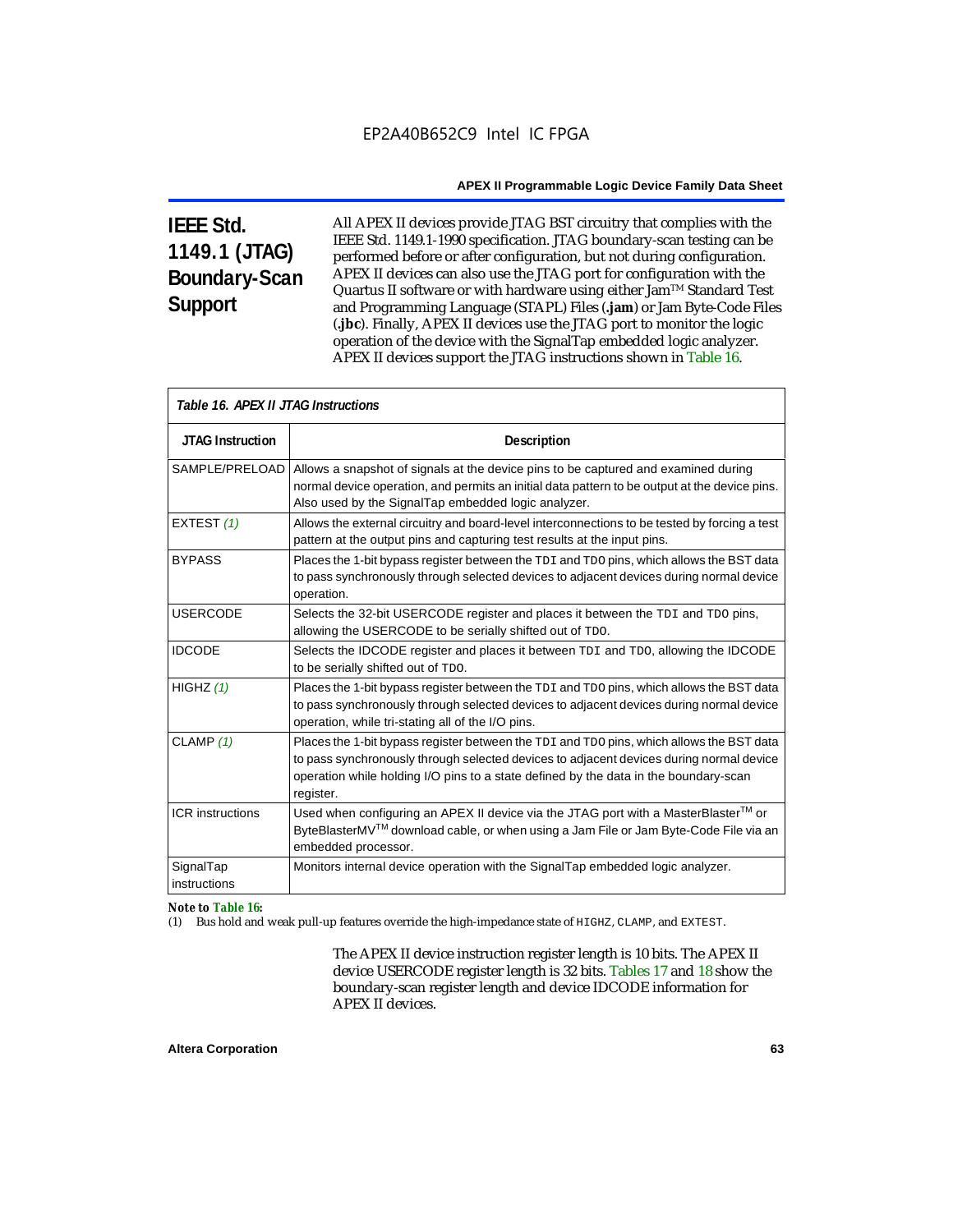## IEEE Std. 1149.1 (JTAG) Boundary-Scan Support

All APEX II devices provide JTAG BST circuitry that complies with the IEEE Std. 1149.1-1990 specification. JTAG boundary-scan testing can be performed before or after configuration, but not during configuration. APEX II devices can also use the JTAG port for configuration with the Quartus II software or with hardware using either Jam™ Standard Test and Programming Language (STAPL) Files (**.jam**) or Jam Byte-Code Files (**.jbc**). Finally, APEX II devices use the JTAG port to monitor the logic operation of the device with the SignalTap embedded logic analyzer. APEX II devices support the JTAG instructions shown in Table 16.

*Table 16. APEX II JTAG Instructions*

| JTAG Instruction | Description |
|---|---|
| SAMPLE/PRELOAD | Allows a snapshot of signals at the device pins to be captured and examined during normal device operation, and permits an initial data pattern to be output at the device pins. Also used by the SignalTap embedded logic analyzer. |
| EXTEST *(1)* | Allows the external circuitry and board-level interconnections to be tested by forcing a test pattern at the output pins and capturing test results at the input pins. |
| BYPASS | Places the 1-bit bypass register between the `TDI` and `TDO` pins, which allows the BST data to pass synchronously through selected devices to adjacent devices during normal device operation. |
| USERCODE | Selects the 32-bit USERCODE register and places it between the `TDI` and `TDO` pins, allowing the USERCODE to be serially shifted out of `TDO`. |
| IDCODE | Selects the IDCODE register and places it between `TDI` and `TDO`, allowing the IDCODE to be serially shifted out of `TDO`. |
| HIGHZ *(1)* | Places the 1-bit bypass register between the `TDI` and `TDO` pins, which allows the BST data to pass synchronously through selected devices to adjacent devices during normal device operation, while tri-stating all of the I/O pins. |
| CLAMP *(1)* | Places the 1-bit bypass register between the `TDI` and `TDO` pins, which allows the BST data to pass synchronously through selected devices to adjacent devices during normal device operation while holding I/O pins to a state defined by the data in the boundary-scan register. |
| ICR instructions | Used when configuring an APEX II device via the JTAG port with a MasterBlaster™ or ByteBlasterMV™ download cable, or when using a Jam File or Jam Byte-Code File via an embedded processor. |
| SignalTap instructions | Monitors internal device operation with the SignalTap embedded logic analyzer. |

***Note to Table 16:***

(1) Bus hold and weak pull-up features override the high-impedance state of `HIGHZ`, `CLAMP`, and `EXTEST`.

The APEX II device instruction register length is 10 bits. The APEX II device USERCODE register length is 32 bits. Tables 17 and 18 show the boundary-scan register length and device IDCODE information for APEX II devices.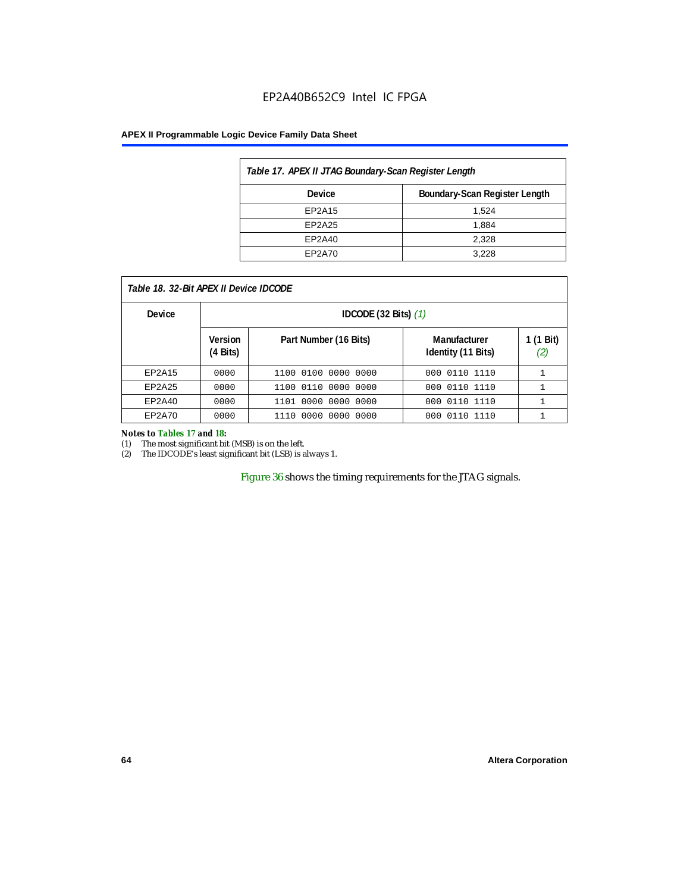**Table 17. APEX II JTAG Boundary-Scan Register Length**

| Device | Boundary-Scan Register Length |
|---|---|
| EP2A15 | 1,524 |
| EP2A25 | 1,884 |
| EP2A40 | 2,328 |
| EP2A70 | 3,228 |

**Table 18. 32-Bit APEX II Device IDCODE**

| Device | IDCODE (32 Bits) (1) | | | |
|---|---|---|---|---|
| | Version (4 Bits) | Part Number (16 Bits) | Manufacturer Identity (11 Bits) | 1 (1 Bit) (2) |
| EP2A15 | 0000 | 1100 0100 0000 0000 | 000 0110 1110 | 1 |
| EP2A25 | 0000 | 1100 0110 0000 0000 | 000 0110 1110 | 1 |
| EP2A40 | 0000 | 1101 0000 0000 0000 | 000 0110 1110 | 1 |
| EP2A70 | 0000 | 1110 0000 0000 0000 | 000 0110 1110 | 1 |

*Notes to Tables 17 and 18:*

(1) The most significant bit (MSB) is on the left.

(2) The IDCODE's least significant bit (LSB) is always 1.

Figure 36 shows the timing requirements for the JTAG signals.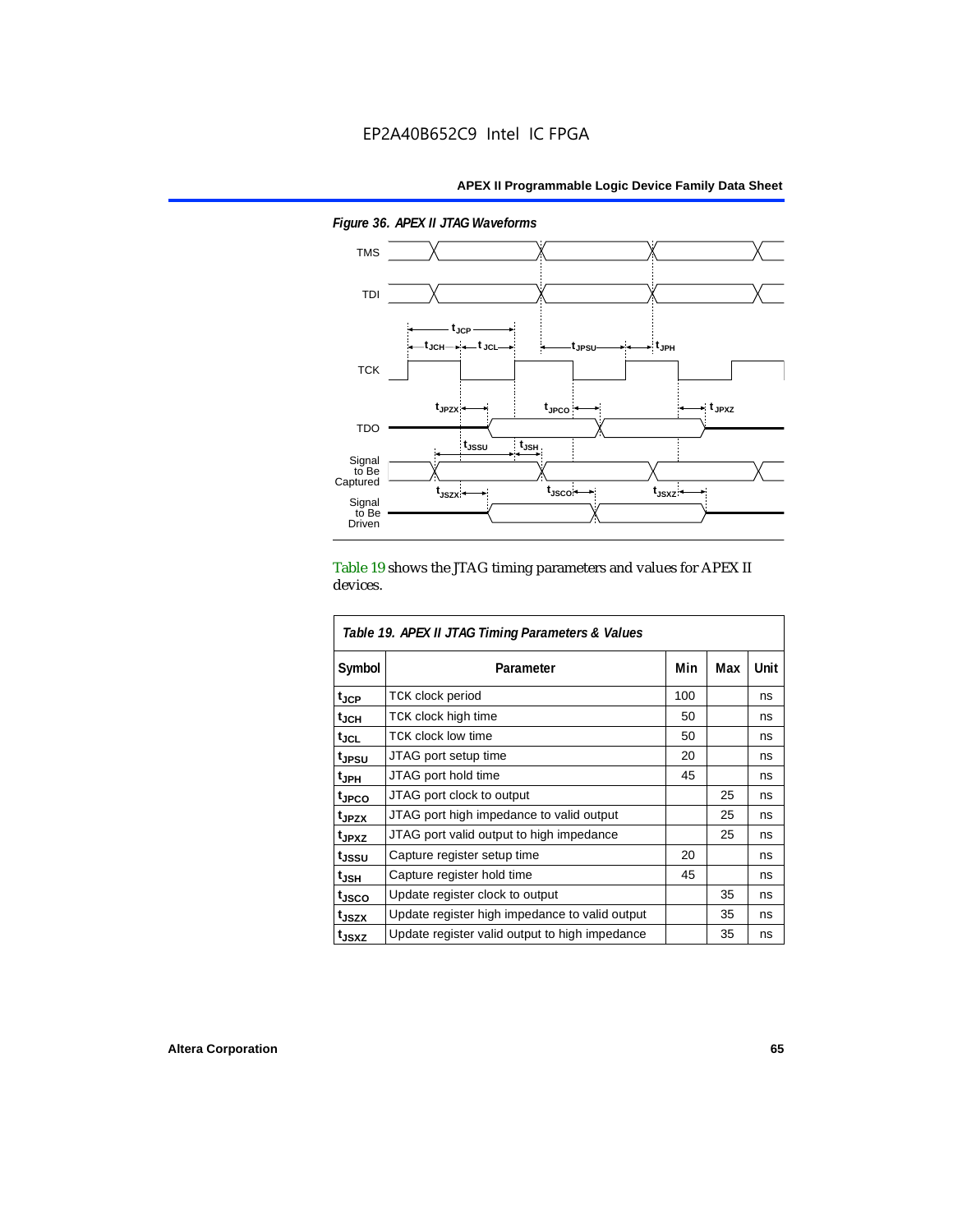*Figure 36. APEX II JTAG Waveforms*

Table 19 shows the JTAG timing parameters and values for APEX II devices.

*Table 19. APEX II JTAG Timing Parameters & Values*

| Symbol | Parameter | Min | Max | Unit |
|---|---|---|---|---|
| $t_{JCP}$ | TCK clock period | 100 | | ns |
| $t_{JCH}$ | TCK clock high time | 50 | | ns |
| $t_{JCL}$ | TCK clock low time | 50 | | ns |
| $t_{JPSU}$ | JTAG port setup time | 20 | | ns |
| $t_{JPH}$ | JTAG port hold time | 45 | | ns |
| $t_{JPCO}$ | JTAG port clock to output | | 25 | ns |
| $t_{JPZX}$ | JTAG port high impedance to valid output | | 25 | ns |
| $t_{JPXZ}$ | JTAG port valid output to high impedance | | 25 | ns |
| $t_{JSSU}$ | Capture register setup time | 20 | | ns |
| $t_{JSH}$ | Capture register hold time | 45 | | ns |
| $t_{JSCO}$ | Update register clock to output | | 35 | ns |
| $t_{JSZX}$ | Update register high impedance to valid output | | 35 | ns |
| $t_{JSXZ}$ | Update register valid output to high impedance | | 35 | ns |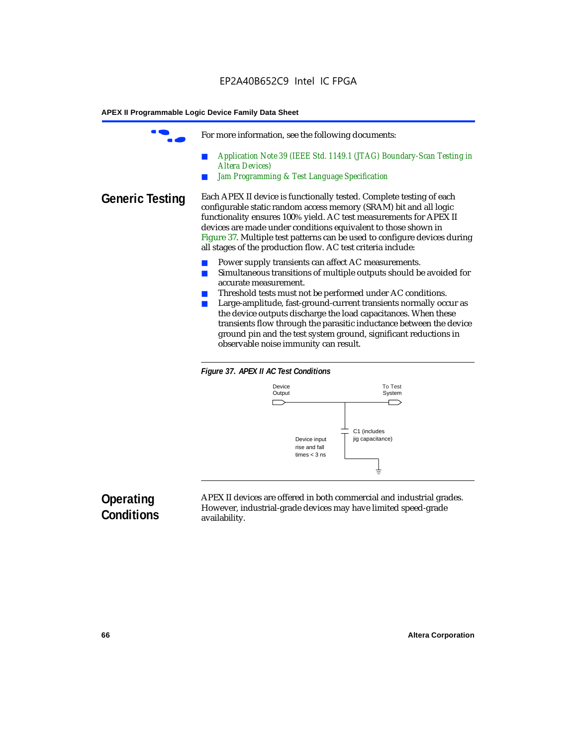For more information, see the following documents:

- *Application Note 39 (IEEE Std. 1149.1 (JTAG) Boundary-Scan Testing in Altera Devices)*
- *Jam Programming & Test Language Specification*

## Generic Testing

Each APEX II device is functionally tested. Complete testing of each configurable static random access memory (SRAM) bit and all logic functionality ensures 100% yield. AC test measurements for APEX II devices are made under conditions equivalent to those shown in Figure 37. Multiple test patterns can be used to configure devices during all stages of the production flow. AC test criteria include:

- Power supply transients can affect AC measurements.
- Simultaneous transitions of multiple outputs should be avoided for accurate measurement.
- Threshold tests must not be performed under AC conditions.
- Large-amplitude, fast-ground-current transients normally occur as the device outputs discharge the load capacitances. When these transients flow through the parasitic inductance between the device ground pin and the test system ground, significant reductions in observable noise immunity can result.

***Figure 37. APEX II AC Test Conditions***

Device Output — To Test System

C1 (includes jig capacitance)

Device input rise and fall times < 3 ns

## Operating Conditions

APEX II devices are offered in both commercial and industrial grades. However, industrial-grade devices may have limited speed-grade availability.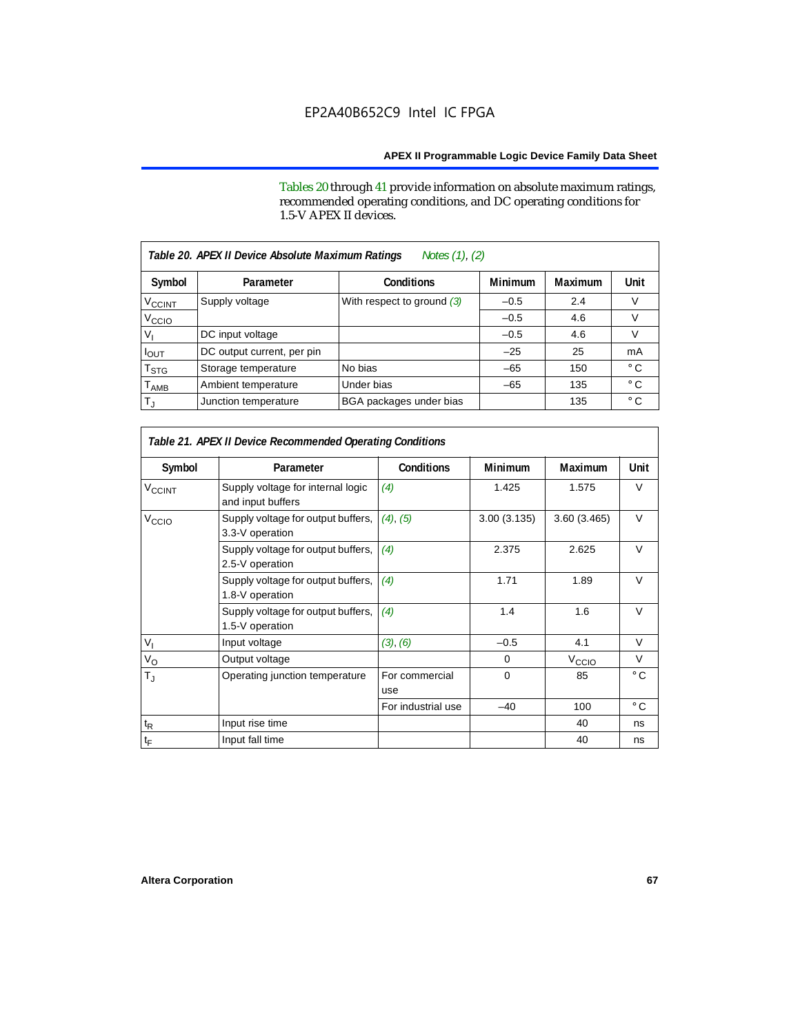Tables 20 through 41 provide information on absolute maximum ratings, recommended operating conditions, and DC operating conditions for 1.5-V APEX II devices.

| *Table 20. APEX II Device Absolute Maximum Ratings Notes (1), (2)* | | | | | |
|---|---|---|---|---|---|
| **Symbol** | **Parameter** | **Conditions** | **Minimum** | **Maximum** | **Unit** |
| $V_{CCINT}$ | Supply voltage | With respect to ground (3) | –0.5 | 2.4 | V |
| $V_{CCIO}$ | | | –0.5 | 4.6 | V |
| $V_I$ | DC input voltage | | –0.5 | 4.6 | V |
| $I_{OUT}$ | DC output current, per pin | | –25 | 25 | mA |
| $T_{STG}$ | Storage temperature | No bias | –65 | 150 | ° C |
| $T_{AMB}$ | Ambient temperature | Under bias | –65 | 135 | ° C |
| $T_J$ | Junction temperature | BGA packages under bias | | 135 | ° C |

| *Table 21. APEX II Device Recommended Operating Conditions* | | | | | |
|---|---|---|---|---|---|
| **Symbol** | **Parameter** | **Conditions** | **Minimum** | **Maximum** | **Unit** |
| $V_{CCINT}$ | Supply voltage for internal logic and input buffers | (4) | 1.425 | 1.575 | V |
| $V_{CCIO}$ | Supply voltage for output buffers, 3.3-V operation | (4), (5) | 3.00 (3.135) | 3.60 (3.465) | V |
| | Supply voltage for output buffers, 2.5-V operation | (4) | 2.375 | 2.625 | V |
| | Supply voltage for output buffers, 1.8-V operation | (4) | 1.71 | 1.89 | V |
| | Supply voltage for output buffers, 1.5-V operation | (4) | 1.4 | 1.6 | V |
| $V_I$ | Input voltage | (3), (6) | –0.5 | 4.1 | V |
| $V_O$ | Output voltage | | 0 | $V_{CCIO}$ | V |
| $T_J$ | Operating junction temperature | For commercial use | 0 | 85 | ° C |
| | | For industrial use | –40 | 100 | ° C |
| $t_R$ | Input rise time | | | 40 | ns |
| $t_F$ | Input fall time | | | 40 | ns |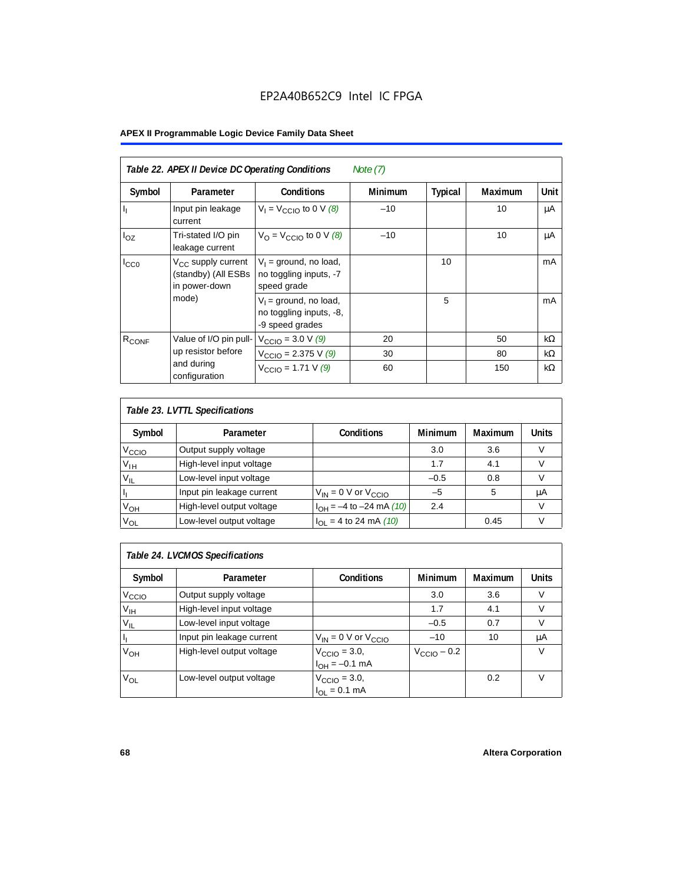| *Table 22. APEX II Device DC Operating Conditions* *Note (7)* | | | | | | |
|---|---|---|---|---|---|---|
| Symbol | Parameter | Conditions | Minimum | Typical | Maximum | Unit |
| $I_I$ | Input pin leakage current | $V_I = V_{CCIO}$ to 0 V *(8)* | –10 | | 10 | μA |
| $I_{OZ}$ | Tri-stated I/O pin leakage current | $V_O = V_{CCIO}$ to 0 V *(8)* | –10 | | 10 | μA |
| $I_{CC0}$ | $V_{CC}$ supply current (standby) (All ESBs in power-down mode) | $V_I$ = ground, no load, no toggling inputs, -7 speed grade | | 10 | | mA |
| | | $V_I$ = ground, no load, no toggling inputs, -8, -9 speed grades | | 5 | | mA |
| $R_{CONF}$ | Value of I/O pin pull-up resistor before and during configuration | $V_{CCIO}$ = 3.0 V *(9)* | 20 | | 50 | kΩ |
| | | $V_{CCIO}$ = 2.375 V *(9)* | 30 | | 80 | kΩ |
| | | $V_{CCIO}$ = 1.71 V *(9)* | 60 | | 150 | kΩ |

| *Table 23. LVTTL Specifications* | | | | | |
|---|---|---|---|---|---|
| Symbol | Parameter | Conditions | Minimum | Maximum | Units |
| $V_{CCIO}$ | Output supply voltage | | 3.0 | 3.6 | V |
| $V_{IH}$ | High-level input voltage | | 1.7 | 4.1 | V |
| $V_{IL}$ | Low-level input voltage | | –0.5 | 0.8 | V |
| $I_I$ | Input pin leakage current | $V_{IN}$ = 0 V or $V_{CCIO}$ | –5 | 5 | μA |
| $V_{OH}$ | High-level output voltage | $I_{OH}$ = –4 to –24 mA *(10)* | 2.4 | | V |
| $V_{OL}$ | Low-level output voltage | $I_{OL}$ = 4 to 24 mA *(10)* | | 0.45 | V |

| *Table 24. LVCMOS Specifications* | | | | | |
|---|---|---|---|---|---|
| Symbol | Parameter | Conditions | Minimum | Maximum | Units |
| $V_{CCIO}$ | Output supply voltage | | 3.0 | 3.6 | V |
| $V_{IH}$ | High-level input voltage | | 1.7 | 4.1 | V |
| $V_{IL}$ | Low-level input voltage | | –0.5 | 0.7 | V |
| $I_I$ | Input pin leakage current | $V_{IN}$ = 0 V or $V_{CCIO}$ | –10 | 10 | μA |
| $V_{OH}$ | High-level output voltage | $V_{CCIO}$ = 3.0, $I_{OH}$ = –0.1 mA | $V_{CCIO}$ – 0.2 | | V |
| $V_{OL}$ | Low-level output voltage | $V_{CCIO}$ = 3.0, $I_{OL}$ = 0.1 mA | | 0.2 | V |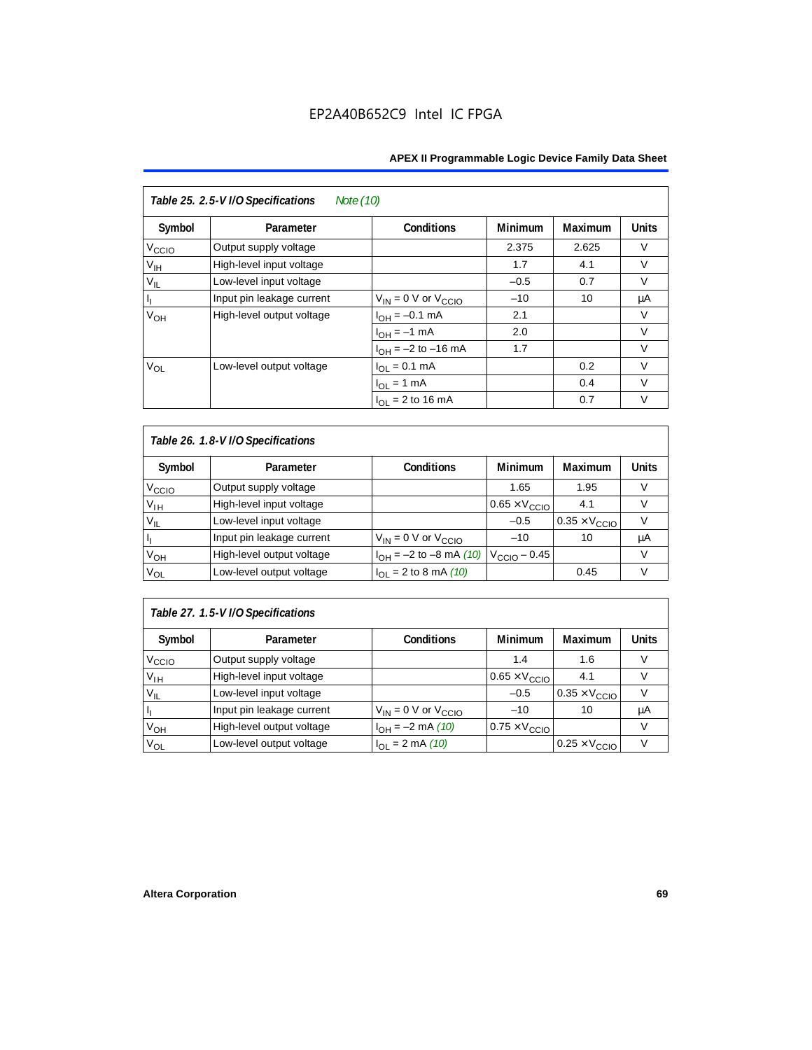**Table 25. 2.5-V I/O Specifications** *Note (10)*

| Symbol | Parameter | Conditions | Minimum | Maximum | Units |
|---|---|---|---|---|---|
| $V_{CCIO}$ | Output supply voltage | | 2.375 | 2.625 | V |
| $V_{IH}$ | High-level input voltage | | 1.7 | 4.1 | V |
| $V_{IL}$ | Low-level input voltage | | –0.5 | 0.7 | V |
| $I_I$ | Input pin leakage current | $V_{IN}$ = 0 V or $V_{CCIO}$ | –10 | 10 | µA |
| $V_{OH}$ | High-level output voltage | $I_{OH}$ = –0.1 mA | 2.1 | | V |
| | | $I_{OH}$ = –1 mA | 2.0 | | V |
| | | $I_{OH}$ = –2 to –16 mA | 1.7 | | V |
| $V_{OL}$ | Low-level output voltage | $I_{OL}$ = 0.1 mA | | 0.2 | V |
| | | $I_{OL}$ = 1 mA | | 0.4 | V |
| | | $I_{OL}$ = 2 to 16 mA | | 0.7 | V |

**Table 26. 1.8-V I/O Specifications**

| Symbol | Parameter | Conditions | Minimum | Maximum | Units |
|---|---|---|---|---|---|
| $V_{CCIO}$ | Output supply voltage | | 1.65 | 1.95 | V |
| $V_{IH}$ | High-level input voltage | | 0.65 × $V_{CCIO}$ | 4.1 | V |
| $V_{IL}$ | Low-level input voltage | | –0.5 | 0.35 × $V_{CCIO}$ | V |
| $I_I$ | Input pin leakage current | $V_{IN}$ = 0 V or $V_{CCIO}$ | –10 | 10 | µA |
| $V_{OH}$ | High-level output voltage | $I_{OH}$ = –2 to –8 mA *(10)* | $V_{CCIO}$ – 0.45 | | V |
| $V_{OL}$ | Low-level output voltage | $I_{OL}$ = 2 to 8 mA *(10)* | | 0.45 | V |

**Table 27. 1.5-V I/O Specifications**

| Symbol | Parameter | Conditions | Minimum | Maximum | Units |
|---|---|---|---|---|---|
| $V_{CCIO}$ | Output supply voltage | | 1.4 | 1.6 | V |
| $V_{IH}$ | High-level input voltage | | 0.65 × $V_{CCIO}$ | 4.1 | V |
| $V_{IL}$ | Low-level input voltage | | –0.5 | 0.35 × $V_{CCIO}$ | V |
| $I_I$ | Input pin leakage current | $V_{IN}$ = 0 V or $V_{CCIO}$ | –10 | 10 | µA |
| $V_{OH}$ | High-level output voltage | $I_{OH}$ = –2 mA *(10)* | 0.75 × $V_{CCIO}$ | | V |
| $V_{OL}$ | Low-level output voltage | $I_{OL}$ = 2 mA *(10)* | | 0.25 × $V_{CCIO}$ | V |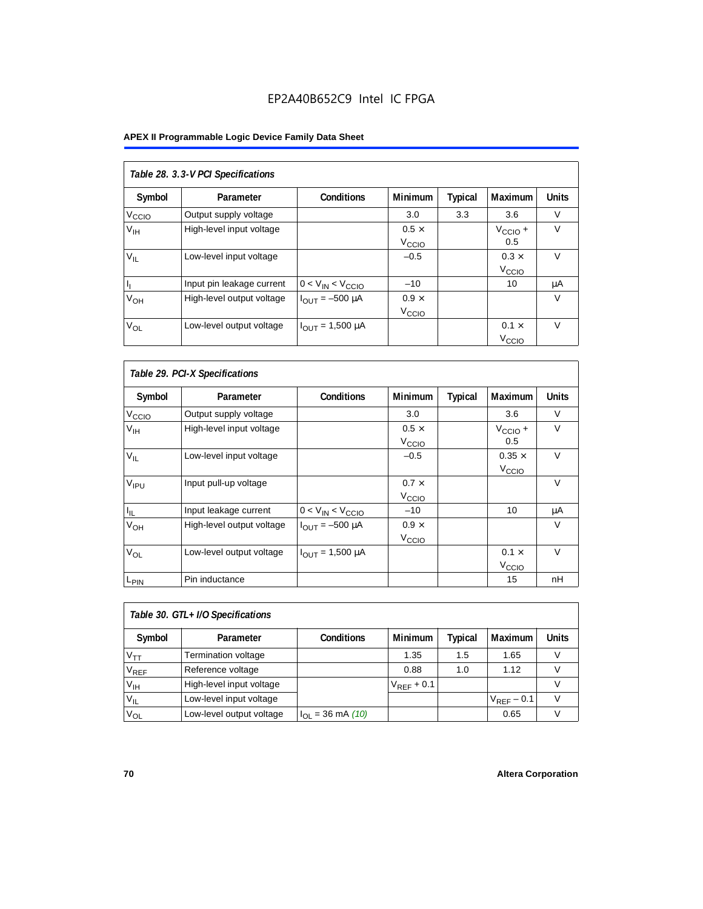**Table 28. 3.3-V PCI Specifications**

| Symbol | Parameter | Conditions | Minimum | Typical | Maximum | Units |
|---|---|---|---|---|---|---|
| $V_{CCIO}$ | Output supply voltage | | 3.0 | 3.3 | 3.6 | V |
| $V_{IH}$ | High-level input voltage | | $0.5 \times V_{CCIO}$ | | $V_{CCIO} + 0.5$ | V |
| $V_{IL}$ | Low-level input voltage | | –0.5 | | $0.3 \times V_{CCIO}$ | V |
| $I_I$ | Input pin leakage current | $0 < V_{IN} < V_{CCIO}$ | –10 | | 10 | μA |
| $V_{OH}$ | High-level output voltage | $I_{OUT} = -500$ μA | $0.9 \times V_{CCIO}$ | | | V |
| $V_{OL}$ | Low-level output voltage | $I_{OUT} = 1{,}500$ μA | | | $0.1 \times V_{CCIO}$ | V |

**Table 29. PCI-X Specifications**

| Symbol | Parameter | Conditions | Minimum | Typical | Maximum | Units |
|---|---|---|---|---|---|---|
| $V_{CCIO}$ | Output supply voltage | | 3.0 | | 3.6 | V |
| $V_{IH}$ | High-level input voltage | | $0.5 \times V_{CCIO}$ | | $V_{CCIO} + 0.5$ | V |
| $V_{IL}$ | Low-level input voltage | | –0.5 | | $0.35 \times V_{CCIO}$ | V |
| $V_{IPU}$ | Input pull-up voltage | | $0.7 \times V_{CCIO}$ | | | V |
| $I_{IL}$ | Input leakage current | $0 < V_{IN} < V_{CCIO}$ | –10 | | 10 | μA |
| $V_{OH}$ | High-level output voltage | $I_{OUT} = -500$ μA | $0.9 \times V_{CCIO}$ | | | V |
| $V_{OL}$ | Low-level output voltage | $I_{OUT} = 1{,}500$ μA | | | $0.1 \times V_{CCIO}$ | V |
| $L_{PIN}$ | Pin inductance | | | | 15 | nH |

**Table 30. GTL+ I/O Specifications**

| Symbol | Parameter | Conditions | Minimum | Typical | Maximum | Units |
|---|---|---|---|---|---|---|
| $V_{TT}$ | Termination voltage | | 1.35 | 1.5 | 1.65 | V |
| $V_{REF}$ | Reference voltage | | 0.88 | 1.0 | 1.12 | V |
| $V_{IH}$ | High-level input voltage | | $V_{REF} + 0.1$ | | | V |
| $V_{IL}$ | Low-level input voltage | | | | $V_{REF} - 0.1$ | V |
| $V_{OL}$ | Low-level output voltage | $I_{OL} = 36$ mA *(10)* | | | 0.65 | V |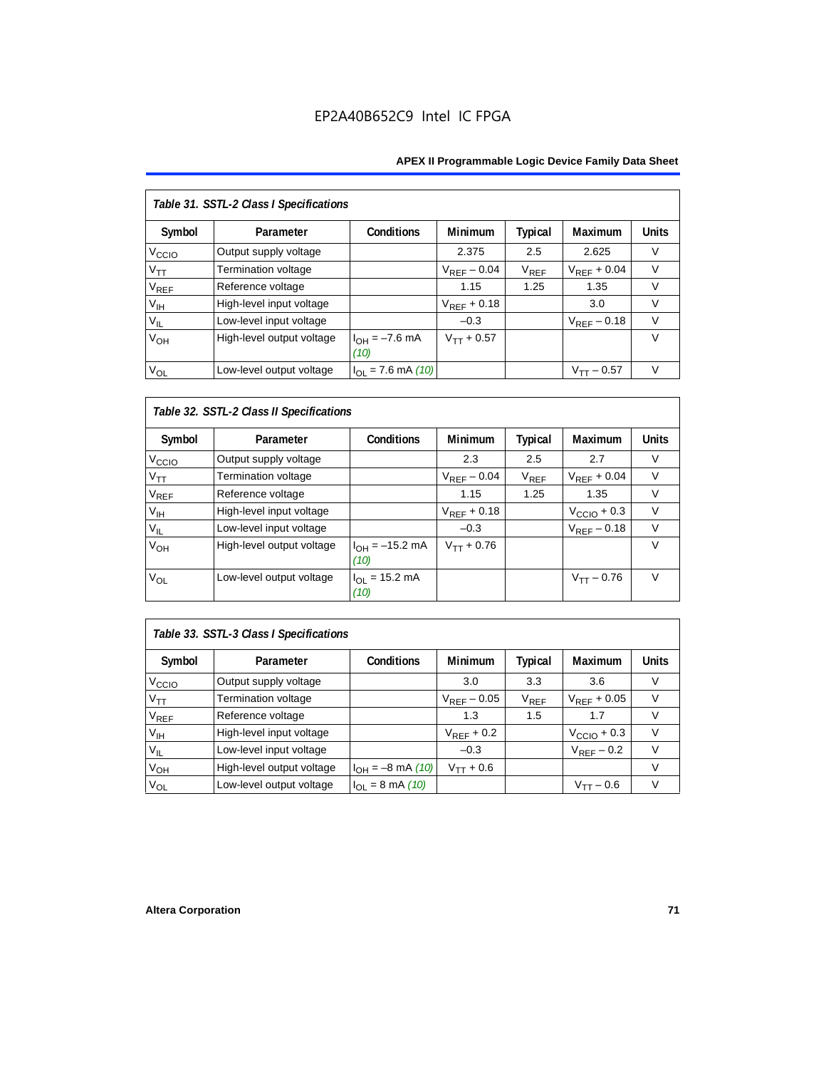| *Table 31. SSTL-2 Class I Specifications* | | | | | | |
|---|---|---|---|---|---|---|
| Symbol | Parameter | Conditions | Minimum | Typical | Maximum | Units |
| $V_{CCIO}$ | Output supply voltage | | 2.375 | 2.5 | 2.625 | V |
| $V_{TT}$ | Termination voltage | | $V_{REF} - 0.04$ | $V_{REF}$ | $V_{REF} + 0.04$ | V |
| $V_{REF}$ | Reference voltage | | 1.15 | 1.25 | 1.35 | V |
| $V_{IH}$ | High-level input voltage | | $V_{REF} + 0.18$ | | 3.0 | V |
| $V_{IL}$ | Low-level input voltage | | –0.3 | | $V_{REF} - 0.18$ | V |
| $V_{OH}$ | High-level output voltage | $I_{OH} = -7.6$ mA *(10)* | $V_{TT} + 0.57$ | | | V |
| $V_{OL}$ | Low-level output voltage | $I_{OL} = 7.6$ mA *(10)* | | | $V_{TT} - 0.57$ | V |

| *Table 32. SSTL-2 Class II Specifications* | | | | | | |
|---|---|---|---|---|---|---|
| Symbol | Parameter | Conditions | Minimum | Typical | Maximum | Units |
| $V_{CCIO}$ | Output supply voltage | | 2.3 | 2.5 | 2.7 | V |
| $V_{TT}$ | Termination voltage | | $V_{REF} - 0.04$ | $V_{REF}$ | $V_{REF} + 0.04$ | V |
| $V_{REF}$ | Reference voltage | | 1.15 | 1.25 | 1.35 | V |
| $V_{IH}$ | High-level input voltage | | $V_{REF} + 0.18$ | | $V_{CCIO} + 0.3$ | V |
| $V_{IL}$ | Low-level input voltage | | –0.3 | | $V_{REF} - 0.18$ | V |
| $V_{OH}$ | High-level output voltage | $I_{OH} = -15.2$ mA *(10)* | $V_{TT} + 0.76$ | | | V |
| $V_{OL}$ | Low-level output voltage | $I_{OL} = 15.2$ mA *(10)* | | | $V_{TT} - 0.76$ | V |

| *Table 33. SSTL-3 Class I Specifications* | | | | | | |
|---|---|---|---|---|---|---|
| Symbol | Parameter | Conditions | Minimum | Typical | Maximum | Units |
| $V_{CCIO}$ | Output supply voltage | | 3.0 | 3.3 | 3.6 | V |
| $V_{TT}$ | Termination voltage | | $V_{REF} - 0.05$ | $V_{REF}$ | $V_{REF} + 0.05$ | V |
| $V_{REF}$ | Reference voltage | | 1.3 | 1.5 | 1.7 | V |
| $V_{IH}$ | High-level input voltage | | $V_{REF} + 0.2$ | | $V_{CCIO} + 0.3$ | V |
| $V_{IL}$ | Low-level input voltage | | –0.3 | | $V_{REF} - 0.2$ | V |
| $V_{OH}$ | High-level output voltage | $I_{OH} = -8$ mA *(10)* | $V_{TT} + 0.6$ | | | V |
| $V_{OL}$ | Low-level output voltage | $I_{OL} = 8$ mA *(10)* | | | $V_{TT} - 0.6$ | V |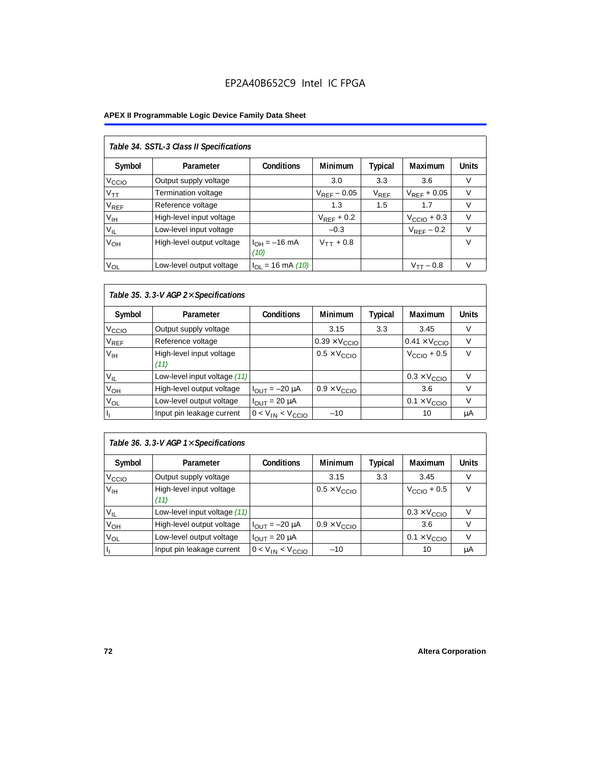# EP2A40B652C9 Intel IC FPGA

**APEX II Programmable Logic Device Family Data Sheet**

*Table 34. SSTL-3 Class II Specifications*

| Symbol | Parameter | Conditions | Minimum | Typical | Maximum | Units |
|---|---|---|---|---|---|---|
| $V_{CCIO}$ | Output supply voltage | | 3.0 | 3.3 | 3.6 | V |
| $V_{TT}$ | Termination voltage | | $V_{REF} - 0.05$ | $V_{REF}$ | $V_{REF} + 0.05$ | V |
| $V_{REF}$ | Reference voltage | | 1.3 | 1.5 | 1.7 | V |
| $V_{IH}$ | High-level input voltage | | $V_{REF} + 0.2$ | | $V_{CCIO} + 0.3$ | V |
| $V_{IL}$ | Low-level input voltage | | –0.3 | | $V_{REF} - 0.2$ | V |
| $V_{OH}$ | High-level output voltage | $I_{OH}$ = –16 mA *(10)* | $V_{TT} + 0.8$ | | | V |
| $V_{OL}$ | Low-level output voltage | $I_{OL}$ = 16 mA *(10)* | | | $V_{TT} - 0.8$ | V |

*Table 35. 3.3-V AGP 2× Specifications*

| Symbol | Parameter | Conditions | Minimum | Typical | Maximum | Units |
|---|---|---|---|---|---|---|
| $V_{CCIO}$ | Output supply voltage | | 3.15 | 3.3 | 3.45 | V |
| $V_{REF}$ | Reference voltage | | $0.39 \times V_{CCIO}$ | | $0.41 \times V_{CCIO}$ | V |
| $V_{IH}$ | High-level input voltage *(11)* | | $0.5 \times V_{CCIO}$ | | $V_{CCIO} + 0.5$ | V |
| $V_{IL}$ | Low-level input voltage *(11)* | | | | $0.3 \times V_{CCIO}$ | V |
| $V_{OH}$ | High-level output voltage | $I_{OUT}$ = –20 µA | $0.9 \times V_{CCIO}$ | | 3.6 | V |
| $V_{OL}$ | Low-level output voltage | $I_{OUT}$ = 20 µA | | | $0.1 \times V_{CCIO}$ | V |
| $I_I$ | Input pin leakage current | $0 < V_{IN} < V_{CCIO}$ | –10 | | 10 | µA |

*Table 36. 3.3-V AGP 1× Specifications*

| Symbol | Parameter | Conditions | Minimum | Typical | Maximum | Units |
|---|---|---|---|---|---|---|
| $V_{CCIO}$ | Output supply voltage | | 3.15 | 3.3 | 3.45 | V |
| $V_{IH}$ | High-level input voltage *(11)* | | $0.5 \times V_{CCIO}$ | | $V_{CCIO} + 0.5$ | V |
| $V_{IL}$ | Low-level input voltage *(11)* | | | | $0.3 \times V_{CCIO}$ | V |
| $V_{OH}$ | High-level output voltage | $I_{OUT}$ = –20 µA | $0.9 \times V_{CCIO}$ | | 3.6 | V |
| $V_{OL}$ | Low-level output voltage | $I_{OUT}$ = 20 µA | | | $0.1 \times V_{CCIO}$ | V |
| $I_I$ | Input pin leakage current | $0 < V_{IN} < V_{CCIO}$ | –10 | | 10 | µA |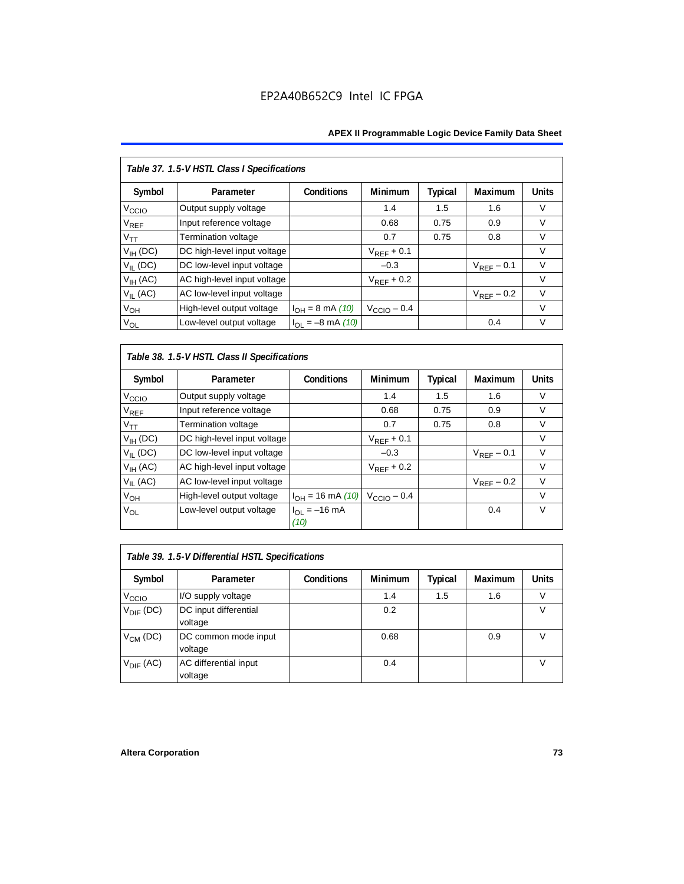*Table 37. 1.5-V HSTL Class I Specifications*

| Symbol | Parameter | Conditions | Minimum | Typical | Maximum | Units |
|---|---|---|---|---|---|---|
| $V_{CCIO}$ | Output supply voltage | | 1.4 | 1.5 | 1.6 | V |
| $V_{REF}$ | Input reference voltage | | 0.68 | 0.75 | 0.9 | V |
| $V_{TT}$ | Termination voltage | | 0.7 | 0.75 | 0.8 | V |
| $V_{IH}$ (DC) | DC high-level input voltage | | $V_{REF}$ + 0.1 | | | V |
| $V_{IL}$ (DC) | DC low-level input voltage | | –0.3 | | $V_{REF}$ – 0.1 | V |
| $V_{IH}$ (AC) | AC high-level input voltage | | $V_{REF}$ + 0.2 | | | V |
| $V_{IL}$ (AC) | AC low-level input voltage | | | | $V_{REF}$ – 0.2 | V |
| $V_{OH}$ | High-level output voltage | $I_{OH}$ = 8 mA *(10)* | $V_{CCIO}$ – 0.4 | | | V |
| $V_{OL}$ | Low-level output voltage | $I_{OL}$ = –8 mA *(10)* | | | 0.4 | V |

*Table 38. 1.5-V HSTL Class II Specifications*

| Symbol | Parameter | Conditions | Minimum | Typical | Maximum | Units |
|---|---|---|---|---|---|---|
| $V_{CCIO}$ | Output supply voltage | | 1.4 | 1.5 | 1.6 | V |
| $V_{REF}$ | Input reference voltage | | 0.68 | 0.75 | 0.9 | V |
| $V_{TT}$ | Termination voltage | | 0.7 | 0.75 | 0.8 | V |
| $V_{IH}$ (DC) | DC high-level input voltage | | $V_{REF}$ + 0.1 | | | V |
| $V_{IL}$ (DC) | DC low-level input voltage | | –0.3 | | $V_{REF}$ – 0.1 | V |
| $V_{IH}$ (AC) | AC high-level input voltage | | $V_{REF}$ + 0.2 | | | V |
| $V_{IL}$ (AC) | AC low-level input voltage | | | | $V_{REF}$ – 0.2 | V |
| $V_{OH}$ | High-level output voltage | $I_{OH}$ = 16 mA *(10)* | $V_{CCIO}$ – 0.4 | | | V |
| $V_{OL}$ | Low-level output voltage | $I_{OL}$ = –16 mA *(10)* | | | 0.4 | V |

*Table 39. 1.5-V Differential HSTL Specifications*

| Symbol | Parameter | Conditions | Minimum | Typical | Maximum | Units |
|---|---|---|---|---|---|---|
| $V_{CCIO}$ | I/O supply voltage | | 1.4 | 1.5 | 1.6 | V |
| $V_{DIF}$ (DC) | DC input differential voltage | | 0.2 | | | V |
| $V_{CM}$ (DC) | DC common mode input voltage | | 0.68 | | 0.9 | V |
| $V_{DIF}$ (AC) | AC differential input voltage | | 0.4 | | | V |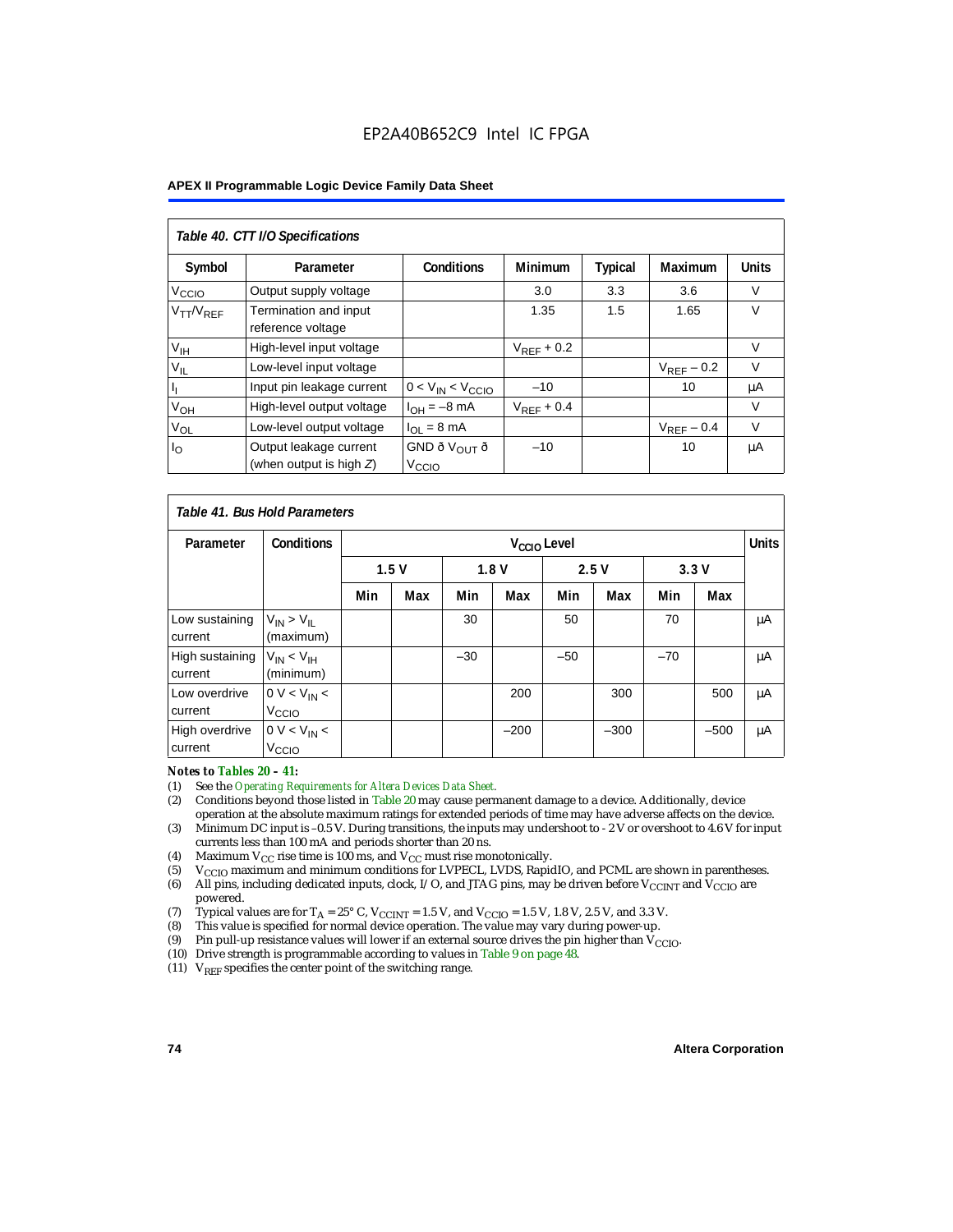**Table 40. CTT I/O Specifications**

| Symbol | Parameter | Conditions | Minimum | Typical | Maximum | Units |
|---|---|---|---|---|---|---|
| $V_{CCIO}$ | Output supply voltage | | 3.0 | 3.3 | 3.6 | V |
| $V_{TT}/V_{REF}$ | Termination and input reference voltage | | 1.35 | 1.5 | 1.65 | V |
| $V_{IH}$ | High-level input voltage | | $V_{REF}$ + 0.2 | | | V |
| $V_{IL}$ | Low-level input voltage | | | | $V_{REF}$ – 0.2 | V |
| $I_I$ | Input pin leakage current | $0 < V_{IN} < V_{CCIO}$ | –10 | | 10 | µA |
| $V_{OH}$ | High-level output voltage | $I_{OH}$ = –8 mA | $V_{REF}$ + 0.4 | | | V |
| $V_{OL}$ | Low-level output voltage | $I_{OL}$ = 8 mA | | | $V_{REF}$ – 0.4 | V |
| $I_O$ | Output leakage current (when output is high *Z*) | GND ≤ $V_{OUT}$ ≤ $V_{CCIO}$ | –10 | | 10 | µA |

**Table 41. Bus Hold Parameters**

| Parameter | Conditions | $V_{CCIO}$ Level | | | | | | | | Units |
|---|---|---|---|---|---|---|---|---|---|---|
| | | 1.5 V | | 1.8 V | | 2.5 V | | 3.3 V | | |
| | | Min | Max | Min | Max | Min | Max | Min | Max | |
| Low sustaining current | $V_{IN} > V_{IL}$ (maximum) | | | 30 | | 50 | | 70 | | µA |
| High sustaining current | $V_{IN} < V_{IH}$ (minimum) | | | –30 | | –50 | | –70 | | µA |
| Low overdrive current | $0 V < V_{IN} < V_{CCIO}$ | | | | 200 | | 300 | | 500 | µA |
| High overdrive current | $0 V < V_{IN} < V_{CCIO}$ | | | | –200 | | –300 | | –500 | µA |

***Notes to Tables 20 – 41:***

(1) See the *Operating Requirements for Altera Devices Data Sheet*.
(2) Conditions beyond those listed in Table 20 may cause permanent damage to a device. Additionally, device operation at the absolute maximum ratings for extended periods of time may have adverse affects on the device.
(3) Minimum DC input is –0.5 V. During transitions, the inputs may undershoot to - 2 V or overshoot to 4.6 V for input currents less than 100 mA and periods shorter than 20 ns.
(4) Maximum $V_{CC}$ rise time is 100 ms, and $V_{CC}$ must rise monotonically.
(5) $V_{CCIO}$ maximum and minimum conditions for LVPECL, LVDS, RapidIO, and PCML are shown in parentheses.
(6) All pins, including dedicated inputs, clock, I/O, and JTAG pins, may be driven before $V_{CCINT}$ and $V_{CCIO}$ are powered.
(7) Typical values are for $T_A$ = 25° C, $V_{CCINT}$ = 1.5 V, and $V_{CCIO}$ = 1.5 V, 1.8 V, 2.5 V, and 3.3 V.
(8) This value is specified for normal device operation. The value may vary during power-up.
(9) Pin pull-up resistance values will lower if an external source drives the pin higher than $V_{CCIO}$.
(10) Drive strength is programmable according to values in Table 9 on page 48.
(11) $V_{REF}$ specifies the center point of the switching range.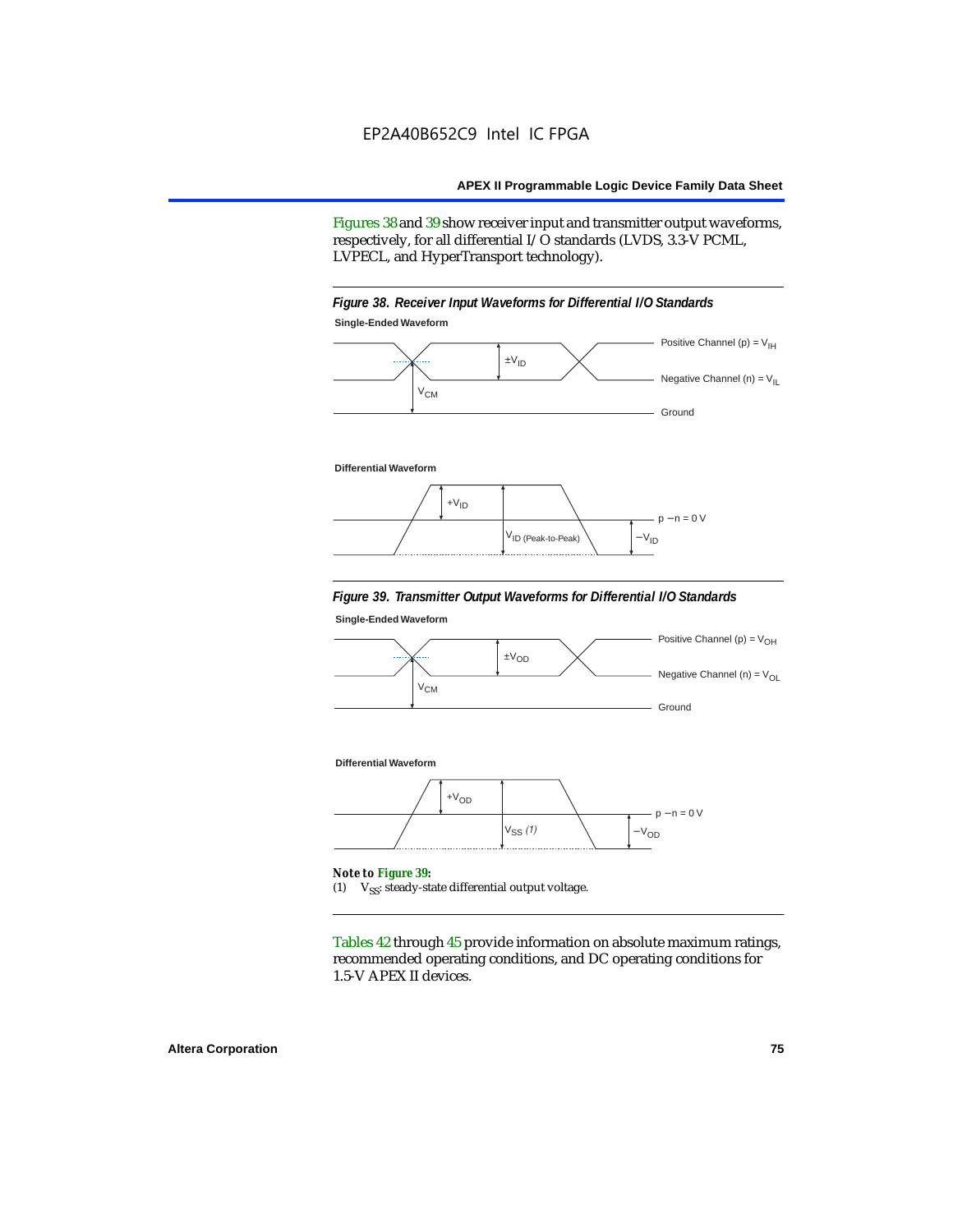Figures 38 and 39 show receiver input and transmitter output waveforms, respectively, for all differential I/O standards (LVDS, 3.3-V PCML, LVPECL, and HyperTransport technology).

*Figure 38. Receiver Input Waveforms for Differential I/O Standards*

**Single-Ended Waveform**

Positive Channel (p) = $V_{IH}$

$\pm V_{ID}$

Negative Channel (n) = $V_{IL}$

$V_{CM}$

Ground

**Differential Waveform**

$+V_{ID}$

p − n = 0 V

$V_{ID\ (Peak\text{-}to\text{-}Peak)}$

$-V_{ID}$

*Figure 39. Transmitter Output Waveforms for Differential I/O Standards*

**Single-Ended Waveform**

Positive Channel (p) = $V_{OH}$

$\pm V_{OD}$

Negative Channel (n) = $V_{OL}$

$V_{CM}$

Ground

**Differential Waveform**

$+V_{OD}$

p − n = 0 V

$V_{SS}$ *(1)*

$-V_{OD}$

***Note to Figure 39:***

(1) $V_{SS}$: steady-state differential output voltage.

Tables 42 through 45 provide information on absolute maximum ratings, recommended operating conditions, and DC operating conditions for 1.5-V APEX II devices.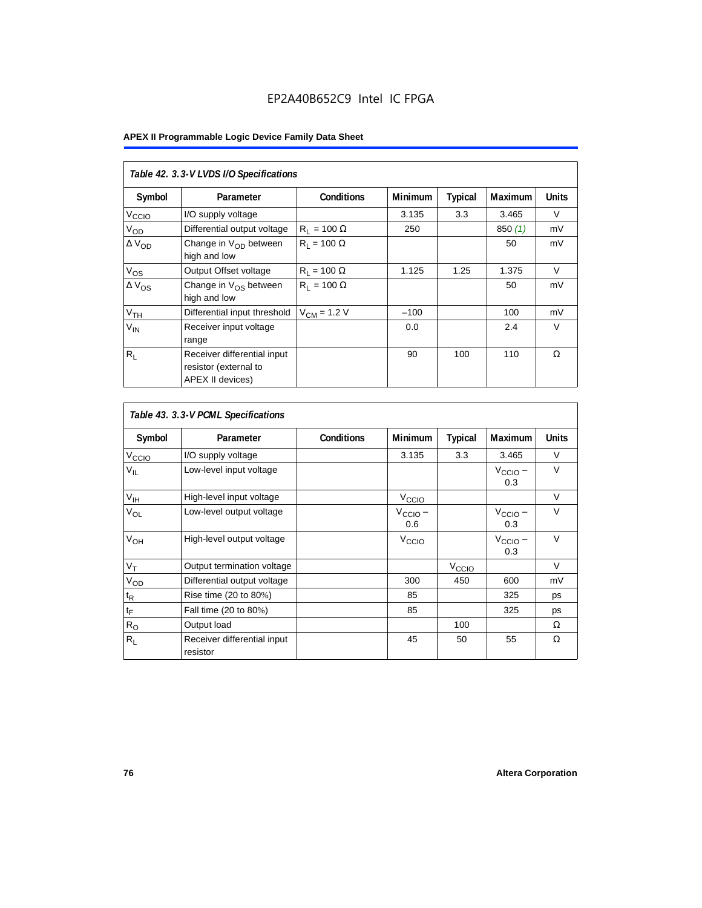EP2A40B652C9 Intel IC FPGA

**APEX II Programmable Logic Device Family Data Sheet**

| *Table 42. 3.3-V LVDS I/O Specifications* | | | | | | |
|---|---|---|---|---|---|---|
| **Symbol** | **Parameter** | **Conditions** | **Minimum** | **Typical** | **Maximum** | **Units** |
| $V_{CCIO}$ | I/O supply voltage | | 3.135 | 3.3 | 3.465 | V |
| $V_{OD}$ | Differential output voltage | $R_L$ = 100 Ω | 250 | | 850 *(1)* | mV |
| Δ $V_{OD}$ | Change in $V_{OD}$ between high and low | $R_L$ = 100 Ω | | | 50 | mV |
| $V_{OS}$ | Output Offset voltage | $R_L$ = 100 Ω | 1.125 | 1.25 | 1.375 | V |
| Δ $V_{OS}$ | Change in $V_{OS}$ between high and low | $R_L$ = 100 Ω | | | 50 | mV |
| $V_{TH}$ | Differential input threshold | $V_{CM}$ = 1.2 V | –100 | | 100 | mV |
| $V_{IN}$ | Receiver input voltage range | | 0.0 | | 2.4 | V |
| $R_L$ | Receiver differential input resistor (external to APEX II devices) | | 90 | 100 | 110 | Ω |

| *Table 43. 3.3-V PCML Specifications* | | | | | | |
|---|---|---|---|---|---|---|
| **Symbol** | **Parameter** | **Conditions** | **Minimum** | **Typical** | **Maximum** | **Units** |
| $V_{CCIO}$ | I/O supply voltage | | 3.135 | 3.3 | 3.465 | V |
| $V_{IL}$ | Low-level input voltage | | | | $V_{CCIO}$ – 0.3 | V |
| $V_{IH}$ | High-level input voltage | | $V_{CCIO}$ | | | V |
| $V_{OL}$ | Low-level output voltage | | $V_{CCIO}$ – 0.6 | | $V_{CCIO}$ – 0.3 | V |
| $V_{OH}$ | High-level output voltage | | $V_{CCIO}$ | | $V_{CCIO}$ – 0.3 | V |
| $V_T$ | Output termination voltage | | | $V_{CCIO}$ | | V |
| $V_{OD}$ | Differential output voltage | | 300 | 450 | 600 | mV |
| $t_R$ | Rise time (20 to 80%) | | 85 | | 325 | ps |
| $t_F$ | Fall time (20 to 80%) | | 85 | | 325 | ps |
| $R_O$ | Output load | | | 100 | | Ω |
| $R_L$ | Receiver differential input resistor | | 45 | 50 | 55 | Ω |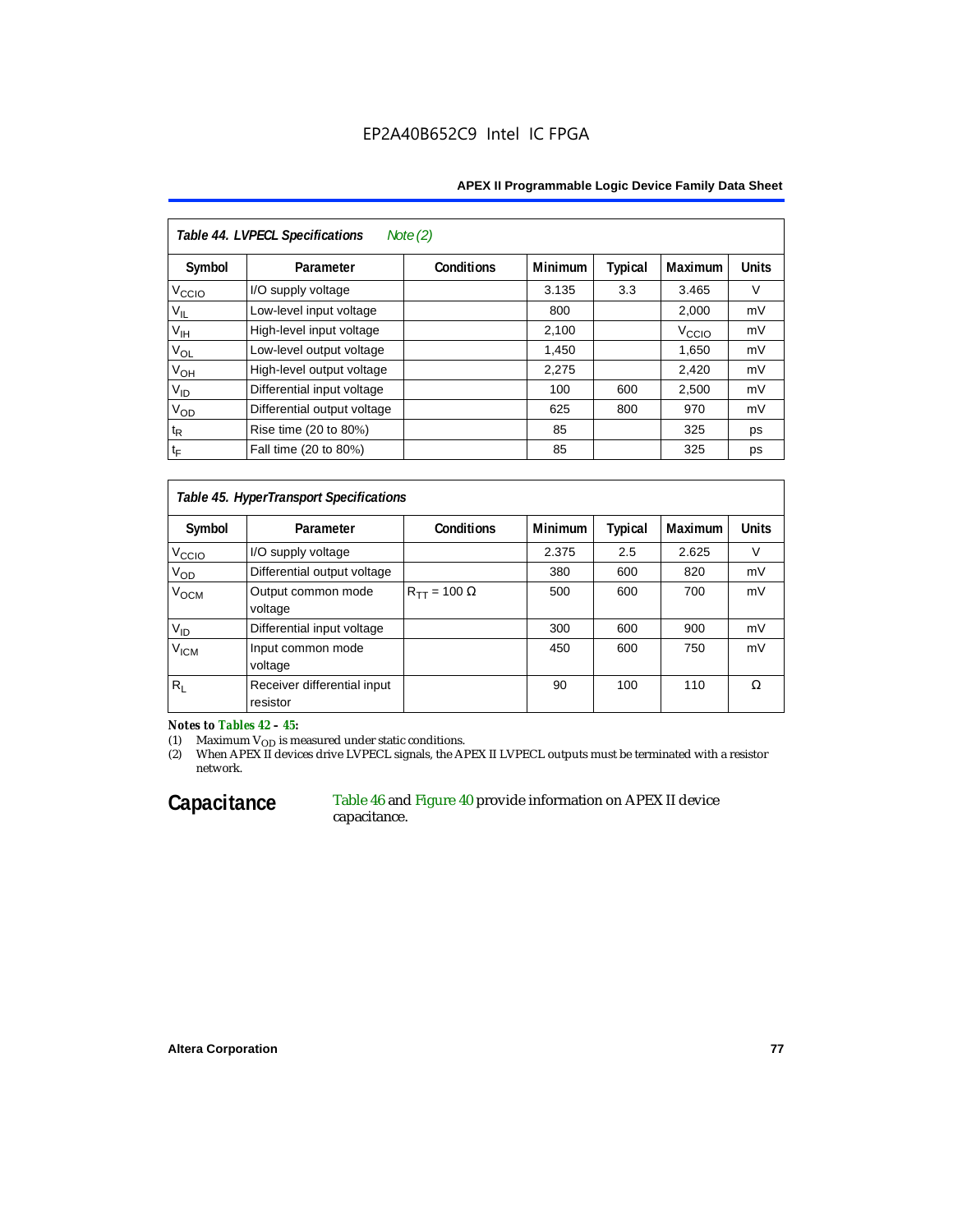**Table 44. LVPECL Specifications** *Note (2)*

| Symbol | Parameter | Conditions | Minimum | Typical | Maximum | Units |
|---|---|---|---|---|---|---|
| $V_{CCIO}$ | I/O supply voltage | | 3.135 | 3.3 | 3.465 | V |
| $V_{IL}$ | Low-level input voltage | | 800 | | 2,000 | mV |
| $V_{IH}$ | High-level input voltage | | 2,100 | | $V_{CCIO}$ | mV |
| $V_{OL}$ | Low-level output voltage | | 1,450 | | 1,650 | mV |
| $V_{OH}$ | High-level output voltage | | 2,275 | | 2,420 | mV |
| $V_{ID}$ | Differential input voltage | | 100 | 600 | 2,500 | mV |
| $V_{OD}$ | Differential output voltage | | 625 | 800 | 970 | mV |
| $t_R$ | Rise time (20 to 80%) | | 85 | | 325 | ps |
| $t_F$ | Fall time (20 to 80%) | | 85 | | 325 | ps |

**Table 45. HyperTransport Specifications**

| Symbol | Parameter | Conditions | Minimum | Typical | Maximum | Units |
|---|---|---|---|---|---|---|
| $V_{CCIO}$ | I/O supply voltage | | 2.375 | 2.5 | 2.625 | V |
| $V_{OD}$ | Differential output voltage | | 380 | 600 | 820 | mV |
| $V_{OCM}$ | Output common mode voltage | $R_{TT}$ = 100 Ω | 500 | 600 | 700 | mV |
| $V_{ID}$ | Differential input voltage | | 300 | 600 | 900 | mV |
| $V_{ICM}$ | Input common mode voltage | | 450 | 600 | 750 | mV |
| $R_L$ | Receiver differential input resistor | | 90 | 100 | 110 | Ω |

*Notes to Tables 42 – 45:*

(1) Maximum $V_{OD}$ is measured under static conditions.

(2) When APEX II devices drive LVPECL signals, the APEX II LVPECL outputs must be terminated with a resistor network.

## Capacitance

Table 46 and Figure 40 provide information on APEX II device capacitance.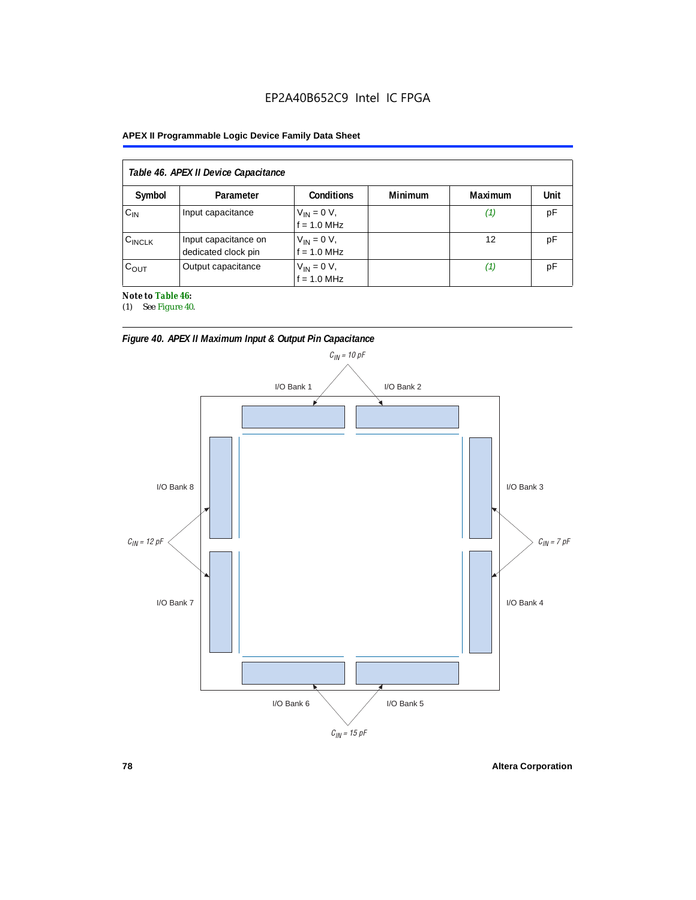EP2A40B652C9 Intel IC FPGA

| Table 46. APEX II Device Capacitance | | | | | |
|---|---|---|---|---|---|
| Symbol | Parameter | Conditions | Minimum | Maximum | Unit |
| $C_{IN}$ | Input capacitance | $V_{IN}$ = 0 V, f = 1.0 MHz | | (1) | pF |
| $C_{INCLK}$ | Input capacitance on dedicated clock pin | $V_{IN}$ = 0 V, f = 1.0 MHz | | 12 | pF |
| $C_{OUT}$ | Output capacitance | $V_{IN}$ = 0 V, f = 1.0 MHz | | (1) | pF |

**Note to Table 46:**

(1) See Figure 40.

*Figure 40. APEX II Maximum Input & Output Pin Capacitance*

$C_{IN}$ = 10 pF

I/O Bank 1 I/O Bank 2

I/O Bank 8 I/O Bank 3

$C_{IN}$ = 12 pF $C_{IN}$ = 7 pF

I/O Bank 7 I/O Bank 4

I/O Bank 6 I/O Bank 5

$C_{IN}$ = 15 pF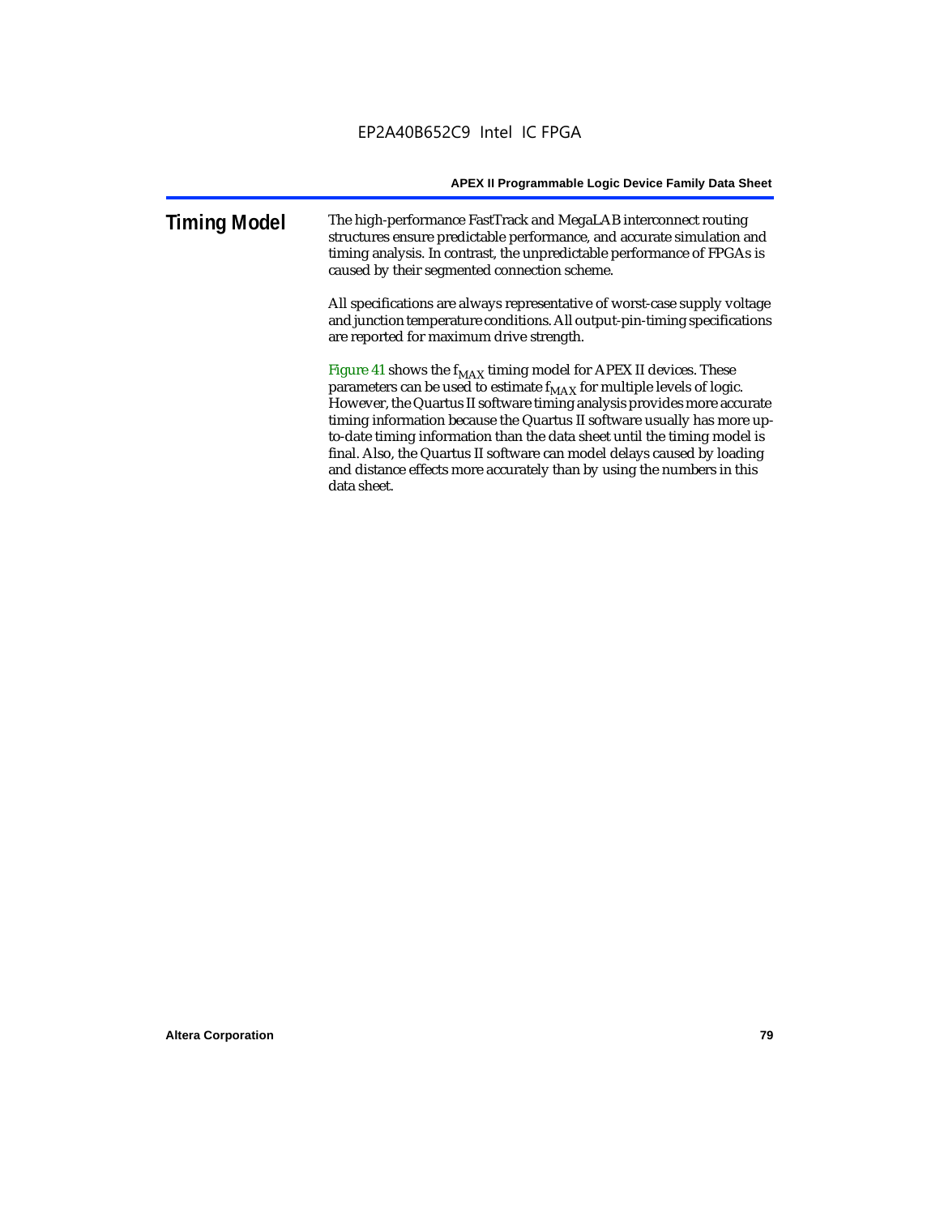## Timing Model

The high-performance FastTrack and MegaLAB interconnect routing structures ensure predictable performance, and accurate simulation and timing analysis. In contrast, the unpredictable performance of FPGAs is caused by their segmented connection scheme.

All specifications are always representative of worst-case supply voltage and junction temperature conditions. All output-pin-timing specifications are reported for maximum drive strength.

Figure 41 shows the $f_{MAX}$ timing model for APEX II devices. These parameters can be used to estimate $f_{MAX}$ for multiple levels of logic. However, the Quartus II software timing analysis provides more accurate timing information because the Quartus II software usually has more up-to-date timing information than the data sheet until the timing model is final. Also, the Quartus II software can model delays caused by loading and distance effects more accurately than by using the numbers in this data sheet.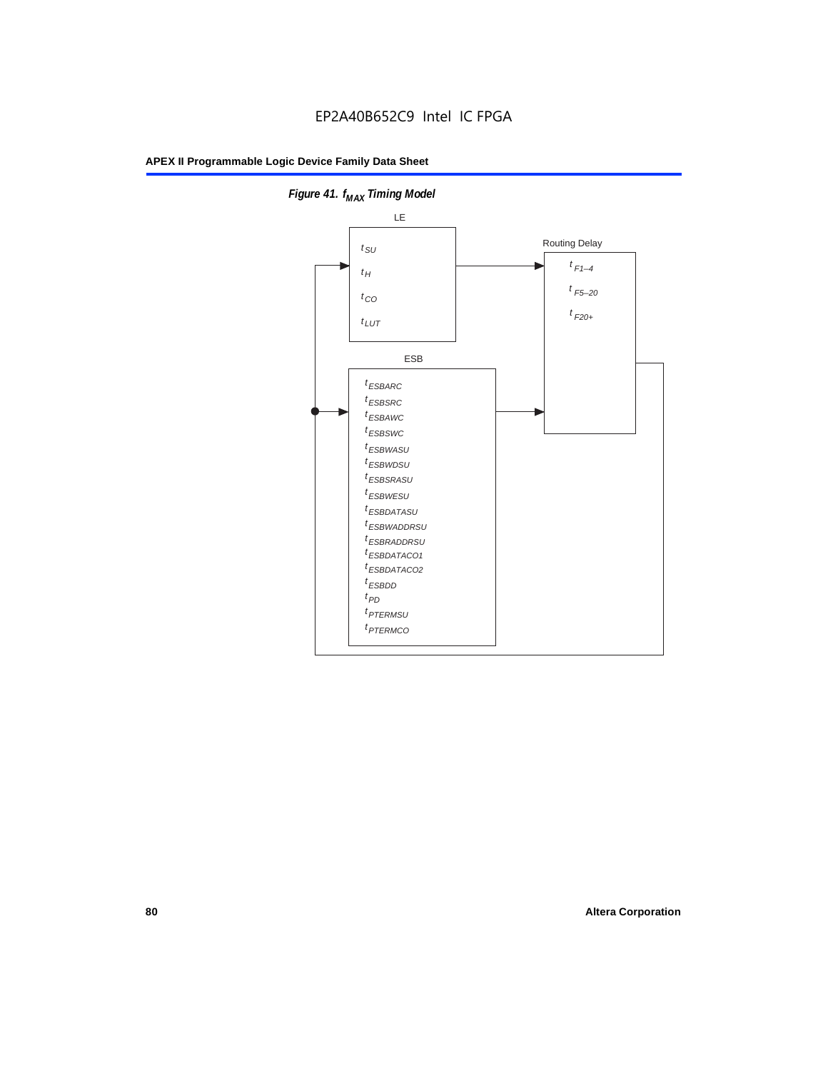*Figure 41. $f_{MAX}$ Timing Model*

LE

$t_{SU}$
$t_H$
$t_{CO}$
$t_{LUT}$

Routing Delay

$t_{F1-4}$
$t_{F5-20}$
$t_{F20+}$

ESB

$t_{ESBARC}$
$t_{ESBSRC}$
$t_{ESBAWC}$
$t_{ESBSWC}$
$t_{ESBWASU}$
$t_{ESBWDSU}$
$t_{ESBSRASU}$
$t_{ESBWESU}$
$t_{ESBDATASU}$
$t_{ESBWADDRSU}$
$t_{ESBRADDRSU}$
$t_{ESBDATACO1}$
$t_{ESBDATACO2}$
$t_{ESBDD}$
$t_{PD}$
$t_{PTERMSU}$
$t_{PTERMCO}$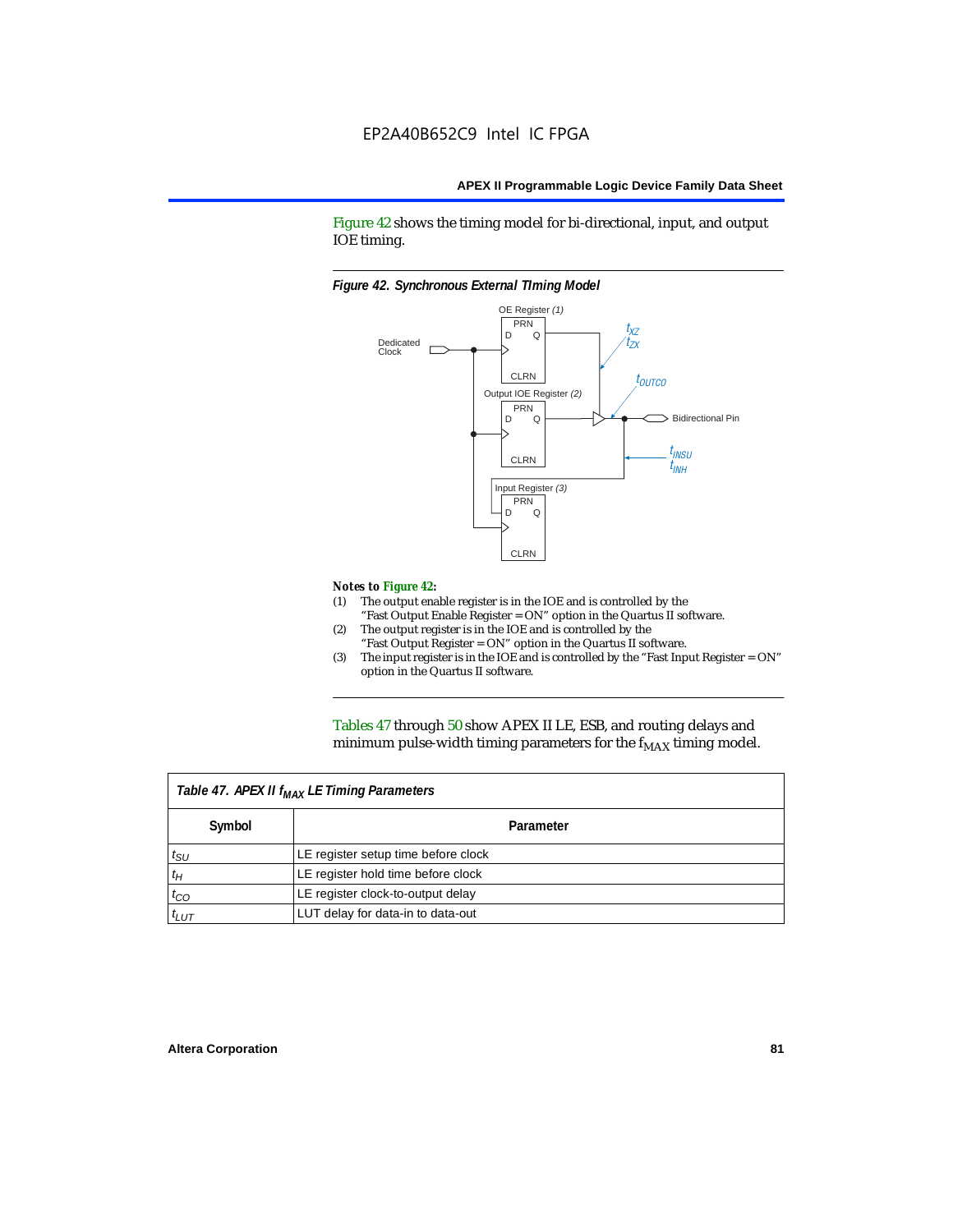Figure 42 shows the timing model for bi-directional, input, and output IOE timing.

*Figure 42. Synchronous External TIming Model*

OE Register (1)

Dedicated Clock

$t_{XZ}$
$t_{ZX}$

$t_{OUTCO}$

Output IOE Register (2)

Bidirectional Pin

$t_{INSU}$
$t_{INH}$

Input Register (3)

***Notes to Figure 42:***

(1) The output enable register is in the IOE and is controlled by the "Fast Output Enable Register = ON" option in the Quartus II software.
(2) The output register is in the IOE and is controlled by the "Fast Output Register = ON" option in the Quartus II software.
(3) The input register is in the IOE and is controlled by the "Fast Input Register = ON" option in the Quartus II software.

Tables 47 through 50 show APEX II LE, ESB, and routing delays and minimum pulse-width timing parameters for the $f_{MAX}$ timing model.

| *Table 47. APEX II $f_{MAX}$ LE Timing Parameters* | |
|---|---|
| **Symbol** | **Parameter** |
| $t_{SU}$ | LE register setup time before clock |
| $t_{H}$ | LE register hold time before clock |
| $t_{CO}$ | LE register clock-to-output delay |
| $t_{LUT}$ | LUT delay for data-in to data-out |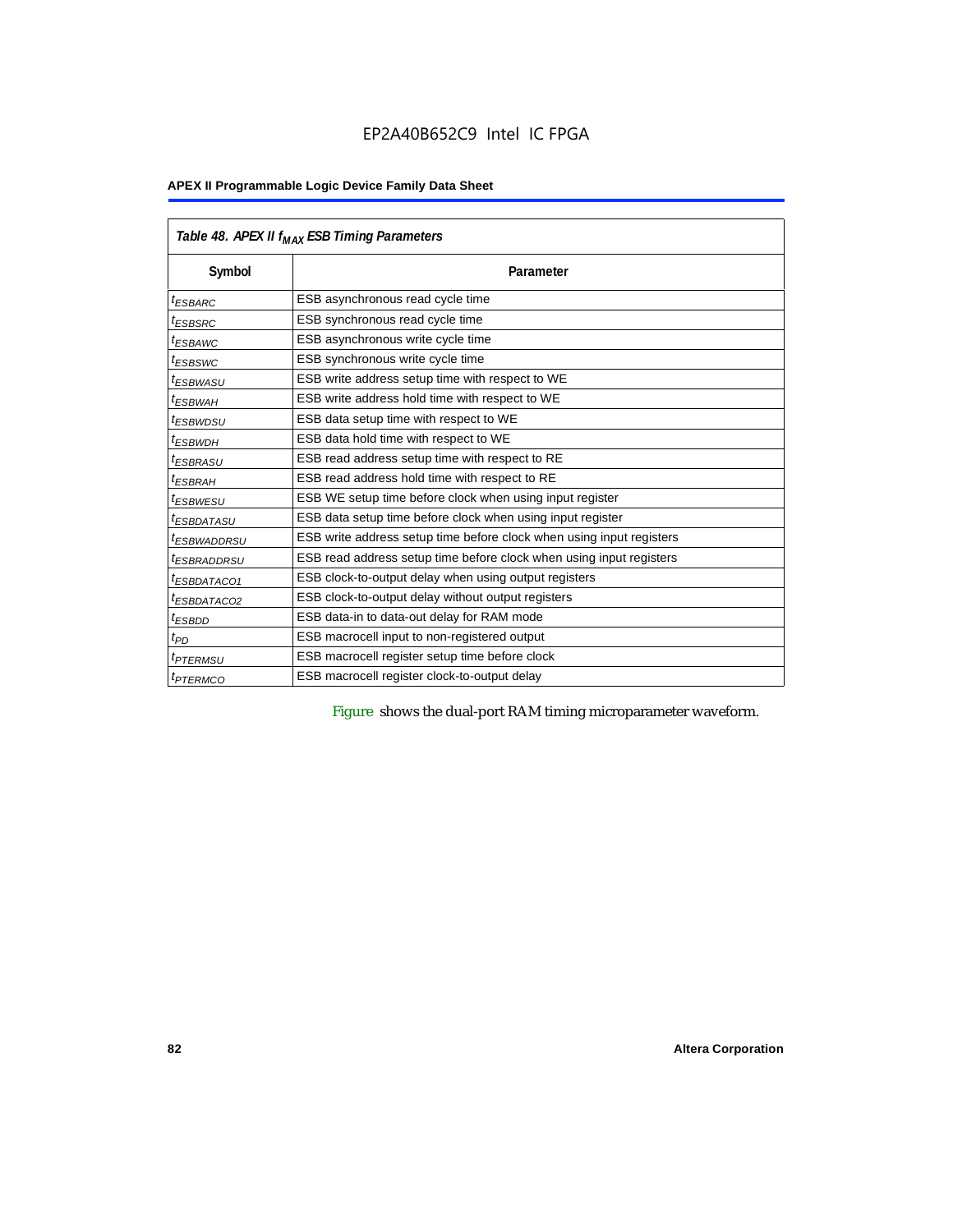Table 48. APEX II $f_{MAX}$ ESB Timing Parameters

| Symbol | Parameter |
|---|---|
| $t_{ESBARC}$ | ESB asynchronous read cycle time |
| $t_{ESBSRC}$ | ESB synchronous read cycle time |
| $t_{ESBAWC}$ | ESB asynchronous write cycle time |
| $t_{ESBSWC}$ | ESB synchronous write cycle time |
| $t_{ESBWASU}$ | ESB write address setup time with respect to WE |
| $t_{ESBWAH}$ | ESB write address hold time with respect to WE |
| $t_{ESBWDSU}$ | ESB data setup time with respect to WE |
| $t_{ESBWDH}$ | ESB data hold time with respect to WE |
| $t_{ESBRASU}$ | ESB read address setup time with respect to RE |
| $t_{ESBRAH}$ | ESB read address hold time with respect to RE |
| $t_{ESBWESU}$ | ESB WE setup time before clock when using input register |
| $t_{ESBDATASU}$ | ESB data setup time before clock when using input register |
| $t_{ESBWADDRSU}$ | ESB write address setup time before clock when using input registers |
| $t_{ESBRADDRSU}$ | ESB read address setup time before clock when using input registers |
| $t_{ESBDATACO1}$ | ESB clock-to-output delay when using output registers |
| $t_{ESBDATACO2}$ | ESB clock-to-output delay without output registers |
| $t_{ESBDD}$ | ESB data-in to data-out delay for RAM mode |
| $t_{PD}$ | ESB macrocell input to non-registered output |
| $t_{PTERMSU}$ | ESB macrocell register setup time before clock |
| $t_{PTERMCO}$ | ESB macrocell register clock-to-output delay |

Figure shows the dual-port RAM timing microparameter waveform.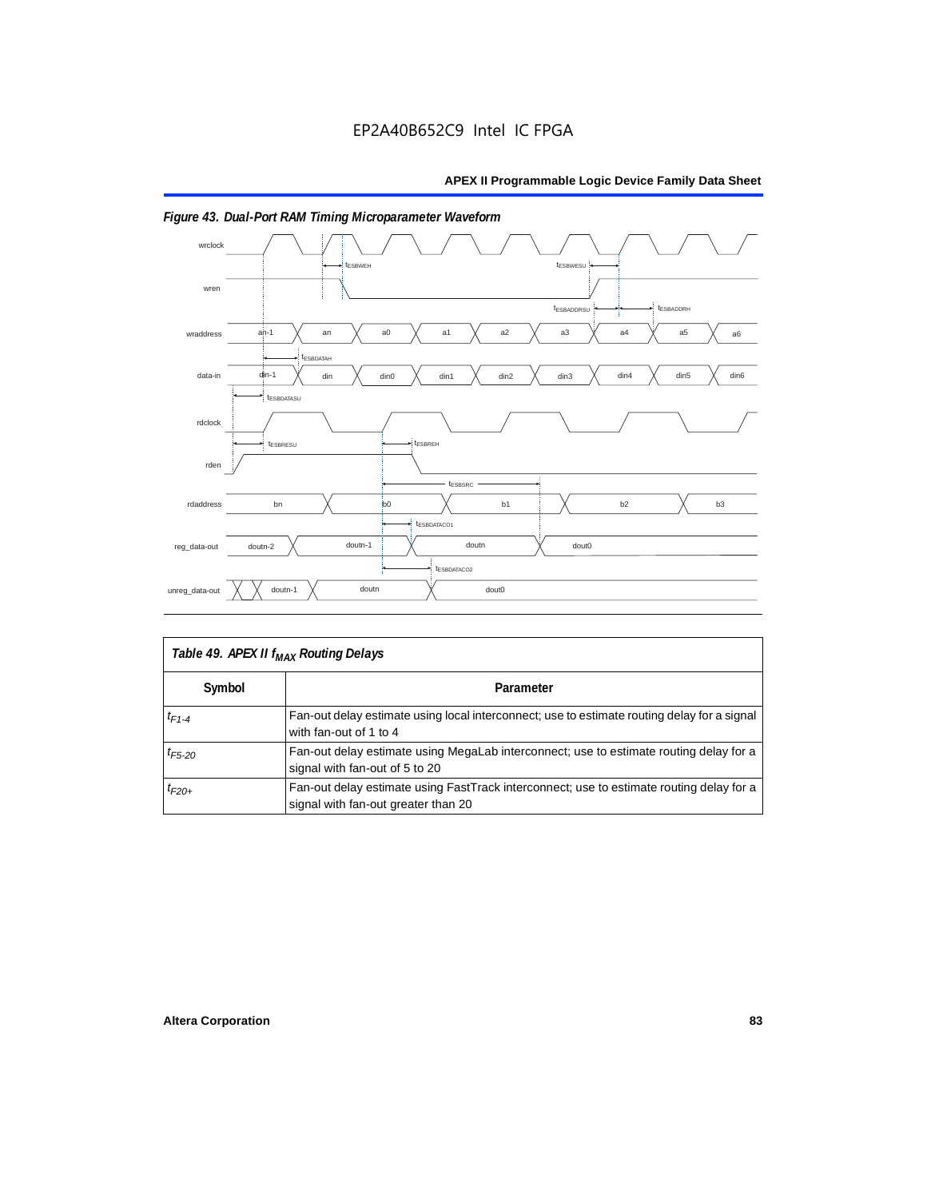**Figure 43. Dual-Port RAM Timing Microparameter Waveform**

| Table 49. APEX II $f_{MAX}$ Routing Delays | |
|---|---|
| **Symbol** | **Parameter** |
| $t_{F1-4}$ | Fan-out delay estimate using local interconnect; use to estimate routing delay for a signal with fan-out of 1 to 4 |
| $t_{F5-20}$ | Fan-out delay estimate using MegaLab interconnect; use to estimate routing delay for a signal with fan-out of 5 to 20 |
| $t_{F20+}$ | Fan-out delay estimate using FastTrack interconnect; use to estimate routing delay for a signal with fan-out greater than 20 |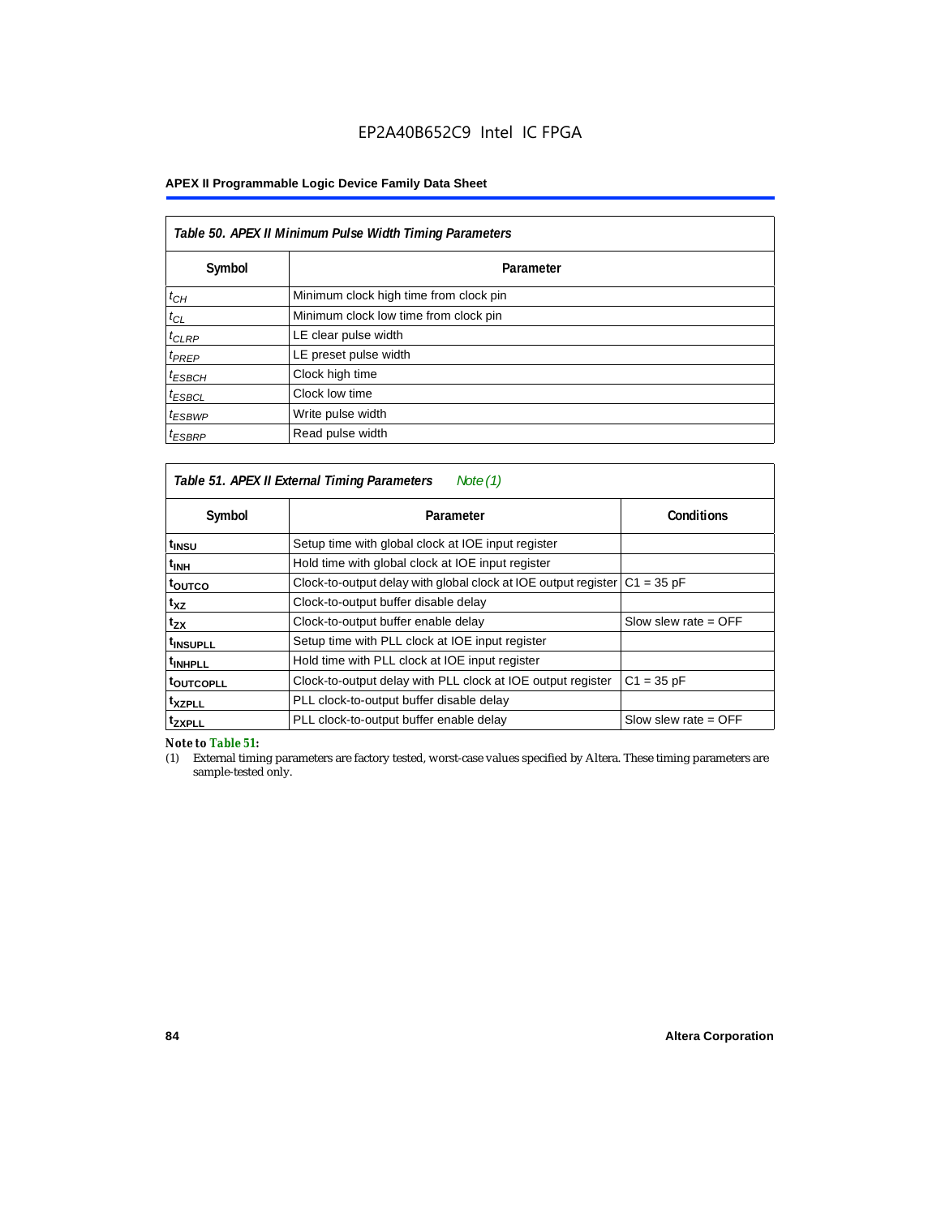**Table 50. APEX II Minimum Pulse Width Timing Parameters**

| Symbol | Parameter |
|---|---|
| $t_{CH}$ | Minimum clock high time from clock pin |
| $t_{CL}$ | Minimum clock low time from clock pin |
| $t_{CLRP}$ | LE clear pulse width |
| $t_{PREP}$ | LE preset pulse width |
| $t_{ESBCH}$ | Clock high time |
| $t_{ESBCL}$ | Clock low time |
| $t_{ESBWP}$ | Write pulse width |
| $t_{ESBRP}$ | Read pulse width |

**Table 51. APEX II External Timing Parameters** *Note (1)*

| Symbol | Parameter | Conditions |
|---|---|---|
| $t_{INSU}$ | Setup time with global clock at IOE input register | |
| $t_{INH}$ | Hold time with global clock at IOE input register | |
| $t_{OUTCO}$ | Clock-to-output delay with global clock at IOE output register | C1 = 35 pF |
| $t_{XZ}$ | Clock-to-output buffer disable delay | |
| $t_{ZX}$ | Clock-to-output buffer enable delay | Slow slew rate = OFF |
| $t_{INSUPLL}$ | Setup time with PLL clock at IOE input register | |
| $t_{INHPLL}$ | Hold time with PLL clock at IOE input register | |
| $t_{OUTCOPLL}$ | Clock-to-output delay with PLL clock at IOE output register | C1 = 35 pF |
| $t_{XZPLL}$ | PLL clock-to-output buffer disable delay | |
| $t_{ZXPLL}$ | PLL clock-to-output buffer enable delay | Slow slew rate = OFF |

*Note to Table 51:*

(1) External timing parameters are factory tested, worst-case values specified by Altera. These timing parameters are sample-tested only.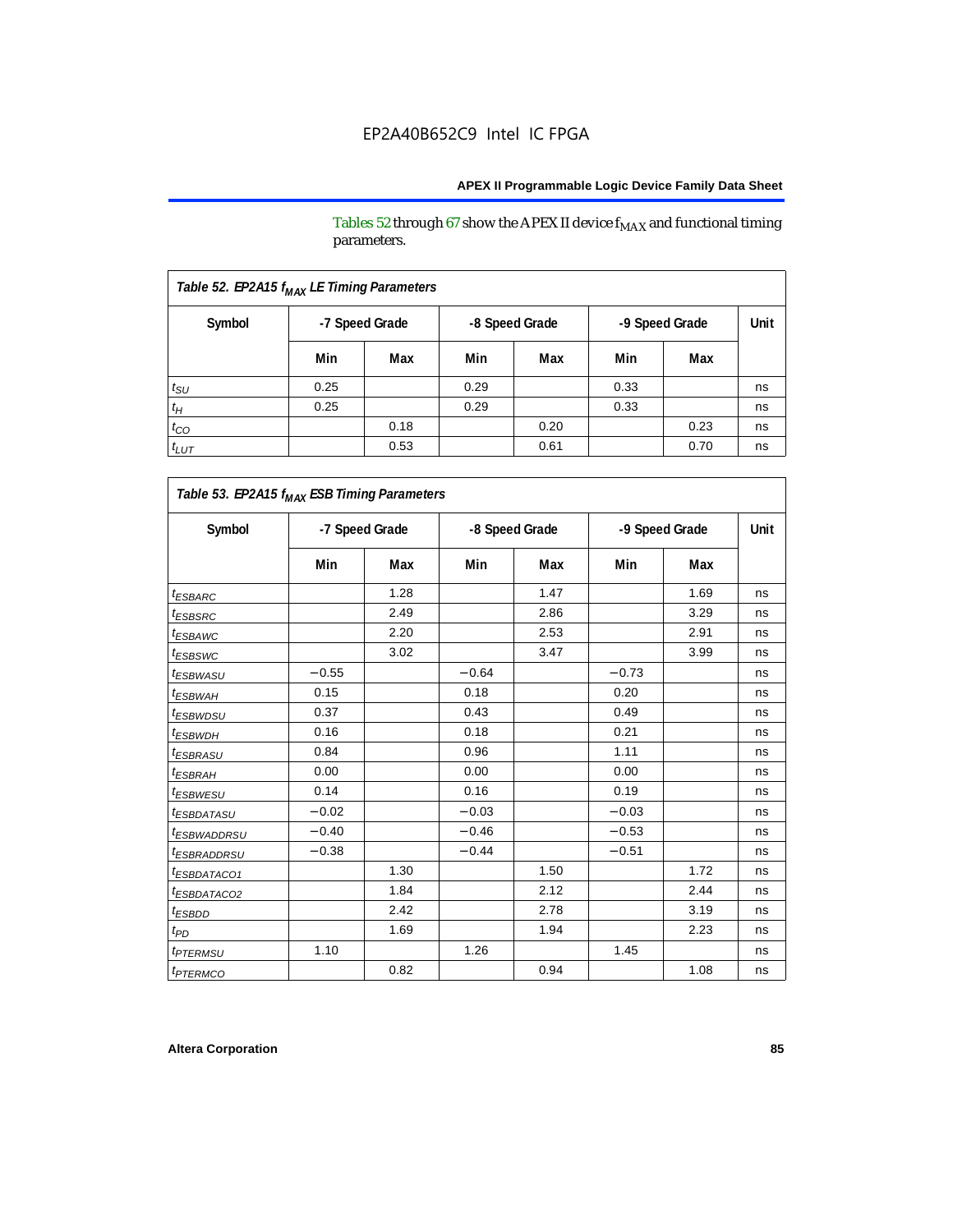Tables 52 through 67 show the APEX II device $f_{MAX}$ and functional timing parameters.

| Table 52. EP2A15 $f_{MAX}$ LE Timing Parameters | | | | | | | |
|---|---|---|---|---|---|---|---|
| Symbol | -7 Speed Grade | | -8 Speed Grade | | -9 Speed Grade | | Unit |
| | Min | Max | Min | Max | Min | Max | |
| $t_{SU}$ | 0.25 | | 0.29 | | 0.33 | | ns |
| $t_H$ | 0.25 | | 0.29 | | 0.33 | | ns |
| $t_{CO}$ | | 0.18 | | 0.20 | | 0.23 | ns |
| $t_{LUT}$ | | 0.53 | | 0.61 | | 0.70 | ns |

| Table 53. EP2A15 $f_{MAX}$ ESB Timing Parameters | | | | | | | |
|---|---|---|---|---|---|---|---|
| Symbol | -7 Speed Grade | | -8 Speed Grade | | -9 Speed Grade | | Unit |
| | Min | Max | Min | Max | Min | Max | |
| $t_{ESBARC}$ | | 1.28 | | 1.47 | | 1.69 | ns |
| $t_{ESBSRC}$ | | 2.49 | | 2.86 | | 3.29 | ns |
| $t_{ESBAWC}$ | | 2.20 | | 2.53 | | 2.91 | ns |
| $t_{ESBSWC}$ | | 3.02 | | 3.47 | | 3.99 | ns |
| $t_{ESBWASU}$ | −0.55 | | −0.64 | | −0.73 | | ns |
| $t_{ESBWAH}$ | 0.15 | | 0.18 | | 0.20 | | ns |
| $t_{ESBWDSU}$ | 0.37 | | 0.43 | | 0.49 | | ns |
| $t_{ESBWDH}$ | 0.16 | | 0.18 | | 0.21 | | ns |
| $t_{ESBRASU}$ | 0.84 | | 0.96 | | 1.11 | | ns |
| $t_{ESBRAH}$ | 0.00 | | 0.00 | | 0.00 | | ns |
| $t_{ESBWESU}$ | 0.14 | | 0.16 | | 0.19 | | ns |
| $t_{ESBDATASU}$ | −0.02 | | −0.03 | | −0.03 | | ns |
| $t_{ESBWADDRSU}$ | −0.40 | | −0.46 | | −0.53 | | ns |
| $t_{ESBRADDRSU}$ | −0.38 | | −0.44 | | −0.51 | | ns |
| $t_{ESBDATACO1}$ | | 1.30 | | 1.50 | | 1.72 | ns |
| $t_{ESBDATACO2}$ | | 1.84 | | 2.12 | | 2.44 | ns |
| $t_{ESBDD}$ | | 2.42 | | 2.78 | | 3.19 | ns |
| $t_{PD}$ | | 1.69 | | 1.94 | | 2.23 | ns |
| $t_{PTERMSU}$ | 1.10 | | 1.26 | | 1.45 | | ns |
| $t_{PTERMCO}$ | | 0.82 | | 0.94 | | 1.08 | ns |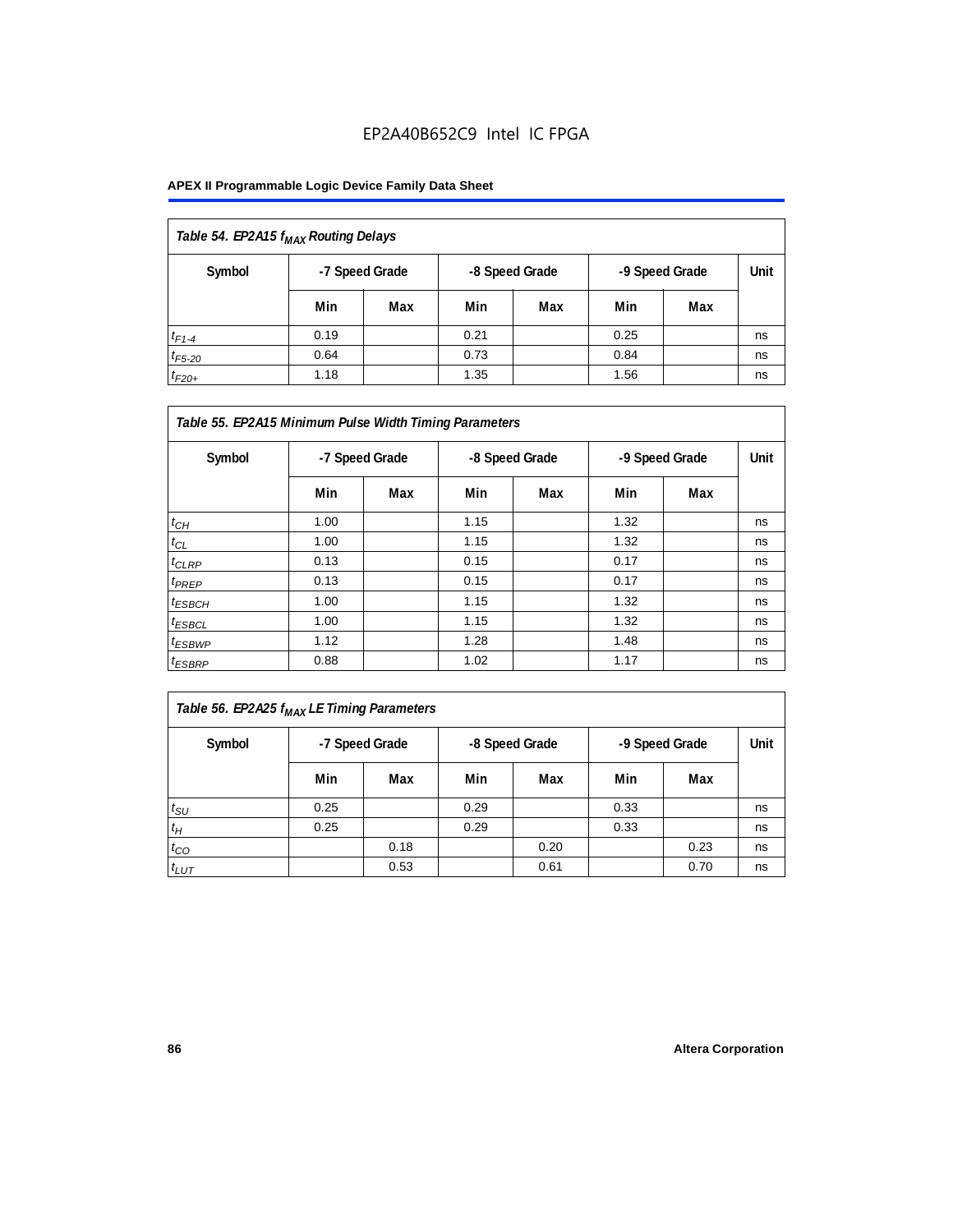| Table 54. EP2A15 $f_{MAX}$ Routing Delays | | | | | | | |
|---|---|---|---|---|---|---|---|
| Symbol | -7 Speed Grade | | -8 Speed Grade | | -9 Speed Grade | | Unit |
| | Min | Max | Min | Max | Min | Max | |
| $t_{F1-4}$ | 0.19 | | 0.21 | | 0.25 | | ns |
| $t_{F5-20}$ | 0.64 | | 0.73 | | 0.84 | | ns |
| $t_{F20+}$ | 1.18 | | 1.35 | | 1.56 | | ns |

| Table 55. EP2A15 Minimum Pulse Width Timing Parameters | | | | | | | |
|---|---|---|---|---|---|---|---|
| Symbol | -7 Speed Grade | | -8 Speed Grade | | -9 Speed Grade | | Unit |
| | Min | Max | Min | Max | Min | Max | |
| $t_{CH}$ | 1.00 | | 1.15 | | 1.32 | | ns |
| $t_{CL}$ | 1.00 | | 1.15 | | 1.32 | | ns |
| $t_{CLRP}$ | 0.13 | | 0.15 | | 0.17 | | ns |
| $t_{PREP}$ | 0.13 | | 0.15 | | 0.17 | | ns |
| $t_{ESBCH}$ | 1.00 | | 1.15 | | 1.32 | | ns |
| $t_{ESBCL}$ | 1.00 | | 1.15 | | 1.32 | | ns |
| $t_{ESBWP}$ | 1.12 | | 1.28 | | 1.48 | | ns |
| $t_{ESBRP}$ | 0.88 | | 1.02 | | 1.17 | | ns |

| Table 56. EP2A25 $f_{MAX}$ LE Timing Parameters | | | | | | | |
|---|---|---|---|---|---|---|---|
| Symbol | -7 Speed Grade | | -8 Speed Grade | | -9 Speed Grade | | Unit |
| | Min | Max | Min | Max | Min | Max | |
| $t_{SU}$ | 0.25 | | 0.29 | | 0.33 | | ns |
| $t_H$ | 0.25 | | 0.29 | | 0.33 | | ns |
| $t_{CO}$ | | 0.18 | | 0.20 | | 0.23 | ns |
| $t_{LUT}$ | | 0.53 | | 0.61 | | 0.70 | ns |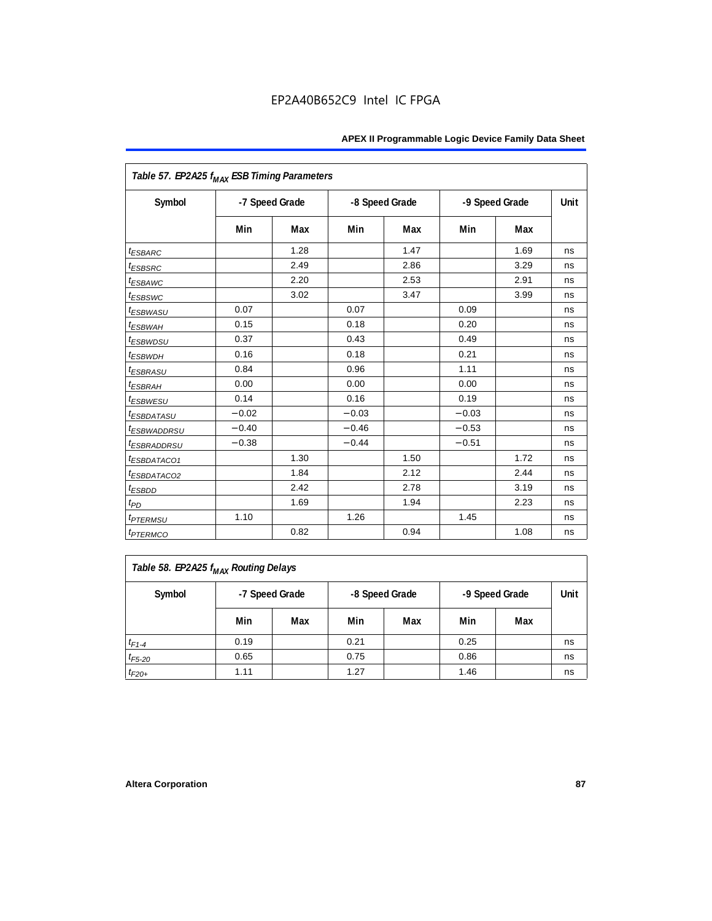| Table 57. EP2A25 $f_{MAX}$ ESB Timing Parameters | | | | | | | |
|---|---|---|---|---|---|---|---|
| Symbol | -7 Speed Grade | | -8 Speed Grade | | -9 Speed Grade | | Unit |
| | Min | Max | Min | Max | Min | Max | |
| $t_{ESBARC}$ | | 1.28 | | 1.47 | | 1.69 | ns |
| $t_{ESBSRC}$ | | 2.49 | | 2.86 | | 3.29 | ns |
| $t_{ESBAWC}$ | | 2.20 | | 2.53 | | 2.91 | ns |
| $t_{ESBSWC}$ | | 3.02 | | 3.47 | | 3.99 | ns |
| $t_{ESBWASU}$ | 0.07 | | 0.07 | | 0.09 | | ns |
| $t_{ESBWAH}$ | 0.15 | | 0.18 | | 0.20 | | ns |
| $t_{ESBWDSU}$ | 0.37 | | 0.43 | | 0.49 | | ns |
| $t_{ESBWDH}$ | 0.16 | | 0.18 | | 0.21 | | ns |
| $t_{ESBRASU}$ | 0.84 | | 0.96 | | 1.11 | | ns |
| $t_{ESBRAH}$ | 0.00 | | 0.00 | | 0.00 | | ns |
| $t_{ESBWESU}$ | 0.14 | | 0.16 | | 0.19 | | ns |
| $t_{ESBDATASU}$ | −0.02 | | −0.03 | | −0.03 | | ns |
| $t_{ESBWADDRSU}$ | −0.40 | | −0.46 | | −0.53 | | ns |
| $t_{ESBRADDRSU}$ | −0.38 | | −0.44 | | −0.51 | | ns |
| $t_{ESBDATACO1}$ | | 1.30 | | 1.50 | | 1.72 | ns |
| $t_{ESBDATACO2}$ | | 1.84 | | 2.12 | | 2.44 | ns |
| $t_{ESBDD}$ | | 2.42 | | 2.78 | | 3.19 | ns |
| $t_{PD}$ | | 1.69 | | 1.94 | | 2.23 | ns |
| $t_{PTERMSU}$ | 1.10 | | 1.26 | | 1.45 | | ns |
| $t_{PTERMCO}$ | | 0.82 | | 0.94 | | 1.08 | ns |

| Table 58. EP2A25 $f_{MAX}$ Routing Delays | | | | | | | |
|---|---|---|---|---|---|---|---|
| Symbol | -7 Speed Grade | | -8 Speed Grade | | -9 Speed Grade | | Unit |
| | Min | Max | Min | Max | Min | Max | |
| $t_{F1-4}$ | 0.19 | | 0.21 | | 0.25 | | ns |
| $t_{F5-20}$ | 0.65 | | 0.75 | | 0.86 | | ns |
| $t_{F20+}$ | 1.11 | | 1.27 | | 1.46 | | ns |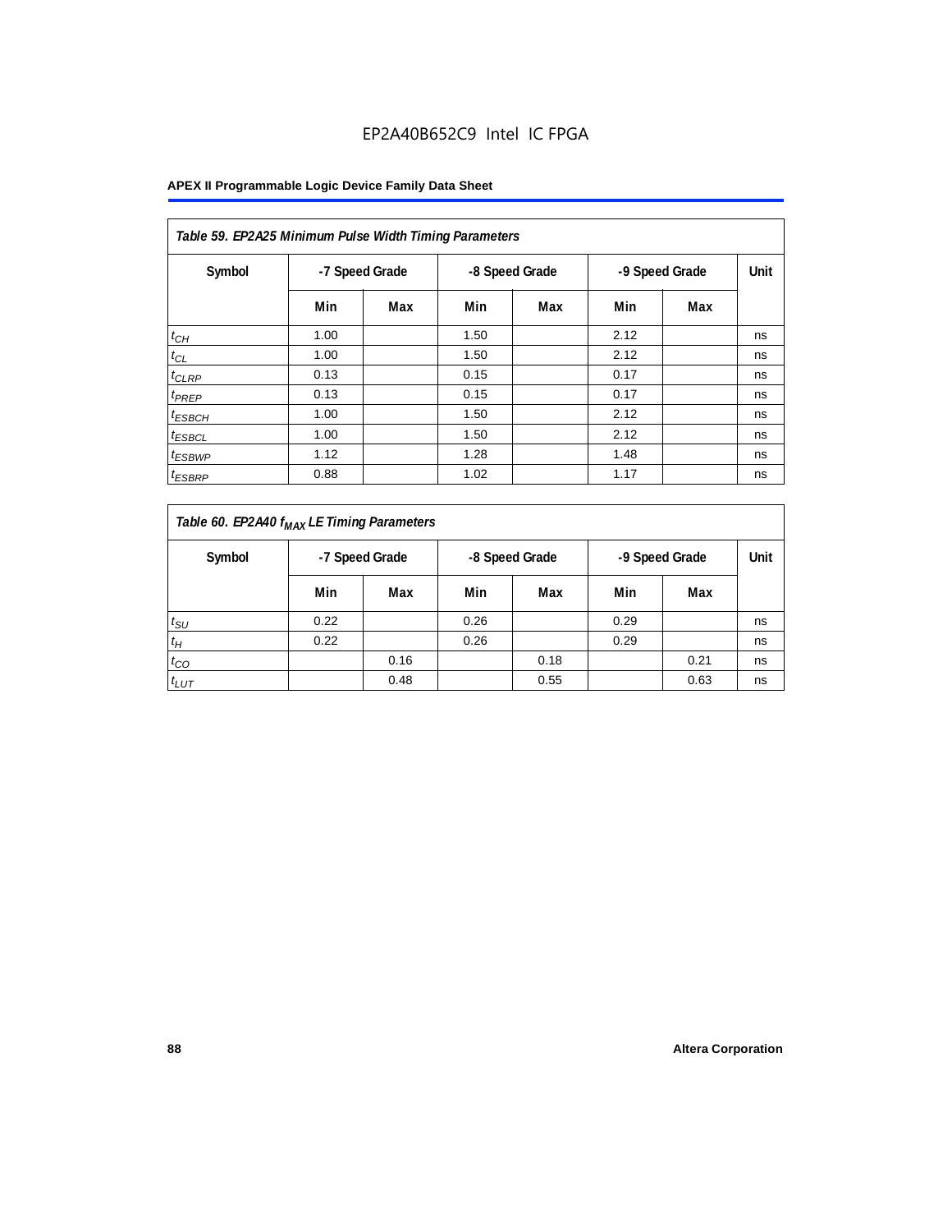**Table 59. EP2A25 Minimum Pulse Width Timing Parameters**

| Symbol | -7 Speed Grade | | -8 Speed Grade | | -9 Speed Grade | | Unit |
|---|---|---|---|---|---|---|---|
| | Min | Max | Min | Max | Min | Max | |
| $t_{CH}$ | 1.00 | | 1.50 | | 2.12 | | ns |
| $t_{CL}$ | 1.00 | | 1.50 | | 2.12 | | ns |
| $t_{CLRP}$ | 0.13 | | 0.15 | | 0.17 | | ns |
| $t_{PREP}$ | 0.13 | | 0.15 | | 0.17 | | ns |
| $t_{ESBCH}$ | 1.00 | | 1.50 | | 2.12 | | ns |
| $t_{ESBCL}$ | 1.00 | | 1.50 | | 2.12 | | ns |
| $t_{ESBWP}$ | 1.12 | | 1.28 | | 1.48 | | ns |
| $t_{ESBRP}$ | 0.88 | | 1.02 | | 1.17 | | ns |

**Table 60. EP2A40 $f_{MAX}$ LE Timing Parameters**

| Symbol | -7 Speed Grade | | -8 Speed Grade | | -9 Speed Grade | | Unit |
|---|---|---|---|---|---|---|---|
| | Min | Max | Min | Max | Min | Max | |
| $t_{SU}$ | 0.22 | | 0.26 | | 0.29 | | ns |
| $t_{H}$ | 0.22 | | 0.26 | | 0.29 | | ns |
| $t_{CO}$ | | 0.16 | | 0.18 | | 0.21 | ns |
| $t_{LUT}$ | | 0.48 | | 0.55 | | 0.63 | ns |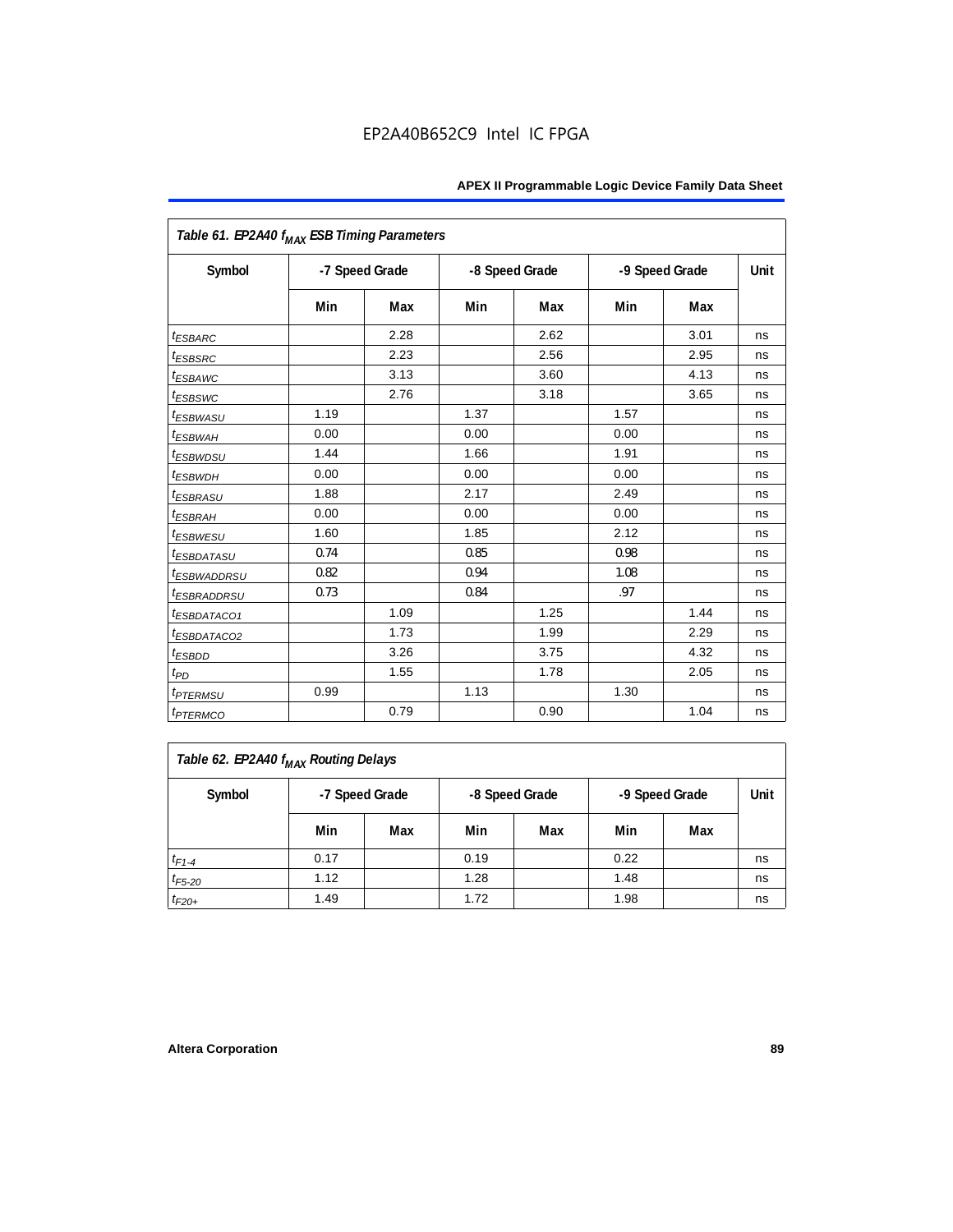EP2A40B652C9 Intel IC FPGA

**Table 61. EP2A40 $f_{MAX}$ ESB Timing Parameters**

| Symbol | -7 Speed Grade | | -8 Speed Grade | | -9 Speed Grade | | Unit |
|---|---|---|---|---|---|---|---|
| | Min | Max | Min | Max | Min | Max | |
| $t_{ESBARC}$ | | 2.28 | | 2.62 | | 3.01 | ns |
| $t_{ESBSRC}$ | | 2.23 | | 2.56 | | 2.95 | ns |
| $t_{ESBAWC}$ | | 3.13 | | 3.60 | | 4.13 | ns |
| $t_{ESBSWC}$ | | 2.76 | | 3.18 | | 3.65 | ns |
| $t_{ESBWASU}$ | 1.19 | | 1.37 | | 1.57 | | ns |
| $t_{ESBWAH}$ | 0.00 | | 0.00 | | 0.00 | | ns |
| $t_{ESBWDSU}$ | 1.44 | | 1.66 | | 1.91 | | ns |
| $t_{ESBWDH}$ | 0.00 | | 0.00 | | 0.00 | | ns |
| $t_{ESBRASU}$ | 1.88 | | 2.17 | | 2.49 | | ns |
| $t_{ESBRAH}$ | 0.00 | | 0.00 | | 0.00 | | ns |
| $t_{ESBWESU}$ | 1.60 | | 1.85 | | 2.12 | | ns |
| $t_{ESBDATASU}$ | 0.74 | | 0.85 | | 0.98 | | ns |
| $t_{ESBWADDRSU}$ | 0.82 | | 0.94 | | 1.08 | | ns |
| $t_{ESBRADDRSU}$ | 0.73 | | 0.84 | | .97 | | ns |
| $t_{ESBDATACO1}$ | | 1.09 | | 1.25 | | 1.44 | ns |
| $t_{ESBDATACO2}$ | | 1.73 | | 1.99 | | 2.29 | ns |
| $t_{ESBDD}$ | | 3.26 | | 3.75 | | 4.32 | ns |
| $t_{PD}$ | | 1.55 | | 1.78 | | 2.05 | ns |
| $t_{PTERMSU}$ | 0.99 | | 1.13 | | 1.30 | | ns |
| $t_{PTERMCO}$ | | 0.79 | | 0.90 | | 1.04 | ns |

**Table 62. EP2A40 $f_{MAX}$ Routing Delays**

| Symbol | -7 Speed Grade | | -8 Speed Grade | | -9 Speed Grade | | Unit |
|---|---|---|---|---|---|---|---|
| | Min | Max | Min | Max | Min | Max | |
| $t_{F1-4}$ | 0.17 | | 0.19 | | 0.22 | | ns |
| $t_{F5-20}$ | 1.12 | | 1.28 | | 1.48 | | ns |
| $t_{F20+}$ | 1.49 | | 1.72 | | 1.98 | | ns |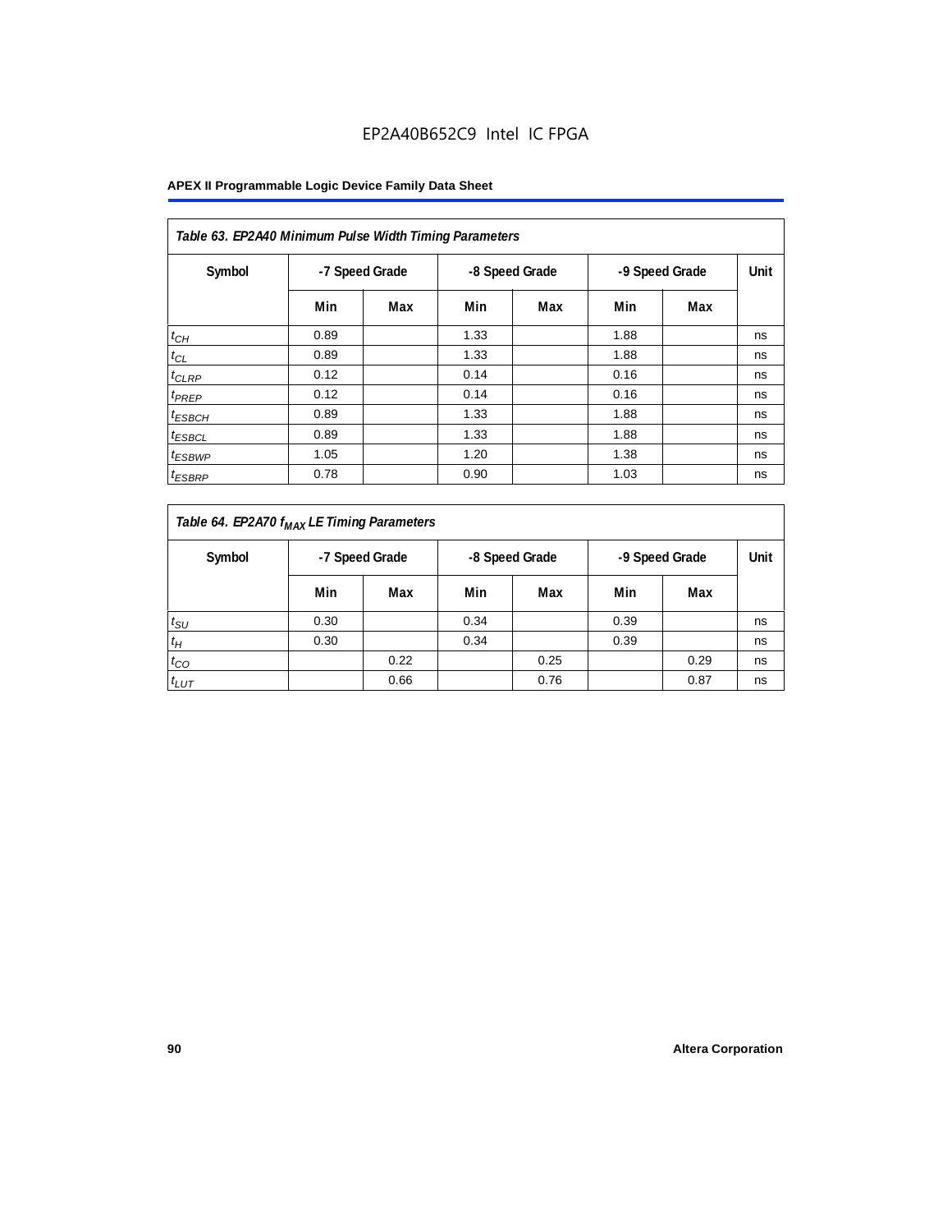*Table 63. EP2A40 Minimum Pulse Width Timing Parameters*

| Symbol | -7 Speed Grade | | -8 Speed Grade | | -9 Speed Grade | | Unit |
|---|---|---|---|---|---|---|---|
| | Min | Max | Min | Max | Min | Max | |
| $t_{CH}$ | 0.89 | | 1.33 | | 1.88 | | ns |
| $t_{CL}$ | 0.89 | | 1.33 | | 1.88 | | ns |
| $t_{CLRP}$ | 0.12 | | 0.14 | | 0.16 | | ns |
| $t_{PREP}$ | 0.12 | | 0.14 | | 0.16 | | ns |
| $t_{ESBCH}$ | 0.89 | | 1.33 | | 1.88 | | ns |
| $t_{ESBCL}$ | 0.89 | | 1.33 | | 1.88 | | ns |
| $t_{ESBWP}$ | 1.05 | | 1.20 | | 1.38 | | ns |
| $t_{ESBRP}$ | 0.78 | | 0.90 | | 1.03 | | ns |

*Table 64. EP2A70 $f_{MAX}$ LE Timing Parameters*

| Symbol | -7 Speed Grade | | -8 Speed Grade | | -9 Speed Grade | | Unit |
|---|---|---|---|---|---|---|---|
| | Min | Max | Min | Max | Min | Max | |
| $t_{SU}$ | 0.30 | | 0.34 | | 0.39 | | ns |
| $t_{H}$ | 0.30 | | 0.34 | | 0.39 | | ns |
| $t_{CO}$ | | 0.22 | | 0.25 | | 0.29 | ns |
| $t_{LUT}$ | | 0.66 | | 0.76 | | 0.87 | ns |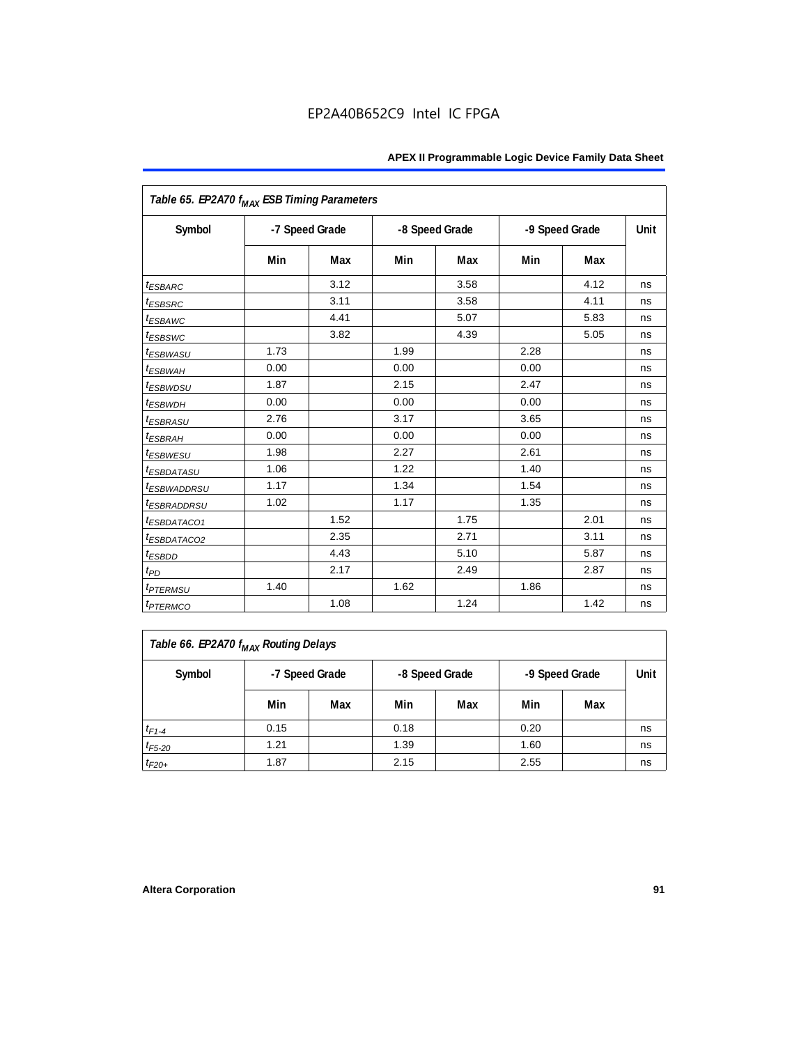| Table 65. EP2A70 $f_{MAX}$ ESB Timing Parameters | | | | | | | |
|---|---|---|---|---|---|---|---|
| Symbol | -7 Speed Grade | | -8 Speed Grade | | -9 Speed Grade | | Unit |
| | Min | Max | Min | Max | Min | Max | |
| $t_{ESBARC}$ | | 3.12 | | 3.58 | | 4.12 | ns |
| $t_{ESBSRC}$ | | 3.11 | | 3.58 | | 4.11 | ns |
| $t_{ESBAWC}$ | | 4.41 | | 5.07 | | 5.83 | ns |
| $t_{ESBSWC}$ | | 3.82 | | 4.39 | | 5.05 | ns |
| $t_{ESBWASU}$ | 1.73 | | 1.99 | | 2.28 | | ns |
| $t_{ESBWAH}$ | 0.00 | | 0.00 | | 0.00 | | ns |
| $t_{ESBWDSU}$ | 1.87 | | 2.15 | | 2.47 | | ns |
| $t_{ESBWDH}$ | 0.00 | | 0.00 | | 0.00 | | ns |
| $t_{ESBRASU}$ | 2.76 | | 3.17 | | 3.65 | | ns |
| $t_{ESBRAH}$ | 0.00 | | 0.00 | | 0.00 | | ns |
| $t_{ESBWESU}$ | 1.98 | | 2.27 | | 2.61 | | ns |
| $t_{ESBDATASU}$ | 1.06 | | 1.22 | | 1.40 | | ns |
| $t_{ESBWADDRSU}$ | 1.17 | | 1.34 | | 1.54 | | ns |
| $t_{ESBRADDRSU}$ | 1.02 | | 1.17 | | 1.35 | | ns |
| $t_{ESBDATACO1}$ | | 1.52 | | 1.75 | | 2.01 | ns |
| $t_{ESBDATACO2}$ | | 2.35 | | 2.71 | | 3.11 | ns |
| $t_{ESBDD}$ | | 4.43 | | 5.10 | | 5.87 | ns |
| $t_{PD}$ | | 2.17 | | 2.49 | | 2.87 | ns |
| $t_{PTERMSU}$ | 1.40 | | 1.62 | | 1.86 | | ns |
| $t_{PTERMCO}$ | | 1.08 | | 1.24 | | 1.42 | ns |

| Table 66. EP2A70 $f_{MAX}$ Routing Delays | | | | | | | |
|---|---|---|---|---|---|---|---|
| Symbol | -7 Speed Grade | | -8 Speed Grade | | -9 Speed Grade | | Unit |
| | Min | Max | Min | Max | Min | Max | |
| $t_{F1-4}$ | 0.15 | | 0.18 | | 0.20 | | ns |
| $t_{F5-20}$ | 1.21 | | 1.39 | | 1.60 | | ns |
| $t_{F20+}$ | 1.87 | | 2.15 | | 2.55 | | ns |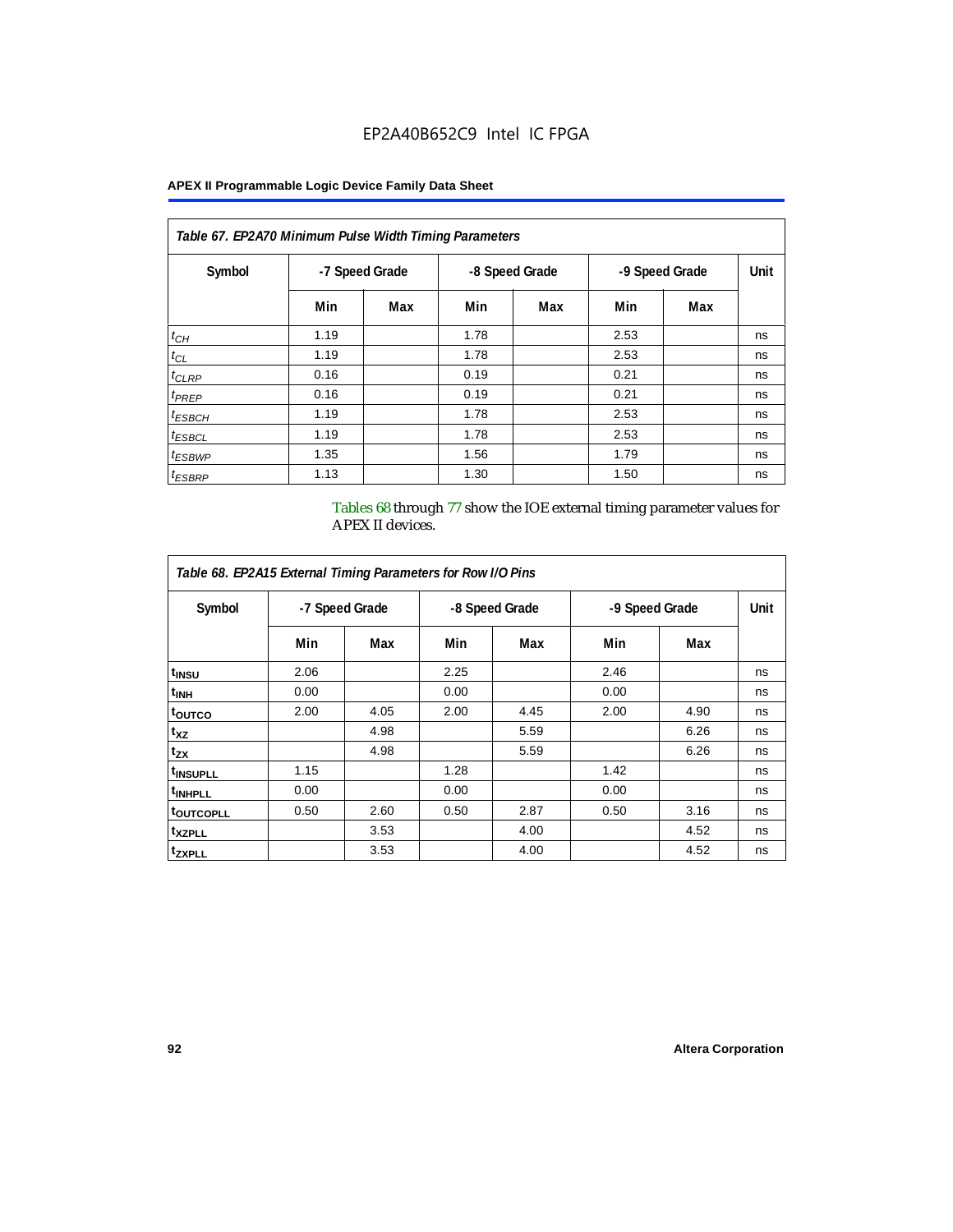**Table 67. EP2A70 Minimum Pulse Width Timing Parameters**

| Symbol | -7 Speed Grade | | -8 Speed Grade | | -9 Speed Grade | | Unit |
|---|---|---|---|---|---|---|---|
| | Min | Max | Min | Max | Min | Max | |
| $t_{CH}$ | 1.19 | | 1.78 | | 2.53 | | ns |
| $t_{CL}$ | 1.19 | | 1.78 | | 2.53 | | ns |
| $t_{CLRP}$ | 0.16 | | 0.19 | | 0.21 | | ns |
| $t_{PREP}$ | 0.16 | | 0.19 | | 0.21 | | ns |
| $t_{ESBCH}$ | 1.19 | | 1.78 | | 2.53 | | ns |
| $t_{ESBCL}$ | 1.19 | | 1.78 | | 2.53 | | ns |
| $t_{ESBWP}$ | 1.35 | | 1.56 | | 1.79 | | ns |
| $t_{ESBRP}$ | 1.13 | | 1.30 | | 1.50 | | ns |

Tables 68 through 77 show the IOE external timing parameter values for APEX II devices.

**Table 68. EP2A15 External Timing Parameters for Row I/O Pins**

| Symbol | -7 Speed Grade | | -8 Speed Grade | | -9 Speed Grade | | Unit |
|---|---|---|---|---|---|---|---|
| | Min | Max | Min | Max | Min | Max | |
| $t_{INSU}$ | 2.06 | | 2.25 | | 2.46 | | ns |
| $t_{INH}$ | 0.00 | | 0.00 | | 0.00 | | ns |
| $t_{OUTCO}$ | 2.00 | 4.05 | 2.00 | 4.45 | 2.00 | 4.90 | ns |
| $t_{XZ}$ | | 4.98 | | 5.59 | | 6.26 | ns |
| $t_{ZX}$ | | 4.98 | | 5.59 | | 6.26 | ns |
| $t_{INSUPLL}$ | 1.15 | | 1.28 | | 1.42 | | ns |
| $t_{INHPLL}$ | 0.00 | | 0.00 | | 0.00 | | ns |
| $t_{OUTCOPLL}$ | 0.50 | 2.60 | 0.50 | 2.87 | 0.50 | 3.16 | ns |
| $t_{XZPLL}$ | | 3.53 | | 4.00 | | 4.52 | ns |
| $t_{ZXPLL}$ | | 3.53 | | 4.00 | | 4.52 | ns |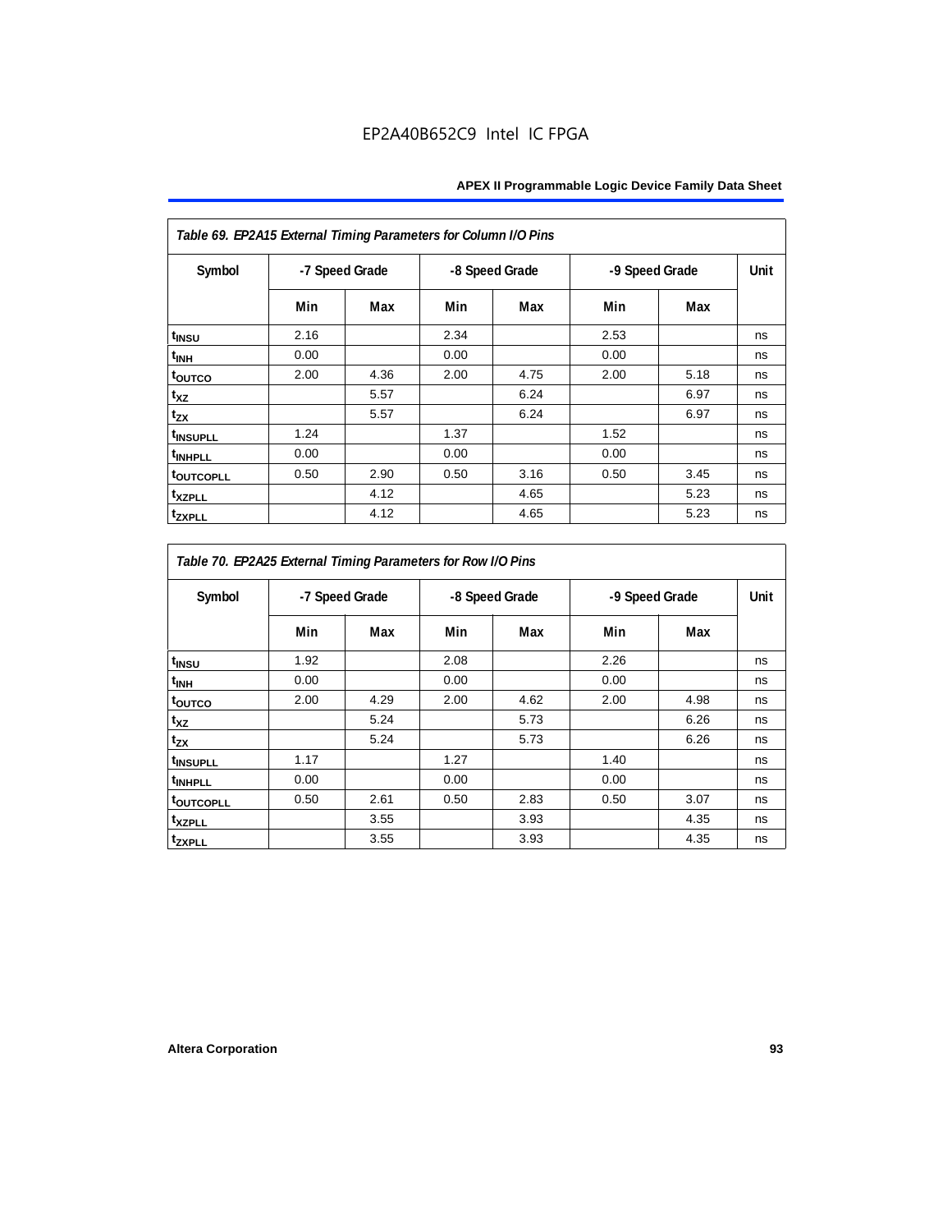Table 69. EP2A15 External Timing Parameters for Column I/O Pins

| Symbol | -7 Speed Grade | | -8 Speed Grade | | -9 Speed Grade | | Unit |
|---|---|---|---|---|---|---|---|
| | Min | Max | Min | Max | Min | Max | |
| $t_{INSU}$ | 2.16 | | 2.34 | | 2.53 | | ns |
| $t_{INH}$ | 0.00 | | 0.00 | | 0.00 | | ns |
| $t_{OUTCO}$ | 2.00 | 4.36 | 2.00 | 4.75 | 2.00 | 5.18 | ns |
| $t_{XZ}$ | | 5.57 | | 6.24 | | 6.97 | ns |
| $t_{ZX}$ | | 5.57 | | 6.24 | | 6.97 | ns |
| $t_{INSUPLL}$ | 1.24 | | 1.37 | | 1.52 | | ns |
| $t_{INHPLL}$ | 0.00 | | 0.00 | | 0.00 | | ns |
| $t_{OUTCOPLL}$ | 0.50 | 2.90 | 0.50 | 3.16 | 0.50 | 3.45 | ns |
| $t_{XZPLL}$ | | 4.12 | | 4.65 | | 5.23 | ns |
| $t_{ZXPLL}$ | | 4.12 | | 4.65 | | 5.23 | ns |

Table 70. EP2A25 External Timing Parameters for Row I/O Pins

| Symbol | -7 Speed Grade | | -8 Speed Grade | | -9 Speed Grade | | Unit |
|---|---|---|---|---|---|---|---|
| | Min | Max | Min | Max | Min | Max | |
| $t_{INSU}$ | 1.92 | | 2.08 | | 2.26 | | ns |
| $t_{INH}$ | 0.00 | | 0.00 | | 0.00 | | ns |
| $t_{OUTCO}$ | 2.00 | 4.29 | 2.00 | 4.62 | 2.00 | 4.98 | ns |
| $t_{XZ}$ | | 5.24 | | 5.73 | | 6.26 | ns |
| $t_{ZX}$ | | 5.24 | | 5.73 | | 6.26 | ns |
| $t_{INSUPLL}$ | 1.17 | | 1.27 | | 1.40 | | ns |
| $t_{INHPLL}$ | 0.00 | | 0.00 | | 0.00 | | ns |
| $t_{OUTCOPLL}$ | 0.50 | 2.61 | 0.50 | 2.83 | 0.50 | 3.07 | ns |
| $t_{XZPLL}$ | | 3.55 | | 3.93 | | 4.35 | ns |
| $t_{ZXPLL}$ | | 3.55 | | 3.93 | | 4.35 | ns |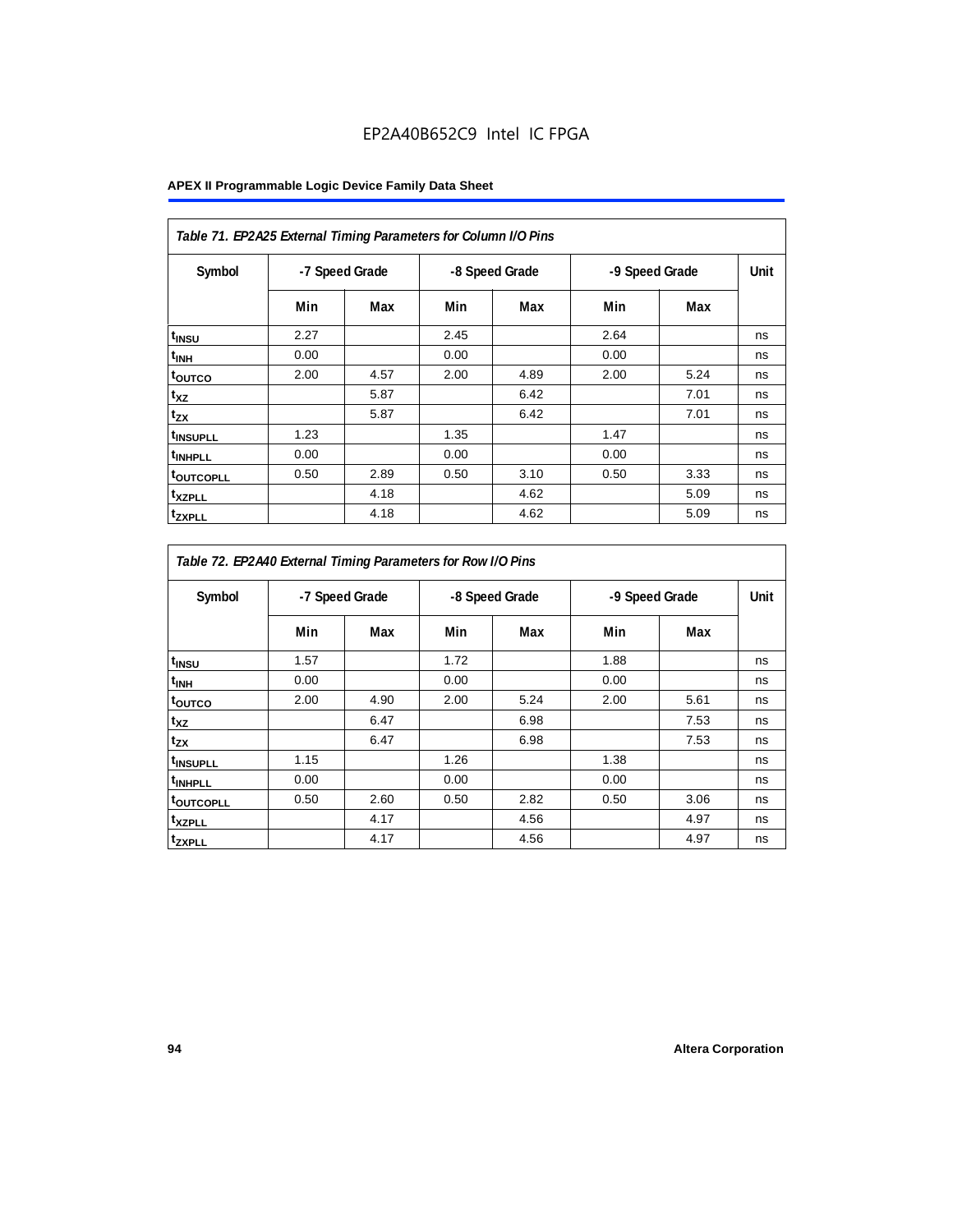*Table 71. EP2A25 External Timing Parameters for Column I/O Pins*

| Symbol | -7 Speed Grade | | -8 Speed Grade | | -9 Speed Grade | | Unit |
|---|---|---|---|---|---|---|---|
| | Min | Max | Min | Max | Min | Max | |
| $t_{INSU}$ | 2.27 | | 2.45 | | 2.64 | | ns |
| $t_{INH}$ | 0.00 | | 0.00 | | 0.00 | | ns |
| $t_{OUTCO}$ | 2.00 | 4.57 | 2.00 | 4.89 | 2.00 | 5.24 | ns |
| $t_{XZ}$ | | 5.87 | | 6.42 | | 7.01 | ns |
| $t_{ZX}$ | | 5.87 | | 6.42 | | 7.01 | ns |
| $t_{INSUPLL}$ | 1.23 | | 1.35 | | 1.47 | | ns |
| $t_{INHPLL}$ | 0.00 | | 0.00 | | 0.00 | | ns |
| $t_{OUTCOPLL}$ | 0.50 | 2.89 | 0.50 | 3.10 | 0.50 | 3.33 | ns |
| $t_{XZPLL}$ | | 4.18 | | 4.62 | | 5.09 | ns |
| $t_{ZXPLL}$ | | 4.18 | | 4.62 | | 5.09 | ns |

*Table 72. EP2A40 External Timing Parameters for Row I/O Pins*

| Symbol | -7 Speed Grade | | -8 Speed Grade | | -9 Speed Grade | | Unit |
|---|---|---|---|---|---|---|---|
| | Min | Max | Min | Max | Min | Max | |
| $t_{INSU}$ | 1.57 | | 1.72 | | 1.88 | | ns |
| $t_{INH}$ | 0.00 | | 0.00 | | 0.00 | | ns |
| $t_{OUTCO}$ | 2.00 | 4.90 | 2.00 | 5.24 | 2.00 | 5.61 | ns |
| $t_{XZ}$ | | 6.47 | | 6.98 | | 7.53 | ns |
| $t_{ZX}$ | | 6.47 | | 6.98 | | 7.53 | ns |
| $t_{INSUPLL}$ | 1.15 | | 1.26 | | 1.38 | | ns |
| $t_{INHPLL}$ | 0.00 | | 0.00 | | 0.00 | | ns |
| $t_{OUTCOPLL}$ | 0.50 | 2.60 | 0.50 | 2.82 | 0.50 | 3.06 | ns |
| $t_{XZPLL}$ | | 4.17 | | 4.56 | | 4.97 | ns |
| $t_{ZXPLL}$ | | 4.17 | | 4.56 | | 4.97 | ns |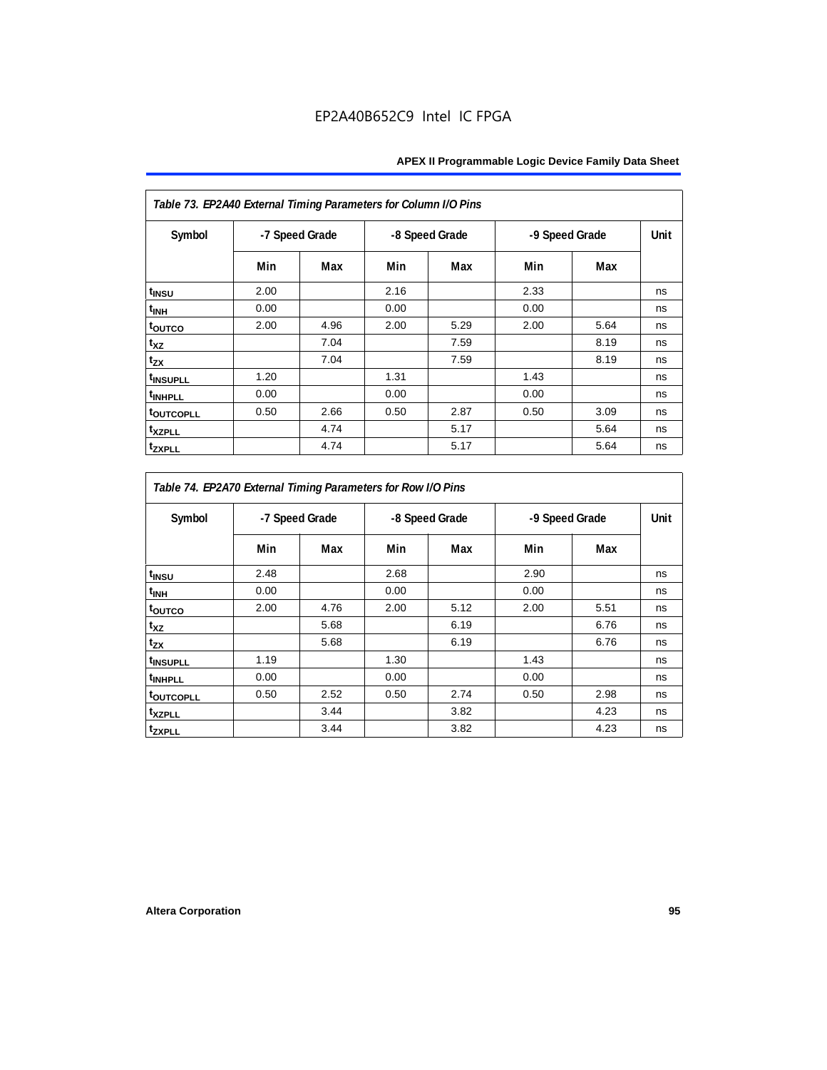| Table 73. EP2A40 External Timing Parameters for Column I/O Pins | | | | | | | |
|---|---|---|---|---|---|---|---|
| Symbol | -7 Speed Grade | | -8 Speed Grade | | -9 Speed Grade | | Unit |
| | Min | Max | Min | Max | Min | Max | |
| $t_{INSU}$ | 2.00 | | 2.16 | | 2.33 | | ns |
| $t_{INH}$ | 0.00 | | 0.00 | | 0.00 | | ns |
| $t_{OUTCO}$ | 2.00 | 4.96 | 2.00 | 5.29 | 2.00 | 5.64 | ns |
| $t_{XZ}$ | | 7.04 | | 7.59 | | 8.19 | ns |
| $t_{ZX}$ | | 7.04 | | 7.59 | | 8.19 | ns |
| $t_{INSUPLL}$ | 1.20 | | 1.31 | | 1.43 | | ns |
| $t_{INHPLL}$ | 0.00 | | 0.00 | | 0.00 | | ns |
| $t_{OUTCOPLL}$ | 0.50 | 2.66 | 0.50 | 2.87 | 0.50 | 3.09 | ns |
| $t_{XZPLL}$ | | 4.74 | | 5.17 | | 5.64 | ns |
| $t_{ZXPLL}$ | | 4.74 | | 5.17 | | 5.64 | ns |

| Table 74. EP2A70 External Timing Parameters for Row I/O Pins | | | | | | | |
|---|---|---|---|---|---|---|---|
| Symbol | -7 Speed Grade | | -8 Speed Grade | | -9 Speed Grade | | Unit |
| | Min | Max | Min | Max | Min | Max | |
| $t_{INSU}$ | 2.48 | | 2.68 | | 2.90 | | ns |
| $t_{INH}$ | 0.00 | | 0.00 | | 0.00 | | ns |
| $t_{OUTCO}$ | 2.00 | 4.76 | 2.00 | 5.12 | 2.00 | 5.51 | ns |
| $t_{XZ}$ | | 5.68 | | 6.19 | | 6.76 | ns |
| $t_{ZX}$ | | 5.68 | | 6.19 | | 6.76 | ns |
| $t_{INSUPLL}$ | 1.19 | | 1.30 | | 1.43 | | ns |
| $t_{INHPLL}$ | 0.00 | | 0.00 | | 0.00 | | ns |
| $t_{OUTCOPLL}$ | 0.50 | 2.52 | 0.50 | 2.74 | 0.50 | 2.98 | ns |
| $t_{XZPLL}$ | | 3.44 | | 3.82 | | 4.23 | ns |
| $t_{ZXPLL}$ | | 3.44 | | 3.82 | | 4.23 | ns |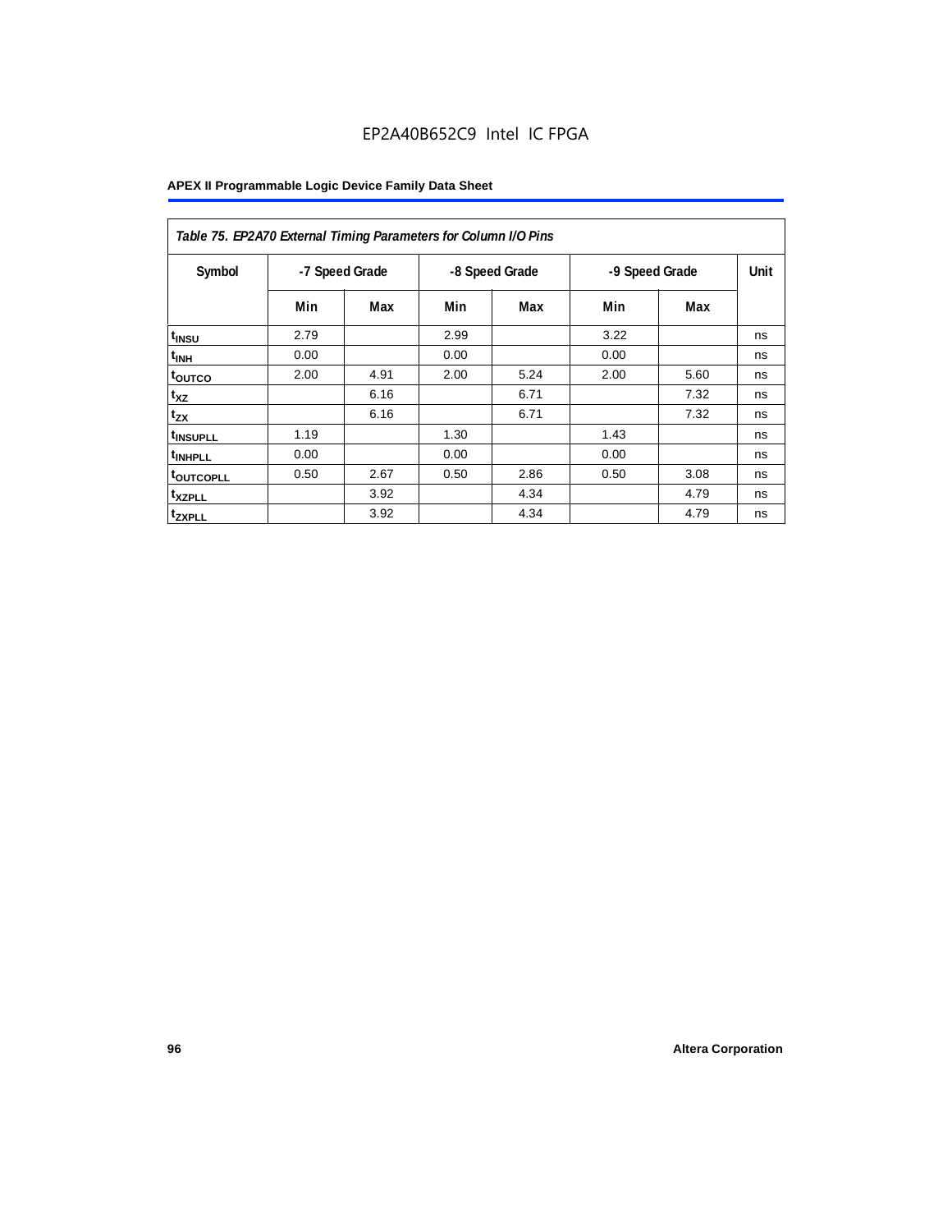# EP2A40B652C9 Intel IC FPGA

**APEX II Programmable Logic Device Family Data Sheet**

*Table 75. EP2A70 External Timing Parameters for Column I/O Pins*

| Symbol | -7 Speed Grade | | -8 Speed Grade | | -9 Speed Grade | | Unit |
|---|---|---|---|---|---|---|---|
| | Min | Max | Min | Max | Min | Max | |
| $t_{INSU}$ | 2.79 | | 2.99 | | 3.22 | | ns |
| $t_{INH}$ | 0.00 | | 0.00 | | 0.00 | | ns |
| $t_{OUTCO}$ | 2.00 | 4.91 | 2.00 | 5.24 | 2.00 | 5.60 | ns |
| $t_{XZ}$ | | 6.16 | | 6.71 | | 7.32 | ns |
| $t_{ZX}$ | | 6.16 | | 6.71 | | 7.32 | ns |
| $t_{INSUPLL}$ | 1.19 | | 1.30 | | 1.43 | | ns |
| $t_{INHPLL}$ | 0.00 | | 0.00 | | 0.00 | | ns |
| $t_{OUTCOPLL}$ | 0.50 | 2.67 | 0.50 | 2.86 | 0.50 | 3.08 | ns |
| $t_{XZPLL}$ | | 3.92 | | 4.34 | | 4.79 | ns |
| $t_{ZXPLL}$ | | 3.92 | | 4.34 | | 4.79 | ns |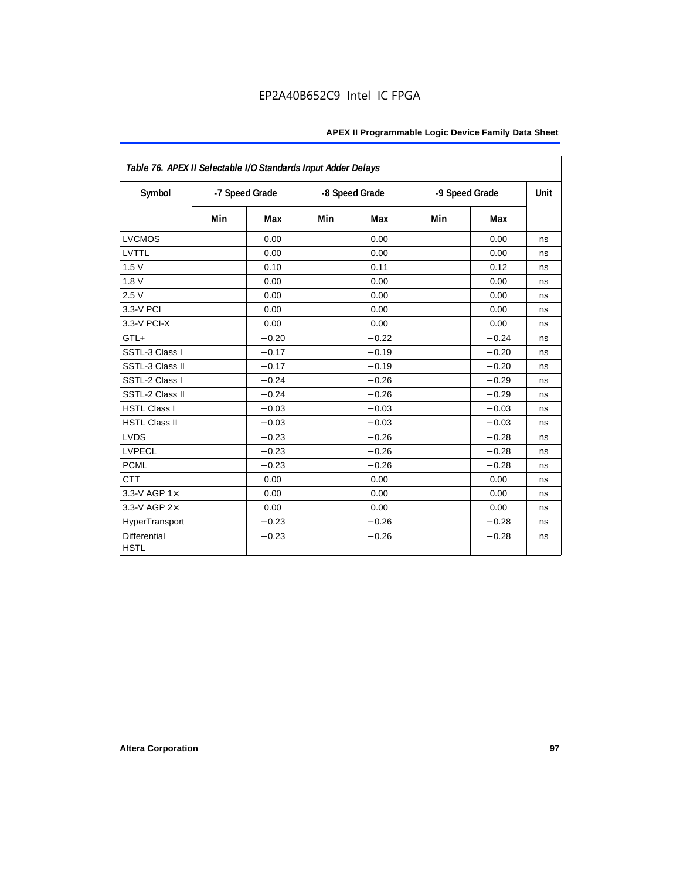| *Table 76. APEX II Selectable I/O Standards Input Adder Delays* | | | | | | | |
|---|---|---|---|---|---|---|---|
| **Symbol** | **-7 Speed Grade** | | **-8 Speed Grade** | | **-9 Speed Grade** | | **Unit** |
| | **Min** | **Max** | **Min** | **Max** | **Min** | **Max** | |
| LVCMOS | | 0.00 | | 0.00 | | 0.00 | ns |
| LVTTL | | 0.00 | | 0.00 | | 0.00 | ns |
| 1.5 V | | 0.10 | | 0.11 | | 0.12 | ns |
| 1.8 V | | 0.00 | | 0.00 | | 0.00 | ns |
| 2.5 V | | 0.00 | | 0.00 | | 0.00 | ns |
| 3.3-V PCI | | 0.00 | | 0.00 | | 0.00 | ns |
| 3.3-V PCI-X | | 0.00 | | 0.00 | | 0.00 | ns |
| GTL+ | | −0.20 | | −0.22 | | −0.24 | ns |
| SSTL-3 Class I | | −0.17 | | −0.19 | | −0.20 | ns |
| SSTL-3 Class II | | −0.17 | | −0.19 | | −0.20 | ns |
| SSTL-2 Class I | | −0.24 | | −0.26 | | −0.29 | ns |
| SSTL-2 Class II | | −0.24 | | −0.26 | | −0.29 | ns |
| HSTL Class I | | −0.03 | | −0.03 | | −0.03 | ns |
| HSTL Class II | | −0.03 | | −0.03 | | −0.03 | ns |
| LVDS | | −0.23 | | −0.26 | | −0.28 | ns |
| LVPECL | | −0.23 | | −0.26 | | −0.28 | ns |
| PCML | | −0.23 | | −0.26 | | −0.28 | ns |
| CTT | | 0.00 | | 0.00 | | 0.00 | ns |
| 3.3-V AGP 1× | | 0.00 | | 0.00 | | 0.00 | ns |
| 3.3-V AGP 2× | | 0.00 | | 0.00 | | 0.00 | ns |
| HyperTransport | | −0.23 | | −0.26 | | −0.28 | ns |
| Differential HSTL | | −0.23 | | −0.26 | | −0.28 | ns |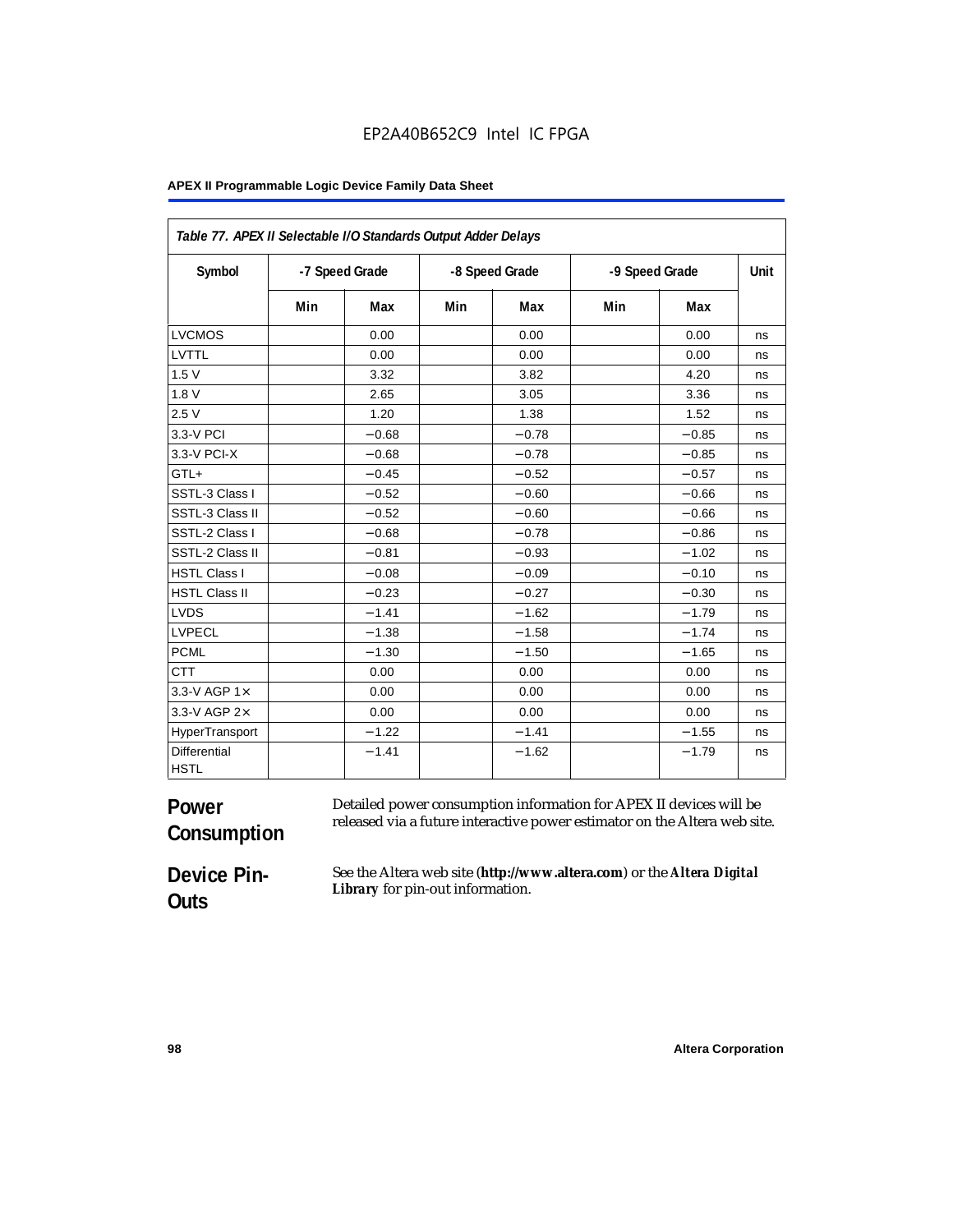| Table 77. APEX II Selectable I/O Standards Output Adder Delays | | | | | | | |
|---|---|---|---|---|---|---|---|
| Symbol | -7 Speed Grade | | -8 Speed Grade | | -9 Speed Grade | | Unit |
| | Min | Max | Min | Max | Min | Max | |
| LVCMOS | | 0.00 | | 0.00 | | 0.00 | ns |
| LVTTL | | 0.00 | | 0.00 | | 0.00 | ns |
| 1.5 V | | 3.32 | | 3.82 | | 4.20 | ns |
| 1.8 V | | 2.65 | | 3.05 | | 3.36 | ns |
| 2.5 V | | 1.20 | | 1.38 | | 1.52 | ns |
| 3.3-V PCI | | −0.68 | | −0.78 | | −0.85 | ns |
| 3.3-V PCI-X | | −0.68 | | −0.78 | | −0.85 | ns |
| GTL+ | | −0.45 | | −0.52 | | −0.57 | ns |
| SSTL-3 Class I | | −0.52 | | −0.60 | | −0.66 | ns |
| SSTL-3 Class II | | −0.52 | | −0.60 | | −0.66 | ns |
| SSTL-2 Class I | | −0.68 | | −0.78 | | −0.86 | ns |
| SSTL-2 Class II | | −0.81 | | −0.93 | | −1.02 | ns |
| HSTL Class I | | −0.08 | | −0.09 | | −0.10 | ns |
| HSTL Class II | | −0.23 | | −0.27 | | −0.30 | ns |
| LVDS | | −1.41 | | −1.62 | | −1.79 | ns |
| LVPECL | | −1.38 | | −1.58 | | −1.74 | ns |
| PCML | | −1.30 | | −1.50 | | −1.65 | ns |
| CTT | | 0.00 | | 0.00 | | 0.00 | ns |
| 3.3-V AGP 1× | | 0.00 | | 0.00 | | 0.00 | ns |
| 3.3-V AGP 2× | | 0.00 | | 0.00 | | 0.00 | ns |
| HyperTransport | | −1.22 | | −1.41 | | −1.55 | ns |
| Differential HSTL | | −1.41 | | −1.62 | | −1.79 | ns |

## Power Consumption

Detailed power consumption information for APEX II devices will be released via a future interactive power estimator on the Altera web site.

## Device Pin-Outs

See the Altera web site (**http://www.altera.com**) or the ***Altera Digital Library*** for pin-out information.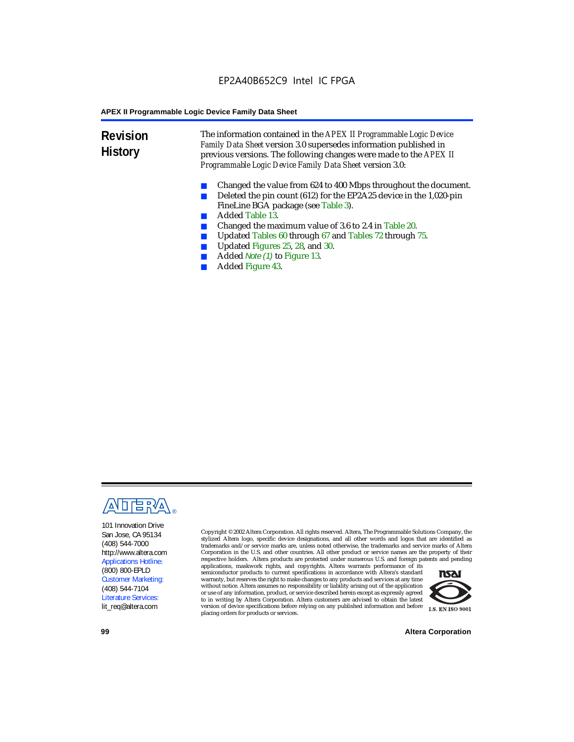EP2A40B652C9 Intel IC FPGA

## Revision History

The information contained in the *APEX II Programmable Logic Device Family Data Sheet* version 3.0 supersedes information published in previous versions. The following changes were made to the *APEX II Programmable Logic Device Family Data Sheet* version 3.0:

- Changed the value from 624 to 400 Mbps throughout the document.
- Deleted the pin count (612) for the EP2A25 device in the 1,020-pin FineLine BGA package (see Table 3).
- Added Table 13.
- Changed the maximum value of 3.6 to 2.4 in Table 20.
- Updated Tables 60 through 67 and Tables 72 through 75.
- Updated Figures 25, 28, and 30.
- Added *Note (1)* to Figure 13.
- Added Figure 43.

ALTERA®

101 Innovation Drive
San Jose, CA 95134
(408) 544-7000
http://www.altera.com
Applications Hotline:
(800) 800-EPLD
Customer Marketing:
(408) 544-7104
Literature Services:
lit_req@altera.com

Copyright © 2002 Altera Corporation. All rights reserved. Altera, The Programmable Solutions Company, the stylized Altera logo, specific device designations, and all other words and logos that are identified as trademarks and/or service marks are, unless noted otherwise, the trademarks and service marks of Altera Corporation in the U.S. and other countries. All other product or service names are the property of their respective holders. Altera products are protected under numerous U.S. and foreign patents and pending applications, maskwork rights, and copyrights. Altera warrants performance of its semiconductor products to current specifications in accordance with Altera's standard warranty, but reserves the right to make changes to any products and services at any time without notice. Altera assumes no responsibility or liability arising out of the application or use of any information, product, or service described herein except as expressly agreed to in writing by Altera Corporation. Altera customers are advised to obtain the latest version of device specifications before relying on any published information and before placing orders for products or services.

I.S. EN ISO 9001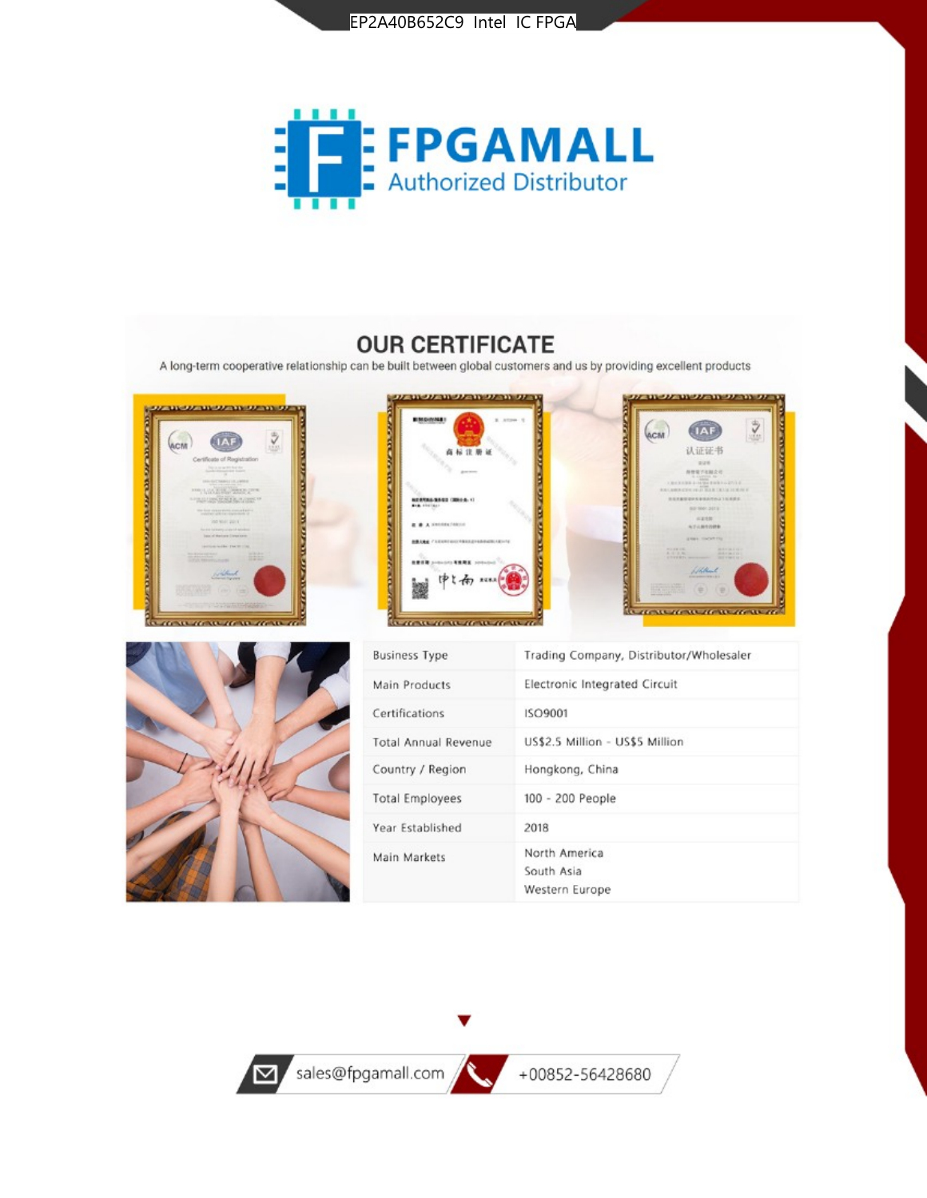# FPGAMALL

Authorized Distributor

## OUR CERTIFICATE

A long-term cooperative relationship can be built between global customers and us by providing excellent products

| | |
|---|---|
| Business Type | Trading Company, Distributor/Wholesaler |
| Main Products | Electronic Integrated Circuit |
| Certifications | ISO9001 |
| Total Annual Revenue | US$2.5 Million - US$5 Million |
| Country / Region | Hongkong, China |
| Total Employees | 100 - 200 People |
| Year Established | 2018 |
| Main Markets | North America<br>South Asia<br>Western Europe |

sales@fpgamall.com

+00852-56428680